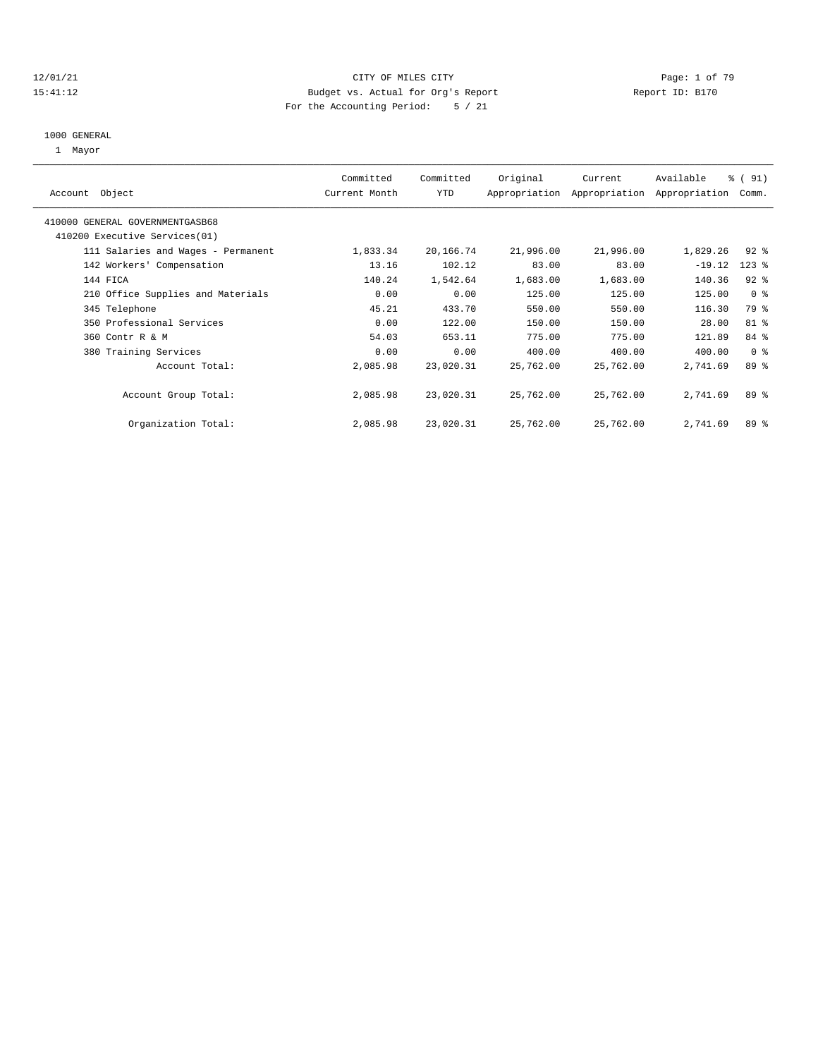CITY OF MILES CITY
Budget vs. Actual for Org's Report
For the Accounting Period: 5 / 21

12/01/21
15:41:12

Report ID: B170

1000 GENERAL
1 Mayor

| Account Object | Committed Current Month | Committed YTD | Original Appropriation | Current Appropriation | Available Appropriation | % ( 91) Comm. |
|---|---|---|---|---|---|---|
| 410000 GENERAL GOVERNMENTGASB68 | | | | | | |
| 410200 Executive Services(01) | | | | | | |
| 111 Salaries and Wages - Permanent | 1,833.34 | 20,166.74 | 21,996.00 | 21,996.00 | 1,829.26 | 92 % |
| 142 Workers' Compensation | 13.16 | 102.12 | 83.00 | 83.00 | -19.12 | 123 % |
| 144 FICA | 140.24 | 1,542.64 | 1,683.00 | 1,683.00 | 140.36 | 92 % |
| 210 Office Supplies and Materials | 0.00 | 0.00 | 125.00 | 125.00 | 125.00 | 0 % |
| 345 Telephone | 45.21 | 433.70 | 550.00 | 550.00 | 116.30 | 79 % |
| 350 Professional Services | 0.00 | 122.00 | 150.00 | 150.00 | 28.00 | 81 % |
| 360 Contr R & M | 54.03 | 653.11 | 775.00 | 775.00 | 121.89 | 84 % |
| 380 Training Services | 0.00 | 0.00 | 400.00 | 400.00 | 400.00 | 0 % |
| Account Total: | 2,085.98 | 23,020.31 | 25,762.00 | 25,762.00 | 2,741.69 | 89 % |
| Account Group Total: | 2,085.98 | 23,020.31 | 25,762.00 | 25,762.00 | 2,741.69 | 89 % |
| Organization Total: | 2,085.98 | 23,020.31 | 25,762.00 | 25,762.00 | 2,741.69 | 89 % |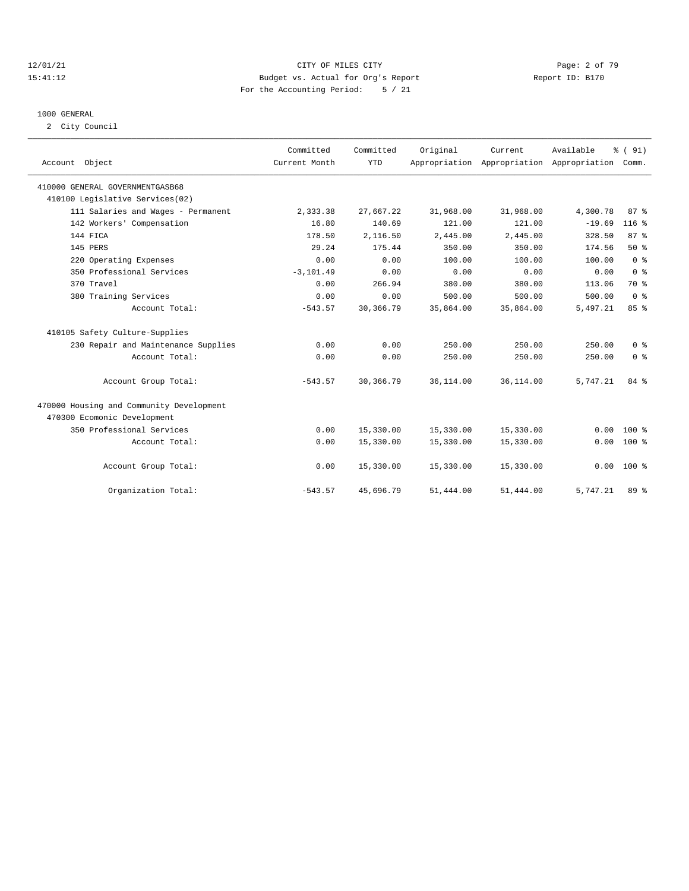CITY OF MILES CITY
Budget vs. Actual for Org's Report
For the Accounting Period: 5 / 21

12/01/21
15:41:12

Report ID: B170

## 1000 GENERAL

2 City Council

| Account Object | Committed Current Month | Committed YTD | Original Appropriation | Current Appropriation | Available Appropriation | % ( 91) Comm. |
|---|---|---|---|---|---|---|
| 410000 GENERAL GOVERNMENTGASB68 | | | | | | |
| 410100 Legislative Services(02) | | | | | | |
| 111 Salaries and Wages - Permanent | 2,333.38 | 27,667.22 | 31,968.00 | 31,968.00 | 4,300.78 | 87 % |
| 142 Workers' Compensation | 16.80 | 140.69 | 121.00 | 121.00 | -19.69 | 116 % |
| 144 FICA | 178.50 | 2,116.50 | 2,445.00 | 2,445.00 | 328.50 | 87 % |
| 145 PERS | 29.24 | 175.44 | 350.00 | 350.00 | 174.56 | 50 % |
| 220 Operating Expenses | 0.00 | 0.00 | 100.00 | 100.00 | 100.00 | 0 % |
| 350 Professional Services | -3,101.49 | 0.00 | 0.00 | 0.00 | 0.00 | 0 % |
| 370 Travel | 0.00 | 266.94 | 380.00 | 380.00 | 113.06 | 70 % |
| 380 Training Services | 0.00 | 0.00 | 500.00 | 500.00 | 500.00 | 0 % |
| Account Total: | -543.57 | 30,366.79 | 35,864.00 | 35,864.00 | 5,497.21 | 85 % |
| 410105 Safety Culture-Supplies | | | | | | |
| 230 Repair and Maintenance Supplies | 0.00 | 0.00 | 250.00 | 250.00 | 250.00 | 0 % |
| Account Total: | 0.00 | 0.00 | 250.00 | 250.00 | 250.00 | 0 % |
| Account Group Total: | -543.57 | 30,366.79 | 36,114.00 | 36,114.00 | 5,747.21 | 84 % |
| 470000 Housing and Community Development | | | | | | |
| 470300 Ecomonic Development | | | | | | |
| 350 Professional Services | 0.00 | 15,330.00 | 15,330.00 | 15,330.00 | 0.00 | 100 % |
| Account Total: | 0.00 | 15,330.00 | 15,330.00 | 15,330.00 | 0.00 | 100 % |
| Account Group Total: | 0.00 | 15,330.00 | 15,330.00 | 15,330.00 | 0.00 | 100 % |
| Organization Total: | -543.57 | 45,696.79 | 51,444.00 | 51,444.00 | 5,747.21 | 89 % |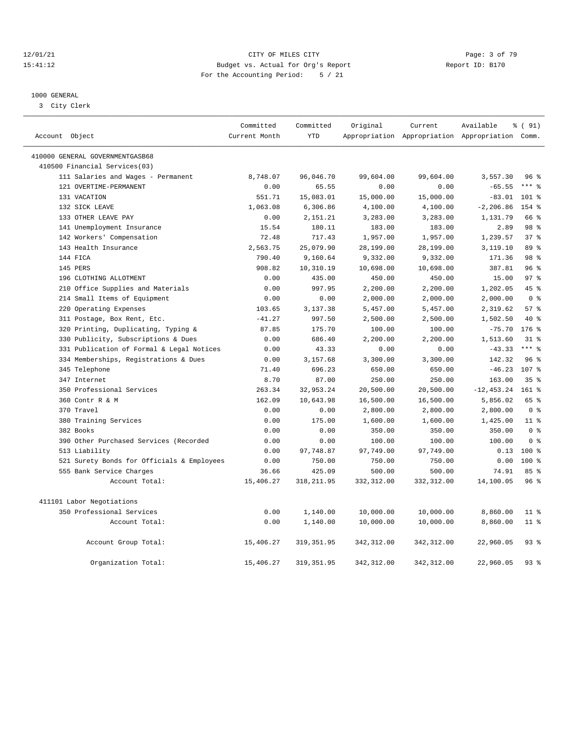CITY OF MILES CITY
Budget vs. Actual for Org's Report
For the Accounting Period: 5 / 21

12/01/21 15:41:12 Report ID: B170

1000 GENERAL
3 City Clerk

| Account Object | Committed Current Month | Committed YTD | Original Appropriation | Current Appropriation | Available Appropriation | % ( 91) Comm. |
|---|---|---|---|---|---|---|
| 410000 GENERAL GOVERNMENTGASB68 | | | | | | |
| 410500 Financial Services(03) | | | | | | |
| 111 Salaries and Wages - Permanent | 8,748.07 | 96,046.70 | 99,604.00 | 99,604.00 | 3,557.30 | 96 % |
| 121 OVERTIME-PERMANENT | 0.00 | 65.55 | 0.00 | 0.00 | -65.55 | *** % |
| 131 VACATION | 551.71 | 15,083.01 | 15,000.00 | 15,000.00 | -83.01 | 101 % |
| 132 SICK LEAVE | 1,063.08 | 6,306.86 | 4,100.00 | 4,100.00 | -2,206.86 | 154 % |
| 133 OTHER LEAVE PAY | 0.00 | 2,151.21 | 3,283.00 | 3,283.00 | 1,131.79 | 66 % |
| 141 Unemployment Insurance | 15.54 | 180.11 | 183.00 | 183.00 | 2.89 | 98 % |
| 142 Workers' Compensation | 72.48 | 717.43 | 1,957.00 | 1,957.00 | 1,239.57 | 37 % |
| 143 Health Insurance | 2,563.75 | 25,079.90 | 28,199.00 | 28,199.00 | 3,119.10 | 89 % |
| 144 FICA | 790.40 | 9,160.64 | 9,332.00 | 9,332.00 | 171.36 | 98 % |
| 145 PERS | 908.82 | 10,310.19 | 10,698.00 | 10,698.00 | 387.81 | 96 % |
| 196 CLOTHING ALLOTMENT | 0.00 | 435.00 | 450.00 | 450.00 | 15.00 | 97 % |
| 210 Office Supplies and Materials | 0.00 | 997.95 | 2,200.00 | 2,200.00 | 1,202.05 | 45 % |
| 214 Small Items of Equipment | 0.00 | 0.00 | 2,000.00 | 2,000.00 | 2,000.00 | 0 % |
| 220 Operating Expenses | 103.65 | 3,137.38 | 5,457.00 | 5,457.00 | 2,319.62 | 57 % |
| 311 Postage, Box Rent, Etc. | -41.27 | 997.50 | 2,500.00 | 2,500.00 | 1,502.50 | 40 % |
| 320 Printing, Duplicating, Typing & | 87.85 | 175.70 | 100.00 | 100.00 | -75.70 | 176 % |
| 330 Publicity, Subscriptions & Dues | 0.00 | 686.40 | 2,200.00 | 2,200.00 | 1,513.60 | 31 % |
| 331 Publication of Formal & Legal Notices | 0.00 | 43.33 | 0.00 | 0.00 | -43.33 | *** % |
| 334 Memberships, Registrations & Dues | 0.00 | 3,157.68 | 3,300.00 | 3,300.00 | 142.32 | 96 % |
| 345 Telephone | 71.40 | 696.23 | 650.00 | 650.00 | -46.23 | 107 % |
| 347 Internet | 8.70 | 87.00 | 250.00 | 250.00 | 163.00 | 35 % |
| 350 Professional Services | 263.34 | 32,953.24 | 20,500.00 | 20,500.00 | -12,453.24 | 161 % |
| 360 Contr R & M | 162.09 | 10,643.98 | 16,500.00 | 16,500.00 | 5,856.02 | 65 % |
| 370 Travel | 0.00 | 0.00 | 2,800.00 | 2,800.00 | 2,800.00 | 0 % |
| 380 Training Services | 0.00 | 175.00 | 1,600.00 | 1,600.00 | 1,425.00 | 11 % |
| 382 Books | 0.00 | 0.00 | 350.00 | 350.00 | 350.00 | 0 % |
| 390 Other Purchased Services (Recorded | 0.00 | 0.00 | 100.00 | 100.00 | 100.00 | 0 % |
| 513 Liability | 0.00 | 97,748.87 | 97,749.00 | 97,749.00 | 0.13 | 100 % |
| 521 Surety Bonds for Officials & Employees | 0.00 | 750.00 | 750.00 | 750.00 | 0.00 | 100 % |
| 555 Bank Service Charges | 36.66 | 425.09 | 500.00 | 500.00 | 74.91 | 85 % |
| Account Total: | 15,406.27 | 318,211.95 | 332,312.00 | 332,312.00 | 14,100.05 | 96 % |
| 411101 Labor Negotiations | | | | | | |
| 350 Professional Services | 0.00 | 1,140.00 | 10,000.00 | 10,000.00 | 8,860.00 | 11 % |
| Account Total: | 0.00 | 1,140.00 | 10,000.00 | 10,000.00 | 8,860.00 | 11 % |
| Account Group Total: | 15,406.27 | 319,351.95 | 342,312.00 | 342,312.00 | 22,960.05 | 93 % |
| Organization Total: | 15,406.27 | 319,351.95 | 342,312.00 | 342,312.00 | 22,960.05 | 93 % |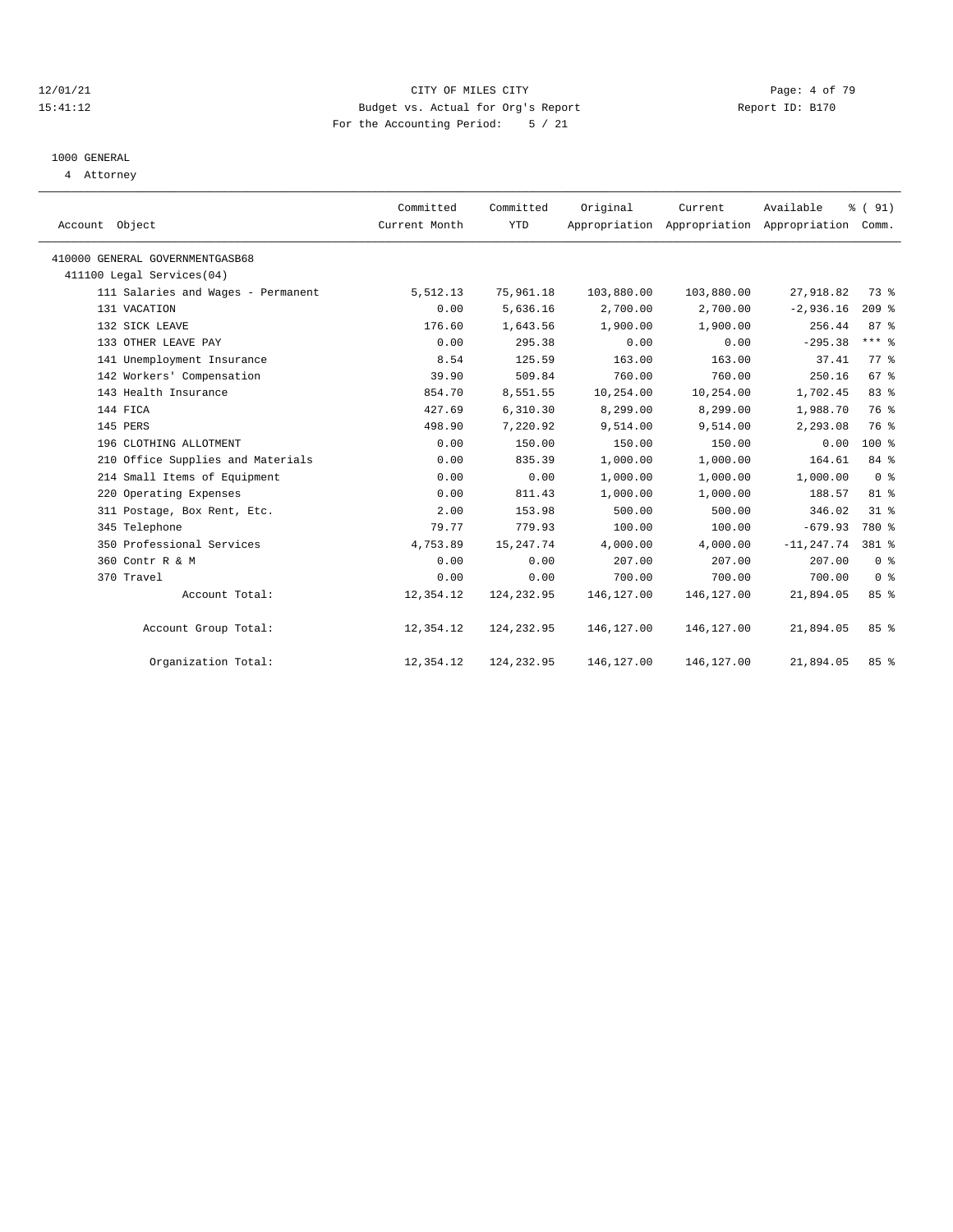12/01/21 CITY OF MILES CITY
15:41:12 Budget vs. Actual for Org's Report Report ID: B170
For the Accounting Period: 5 / 21

1000 GENERAL
4 Attorney

| Account Object | Committed Current Month | Committed YTD | Original Appropriation | Current Appropriation | Available Appropriation | % ( 91) Comm. |
|---|---|---|---|---|---|---|
| 410000 GENERAL GOVERNMENTGASB68 | | | | | | |
| 411100 Legal Services(04) | | | | | | |
| 111 Salaries and Wages - Permanent | 5,512.13 | 75,961.18 | 103,880.00 | 103,880.00 | 27,918.82 | 73 % |
| 131 VACATION | 0.00 | 5,636.16 | 2,700.00 | 2,700.00 | -2,936.16 | 209 % |
| 132 SICK LEAVE | 176.60 | 1,643.56 | 1,900.00 | 1,900.00 | 256.44 | 87 % |
| 133 OTHER LEAVE PAY | 0.00 | 295.38 | 0.00 | 0.00 | -295.38 | *** % |
| 141 Unemployment Insurance | 8.54 | 125.59 | 163.00 | 163.00 | 37.41 | 77 % |
| 142 Workers' Compensation | 39.90 | 509.84 | 760.00 | 760.00 | 250.16 | 67 % |
| 143 Health Insurance | 854.70 | 8,551.55 | 10,254.00 | 10,254.00 | 1,702.45 | 83 % |
| 144 FICA | 427.69 | 6,310.30 | 8,299.00 | 8,299.00 | 1,988.70 | 76 % |
| 145 PERS | 498.90 | 7,220.92 | 9,514.00 | 9,514.00 | 2,293.08 | 76 % |
| 196 CLOTHING ALLOTMENT | 0.00 | 150.00 | 150.00 | 150.00 | 0.00 | 100 % |
| 210 Office Supplies and Materials | 0.00 | 835.39 | 1,000.00 | 1,000.00 | 164.61 | 84 % |
| 214 Small Items of Equipment | 0.00 | 0.00 | 1,000.00 | 1,000.00 | 1,000.00 | 0 % |
| 220 Operating Expenses | 0.00 | 811.43 | 1,000.00 | 1,000.00 | 188.57 | 81 % |
| 311 Postage, Box Rent, Etc. | 2.00 | 153.98 | 500.00 | 500.00 | 346.02 | 31 % |
| 345 Telephone | 79.77 | 779.93 | 100.00 | 100.00 | -679.93 | 780 % |
| 350 Professional Services | 4,753.89 | 15,247.74 | 4,000.00 | 4,000.00 | -11,247.74 | 381 % |
| 360 Contr R & M | 0.00 | 0.00 | 207.00 | 207.00 | 207.00 | 0 % |
| 370 Travel | 0.00 | 0.00 | 700.00 | 700.00 | 700.00 | 0 % |
| Account Total: | 12,354.12 | 124,232.95 | 146,127.00 | 146,127.00 | 21,894.05 | 85 % |
| Account Group Total: | 12,354.12 | 124,232.95 | 146,127.00 | 146,127.00 | 21,894.05 | 85 % |
| Organization Total: | 12,354.12 | 124,232.95 | 146,127.00 | 146,127.00 | 21,894.05 | 85 % |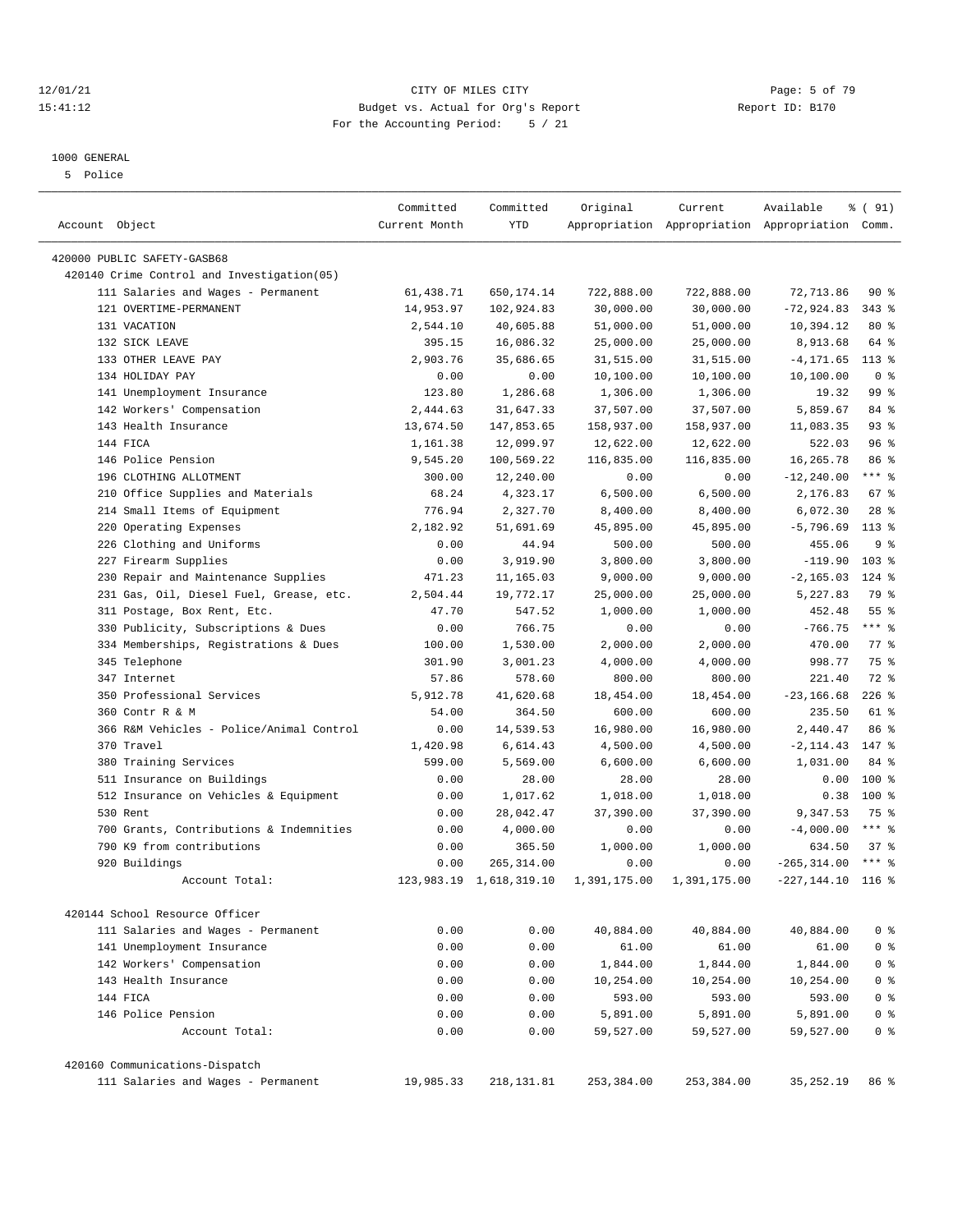CITY OF MILES CITY

Budget vs. Actual for Org's Report

For the Accounting Period: 5 / 21

12/01/21 15:41:12 — Report ID: B170

1000 GENERAL

5 Police

| Account Object | Committed Current Month | Committed YTD | Original Appropriation | Current Appropriation | Available Appropriation | % ( 91) Comm. |
|---|---|---|---|---|---|---|
| 420000 PUBLIC SAFETY-GASB68 | | | | | | |
| 420140 Crime Control and Investigation(05) | | | | | | |
| 111 Salaries and Wages - Permanent | 61,438.71 | 650,174.14 | 722,888.00 | 722,888.00 | 72,713.86 | 90 % |
| 121 OVERTIME-PERMANENT | 14,953.97 | 102,924.83 | 30,000.00 | 30,000.00 | -72,924.83 | 343 % |
| 131 VACATION | 2,544.10 | 40,605.88 | 51,000.00 | 51,000.00 | 10,394.12 | 80 % |
| 132 SICK LEAVE | 395.15 | 16,086.32 | 25,000.00 | 25,000.00 | 8,913.68 | 64 % |
| 133 OTHER LEAVE PAY | 2,903.76 | 35,686.65 | 31,515.00 | 31,515.00 | -4,171.65 | 113 % |
| 134 HOLIDAY PAY | 0.00 | 0.00 | 10,100.00 | 10,100.00 | 10,100.00 | 0 % |
| 141 Unemployment Insurance | 123.80 | 1,286.68 | 1,306.00 | 1,306.00 | 19.32 | 99 % |
| 142 Workers' Compensation | 2,444.63 | 31,647.33 | 37,507.00 | 37,507.00 | 5,859.67 | 84 % |
| 143 Health Insurance | 13,674.50 | 147,853.65 | 158,937.00 | 158,937.00 | 11,083.35 | 93 % |
| 144 FICA | 1,161.38 | 12,099.97 | 12,622.00 | 12,622.00 | 522.03 | 96 % |
| 146 Police Pension | 9,545.20 | 100,569.22 | 116,835.00 | 116,835.00 | 16,265.78 | 86 % |
| 196 CLOTHING ALLOTMENT | 300.00 | 12,240.00 | 0.00 | 0.00 | -12,240.00 | *** % |
| 210 Office Supplies and Materials | 68.24 | 4,323.17 | 6,500.00 | 6,500.00 | 2,176.83 | 67 % |
| 214 Small Items of Equipment | 776.94 | 2,327.70 | 8,400.00 | 8,400.00 | 6,072.30 | 28 % |
| 220 Operating Expenses | 2,182.92 | 51,691.69 | 45,895.00 | 45,895.00 | -5,796.69 | 113 % |
| 226 Clothing and Uniforms | 0.00 | 44.94 | 500.00 | 500.00 | 455.06 | 9 % |
| 227 Firearm Supplies | 0.00 | 3,919.90 | 3,800.00 | 3,800.00 | -119.90 | 103 % |
| 230 Repair and Maintenance Supplies | 471.23 | 11,165.03 | 9,000.00 | 9,000.00 | -2,165.03 | 124 % |
| 231 Gas, Oil, Diesel Fuel, Grease, etc. | 2,504.44 | 19,772.17 | 25,000.00 | 25,000.00 | 5,227.83 | 79 % |
| 311 Postage, Box Rent, Etc. | 47.70 | 547.52 | 1,000.00 | 1,000.00 | 452.48 | 55 % |
| 330 Publicity, Subscriptions & Dues | 0.00 | 766.75 | 0.00 | 0.00 | -766.75 | *** % |
| 334 Memberships, Registrations & Dues | 100.00 | 1,530.00 | 2,000.00 | 2,000.00 | 470.00 | 77 % |
| 345 Telephone | 301.90 | 3,001.23 | 4,000.00 | 4,000.00 | 998.77 | 75 % |
| 347 Internet | 57.86 | 578.60 | 800.00 | 800.00 | 221.40 | 72 % |
| 350 Professional Services | 5,912.78 | 41,620.68 | 18,454.00 | 18,454.00 | -23,166.68 | 226 % |
| 360 Contr R & M | 54.00 | 364.50 | 600.00 | 600.00 | 235.50 | 61 % |
| 366 R&M Vehicles - Police/Animal Control | 0.00 | 14,539.53 | 16,980.00 | 16,980.00 | 2,440.47 | 86 % |
| 370 Travel | 1,420.98 | 6,614.43 | 4,500.00 | 4,500.00 | -2,114.43 | 147 % |
| 380 Training Services | 599.00 | 5,569.00 | 6,600.00 | 6,600.00 | 1,031.00 | 84 % |
| 511 Insurance on Buildings | 0.00 | 28.00 | 28.00 | 28.00 | 0.00 | 100 % |
| 512 Insurance on Vehicles & Equipment | 0.00 | 1,017.62 | 1,018.00 | 1,018.00 | 0.38 | 100 % |
| 530 Rent | 0.00 | 28,042.47 | 37,390.00 | 37,390.00 | 9,347.53 | 75 % |
| 700 Grants, Contributions & Indemnities | 0.00 | 4,000.00 | 0.00 | 0.00 | -4,000.00 | *** % |
| 790 K9 from contributions | 0.00 | 365.50 | 1,000.00 | 1,000.00 | 634.50 | 37 % |
| 920 Buildings | 0.00 | 265,314.00 | 0.00 | 0.00 | -265,314.00 | *** % |
| Account Total: | 123,983.19 | 1,618,319.10 | 1,391,175.00 | 1,391,175.00 | -227,144.10 | 116 % |
| 420144 School Resource Officer | | | | | | |
| 111 Salaries and Wages - Permanent | 0.00 | 0.00 | 40,884.00 | 40,884.00 | 40,884.00 | 0 % |
| 141 Unemployment Insurance | 0.00 | 0.00 | 61.00 | 61.00 | 61.00 | 0 % |
| 142 Workers' Compensation | 0.00 | 0.00 | 1,844.00 | 1,844.00 | 1,844.00 | 0 % |
| 143 Health Insurance | 0.00 | 0.00 | 10,254.00 | 10,254.00 | 10,254.00 | 0 % |
| 144 FICA | 0.00 | 0.00 | 593.00 | 593.00 | 593.00 | 0 % |
| 146 Police Pension | 0.00 | 0.00 | 5,891.00 | 5,891.00 | 5,891.00 | 0 % |
| Account Total: | 0.00 | 0.00 | 59,527.00 | 59,527.00 | 59,527.00 | 0 % |
| 420160 Communications-Dispatch | | | | | | |
| 111 Salaries and Wages - Permanent | 19,985.33 | 218,131.81 | 253,384.00 | 253,384.00 | 35,252.19 | 86 % |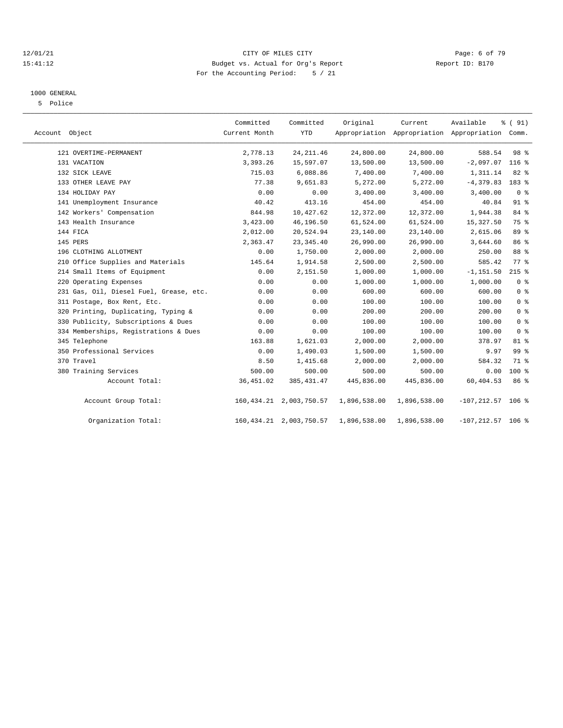12/01/21 CITY OF MILES CITY

15:41:12 Budget vs. Actual for Org's Report Report ID: B170

For the Accounting Period: 5 / 21

1000 GENERAL

5 Police

| Account Object | Committed Current Month | Committed YTD | Original Appropriation | Current Appropriation | Available Appropriation | % ( 91) Comm. |
|---|---|---|---|---|---|---|
| 121 OVERTIME-PERMANENT | 2,778.13 | 24,211.46 | 24,800.00 | 24,800.00 | 588.54 | 98 % |
| 131 VACATION | 3,393.26 | 15,597.07 | 13,500.00 | 13,500.00 | -2,097.07 | 116 % |
| 132 SICK LEAVE | 715.03 | 6,088.86 | 7,400.00 | 7,400.00 | 1,311.14 | 82 % |
| 133 OTHER LEAVE PAY | 77.38 | 9,651.83 | 5,272.00 | 5,272.00 | -4,379.83 | 183 % |
| 134 HOLIDAY PAY | 0.00 | 0.00 | 3,400.00 | 3,400.00 | 3,400.00 | 0 % |
| 141 Unemployment Insurance | 40.42 | 413.16 | 454.00 | 454.00 | 40.84 | 91 % |
| 142 Workers' Compensation | 844.98 | 10,427.62 | 12,372.00 | 12,372.00 | 1,944.38 | 84 % |
| 143 Health Insurance | 3,423.00 | 46,196.50 | 61,524.00 | 61,524.00 | 15,327.50 | 75 % |
| 144 FICA | 2,012.00 | 20,524.94 | 23,140.00 | 23,140.00 | 2,615.06 | 89 % |
| 145 PERS | 2,363.47 | 23,345.40 | 26,990.00 | 26,990.00 | 3,644.60 | 86 % |
| 196 CLOTHING ALLOTMENT | 0.00 | 1,750.00 | 2,000.00 | 2,000.00 | 250.00 | 88 % |
| 210 Office Supplies and Materials | 145.64 | 1,914.58 | 2,500.00 | 2,500.00 | 585.42 | 77 % |
| 214 Small Items of Equipment | 0.00 | 2,151.50 | 1,000.00 | 1,000.00 | -1,151.50 | 215 % |
| 220 Operating Expenses | 0.00 | 0.00 | 1,000.00 | 1,000.00 | 1,000.00 | 0 % |
| 231 Gas, Oil, Diesel Fuel, Grease, etc. | 0.00 | 0.00 | 600.00 | 600.00 | 600.00 | 0 % |
| 311 Postage, Box Rent, Etc. | 0.00 | 0.00 | 100.00 | 100.00 | 100.00 | 0 % |
| 320 Printing, Duplicating, Typing & | 0.00 | 0.00 | 200.00 | 200.00 | 200.00 | 0 % |
| 330 Publicity, Subscriptions & Dues | 0.00 | 0.00 | 100.00 | 100.00 | 100.00 | 0 % |
| 334 Memberships, Registrations & Dues | 0.00 | 0.00 | 100.00 | 100.00 | 100.00 | 0 % |
| 345 Telephone | 163.88 | 1,621.03 | 2,000.00 | 2,000.00 | 378.97 | 81 % |
| 350 Professional Services | 0.00 | 1,490.03 | 1,500.00 | 1,500.00 | 9.97 | 99 % |
| 370 Travel | 8.50 | 1,415.68 | 2,000.00 | 2,000.00 | 584.32 | 71 % |
| 380 Training Services | 500.00 | 500.00 | 500.00 | 500.00 | 0.00 | 100 % |
| Account Total: | 36,451.02 | 385,431.47 | 445,836.00 | 445,836.00 | 60,404.53 | 86 % |
| Account Group Total: | 160,434.21 | 2,003,750.57 | 1,896,538.00 | 1,896,538.00 | -107,212.57 | 106 % |
| Organization Total: | 160,434.21 | 2,003,750.57 | 1,896,538.00 | 1,896,538.00 | -107,212.57 | 106 % |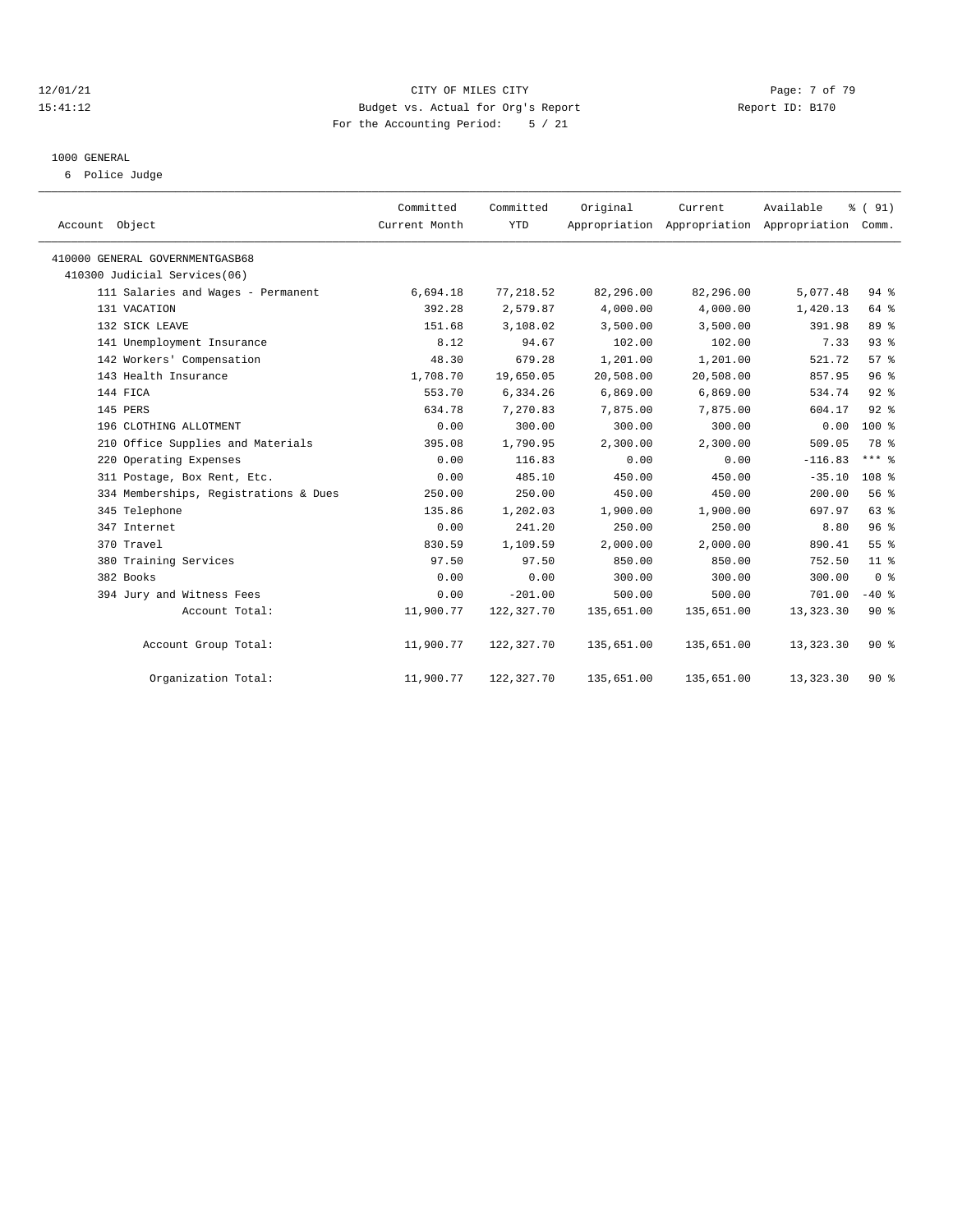CITY OF MILES CITY

Budget vs. Actual for Org's Report

For the Accounting Period: 5 / 21

12/01/21 15:41:12 Report ID: B170

## 1000 GENERAL

6 Police Judge

| Account Object | Committed Current Month | Committed YTD | Original Appropriation | Current Appropriation | Available Appropriation | % ( 91) Comm. |
|---|---|---|---|---|---|---|
| 410000 GENERAL GOVERNMENTGASB68 | | | | | | |
| 410300 Judicial Services(06) | | | | | | |
| 111 Salaries and Wages - Permanent | 6,694.18 | 77,218.52 | 82,296.00 | 82,296.00 | 5,077.48 | 94 % |
| 131 VACATION | 392.28 | 2,579.87 | 4,000.00 | 4,000.00 | 1,420.13 | 64 % |
| 132 SICK LEAVE | 151.68 | 3,108.02 | 3,500.00 | 3,500.00 | 391.98 | 89 % |
| 141 Unemployment Insurance | 8.12 | 94.67 | 102.00 | 102.00 | 7.33 | 93 % |
| 142 Workers' Compensation | 48.30 | 679.28 | 1,201.00 | 1,201.00 | 521.72 | 57 % |
| 143 Health Insurance | 1,708.70 | 19,650.05 | 20,508.00 | 20,508.00 | 857.95 | 96 % |
| 144 FICA | 553.70 | 6,334.26 | 6,869.00 | 6,869.00 | 534.74 | 92 % |
| 145 PERS | 634.78 | 7,270.83 | 7,875.00 | 7,875.00 | 604.17 | 92 % |
| 196 CLOTHING ALLOTMENT | 0.00 | 300.00 | 300.00 | 300.00 | 0.00 | 100 % |
| 210 Office Supplies and Materials | 395.08 | 1,790.95 | 2,300.00 | 2,300.00 | 509.05 | 78 % |
| 220 Operating Expenses | 0.00 | 116.83 | 0.00 | 0.00 | -116.83 | *** % |
| 311 Postage, Box Rent, Etc. | 0.00 | 485.10 | 450.00 | 450.00 | -35.10 | 108 % |
| 334 Memberships, Registrations & Dues | 250.00 | 250.00 | 450.00 | 450.00 | 200.00 | 56 % |
| 345 Telephone | 135.86 | 1,202.03 | 1,900.00 | 1,900.00 | 697.97 | 63 % |
| 347 Internet | 0.00 | 241.20 | 250.00 | 250.00 | 8.80 | 96 % |
| 370 Travel | 830.59 | 1,109.59 | 2,000.00 | 2,000.00 | 890.41 | 55 % |
| 380 Training Services | 97.50 | 97.50 | 850.00 | 850.00 | 752.50 | 11 % |
| 382 Books | 0.00 | 0.00 | 300.00 | 300.00 | 300.00 | 0 % |
| 394 Jury and Witness Fees | 0.00 | -201.00 | 500.00 | 500.00 | 701.00 | -40 % |
| Account Total: | 11,900.77 | 122,327.70 | 135,651.00 | 135,651.00 | 13,323.30 | 90 % |
| Account Group Total: | 11,900.77 | 122,327.70 | 135,651.00 | 135,651.00 | 13,323.30 | 90 % |
| Organization Total: | 11,900.77 | 122,327.70 | 135,651.00 | 135,651.00 | 13,323.30 | 90 % |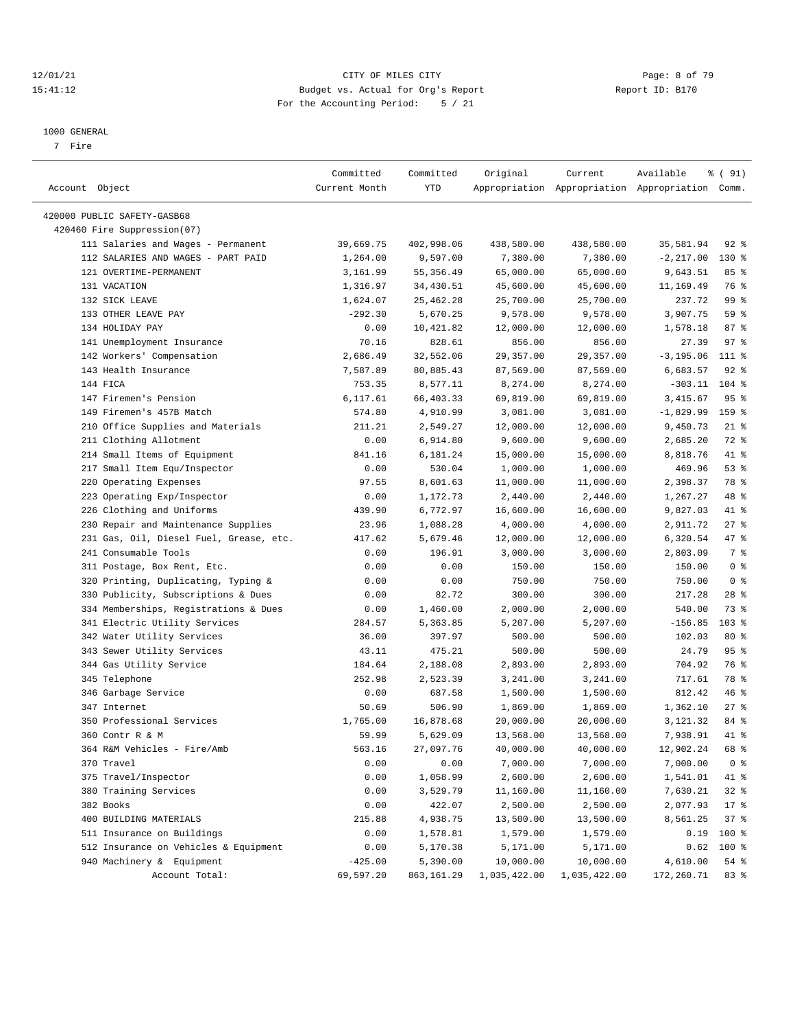CITY OF MILES CITY
Budget vs. Actual for Org's Report
For the Accounting Period: 5 / 21

1000 GENERAL
7 Fire

| Account Object | Committed Current Month | Committed YTD | Original Appropriation | Current Appropriation | Available Appropriation | % ( 91) Comm. |
|---|---|---|---|---|---|---|
| 420000 PUBLIC SAFETY-GASB68 | | | | | | |
| 420460 Fire Suppression(07) | | | | | | |
| 111 Salaries and Wages - Permanent | 39,669.75 | 402,998.06 | 438,580.00 | 438,580.00 | 35,581.94 | 92 % |
| 112 SALARIES AND WAGES - PART PAID | 1,264.00 | 9,597.00 | 7,380.00 | 7,380.00 | -2,217.00 | 130 % |
| 121 OVERTIME-PERMANENT | 3,161.99 | 55,356.49 | 65,000.00 | 65,000.00 | 9,643.51 | 85 % |
| 131 VACATION | 1,316.97 | 34,430.51 | 45,600.00 | 45,600.00 | 11,169.49 | 76 % |
| 132 SICK LEAVE | 1,624.07 | 25,462.28 | 25,700.00 | 25,700.00 | 237.72 | 99 % |
| 133 OTHER LEAVE PAY | -292.30 | 5,670.25 | 9,578.00 | 9,578.00 | 3,907.75 | 59 % |
| 134 HOLIDAY PAY | 0.00 | 10,421.82 | 12,000.00 | 12,000.00 | 1,578.18 | 87 % |
| 141 Unemployment Insurance | 70.16 | 828.61 | 856.00 | 856.00 | 27.39 | 97 % |
| 142 Workers' Compensation | 2,686.49 | 32,552.06 | 29,357.00 | 29,357.00 | -3,195.06 | 111 % |
| 143 Health Insurance | 7,587.89 | 80,885.43 | 87,569.00 | 87,569.00 | 6,683.57 | 92 % |
| 144 FICA | 753.35 | 8,577.11 | 8,274.00 | 8,274.00 | -303.11 | 104 % |
| 147 Firemen's Pension | 6,117.61 | 66,403.33 | 69,819.00 | 69,819.00 | 3,415.67 | 95 % |
| 149 Firemen's 457B Match | 574.80 | 4,910.99 | 3,081.00 | 3,081.00 | -1,829.99 | 159 % |
| 210 Office Supplies and Materials | 211.21 | 2,549.27 | 12,000.00 | 12,000.00 | 9,450.73 | 21 % |
| 211 Clothing Allotment | 0.00 | 6,914.80 | 9,600.00 | 9,600.00 | 2,685.20 | 72 % |
| 214 Small Items of Equipment | 841.16 | 6,181.24 | 15,000.00 | 15,000.00 | 8,818.76 | 41 % |
| 217 Small Item Equ/Inspector | 0.00 | 530.04 | 1,000.00 | 1,000.00 | 469.96 | 53 % |
| 220 Operating Expenses | 97.55 | 8,601.63 | 11,000.00 | 11,000.00 | 2,398.37 | 78 % |
| 223 Operating Exp/Inspector | 0.00 | 1,172.73 | 2,440.00 | 2,440.00 | 1,267.27 | 48 % |
| 226 Clothing and Uniforms | 439.90 | 6,772.97 | 16,600.00 | 16,600.00 | 9,827.03 | 41 % |
| 230 Repair and Maintenance Supplies | 23.96 | 1,088.28 | 4,000.00 | 4,000.00 | 2,911.72 | 27 % |
| 231 Gas, Oil, Diesel Fuel, Grease, etc. | 417.62 | 5,679.46 | 12,000.00 | 12,000.00 | 6,320.54 | 47 % |
| 241 Consumable Tools | 0.00 | 196.91 | 3,000.00 | 3,000.00 | 2,803.09 | 7 % |
| 311 Postage, Box Rent, Etc. | 0.00 | 0.00 | 150.00 | 150.00 | 150.00 | 0 % |
| 320 Printing, Duplicating, Typing & | 0.00 | 0.00 | 750.00 | 750.00 | 750.00 | 0 % |
| 330 Publicity, Subscriptions & Dues | 0.00 | 82.72 | 300.00 | 300.00 | 217.28 | 28 % |
| 334 Memberships, Registrations & Dues | 0.00 | 1,460.00 | 2,000.00 | 2,000.00 | 540.00 | 73 % |
| 341 Electric Utility Services | 284.57 | 5,363.85 | 5,207.00 | 5,207.00 | -156.85 | 103 % |
| 342 Water Utility Services | 36.00 | 397.97 | 500.00 | 500.00 | 102.03 | 80 % |
| 343 Sewer Utility Services | 43.11 | 475.21 | 500.00 | 500.00 | 24.79 | 95 % |
| 344 Gas Utility Service | 184.64 | 2,188.08 | 2,893.00 | 2,893.00 | 704.92 | 76 % |
| 345 Telephone | 252.98 | 2,523.39 | 3,241.00 | 3,241.00 | 717.61 | 78 % |
| 346 Garbage Service | 0.00 | 687.58 | 1,500.00 | 1,500.00 | 812.42 | 46 % |
| 347 Internet | 50.69 | 506.90 | 1,869.00 | 1,869.00 | 1,362.10 | 27 % |
| 350 Professional Services | 1,765.00 | 16,878.68 | 20,000.00 | 20,000.00 | 3,121.32 | 84 % |
| 360 Contr R & M | 59.99 | 5,629.09 | 13,568.00 | 13,568.00 | 7,938.91 | 41 % |
| 364 R&M Vehicles - Fire/Amb | 563.16 | 27,097.76 | 40,000.00 | 40,000.00 | 12,902.24 | 68 % |
| 370 Travel | 0.00 | 0.00 | 7,000.00 | 7,000.00 | 7,000.00 | 0 % |
| 375 Travel/Inspector | 0.00 | 1,058.99 | 2,600.00 | 2,600.00 | 1,541.01 | 41 % |
| 380 Training Services | 0.00 | 3,529.79 | 11,160.00 | 11,160.00 | 7,630.21 | 32 % |
| 382 Books | 0.00 | 422.07 | 2,500.00 | 2,500.00 | 2,077.93 | 17 % |
| 400 BUILDING MATERIALS | 215.88 | 4,938.75 | 13,500.00 | 13,500.00 | 8,561.25 | 37 % |
| 511 Insurance on Buildings | 0.00 | 1,578.81 | 1,579.00 | 1,579.00 | 0.19 | 100 % |
| 512 Insurance on Vehicles & Equipment | 0.00 | 5,170.38 | 5,171.00 | 5,171.00 | 0.62 | 100 % |
| 940 Machinery & Equipment | -425.00 | 5,390.00 | 10,000.00 | 10,000.00 | 4,610.00 | 54 % |
| Account Total: | 69,597.20 | 863,161.29 | 1,035,422.00 | 1,035,422.00 | 172,260.71 | 83 % |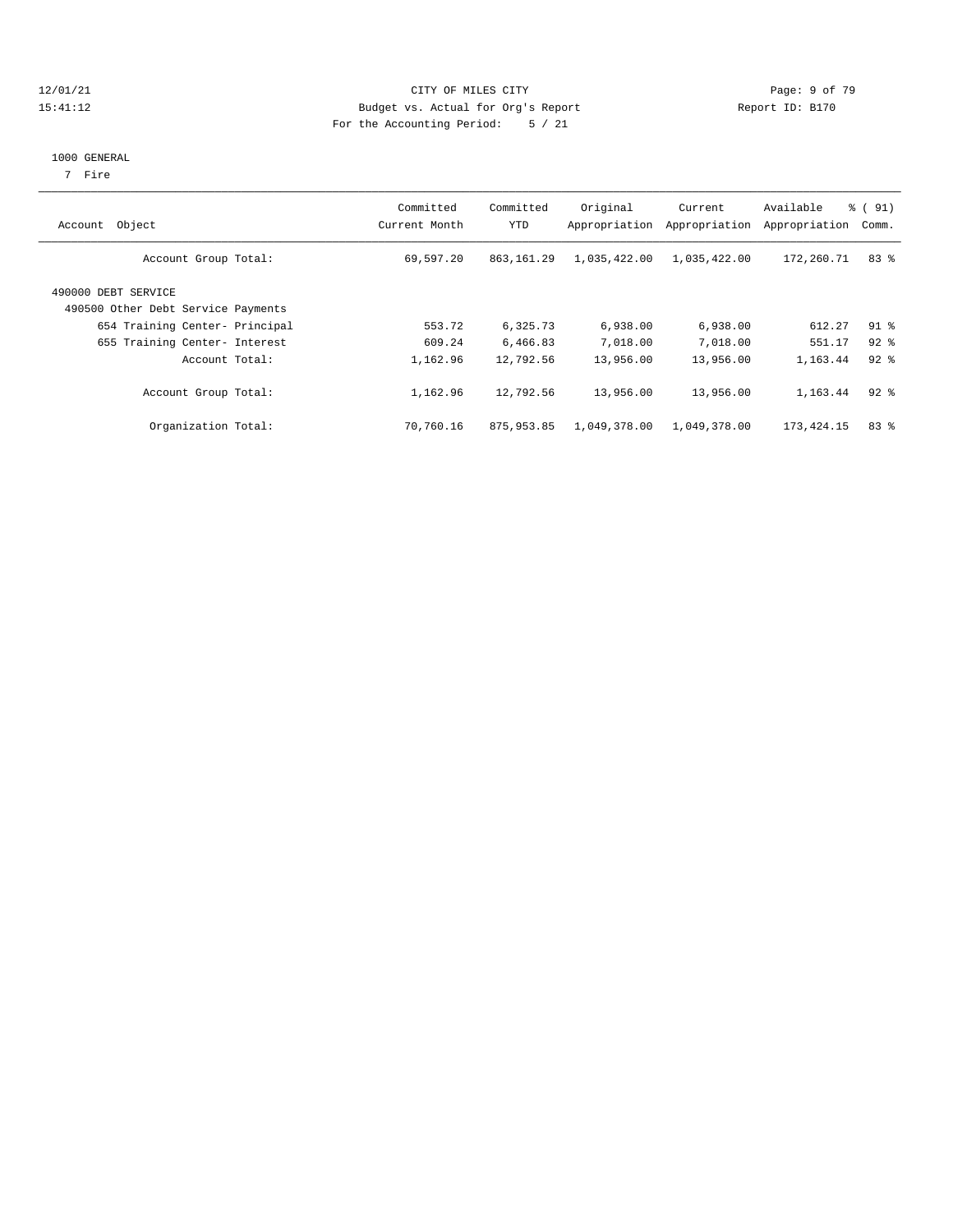CITY OF MILES CITY
Budget vs. Actual for Org's Report
For the Accounting Period: 5 / 21

12/01/21
15:41:12

Report ID: B170

## 1000 GENERAL
7 Fire

| Account Object | Committed Current Month | Committed YTD | Original Appropriation | Current Appropriation | Available Appropriation | % ( 91) Comm. |
|---|---|---|---|---|---|---|
| Account Group Total: | 69,597.20 | 863,161.29 | 1,035,422.00 | 1,035,422.00 | 172,260.71 | 83 % |
| 490000 DEBT SERVICE | | | | | | |
| 490500 Other Debt Service Payments | | | | | | |
| 654 Training Center- Principal | 553.72 | 6,325.73 | 6,938.00 | 6,938.00 | 612.27 | 91 % |
| 655 Training Center- Interest | 609.24 | 6,466.83 | 7,018.00 | 7,018.00 | 551.17 | 92 % |
| Account Total: | 1,162.96 | 12,792.56 | 13,956.00 | 13,956.00 | 1,163.44 | 92 % |
| Account Group Total: | 1,162.96 | 12,792.56 | 13,956.00 | 13,956.00 | 1,163.44 | 92 % |
| Organization Total: | 70,760.16 | 875,953.85 | 1,049,378.00 | 1,049,378.00 | 173,424.15 | 83 % |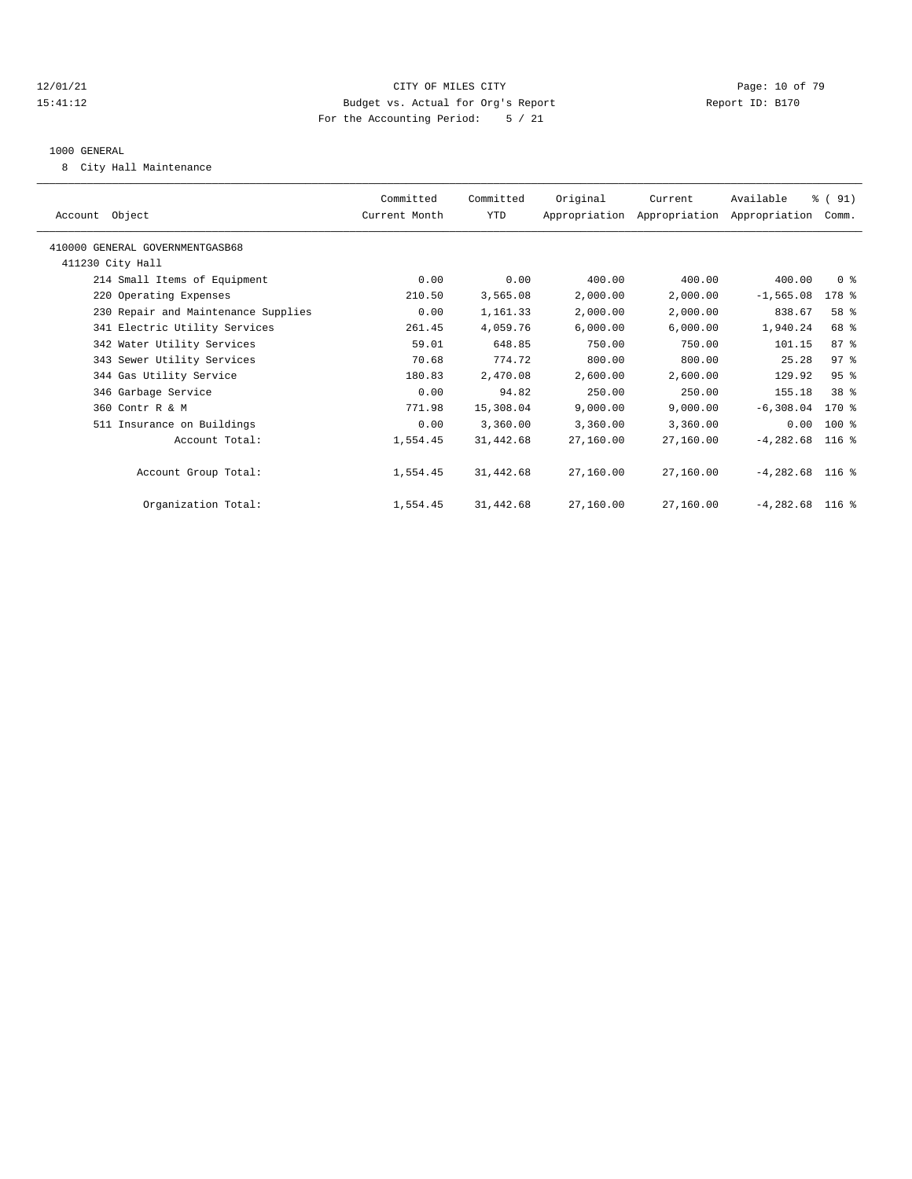CITY OF MILES CITY

Budget vs. Actual for Org's Report

For the Accounting Period: 5 / 21

12/01/21 15:41:12 Report ID: B170

1000 GENERAL

8 City Hall Maintenance

| Account Object | Committed Current Month | Committed YTD | Original Appropriation | Current Appropriation | Available Appropriation | % ( 91) Comm. |
|---|---|---|---|---|---|---|
| 410000 GENERAL GOVERNMENTGASB68 | | | | | | |
| 411230 City Hall | | | | | | |
| 214 Small Items of Equipment | 0.00 | 0.00 | 400.00 | 400.00 | 400.00 | 0 % |
| 220 Operating Expenses | 210.50 | 3,565.08 | 2,000.00 | 2,000.00 | -1,565.08 | 178 % |
| 230 Repair and Maintenance Supplies | 0.00 | 1,161.33 | 2,000.00 | 2,000.00 | 838.67 | 58 % |
| 341 Electric Utility Services | 261.45 | 4,059.76 | 6,000.00 | 6,000.00 | 1,940.24 | 68 % |
| 342 Water Utility Services | 59.01 | 648.85 | 750.00 | 750.00 | 101.15 | 87 % |
| 343 Sewer Utility Services | 70.68 | 774.72 | 800.00 | 800.00 | 25.28 | 97 % |
| 344 Gas Utility Service | 180.83 | 2,470.08 | 2,600.00 | 2,600.00 | 129.92 | 95 % |
| 346 Garbage Service | 0.00 | 94.82 | 250.00 | 250.00 | 155.18 | 38 % |
| 360 Contr R & M | 771.98 | 15,308.04 | 9,000.00 | 9,000.00 | -6,308.04 | 170 % |
| 511 Insurance on Buildings | 0.00 | 3,360.00 | 3,360.00 | 3,360.00 | 0.00 | 100 % |
| Account Total: | 1,554.45 | 31,442.68 | 27,160.00 | 27,160.00 | -4,282.68 | 116 % |
| Account Group Total: | 1,554.45 | 31,442.68 | 27,160.00 | 27,160.00 | -4,282.68 | 116 % |
| Organization Total: | 1,554.45 | 31,442.68 | 27,160.00 | 27,160.00 | -4,282.68 | 116 % |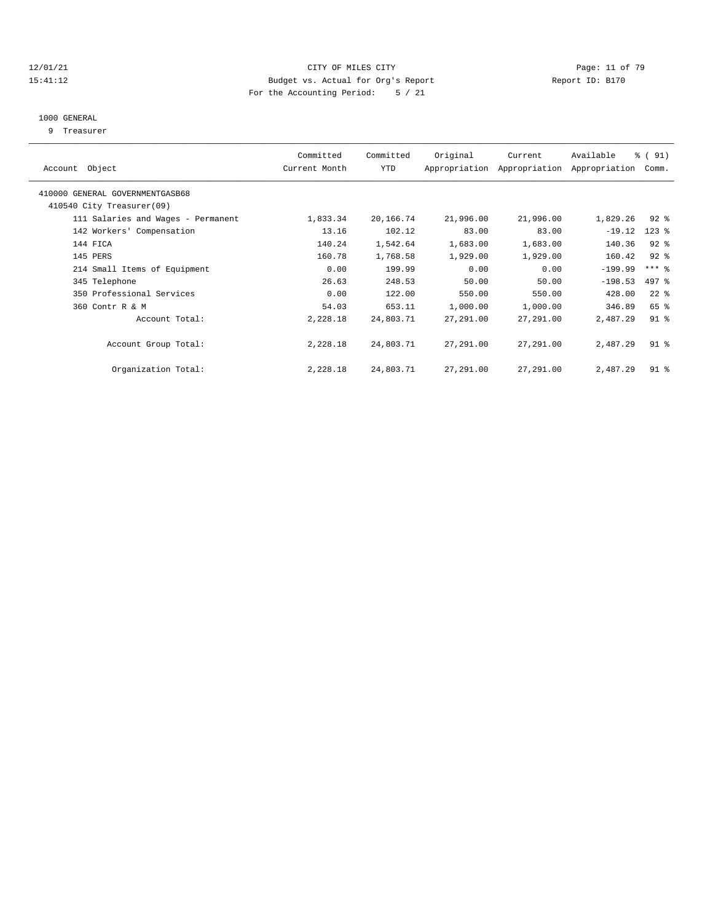CITY OF MILES CITY
Budget vs. Actual for Org's Report
For the Accounting Period: 5 / 21

12/01/21
15:41:12

Report ID: B170

1000 GENERAL
9 Treasurer

| Account Object | Committed Current Month | Committed YTD | Original Appropriation | Current Appropriation | Available Appropriation | % ( 91) Comm. |
|---|---|---|---|---|---|---|
| 410000 GENERAL GOVERNMENTGASB68 | | | | | | |
| 410540 City Treasurer(09) | | | | | | |
| 111 Salaries and Wages - Permanent | 1,833.34 | 20,166.74 | 21,996.00 | 21,996.00 | 1,829.26 | 92 % |
| 142 Workers' Compensation | 13.16 | 102.12 | 83.00 | 83.00 | -19.12 | 123 % |
| 144 FICA | 140.24 | 1,542.64 | 1,683.00 | 1,683.00 | 140.36 | 92 % |
| 145 PERS | 160.78 | 1,768.58 | 1,929.00 | 1,929.00 | 160.42 | 92 % |
| 214 Small Items of Equipment | 0.00 | 199.99 | 0.00 | 0.00 | -199.99 | *** % |
| 345 Telephone | 26.63 | 248.53 | 50.00 | 50.00 | -198.53 | 497 % |
| 350 Professional Services | 0.00 | 122.00 | 550.00 | 550.00 | 428.00 | 22 % |
| 360 Contr R & M | 54.03 | 653.11 | 1,000.00 | 1,000.00 | 346.89 | 65 % |
| Account Total: | 2,228.18 | 24,803.71 | 27,291.00 | 27,291.00 | 2,487.29 | 91 % |
| Account Group Total: | 2,228.18 | 24,803.71 | 27,291.00 | 27,291.00 | 2,487.29 | 91 % |
| Organization Total: | 2,228.18 | 24,803.71 | 27,291.00 | 27,291.00 | 2,487.29 | 91 % |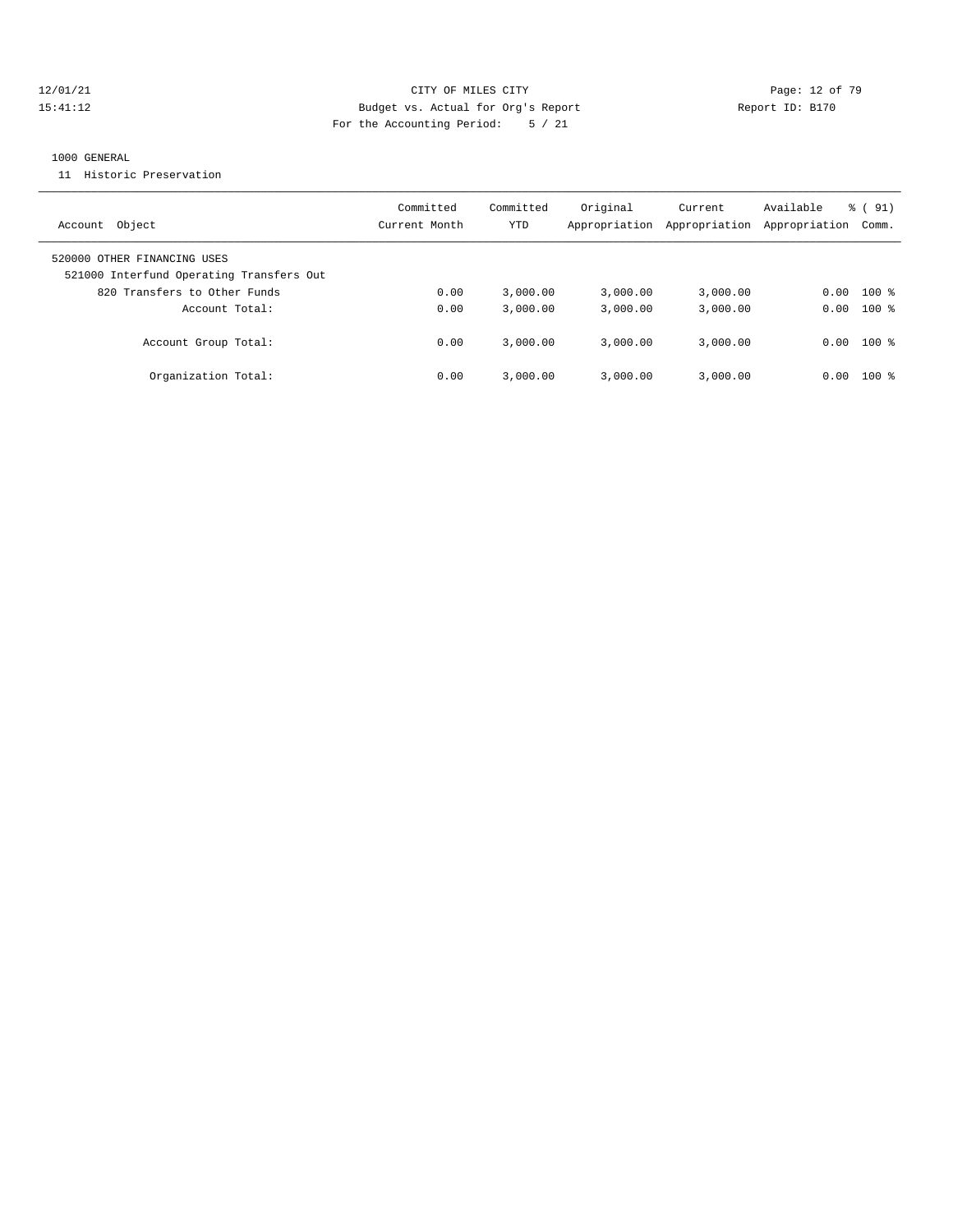CITY OF MILES CITY
Budget vs. Actual for Org's Report
For the Accounting Period: 5 / 21

12/01/21
15:41:12

Report ID: B170

1000 GENERAL

11 Historic Preservation

| Account Object | Committed Current Month | Committed YTD | Original Appropriation | Current Appropriation | Available Appropriation | % ( 91) Comm. |
|---|---|---|---|---|---|---|
| 520000 OTHER FINANCING USES | | | | | | |
| 521000 Interfund Operating Transfers Out | | | | | | |
| 820 Transfers to Other Funds | 0.00 | 3,000.00 | 3,000.00 | 3,000.00 | 0.00 | 100 % |
| Account Total: | 0.00 | 3,000.00 | 3,000.00 | 3,000.00 | 0.00 | 100 % |
| Account Group Total: | 0.00 | 3,000.00 | 3,000.00 | 3,000.00 | 0.00 | 100 % |
| Organization Total: | 0.00 | 3,000.00 | 3,000.00 | 3,000.00 | 0.00 | 100 % |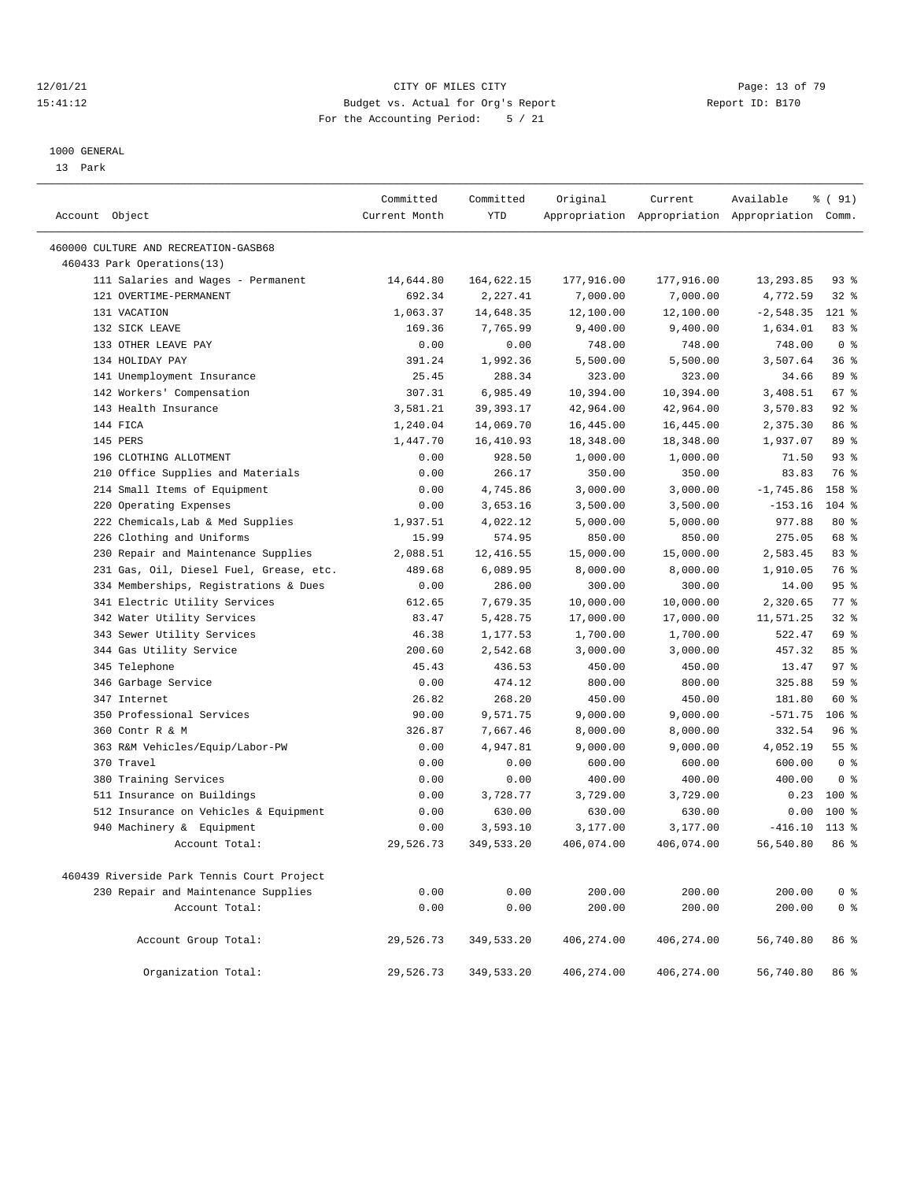CITY OF MILES CITY
Budget vs. Actual for Org's Report
For the Accounting Period: 5 / 21

12/01/21
15:41:12

Report ID: B170

1000 GENERAL
13 Park

| Account Object | Committed Current Month | Committed YTD | Original Appropriation | Current Appropriation | Available Appropriation | % ( 91) Comm. |
|---|---|---|---|---|---|---|
| 460000 CULTURE AND RECREATION-GASB68 | | | | | | |
| 460433 Park Operations(13) | | | | | | |
| 111 Salaries and Wages - Permanent | 14,644.80 | 164,622.15 | 177,916.00 | 177,916.00 | 13,293.85 | 93 % |
| 121 OVERTIME-PERMANENT | 692.34 | 2,227.41 | 7,000.00 | 7,000.00 | 4,772.59 | 32 % |
| 131 VACATION | 1,063.37 | 14,648.35 | 12,100.00 | 12,100.00 | -2,548.35 | 121 % |
| 132 SICK LEAVE | 169.36 | 7,765.99 | 9,400.00 | 9,400.00 | 1,634.01 | 83 % |
| 133 OTHER LEAVE PAY | 0.00 | 0.00 | 748.00 | 748.00 | 748.00 | 0 % |
| 134 HOLIDAY PAY | 391.24 | 1,992.36 | 5,500.00 | 5,500.00 | 3,507.64 | 36 % |
| 141 Unemployment Insurance | 25.45 | 288.34 | 323.00 | 323.00 | 34.66 | 89 % |
| 142 Workers' Compensation | 307.31 | 6,985.49 | 10,394.00 | 10,394.00 | 3,408.51 | 67 % |
| 143 Health Insurance | 3,581.21 | 39,393.17 | 42,964.00 | 42,964.00 | 3,570.83 | 92 % |
| 144 FICA | 1,240.04 | 14,069.70 | 16,445.00 | 16,445.00 | 2,375.30 | 86 % |
| 145 PERS | 1,447.70 | 16,410.93 | 18,348.00 | 18,348.00 | 1,937.07 | 89 % |
| 196 CLOTHING ALLOTMENT | 0.00 | 928.50 | 1,000.00 | 1,000.00 | 71.50 | 93 % |
| 210 Office Supplies and Materials | 0.00 | 266.17 | 350.00 | 350.00 | 83.83 | 76 % |
| 214 Small Items of Equipment | 0.00 | 4,745.86 | 3,000.00 | 3,000.00 | -1,745.86 | 158 % |
| 220 Operating Expenses | 0.00 | 3,653.16 | 3,500.00 | 3,500.00 | -153.16 | 104 % |
| 222 Chemicals,Lab & Med Supplies | 1,937.51 | 4,022.12 | 5,000.00 | 5,000.00 | 977.88 | 80 % |
| 226 Clothing and Uniforms | 15.99 | 574.95 | 850.00 | 850.00 | 275.05 | 68 % |
| 230 Repair and Maintenance Supplies | 2,088.51 | 12,416.55 | 15,000.00 | 15,000.00 | 2,583.45 | 83 % |
| 231 Gas, Oil, Diesel Fuel, Grease, etc. | 489.68 | 6,089.95 | 8,000.00 | 8,000.00 | 1,910.05 | 76 % |
| 334 Memberships, Registrations & Dues | 0.00 | 286.00 | 300.00 | 300.00 | 14.00 | 95 % |
| 341 Electric Utility Services | 612.65 | 7,679.35 | 10,000.00 | 10,000.00 | 2,320.65 | 77 % |
| 342 Water Utility Services | 83.47 | 5,428.75 | 17,000.00 | 17,000.00 | 11,571.25 | 32 % |
| 343 Sewer Utility Services | 46.38 | 1,177.53 | 1,700.00 | 1,700.00 | 522.47 | 69 % |
| 344 Gas Utility Service | 200.60 | 2,542.68 | 3,000.00 | 3,000.00 | 457.32 | 85 % |
| 345 Telephone | 45.43 | 436.53 | 450.00 | 450.00 | 13.47 | 97 % |
| 346 Garbage Service | 0.00 | 474.12 | 800.00 | 800.00 | 325.88 | 59 % |
| 347 Internet | 26.82 | 268.20 | 450.00 | 450.00 | 181.80 | 60 % |
| 350 Professional Services | 90.00 | 9,571.75 | 9,000.00 | 9,000.00 | -571.75 | 106 % |
| 360 Contr R & M | 326.87 | 7,667.46 | 8,000.00 | 8,000.00 | 332.54 | 96 % |
| 363 R&M Vehicles/Equip/Labor-PW | 0.00 | 4,947.81 | 9,000.00 | 9,000.00 | 4,052.19 | 55 % |
| 370 Travel | 0.00 | 0.00 | 600.00 | 600.00 | 600.00 | 0 % |
| 380 Training Services | 0.00 | 0.00 | 400.00 | 400.00 | 400.00 | 0 % |
| 511 Insurance on Buildings | 0.00 | 3,728.77 | 3,729.00 | 3,729.00 | 0.23 | 100 % |
| 512 Insurance on Vehicles & Equipment | 0.00 | 630.00 | 630.00 | 630.00 | 0.00 | 100 % |
| 940 Machinery & Equipment | 0.00 | 3,593.10 | 3,177.00 | 3,177.00 | -416.10 | 113 % |
| Account Total: | 29,526.73 | 349,533.20 | 406,074.00 | 406,074.00 | 56,540.80 | 86 % |
| 460439 Riverside Park Tennis Court Project | | | | | | |
| 230 Repair and Maintenance Supplies | 0.00 | 0.00 | 200.00 | 200.00 | 200.00 | 0 % |
| Account Total: | 0.00 | 0.00 | 200.00 | 200.00 | 200.00 | 0 % |
| Account Group Total: | 29,526.73 | 349,533.20 | 406,274.00 | 406,274.00 | 56,740.80 | 86 % |
| Organization Total: | 29,526.73 | 349,533.20 | 406,274.00 | 406,274.00 | 56,740.80 | 86 % |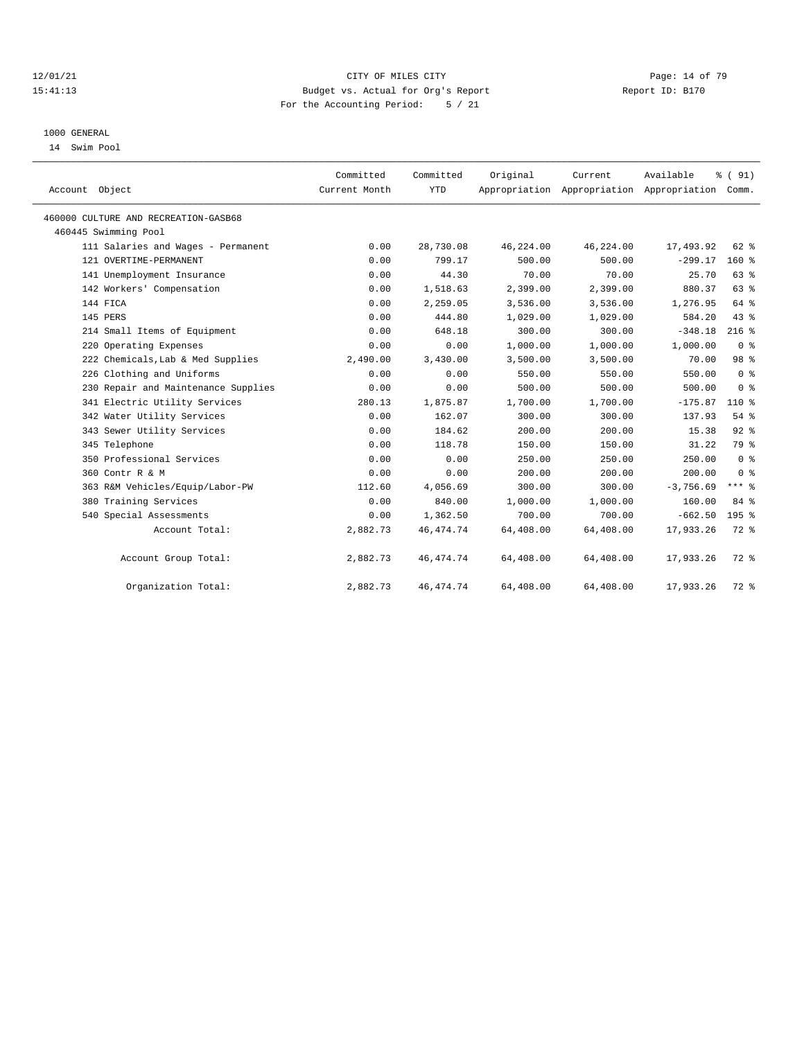CITY OF MILES CITY
Budget vs. Actual for Org's Report
For the Accounting Period: 5 / 21

12/01/21
15:41:13

Report ID: B170

1000 GENERAL
14 Swim Pool

| Account Object | Committed Current Month | Committed YTD | Original Appropriation | Current Appropriation | Available Appropriation | % ( 91) Comm. |
|---|---|---|---|---|---|---|
| 460000 CULTURE AND RECREATION-GASB68 | | | | | | |
| 460445 Swimming Pool | | | | | | |
| 111 Salaries and Wages - Permanent | 0.00 | 28,730.08 | 46,224.00 | 46,224.00 | 17,493.92 | 62 % |
| 121 OVERTIME-PERMANENT | 0.00 | 799.17 | 500.00 | 500.00 | -299.17 | 160 % |
| 141 Unemployment Insurance | 0.00 | 44.30 | 70.00 | 70.00 | 25.70 | 63 % |
| 142 Workers' Compensation | 0.00 | 1,518.63 | 2,399.00 | 2,399.00 | 880.37 | 63 % |
| 144 FICA | 0.00 | 2,259.05 | 3,536.00 | 3,536.00 | 1,276.95 | 64 % |
| 145 PERS | 0.00 | 444.80 | 1,029.00 | 1,029.00 | 584.20 | 43 % |
| 214 Small Items of Equipment | 0.00 | 648.18 | 300.00 | 300.00 | -348.18 | 216 % |
| 220 Operating Expenses | 0.00 | 0.00 | 1,000.00 | 1,000.00 | 1,000.00 | 0 % |
| 222 Chemicals,Lab & Med Supplies | 2,490.00 | 3,430.00 | 3,500.00 | 3,500.00 | 70.00 | 98 % |
| 226 Clothing and Uniforms | 0.00 | 0.00 | 550.00 | 550.00 | 550.00 | 0 % |
| 230 Repair and Maintenance Supplies | 0.00 | 0.00 | 500.00 | 500.00 | 500.00 | 0 % |
| 341 Electric Utility Services | 280.13 | 1,875.87 | 1,700.00 | 1,700.00 | -175.87 | 110 % |
| 342 Water Utility Services | 0.00 | 162.07 | 300.00 | 300.00 | 137.93 | 54 % |
| 343 Sewer Utility Services | 0.00 | 184.62 | 200.00 | 200.00 | 15.38 | 92 % |
| 345 Telephone | 0.00 | 118.78 | 150.00 | 150.00 | 31.22 | 79 % |
| 350 Professional Services | 0.00 | 0.00 | 250.00 | 250.00 | 250.00 | 0 % |
| 360 Contr R & M | 0.00 | 0.00 | 200.00 | 200.00 | 200.00 | 0 % |
| 363 R&M Vehicles/Equip/Labor-PW | 112.60 | 4,056.69 | 300.00 | 300.00 | -3,756.69 | *** % |
| 380 Training Services | 0.00 | 840.00 | 1,000.00 | 1,000.00 | 160.00 | 84 % |
| 540 Special Assessments | 0.00 | 1,362.50 | 700.00 | 700.00 | -662.50 | 195 % |
| Account Total: | 2,882.73 | 46,474.74 | 64,408.00 | 64,408.00 | 17,933.26 | 72 % |
| Account Group Total: | 2,882.73 | 46,474.74 | 64,408.00 | 64,408.00 | 17,933.26 | 72 % |
| Organization Total: | 2,882.73 | 46,474.74 | 64,408.00 | 64,408.00 | 17,933.26 | 72 % |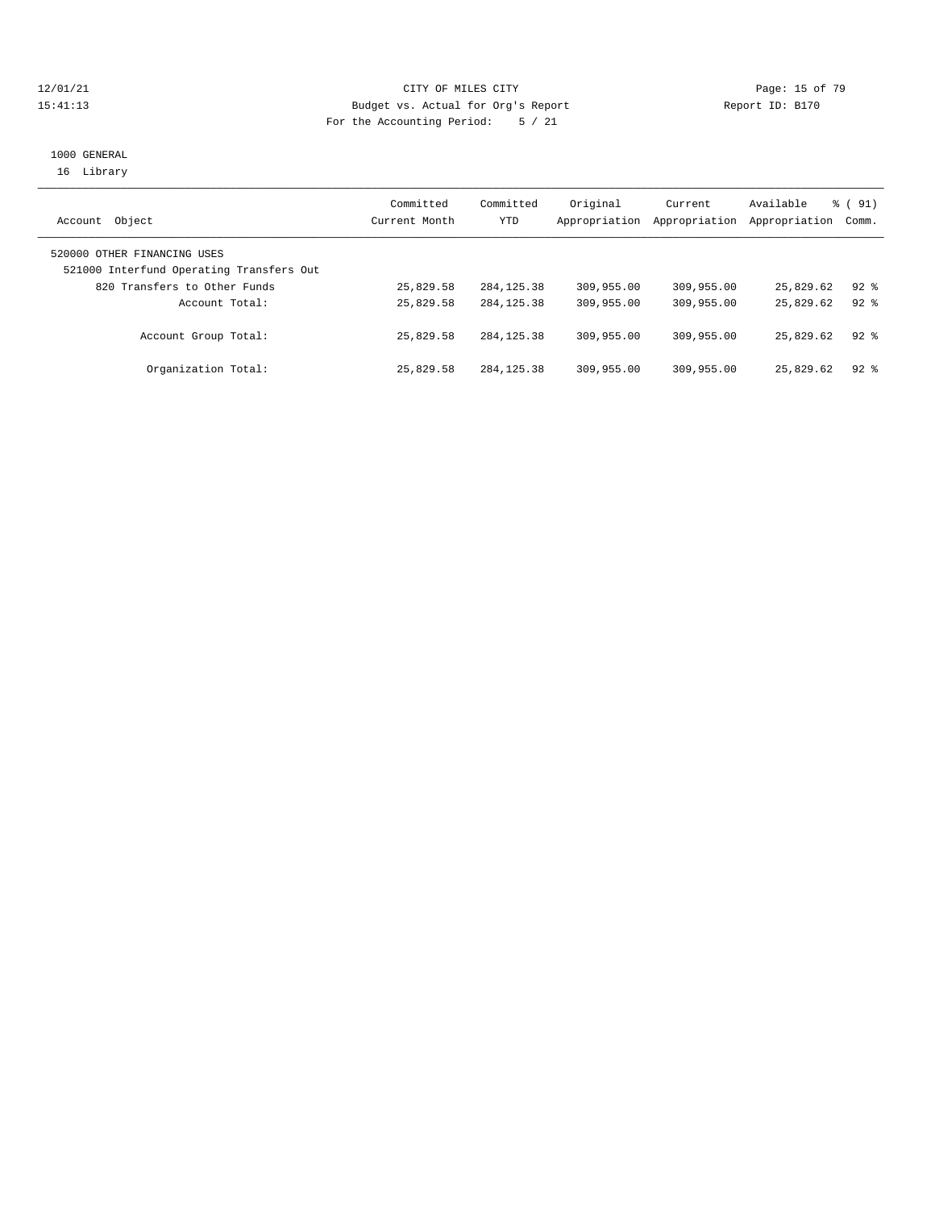CITY OF MILES CITY
Budget vs. Actual for Org's Report
For the Accounting Period: 5 / 21

1000 GENERAL
16 Library

| Account Object | Committed Current Month | Committed YTD | Original Appropriation | Current Appropriation | Available Appropriation | % ( 91) Comm. |
|---|---|---|---|---|---|---|
| 520000 OTHER FINANCING USES | | | | | | |
| 521000 Interfund Operating Transfers Out | | | | | | |
| 820 Transfers to Other Funds | 25,829.58 | 284,125.38 | 309,955.00 | 309,955.00 | 25,829.62 | 92 % |
| Account Total: | 25,829.58 | 284,125.38 | 309,955.00 | 309,955.00 | 25,829.62 | 92 % |
| Account Group Total: | 25,829.58 | 284,125.38 | 309,955.00 | 309,955.00 | 25,829.62 | 92 % |
| Organization Total: | 25,829.58 | 284,125.38 | 309,955.00 | 309,955.00 | 25,829.62 | 92 % |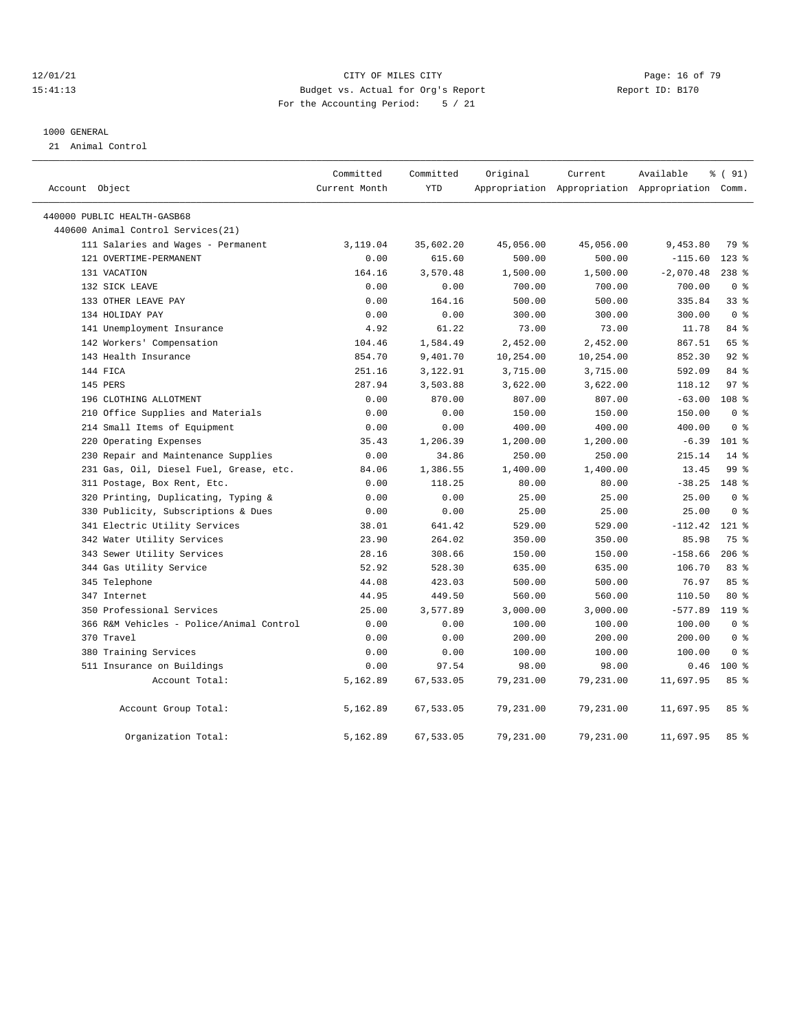12/01/21 CITY OF MILES CITY
15:41:13 Budget vs. Actual for Org's Report Report ID: B170
For the Accounting Period: 5 / 21

1000 GENERAL
21 Animal Control

| Account Object | Committed Current Month | Committed YTD | Original Appropriation | Current Appropriation | Available Appropriation | % ( 91) Comm. |
|---|---|---|---|---|---|---|
| 440000 PUBLIC HEALTH-GASB68 | | | | | | |
| 440600 Animal Control Services(21) | | | | | | |
| 111 Salaries and Wages - Permanent | 3,119.04 | 35,602.20 | 45,056.00 | 45,056.00 | 9,453.80 | 79 % |
| 121 OVERTIME-PERMANENT | 0.00 | 615.60 | 500.00 | 500.00 | -115.60 | 123 % |
| 131 VACATION | 164.16 | 3,570.48 | 1,500.00 | 1,500.00 | -2,070.48 | 238 % |
| 132 SICK LEAVE | 0.00 | 0.00 | 700.00 | 700.00 | 700.00 | 0 % |
| 133 OTHER LEAVE PAY | 0.00 | 164.16 | 500.00 | 500.00 | 335.84 | 33 % |
| 134 HOLIDAY PAY | 0.00 | 0.00 | 300.00 | 300.00 | 300.00 | 0 % |
| 141 Unemployment Insurance | 4.92 | 61.22 | 73.00 | 73.00 | 11.78 | 84 % |
| 142 Workers' Compensation | 104.46 | 1,584.49 | 2,452.00 | 2,452.00 | 867.51 | 65 % |
| 143 Health Insurance | 854.70 | 9,401.70 | 10,254.00 | 10,254.00 | 852.30 | 92 % |
| 144 FICA | 251.16 | 3,122.91 | 3,715.00 | 3,715.00 | 592.09 | 84 % |
| 145 PERS | 287.94 | 3,503.88 | 3,622.00 | 3,622.00 | 118.12 | 97 % |
| 196 CLOTHING ALLOTMENT | 0.00 | 870.00 | 807.00 | 807.00 | -63.00 | 108 % |
| 210 Office Supplies and Materials | 0.00 | 0.00 | 150.00 | 150.00 | 150.00 | 0 % |
| 214 Small Items of Equipment | 0.00 | 0.00 | 400.00 | 400.00 | 400.00 | 0 % |
| 220 Operating Expenses | 35.43 | 1,206.39 | 1,200.00 | 1,200.00 | -6.39 | 101 % |
| 230 Repair and Maintenance Supplies | 0.00 | 34.86 | 250.00 | 250.00 | 215.14 | 14 % |
| 231 Gas, Oil, Diesel Fuel, Grease, etc. | 84.06 | 1,386.55 | 1,400.00 | 1,400.00 | 13.45 | 99 % |
| 311 Postage, Box Rent, Etc. | 0.00 | 118.25 | 80.00 | 80.00 | -38.25 | 148 % |
| 320 Printing, Duplicating, Typing & | 0.00 | 0.00 | 25.00 | 25.00 | 25.00 | 0 % |
| 330 Publicity, Subscriptions & Dues | 0.00 | 0.00 | 25.00 | 25.00 | 25.00 | 0 % |
| 341 Electric Utility Services | 38.01 | 641.42 | 529.00 | 529.00 | -112.42 | 121 % |
| 342 Water Utility Services | 23.90 | 264.02 | 350.00 | 350.00 | 85.98 | 75 % |
| 343 Sewer Utility Services | 28.16 | 308.66 | 150.00 | 150.00 | -158.66 | 206 % |
| 344 Gas Utility Service | 52.92 | 528.30 | 635.00 | 635.00 | 106.70 | 83 % |
| 345 Telephone | 44.08 | 423.03 | 500.00 | 500.00 | 76.97 | 85 % |
| 347 Internet | 44.95 | 449.50 | 560.00 | 560.00 | 110.50 | 80 % |
| 350 Professional Services | 25.00 | 3,577.89 | 3,000.00 | 3,000.00 | -577.89 | 119 % |
| 366 R&M Vehicles - Police/Animal Control | 0.00 | 0.00 | 100.00 | 100.00 | 100.00 | 0 % |
| 370 Travel | 0.00 | 0.00 | 200.00 | 200.00 | 200.00 | 0 % |
| 380 Training Services | 0.00 | 0.00 | 100.00 | 100.00 | 100.00 | 0 % |
| 511 Insurance on Buildings | 0.00 | 97.54 | 98.00 | 98.00 | 0.46 | 100 % |
| Account Total: | 5,162.89 | 67,533.05 | 79,231.00 | 79,231.00 | 11,697.95 | 85 % |
| Account Group Total: | 5,162.89 | 67,533.05 | 79,231.00 | 79,231.00 | 11,697.95 | 85 % |
| Organization Total: | 5,162.89 | 67,533.05 | 79,231.00 | 79,231.00 | 11,697.95 | 85 % |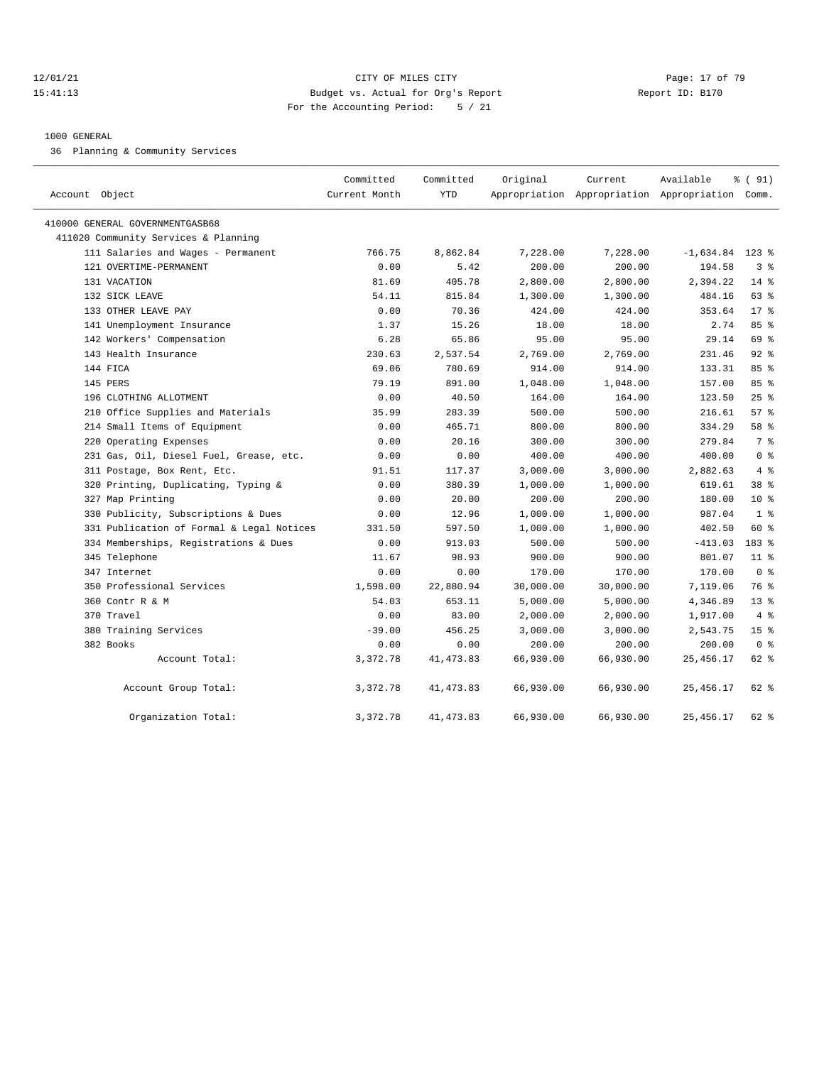12/01/21 CITY OF MILES CITY
15:41:13 Budget vs. Actual for Org's Report Report ID: B170
For the Accounting Period: 5 / 21

1000 GENERAL

36 Planning & Community Services

| Account Object | Committed Current Month | Committed YTD | Original Appropriation | Current Appropriation | Available Appropriation | % ( 91) Comm. |
|---|---|---|---|---|---|---|
| 410000 GENERAL GOVERNMENTGASB68 | | | | | | |
| 411020 Community Services & Planning | | | | | | |
| 111 Salaries and Wages - Permanent | 766.75 | 8,862.84 | 7,228.00 | 7,228.00 | -1,634.84 | 123 % |
| 121 OVERTIME-PERMANENT | 0.00 | 5.42 | 200.00 | 200.00 | 194.58 | 3 % |
| 131 VACATION | 81.69 | 405.78 | 2,800.00 | 2,800.00 | 2,394.22 | 14 % |
| 132 SICK LEAVE | 54.11 | 815.84 | 1,300.00 | 1,300.00 | 484.16 | 63 % |
| 133 OTHER LEAVE PAY | 0.00 | 70.36 | 424.00 | 424.00 | 353.64 | 17 % |
| 141 Unemployment Insurance | 1.37 | 15.26 | 18.00 | 18.00 | 2.74 | 85 % |
| 142 Workers' Compensation | 6.28 | 65.86 | 95.00 | 95.00 | 29.14 | 69 % |
| 143 Health Insurance | 230.63 | 2,537.54 | 2,769.00 | 2,769.00 | 231.46 | 92 % |
| 144 FICA | 69.06 | 780.69 | 914.00 | 914.00 | 133.31 | 85 % |
| 145 PERS | 79.19 | 891.00 | 1,048.00 | 1,048.00 | 157.00 | 85 % |
| 196 CLOTHING ALLOTMENT | 0.00 | 40.50 | 164.00 | 164.00 | 123.50 | 25 % |
| 210 Office Supplies and Materials | 35.99 | 283.39 | 500.00 | 500.00 | 216.61 | 57 % |
| 214 Small Items of Equipment | 0.00 | 465.71 | 800.00 | 800.00 | 334.29 | 58 % |
| 220 Operating Expenses | 0.00 | 20.16 | 300.00 | 300.00 | 279.84 | 7 % |
| 231 Gas, Oil, Diesel Fuel, Grease, etc. | 0.00 | 0.00 | 400.00 | 400.00 | 400.00 | 0 % |
| 311 Postage, Box Rent, Etc. | 91.51 | 117.37 | 3,000.00 | 3,000.00 | 2,882.63 | 4 % |
| 320 Printing, Duplicating, Typing & | 0.00 | 380.39 | 1,000.00 | 1,000.00 | 619.61 | 38 % |
| 327 Map Printing | 0.00 | 20.00 | 200.00 | 200.00 | 180.00 | 10 % |
| 330 Publicity, Subscriptions & Dues | 0.00 | 12.96 | 1,000.00 | 1,000.00 | 987.04 | 1 % |
| 331 Publication of Formal & Legal Notices | 331.50 | 597.50 | 1,000.00 | 1,000.00 | 402.50 | 60 % |
| 334 Memberships, Registrations & Dues | 0.00 | 913.03 | 500.00 | 500.00 | -413.03 | 183 % |
| 345 Telephone | 11.67 | 98.93 | 900.00 | 900.00 | 801.07 | 11 % |
| 347 Internet | 0.00 | 0.00 | 170.00 | 170.00 | 170.00 | 0 % |
| 350 Professional Services | 1,598.00 | 22,880.94 | 30,000.00 | 30,000.00 | 7,119.06 | 76 % |
| 360 Contr R & M | 54.03 | 653.11 | 5,000.00 | 5,000.00 | 4,346.89 | 13 % |
| 370 Travel | 0.00 | 83.00 | 2,000.00 | 2,000.00 | 1,917.00 | 4 % |
| 380 Training Services | -39.00 | 456.25 | 3,000.00 | 3,000.00 | 2,543.75 | 15 % |
| 382 Books | 0.00 | 0.00 | 200.00 | 200.00 | 200.00 | 0 % |
| Account Total: | 3,372.78 | 41,473.83 | 66,930.00 | 66,930.00 | 25,456.17 | 62 % |
| Account Group Total: | 3,372.78 | 41,473.83 | 66,930.00 | 66,930.00 | 25,456.17 | 62 % |
| Organization Total: | 3,372.78 | 41,473.83 | 66,930.00 | 66,930.00 | 25,456.17 | 62 % |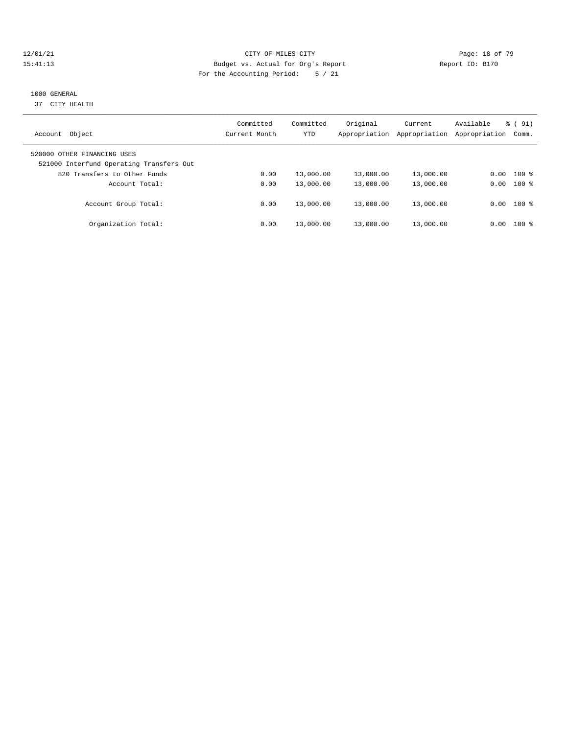CITY OF MILES CITY
Budget vs. Actual for Org's Report
For the Accounting Period: 5 / 21

1000 GENERAL
37 CITY HEALTH

| Account Object | Committed Current Month | Committed YTD | Original Appropriation | Current Appropriation | Available Appropriation | % ( 91) Comm. |
|---|---|---|---|---|---|---|
| 520000 OTHER FINANCING USES | | | | | | |
| 521000 Interfund Operating Transfers Out | | | | | | |
| 820 Transfers to Other Funds | 0.00 | 13,000.00 | 13,000.00 | 13,000.00 | 0.00 | 100 % |
| Account Total: | 0.00 | 13,000.00 | 13,000.00 | 13,000.00 | 0.00 | 100 % |
| Account Group Total: | 0.00 | 13,000.00 | 13,000.00 | 13,000.00 | 0.00 | 100 % |
| Organization Total: | 0.00 | 13,000.00 | 13,000.00 | 13,000.00 | 0.00 | 100 % |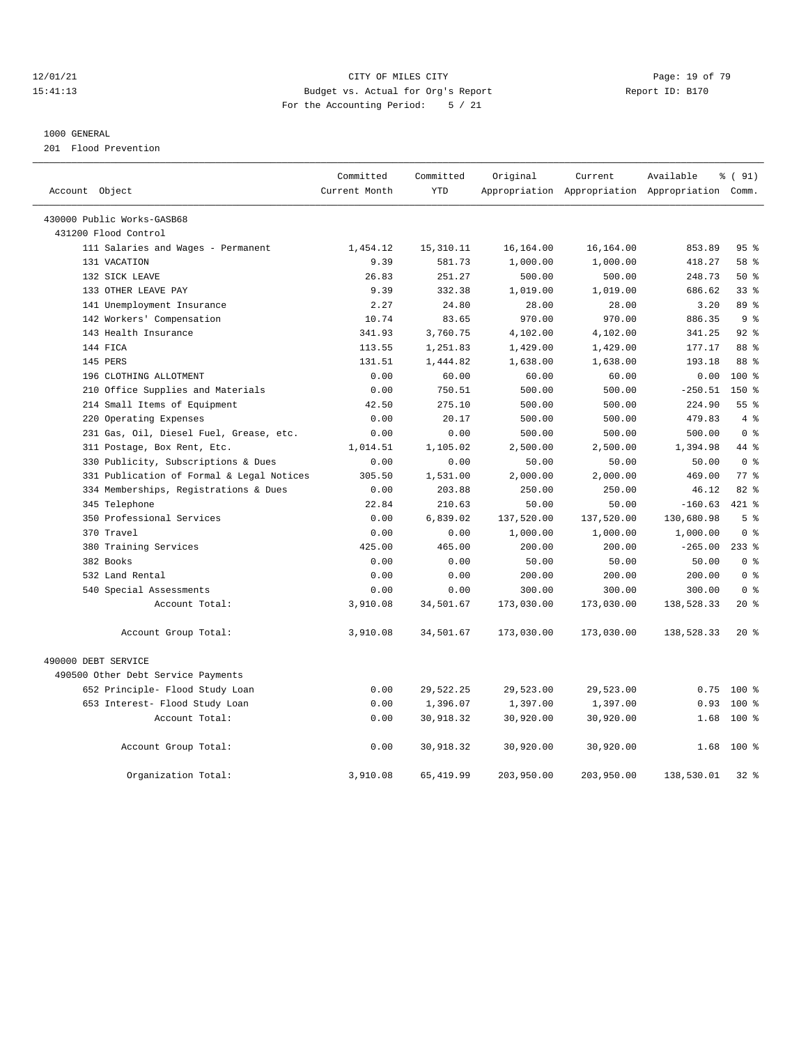12/01/21 CITY OF MILES CITY
15:41:13 Budget vs. Actual for Org's Report Report ID: B170
For the Accounting Period: 5 / 21

1000 GENERAL
201 Flood Prevention

| Account Object | Committed Current Month | Committed YTD | Original Appropriation | Current Appropriation | Available Appropriation | % ( 91) Comm. |
|---|---|---|---|---|---|---|
| 430000 Public Works-GASB68 | | | | | | |
| 431200 Flood Control | | | | | | |
| 111 Salaries and Wages - Permanent | 1,454.12 | 15,310.11 | 16,164.00 | 16,164.00 | 853.89 | 95 % |
| 131 VACATION | 9.39 | 581.73 | 1,000.00 | 1,000.00 | 418.27 | 58 % |
| 132 SICK LEAVE | 26.83 | 251.27 | 500.00 | 500.00 | 248.73 | 50 % |
| 133 OTHER LEAVE PAY | 9.39 | 332.38 | 1,019.00 | 1,019.00 | 686.62 | 33 % |
| 141 Unemployment Insurance | 2.27 | 24.80 | 28.00 | 28.00 | 3.20 | 89 % |
| 142 Workers' Compensation | 10.74 | 83.65 | 970.00 | 970.00 | 886.35 | 9 % |
| 143 Health Insurance | 341.93 | 3,760.75 | 4,102.00 | 4,102.00 | 341.25 | 92 % |
| 144 FICA | 113.55 | 1,251.83 | 1,429.00 | 1,429.00 | 177.17 | 88 % |
| 145 PERS | 131.51 | 1,444.82 | 1,638.00 | 1,638.00 | 193.18 | 88 % |
| 196 CLOTHING ALLOTMENT | 0.00 | 60.00 | 60.00 | 60.00 | 0.00 | 100 % |
| 210 Office Supplies and Materials | 0.00 | 750.51 | 500.00 | 500.00 | -250.51 | 150 % |
| 214 Small Items of Equipment | 42.50 | 275.10 | 500.00 | 500.00 | 224.90 | 55 % |
| 220 Operating Expenses | 0.00 | 20.17 | 500.00 | 500.00 | 479.83 | 4 % |
| 231 Gas, Oil, Diesel Fuel, Grease, etc. | 0.00 | 0.00 | 500.00 | 500.00 | 500.00 | 0 % |
| 311 Postage, Box Rent, Etc. | 1,014.51 | 1,105.02 | 2,500.00 | 2,500.00 | 1,394.98 | 44 % |
| 330 Publicity, Subscriptions & Dues | 0.00 | 0.00 | 50.00 | 50.00 | 50.00 | 0 % |
| 331 Publication of Formal & Legal Notices | 305.50 | 1,531.00 | 2,000.00 | 2,000.00 | 469.00 | 77 % |
| 334 Memberships, Registrations & Dues | 0.00 | 203.88 | 250.00 | 250.00 | 46.12 | 82 % |
| 345 Telephone | 22.84 | 210.63 | 50.00 | 50.00 | -160.63 | 421 % |
| 350 Professional Services | 0.00 | 6,839.02 | 137,520.00 | 137,520.00 | 130,680.98 | 5 % |
| 370 Travel | 0.00 | 0.00 | 1,000.00 | 1,000.00 | 1,000.00 | 0 % |
| 380 Training Services | 425.00 | 465.00 | 200.00 | 200.00 | -265.00 | 233 % |
| 382 Books | 0.00 | 0.00 | 50.00 | 50.00 | 50.00 | 0 % |
| 532 Land Rental | 0.00 | 0.00 | 200.00 | 200.00 | 200.00 | 0 % |
| 540 Special Assessments | 0.00 | 0.00 | 300.00 | 300.00 | 300.00 | 0 % |
| Account Total: | 3,910.08 | 34,501.67 | 173,030.00 | 173,030.00 | 138,528.33 | 20 % |
| Account Group Total: | 3,910.08 | 34,501.67 | 173,030.00 | 173,030.00 | 138,528.33 | 20 % |
| 490000 DEBT SERVICE | | | | | | |
| 490500 Other Debt Service Payments | | | | | | |
| 652 Principle- Flood Study Loan | 0.00 | 29,522.25 | 29,523.00 | 29,523.00 | 0.75 | 100 % |
| 653 Interest- Flood Study Loan | 0.00 | 1,396.07 | 1,397.00 | 1,397.00 | 0.93 | 100 % |
| Account Total: | 0.00 | 30,918.32 | 30,920.00 | 30,920.00 | 1.68 | 100 % |
| Account Group Total: | 0.00 | 30,918.32 | 30,920.00 | 30,920.00 | 1.68 | 100 % |
| Organization Total: | 3,910.08 | 65,419.99 | 203,950.00 | 203,950.00 | 138,530.01 | 32 % |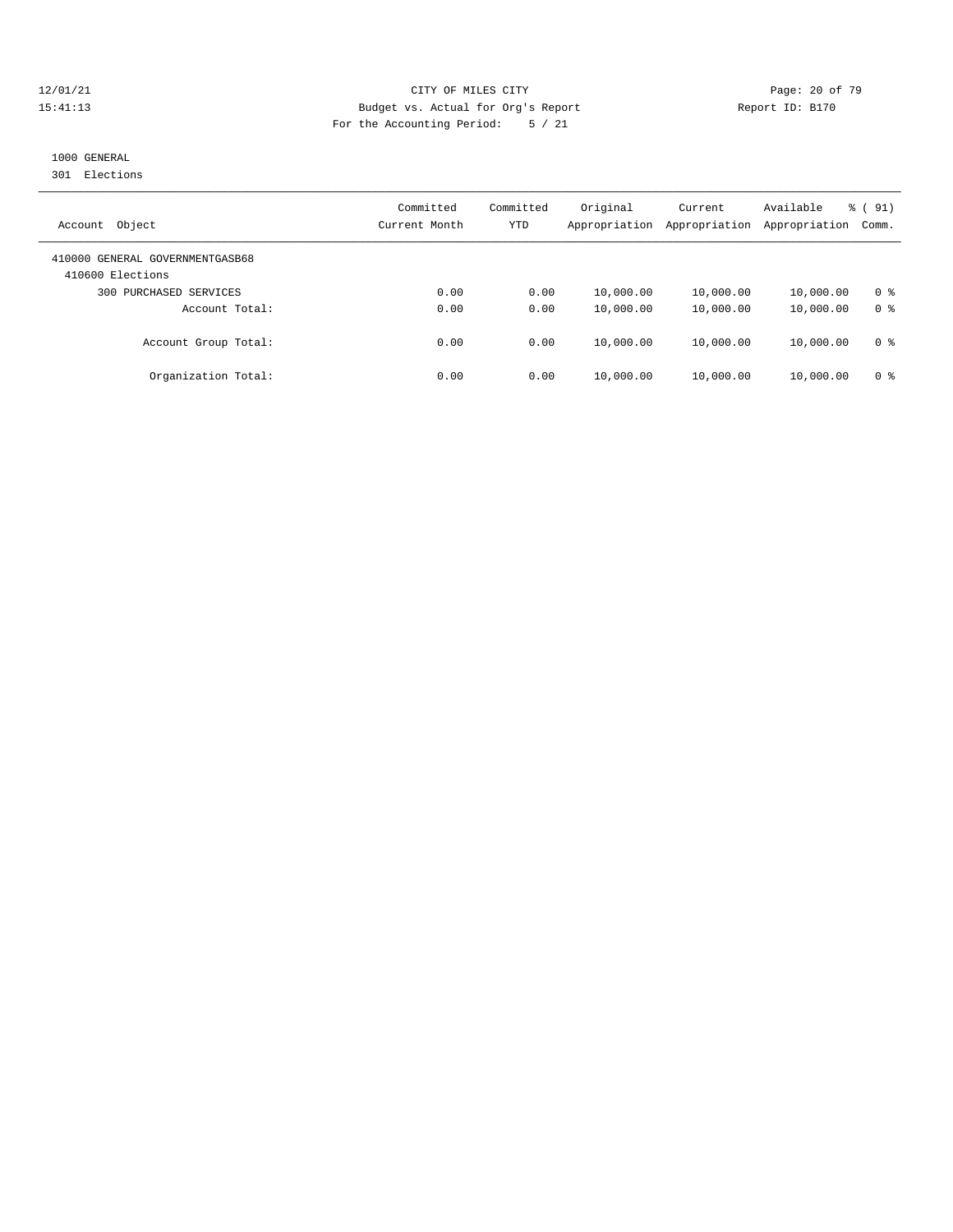CITY OF MILES CITY
Budget vs. Actual for Org's Report
For the Accounting Period: 5 / 21

1000 GENERAL
301 Elections

| Account Object | Committed Current Month | Committed YTD | Original Appropriation | Current Appropriation | Available Appropriation | % ( 91) Comm. |
|---|---|---|---|---|---|---|
| 410000 GENERAL GOVERNMENTGASB68 | | | | | | |
| 410600 Elections | | | | | | |
| 300 PURCHASED SERVICES | 0.00 | 0.00 | 10,000.00 | 10,000.00 | 10,000.00 | 0 % |
| Account Total: | 0.00 | 0.00 | 10,000.00 | 10,000.00 | 10,000.00 | 0 % |
| Account Group Total: | 0.00 | 0.00 | 10,000.00 | 10,000.00 | 10,000.00 | 0 % |
| Organization Total: | 0.00 | 0.00 | 10,000.00 | 10,000.00 | 10,000.00 | 0 % |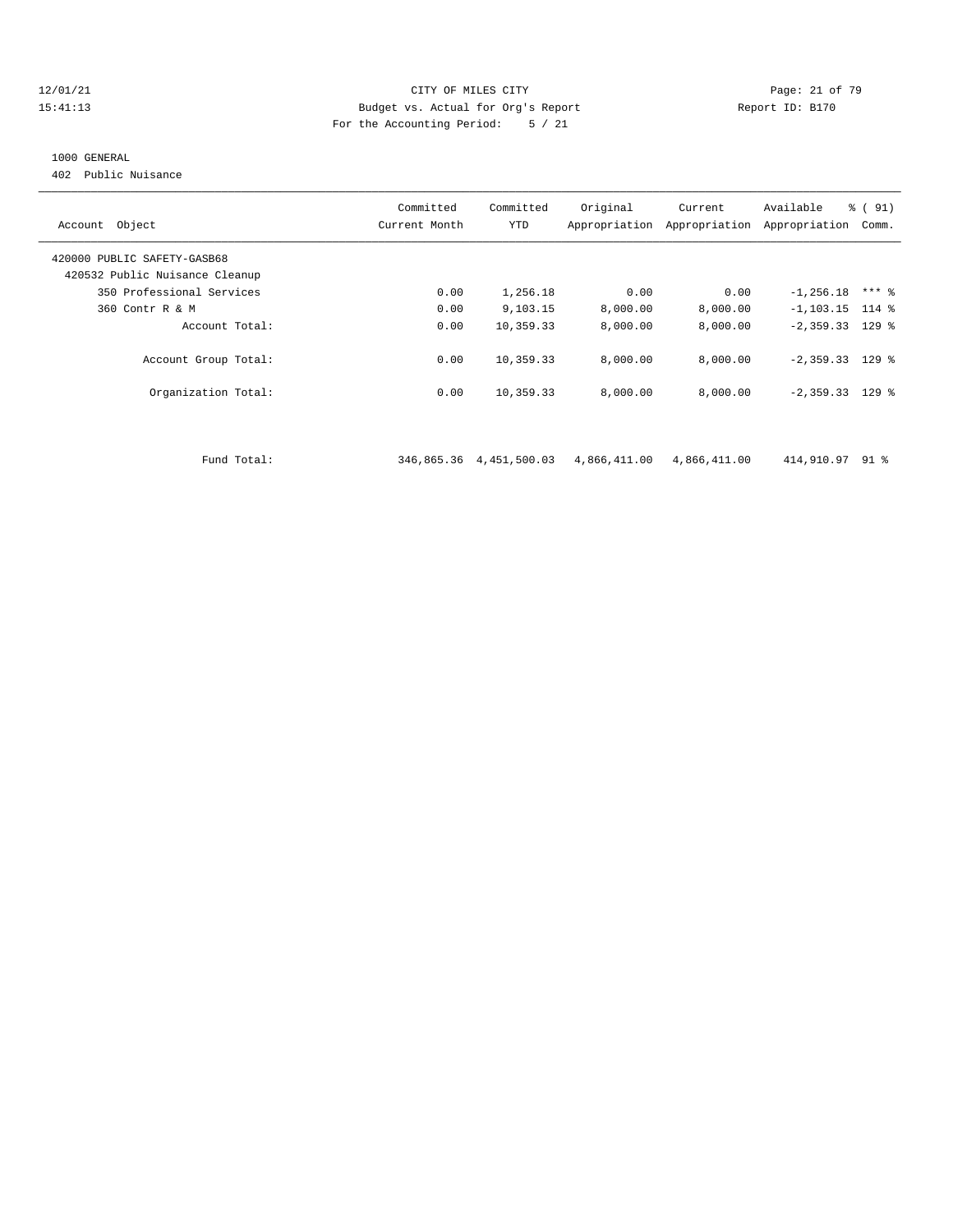CITY OF MILES CITY
Budget vs. Actual for Org's Report
For the Accounting Period: 5 / 21

12/01/21
15:41:13

Report ID: B170

1000 GENERAL
402 Public Nuisance

| Account Object | Committed Current Month | Committed YTD | Original Appropriation | Current Appropriation | Available Appropriation | % ( 91) Comm. |
|---|---|---|---|---|---|---|
| 420000 PUBLIC SAFETY-GASB68 | | | | | | |
| 420532 Public Nuisance Cleanup | | | | | | |
| 350 Professional Services | 0.00 | 1,256.18 | 0.00 | 0.00 | -1,256.18 | *** % |
| 360 Contr R & M | 0.00 | 9,103.15 | 8,000.00 | 8,000.00 | -1,103.15 | 114 % |
| Account Total: | 0.00 | 10,359.33 | 8,000.00 | 8,000.00 | -2,359.33 | 129 % |
| Account Group Total: | 0.00 | 10,359.33 | 8,000.00 | 8,000.00 | -2,359.33 | 129 % |
| Organization Total: | 0.00 | 10,359.33 | 8,000.00 | 8,000.00 | -2,359.33 | 129 % |
| Fund Total: | 346,865.36 | 4,451,500.03 | 4,866,411.00 | 4,866,411.00 | 414,910.97 | 91 % |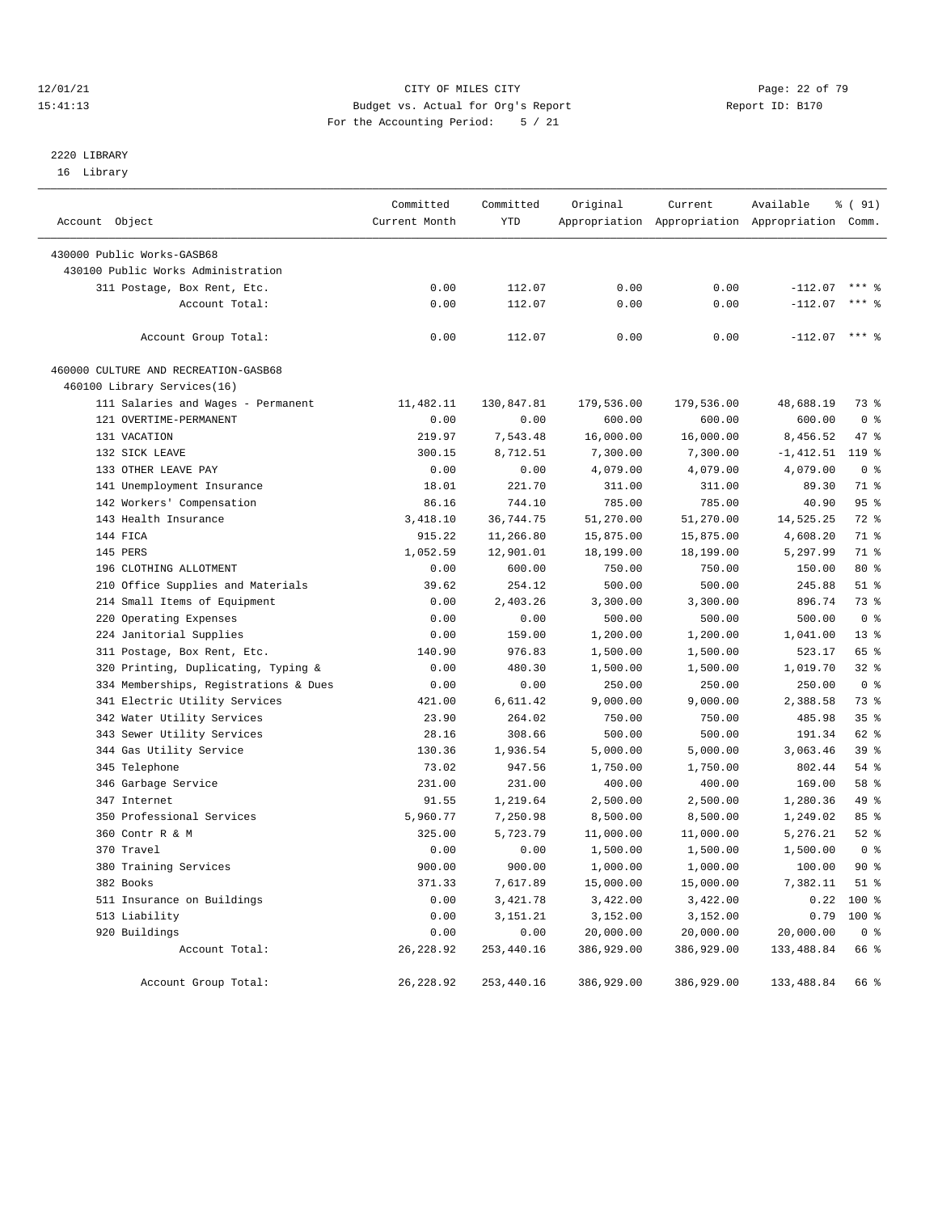CITY OF MILES CITY
Budget vs. Actual for Org's Report
For the Accounting Period: 5 / 21

12/01/21
15:41:13

Report ID: B170

2220 LIBRARY
16 Library

| Account Object | Committed Current Month | Committed YTD | Original Appropriation | Current Appropriation | Available Appropriation | % ( 91) Comm. |
|---|---|---|---|---|---|---|
| 430000 Public Works-GASB68 | | | | | | |
| 430100 Public Works Administration | | | | | | |
| 311 Postage, Box Rent, Etc. | 0.00 | 112.07 | 0.00 | 0.00 | -112.07 | *** % |
| Account Total: | 0.00 | 112.07 | 0.00 | 0.00 | -112.07 | *** % |
| Account Group Total: | 0.00 | 112.07 | 0.00 | 0.00 | -112.07 | *** % |
| 460000 CULTURE AND RECREATION-GASB68 | | | | | | |
| 460100 Library Services(16) | | | | | | |
| 111 Salaries and Wages - Permanent | 11,482.11 | 130,847.81 | 179,536.00 | 179,536.00 | 48,688.19 | 73 % |
| 121 OVERTIME-PERMANENT | 0.00 | 0.00 | 600.00 | 600.00 | 600.00 | 0 % |
| 131 VACATION | 219.97 | 7,543.48 | 16,000.00 | 16,000.00 | 8,456.52 | 47 % |
| 132 SICK LEAVE | 300.15 | 8,712.51 | 7,300.00 | 7,300.00 | -1,412.51 | 119 % |
| 133 OTHER LEAVE PAY | 0.00 | 0.00 | 4,079.00 | 4,079.00 | 4,079.00 | 0 % |
| 141 Unemployment Insurance | 18.01 | 221.70 | 311.00 | 311.00 | 89.30 | 71 % |
| 142 Workers' Compensation | 86.16 | 744.10 | 785.00 | 785.00 | 40.90 | 95 % |
| 143 Health Insurance | 3,418.10 | 36,744.75 | 51,270.00 | 51,270.00 | 14,525.25 | 72 % |
| 144 FICA | 915.22 | 11,266.80 | 15,875.00 | 15,875.00 | 4,608.20 | 71 % |
| 145 PERS | 1,052.59 | 12,901.01 | 18,199.00 | 18,199.00 | 5,297.99 | 71 % |
| 196 CLOTHING ALLOTMENT | 0.00 | 600.00 | 750.00 | 750.00 | 150.00 | 80 % |
| 210 Office Supplies and Materials | 39.62 | 254.12 | 500.00 | 500.00 | 245.88 | 51 % |
| 214 Small Items of Equipment | 0.00 | 2,403.26 | 3,300.00 | 3,300.00 | 896.74 | 73 % |
| 220 Operating Expenses | 0.00 | 0.00 | 500.00 | 500.00 | 500.00 | 0 % |
| 224 Janitorial Supplies | 0.00 | 159.00 | 1,200.00 | 1,200.00 | 1,041.00 | 13 % |
| 311 Postage, Box Rent, Etc. | 140.90 | 976.83 | 1,500.00 | 1,500.00 | 523.17 | 65 % |
| 320 Printing, Duplicating, Typing & | 0.00 | 480.30 | 1,500.00 | 1,500.00 | 1,019.70 | 32 % |
| 334 Memberships, Registrations & Dues | 0.00 | 0.00 | 250.00 | 250.00 | 250.00 | 0 % |
| 341 Electric Utility Services | 421.00 | 6,611.42 | 9,000.00 | 9,000.00 | 2,388.58 | 73 % |
| 342 Water Utility Services | 23.90 | 264.02 | 750.00 | 750.00 | 485.98 | 35 % |
| 343 Sewer Utility Services | 28.16 | 308.66 | 500.00 | 500.00 | 191.34 | 62 % |
| 344 Gas Utility Service | 130.36 | 1,936.54 | 5,000.00 | 5,000.00 | 3,063.46 | 39 % |
| 345 Telephone | 73.02 | 947.56 | 1,750.00 | 1,750.00 | 802.44 | 54 % |
| 346 Garbage Service | 231.00 | 231.00 | 400.00 | 400.00 | 169.00 | 58 % |
| 347 Internet | 91.55 | 1,219.64 | 2,500.00 | 2,500.00 | 1,280.36 | 49 % |
| 350 Professional Services | 5,960.77 | 7,250.98 | 8,500.00 | 8,500.00 | 1,249.02 | 85 % |
| 360 Contr R & M | 325.00 | 5,723.79 | 11,000.00 | 11,000.00 | 5,276.21 | 52 % |
| 370 Travel | 0.00 | 0.00 | 1,500.00 | 1,500.00 | 1,500.00 | 0 % |
| 380 Training Services | 900.00 | 900.00 | 1,000.00 | 1,000.00 | 100.00 | 90 % |
| 382 Books | 371.33 | 7,617.89 | 15,000.00 | 15,000.00 | 7,382.11 | 51 % |
| 511 Insurance on Buildings | 0.00 | 3,421.78 | 3,422.00 | 3,422.00 | 0.22 | 100 % |
| 513 Liability | 0.00 | 3,151.21 | 3,152.00 | 3,152.00 | 0.79 | 100 % |
| 920 Buildings | 0.00 | 0.00 | 20,000.00 | 20,000.00 | 20,000.00 | 0 % |
| Account Total: | 26,228.92 | 253,440.16 | 386,929.00 | 386,929.00 | 133,488.84 | 66 % |
| Account Group Total: | 26,228.92 | 253,440.16 | 386,929.00 | 386,929.00 | 133,488.84 | 66 % |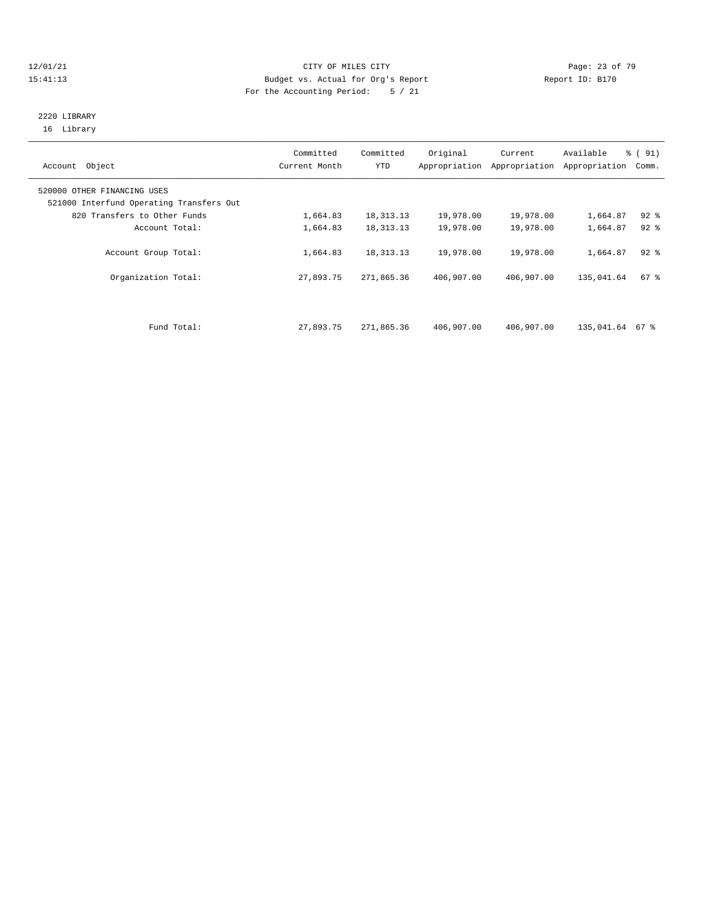CITY OF MILES CITY

Budget vs. Actual for Org's Report

For the Accounting Period: 5 / 21

12/01/21
15:41:13

Report ID: B170

2220 LIBRARY
16 Library

| Account Object | Committed Current Month | Committed YTD | Original Appropriation | Current Appropriation | Available Appropriation | % ( 91) Comm. |
|---|---|---|---|---|---|---|
| 520000 OTHER FINANCING USES | | | | | | |
| 521000 Interfund Operating Transfers Out | | | | | | |
| 820 Transfers to Other Funds | 1,664.83 | 18,313.13 | 19,978.00 | 19,978.00 | 1,664.87 | 92 % |
| Account Total: | 1,664.83 | 18,313.13 | 19,978.00 | 19,978.00 | 1,664.87 | 92 % |
| Account Group Total: | 1,664.83 | 18,313.13 | 19,978.00 | 19,978.00 | 1,664.87 | 92 % |
| Organization Total: | 27,893.75 | 271,865.36 | 406,907.00 | 406,907.00 | 135,041.64 | 67 % |
| Fund Total: | 27,893.75 | 271,865.36 | 406,907.00 | 406,907.00 | 135,041.64 | 67 % |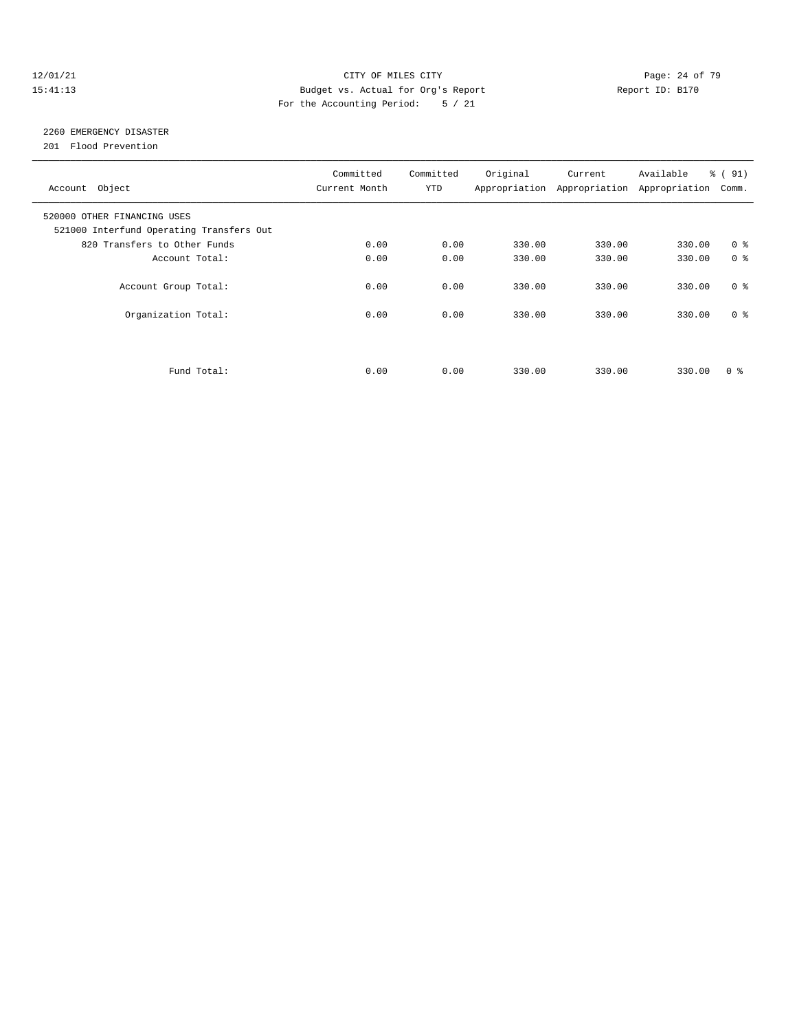CITY OF MILES CITY
Budget vs. Actual for Org's Report
For the Accounting Period: 5 / 21

2260 EMERGENCY DISASTER
201 Flood Prevention

| Account Object | Committed Current Month | Committed YTD | Original Appropriation | Current Appropriation | Available Appropriation | % ( 91) Comm. |
|---|---|---|---|---|---|---|
| 520000 OTHER FINANCING USES | | | | | | |
| 521000 Interfund Operating Transfers Out | | | | | | |
| 820 Transfers to Other Funds | 0.00 | 0.00 | 330.00 | 330.00 | 330.00 | 0 % |
| Account Total: | 0.00 | 0.00 | 330.00 | 330.00 | 330.00 | 0 % |
| Account Group Total: | 0.00 | 0.00 | 330.00 | 330.00 | 330.00 | 0 % |
| Organization Total: | 0.00 | 0.00 | 330.00 | 330.00 | 330.00 | 0 % |
| Fund Total: | 0.00 | 0.00 | 330.00 | 330.00 | 330.00 | 0 % |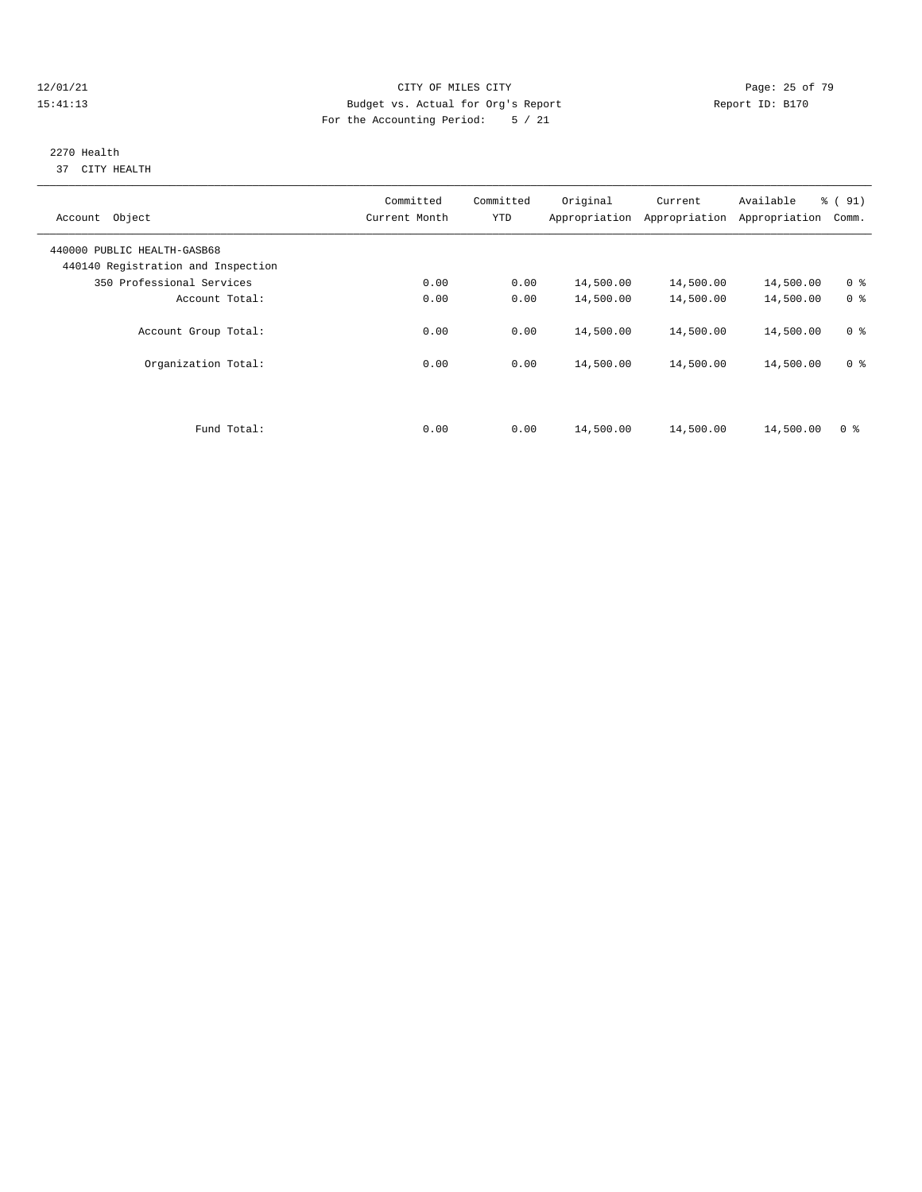CITY OF MILES CITY

Budget vs. Actual for Org's Report

For the Accounting Period: 5 / 21

## 2270 Health

37 CITY HEALTH

| Account Object | Committed Current Month | Committed YTD | Original Appropriation | Current Appropriation | Available Appropriation | % ( 91) Comm. |
|---|---|---|---|---|---|---|
| 440000 PUBLIC HEALTH-GASB68 | | | | | | |
| 440140 Registration and Inspection | | | | | | |
| 350 Professional Services | 0.00 | 0.00 | 14,500.00 | 14,500.00 | 14,500.00 | 0 % |
| Account Total: | 0.00 | 0.00 | 14,500.00 | 14,500.00 | 14,500.00 | 0 % |
| Account Group Total: | 0.00 | 0.00 | 14,500.00 | 14,500.00 | 14,500.00 | 0 % |
| Organization Total: | 0.00 | 0.00 | 14,500.00 | 14,500.00 | 14,500.00 | 0 % |
| Fund Total: | 0.00 | 0.00 | 14,500.00 | 14,500.00 | 14,500.00 | 0 % |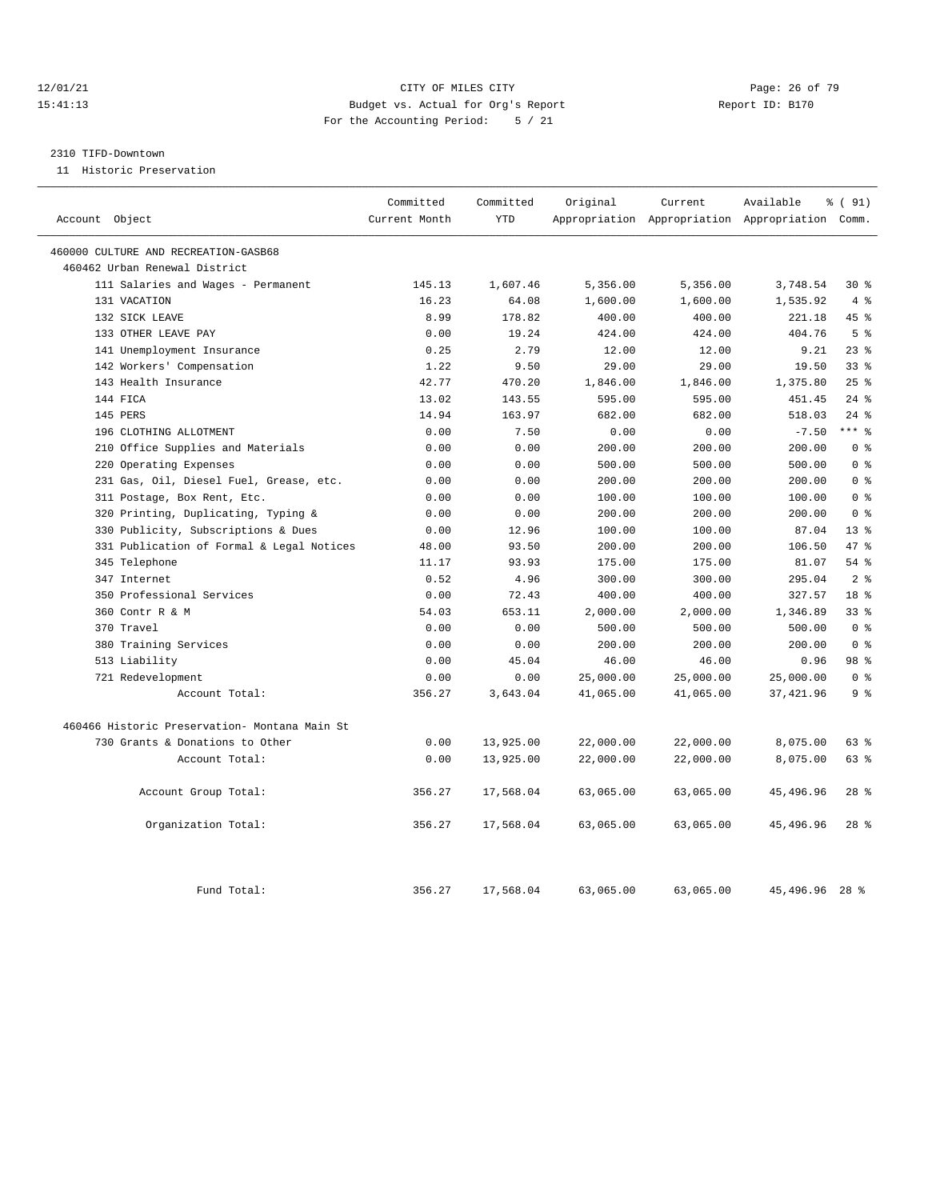12/01/21 CITY OF MILES CITY
15:41:13 Budget vs. Actual for Org's Report Report ID: B170
For the Accounting Period: 5 / 21

2310 TIFD-Downtown
11 Historic Preservation

| Account Object | Committed Current Month | Committed YTD | Original Appropriation | Current Appropriation | Available Appropriation | % ( 91) Comm. |
|---|---|---|---|---|---|---|
| 460000 CULTURE AND RECREATION-GASB68 | | | | | | |
| 460462 Urban Renewal District | | | | | | |
| 111 Salaries and Wages - Permanent | 145.13 | 1,607.46 | 5,356.00 | 5,356.00 | 3,748.54 | 30 % |
| 131 VACATION | 16.23 | 64.08 | 1,600.00 | 1,600.00 | 1,535.92 | 4 % |
| 132 SICK LEAVE | 8.99 | 178.82 | 400.00 | 400.00 | 221.18 | 45 % |
| 133 OTHER LEAVE PAY | 0.00 | 19.24 | 424.00 | 424.00 | 404.76 | 5 % |
| 141 Unemployment Insurance | 0.25 | 2.79 | 12.00 | 12.00 | 9.21 | 23 % |
| 142 Workers' Compensation | 1.22 | 9.50 | 29.00 | 29.00 | 19.50 | 33 % |
| 143 Health Insurance | 42.77 | 470.20 | 1,846.00 | 1,846.00 | 1,375.80 | 25 % |
| 144 FICA | 13.02 | 143.55 | 595.00 | 595.00 | 451.45 | 24 % |
| 145 PERS | 14.94 | 163.97 | 682.00 | 682.00 | 518.03 | 24 % |
| 196 CLOTHING ALLOTMENT | 0.00 | 7.50 | 0.00 | 0.00 | -7.50 | *** % |
| 210 Office Supplies and Materials | 0.00 | 0.00 | 200.00 | 200.00 | 200.00 | 0 % |
| 220 Operating Expenses | 0.00 | 0.00 | 500.00 | 500.00 | 500.00 | 0 % |
| 231 Gas, Oil, Diesel Fuel, Grease, etc. | 0.00 | 0.00 | 200.00 | 200.00 | 200.00 | 0 % |
| 311 Postage, Box Rent, Etc. | 0.00 | 0.00 | 100.00 | 100.00 | 100.00 | 0 % |
| 320 Printing, Duplicating, Typing & | 0.00 | 0.00 | 200.00 | 200.00 | 200.00 | 0 % |
| 330 Publicity, Subscriptions & Dues | 0.00 | 12.96 | 100.00 | 100.00 | 87.04 | 13 % |
| 331 Publication of Formal & Legal Notices | 48.00 | 93.50 | 200.00 | 200.00 | 106.50 | 47 % |
| 345 Telephone | 11.17 | 93.93 | 175.00 | 175.00 | 81.07 | 54 % |
| 347 Internet | 0.52 | 4.96 | 300.00 | 300.00 | 295.04 | 2 % |
| 350 Professional Services | 0.00 | 72.43 | 400.00 | 400.00 | 327.57 | 18 % |
| 360 Contr R & M | 54.03 | 653.11 | 2,000.00 | 2,000.00 | 1,346.89 | 33 % |
| 370 Travel | 0.00 | 0.00 | 500.00 | 500.00 | 500.00 | 0 % |
| 380 Training Services | 0.00 | 0.00 | 200.00 | 200.00 | 200.00 | 0 % |
| 513 Liability | 0.00 | 45.04 | 46.00 | 46.00 | 0.96 | 98 % |
| 721 Redevelopment | 0.00 | 0.00 | 25,000.00 | 25,000.00 | 25,000.00 | 0 % |
| Account Total: | 356.27 | 3,643.04 | 41,065.00 | 41,065.00 | 37,421.96 | 9 % |
| 460466 Historic Preservation- Montana Main St | | | | | | |
| 730 Grants & Donations to Other | 0.00 | 13,925.00 | 22,000.00 | 22,000.00 | 8,075.00 | 63 % |
| Account Total: | 0.00 | 13,925.00 | 22,000.00 | 22,000.00 | 8,075.00 | 63 % |
| Account Group Total: | 356.27 | 17,568.04 | 63,065.00 | 63,065.00 | 45,496.96 | 28 % |
| Organization Total: | 356.27 | 17,568.04 | 63,065.00 | 63,065.00 | 45,496.96 | 28 % |
| Fund Total: | 356.27 | 17,568.04 | 63,065.00 | 63,065.00 | 45,496.96 | 28 % |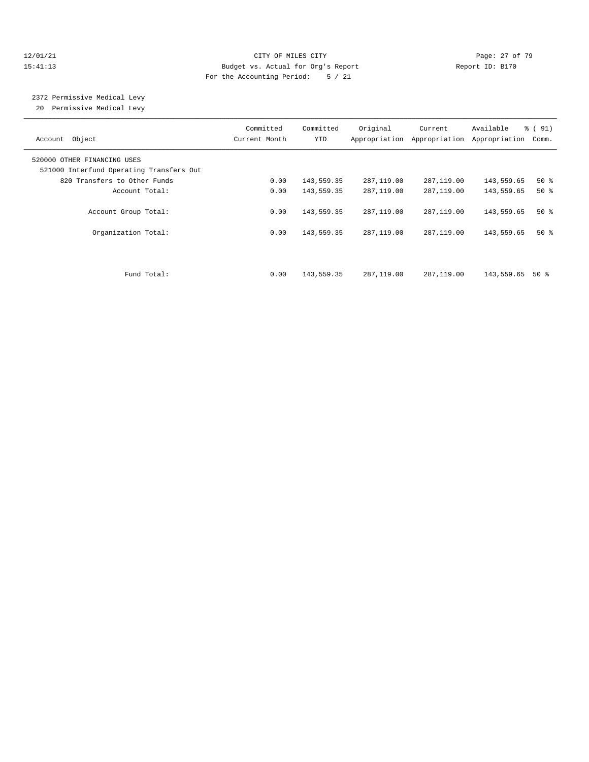CITY OF MILES CITY
Budget vs. Actual for Org's Report
For the Accounting Period: 5 / 21

12/01/21
15:41:13

Report ID: B170

## 2372 Permissive Medical Levy

20 Permissive Medical Levy

| Account Object | Committed Current Month | Committed YTD | Original Appropriation | Current Appropriation | Available Appropriation | % ( 91) Comm. |
|---|---|---|---|---|---|---|
| 520000 OTHER FINANCING USES | | | | | | |
| 521000 Interfund Operating Transfers Out | | | | | | |
| 820 Transfers to Other Funds | 0.00 | 143,559.35 | 287,119.00 | 287,119.00 | 143,559.65 | 50 % |
| Account Total: | 0.00 | 143,559.35 | 287,119.00 | 287,119.00 | 143,559.65 | 50 % |
| Account Group Total: | 0.00 | 143,559.35 | 287,119.00 | 287,119.00 | 143,559.65 | 50 % |
| Organization Total: | 0.00 | 143,559.35 | 287,119.00 | 287,119.00 | 143,559.65 | 50 % |
| Fund Total: | 0.00 | 143,559.35 | 287,119.00 | 287,119.00 | 143,559.65 | 50 % |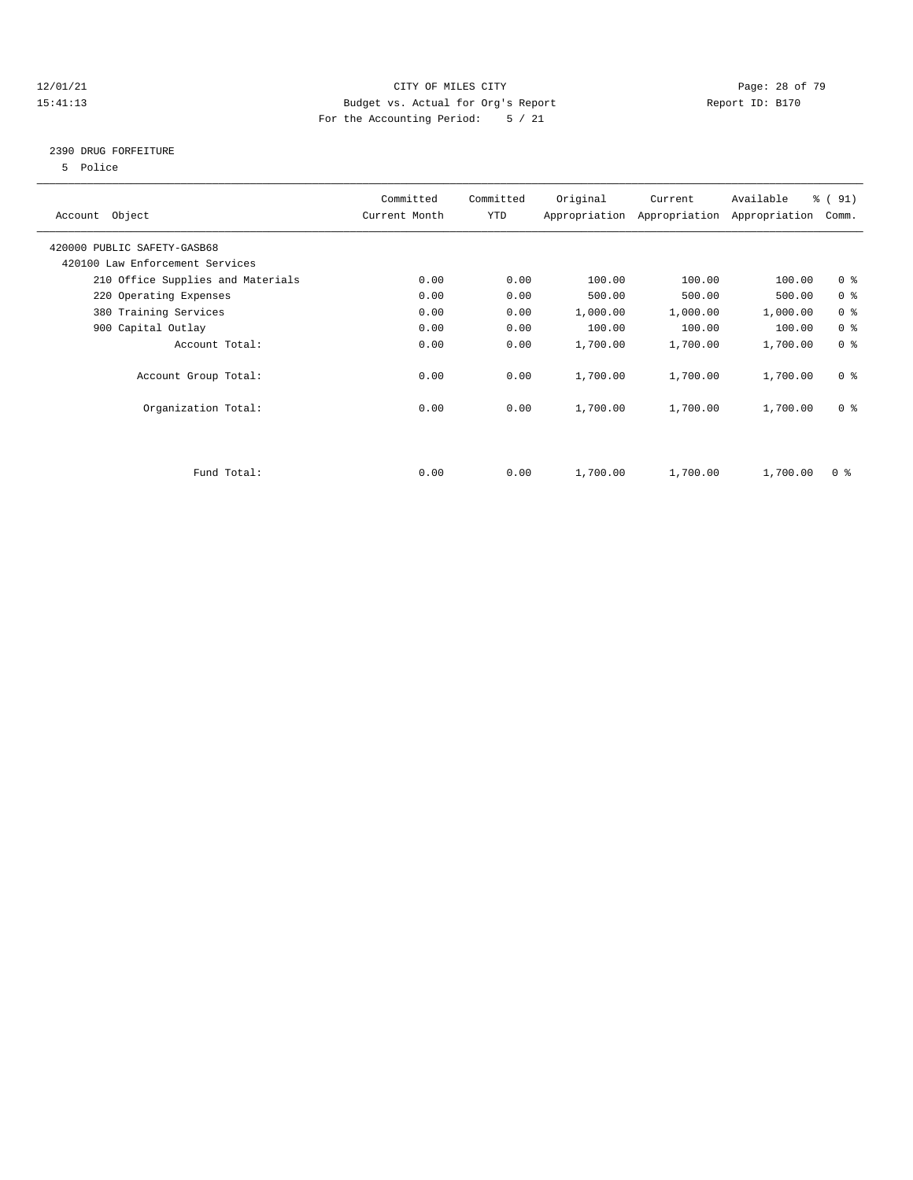CITY OF MILES CITY
Budget vs. Actual for Org's Report
For the Accounting Period: 5 / 21

## 2390 DRUG FORFEITURE

5 Police

| Account Object | Committed Current Month | Committed YTD | Original Appropriation | Current Appropriation | Available Appropriation | % ( 91) Comm. |
|---|---|---|---|---|---|---|
| 420000 PUBLIC SAFETY-GASB68 | | | | | | |
| 420100 Law Enforcement Services | | | | | | |
| 210 Office Supplies and Materials | 0.00 | 0.00 | 100.00 | 100.00 | 100.00 | 0 % |
| 220 Operating Expenses | 0.00 | 0.00 | 500.00 | 500.00 | 500.00 | 0 % |
| 380 Training Services | 0.00 | 0.00 | 1,000.00 | 1,000.00 | 1,000.00 | 0 % |
| 900 Capital Outlay | 0.00 | 0.00 | 100.00 | 100.00 | 100.00 | 0 % |
| Account Total: | 0.00 | 0.00 | 1,700.00 | 1,700.00 | 1,700.00 | 0 % |
| Account Group Total: | 0.00 | 0.00 | 1,700.00 | 1,700.00 | 1,700.00 | 0 % |
| Organization Total: | 0.00 | 0.00 | 1,700.00 | 1,700.00 | 1,700.00 | 0 % |
| Fund Total: | 0.00 | 0.00 | 1,700.00 | 1,700.00 | 1,700.00 | 0 % |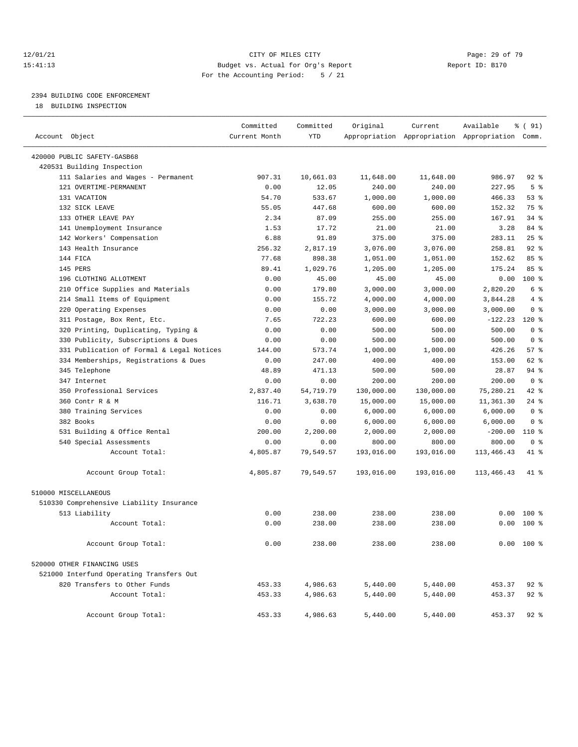12/01/21 CITY OF MILES CITY
15:41:13 Budget vs. Actual for Org's Report Report ID: B170
For the Accounting Period: 5 / 21

## 2394 BUILDING CODE ENFORCEMENT

18 BUILDING INSPECTION

| Account Object | Committed Current Month | Committed YTD | Original Appropriation | Current Appropriation | Available Appropriation | % ( 91) Comm. |
|---|---|---|---|---|---|---|
| 420000 PUBLIC SAFETY-GASB68 | | | | | | |
| 420531 Building Inspection | | | | | | |
| 111 Salaries and Wages - Permanent | 907.31 | 10,661.03 | 11,648.00 | 11,648.00 | 986.97 | 92 % |
| 121 OVERTIME-PERMANENT | 0.00 | 12.05 | 240.00 | 240.00 | 227.95 | 5 % |
| 131 VACATION | 54.70 | 533.67 | 1,000.00 | 1,000.00 | 466.33 | 53 % |
| 132 SICK LEAVE | 55.05 | 447.68 | 600.00 | 600.00 | 152.32 | 75 % |
| 133 OTHER LEAVE PAY | 2.34 | 87.09 | 255.00 | 255.00 | 167.91 | 34 % |
| 141 Unemployment Insurance | 1.53 | 17.72 | 21.00 | 21.00 | 3.28 | 84 % |
| 142 Workers' Compensation | 6.88 | 91.89 | 375.00 | 375.00 | 283.11 | 25 % |
| 143 Health Insurance | 256.32 | 2,817.19 | 3,076.00 | 3,076.00 | 258.81 | 92 % |
| 144 FICA | 77.68 | 898.38 | 1,051.00 | 1,051.00 | 152.62 | 85 % |
| 145 PERS | 89.41 | 1,029.76 | 1,205.00 | 1,205.00 | 175.24 | 85 % |
| 196 CLOTHING ALLOTMENT | 0.00 | 45.00 | 45.00 | 45.00 | 0.00 | 100 % |
| 210 Office Supplies and Materials | 0.00 | 179.80 | 3,000.00 | 3,000.00 | 2,820.20 | 6 % |
| 214 Small Items of Equipment | 0.00 | 155.72 | 4,000.00 | 4,000.00 | 3,844.28 | 4 % |
| 220 Operating Expenses | 0.00 | 0.00 | 3,000.00 | 3,000.00 | 3,000.00 | 0 % |
| 311 Postage, Box Rent, Etc. | 7.65 | 722.23 | 600.00 | 600.00 | -122.23 | 120 % |
| 320 Printing, Duplicating, Typing & | 0.00 | 0.00 | 500.00 | 500.00 | 500.00 | 0 % |
| 330 Publicity, Subscriptions & Dues | 0.00 | 0.00 | 500.00 | 500.00 | 500.00 | 0 % |
| 331 Publication of Formal & Legal Notices | 144.00 | 573.74 | 1,000.00 | 1,000.00 | 426.26 | 57 % |
| 334 Memberships, Registrations & Dues | 0.00 | 247.00 | 400.00 | 400.00 | 153.00 | 62 % |
| 345 Telephone | 48.89 | 471.13 | 500.00 | 500.00 | 28.87 | 94 % |
| 347 Internet | 0.00 | 0.00 | 200.00 | 200.00 | 200.00 | 0 % |
| 350 Professional Services | 2,837.40 | 54,719.79 | 130,000.00 | 130,000.00 | 75,280.21 | 42 % |
| 360 Contr R & M | 116.71 | 3,638.70 | 15,000.00 | 15,000.00 | 11,361.30 | 24 % |
| 380 Training Services | 0.00 | 0.00 | 6,000.00 | 6,000.00 | 6,000.00 | 0 % |
| 382 Books | 0.00 | 0.00 | 6,000.00 | 6,000.00 | 6,000.00 | 0 % |
| 531 Building & Office Rental | 200.00 | 2,200.00 | 2,000.00 | 2,000.00 | -200.00 | 110 % |
| 540 Special Assessments | 0.00 | 0.00 | 800.00 | 800.00 | 800.00 | 0 % |
| Account Total: | 4,805.87 | 79,549.57 | 193,016.00 | 193,016.00 | 113,466.43 | 41 % |
| Account Group Total: | 4,805.87 | 79,549.57 | 193,016.00 | 193,016.00 | 113,466.43 | 41 % |
| 510000 MISCELLANEOUS | | | | | | |
| 510330 Comprehensive Liability Insurance | | | | | | |
| 513 Liability | 0.00 | 238.00 | 238.00 | 238.00 | 0.00 | 100 % |
| Account Total: | 0.00 | 238.00 | 238.00 | 238.00 | 0.00 | 100 % |
| Account Group Total: | 0.00 | 238.00 | 238.00 | 238.00 | 0.00 | 100 % |
| 520000 OTHER FINANCING USES | | | | | | |
| 521000 Interfund Operating Transfers Out | | | | | | |
| 820 Transfers to Other Funds | 453.33 | 4,986.63 | 5,440.00 | 5,440.00 | 453.37 | 92 % |
| Account Total: | 453.33 | 4,986.63 | 5,440.00 | 5,440.00 | 453.37 | 92 % |
| Account Group Total: | 453.33 | 4,986.63 | 5,440.00 | 5,440.00 | 453.37 | 92 % |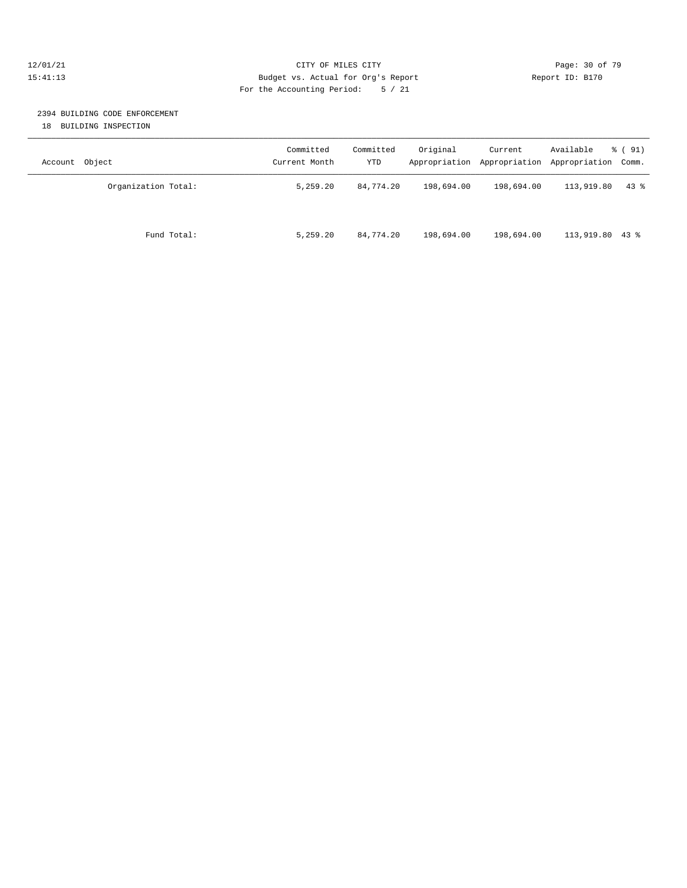12/01/21 CITY OF MILES CITY
15:41:13 Budget vs. Actual for Org's Report Report ID: B170
For the Accounting Period: 5 / 21

## 2394 BUILDING CODE ENFORCEMENT

18 BUILDING INSPECTION

| Account Object | Committed Current Month | Committed YTD | Original Appropriation | Current Appropriation | Available Appropriation | % ( 91) Comm. |
|---|---|---|---|---|---|---|
| Organization Total: | 5,259.20 | 84,774.20 | 198,694.00 | 198,694.00 | 113,919.80 | 43 % |
| Fund Total: | 5,259.20 | 84,774.20 | 198,694.00 | 198,694.00 | 113,919.80 | 43 % |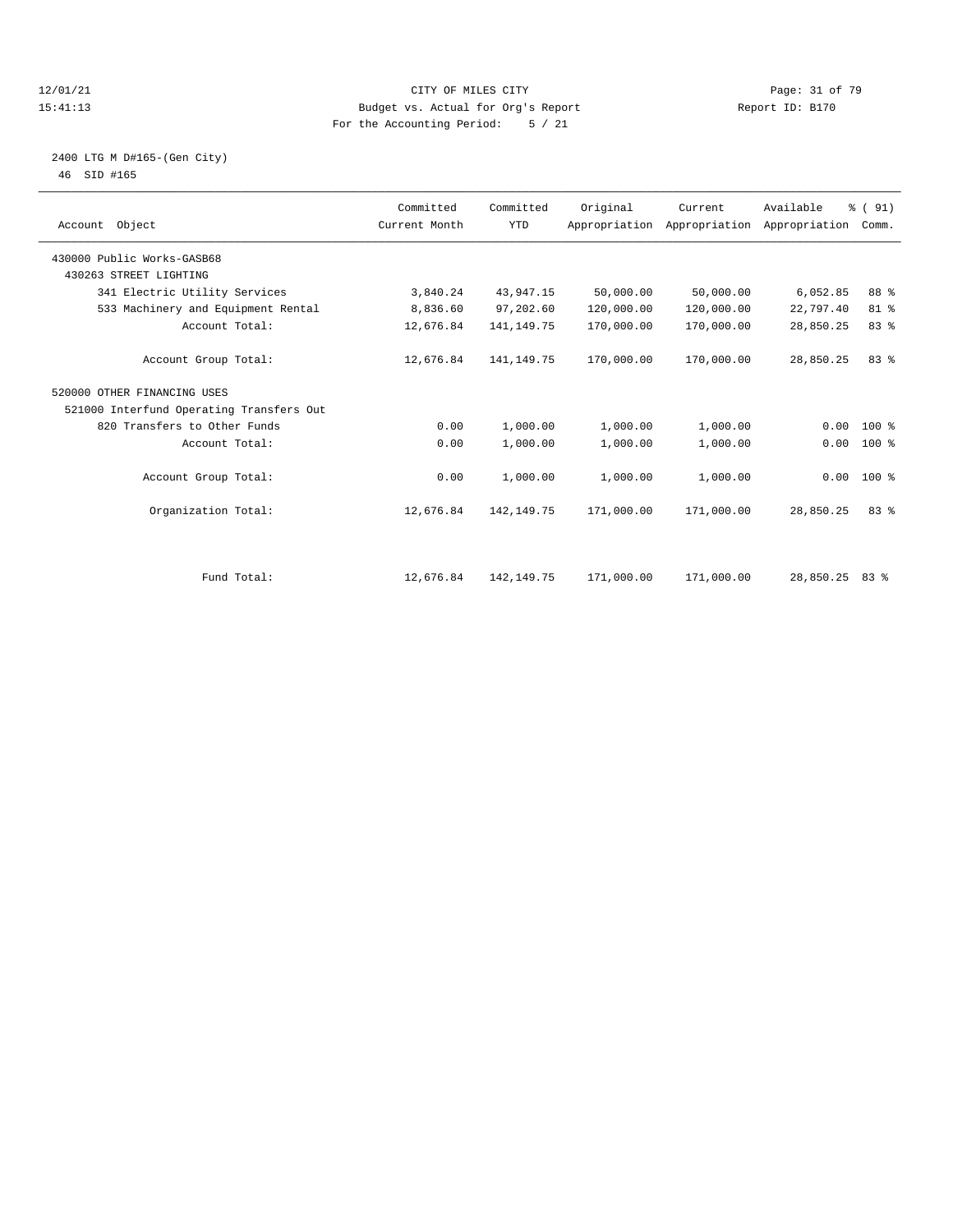CITY OF MILES CITY
Budget vs. Actual for Org's Report
For the Accounting Period: 5 / 21

12/01/21
15:41:13

Report ID: B170

## 2400 LTG M D#165-(Gen City)

46 SID #165

| Account Object | Committed Current Month | Committed YTD | Original Appropriation | Current Appropriation | Available Appropriation | % ( 91) Comm. |
|---|---|---|---|---|---|---|
| 430000 Public Works-GASB68 | | | | | | |
| 430263 STREET LIGHTING | | | | | | |
| 341 Electric Utility Services | 3,840.24 | 43,947.15 | 50,000.00 | 50,000.00 | 6,052.85 | 88 % |
| 533 Machinery and Equipment Rental | 8,836.60 | 97,202.60 | 120,000.00 | 120,000.00 | 22,797.40 | 81 % |
| Account Total: | 12,676.84 | 141,149.75 | 170,000.00 | 170,000.00 | 28,850.25 | 83 % |
| Account Group Total: | 12,676.84 | 141,149.75 | 170,000.00 | 170,000.00 | 28,850.25 | 83 % |
| 520000 OTHER FINANCING USES | | | | | | |
| 521000 Interfund Operating Transfers Out | | | | | | |
| 820 Transfers to Other Funds | 0.00 | 1,000.00 | 1,000.00 | 1,000.00 | 0.00 | 100 % |
| Account Total: | 0.00 | 1,000.00 | 1,000.00 | 1,000.00 | 0.00 | 100 % |
| Account Group Total: | 0.00 | 1,000.00 | 1,000.00 | 1,000.00 | 0.00 | 100 % |
| Organization Total: | 12,676.84 | 142,149.75 | 171,000.00 | 171,000.00 | 28,850.25 | 83 % |
| Fund Total: | 12,676.84 | 142,149.75 | 171,000.00 | 171,000.00 | 28,850.25 | 83 % |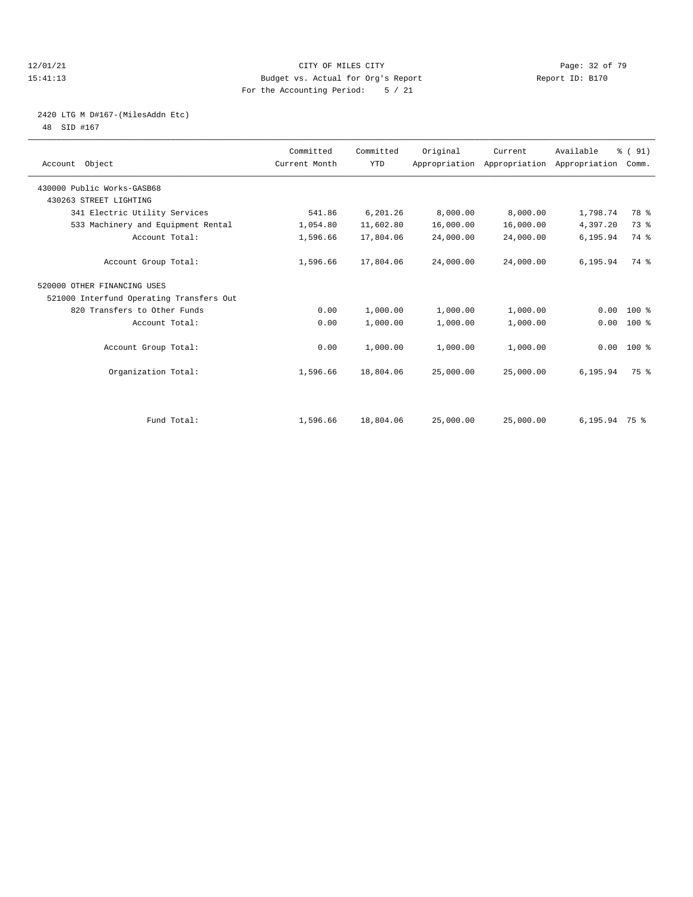CITY OF MILES CITY
Budget vs. Actual for Org's Report
For the Accounting Period: 5 / 21

12/01/21
15:41:13

Report ID: B170

2420 LTG M D#167-(MilesAddn Etc)
48 SID #167

| Account Object | Committed Current Month | Committed YTD | Original Appropriation | Current Appropriation | Available Appropriation | % ( 91) Comm. |
|---|---|---|---|---|---|---|
| 430000 Public Works-GASB68 | | | | | | |
| 430263 STREET LIGHTING | | | | | | |
| 341 Electric Utility Services | 541.86 | 6,201.26 | 8,000.00 | 8,000.00 | 1,798.74 | 78 % |
| 533 Machinery and Equipment Rental | 1,054.80 | 11,602.80 | 16,000.00 | 16,000.00 | 4,397.20 | 73 % |
| Account Total: | 1,596.66 | 17,804.06 | 24,000.00 | 24,000.00 | 6,195.94 | 74 % |
| Account Group Total: | 1,596.66 | 17,804.06 | 24,000.00 | 24,000.00 | 6,195.94 | 74 % |
| 520000 OTHER FINANCING USES | | | | | | |
| 521000 Interfund Operating Transfers Out | | | | | | |
| 820 Transfers to Other Funds | 0.00 | 1,000.00 | 1,000.00 | 1,000.00 | 0.00 | 100 % |
| Account Total: | 0.00 | 1,000.00 | 1,000.00 | 1,000.00 | 0.00 | 100 % |
| Account Group Total: | 0.00 | 1,000.00 | 1,000.00 | 1,000.00 | 0.00 | 100 % |
| Organization Total: | 1,596.66 | 18,804.06 | 25,000.00 | 25,000.00 | 6,195.94 | 75 % |
| Fund Total: | 1,596.66 | 18,804.06 | 25,000.00 | 25,000.00 | 6,195.94 | 75 % |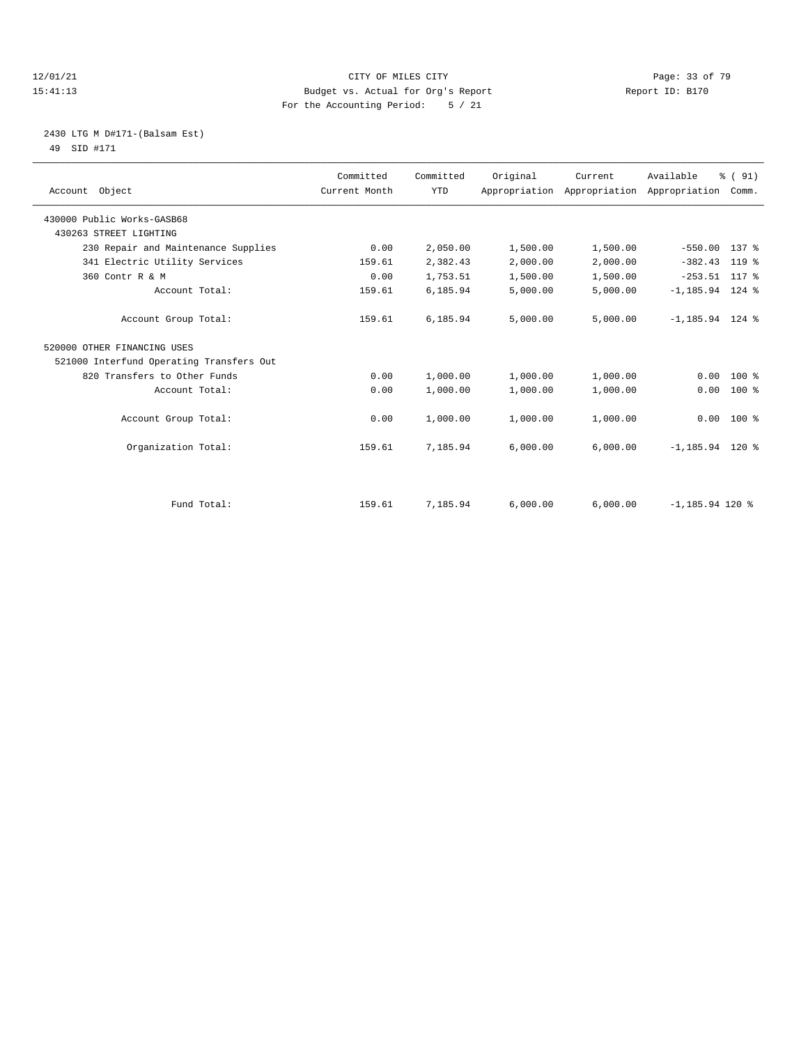CITY OF MILES CITY
Budget vs. Actual for Org's Report
For the Accounting Period: 5 / 21

12/01/21
15:41:13

Report ID: B170

2430 LTG M D#171-(Balsam Est)
49 SID #171

| Account Object | Committed Current Month | Committed YTD | Original Appropriation | Current Appropriation | Available Appropriation | % ( 91) Comm. |
|---|---|---|---|---|---|---|
| 430000 Public Works-GASB68 | | | | | | |
| 430263 STREET LIGHTING | | | | | | |
| 230 Repair and Maintenance Supplies | 0.00 | 2,050.00 | 1,500.00 | 1,500.00 | -550.00 | 137 % |
| 341 Electric Utility Services | 159.61 | 2,382.43 | 2,000.00 | 2,000.00 | -382.43 | 119 % |
| 360 Contr R & M | 0.00 | 1,753.51 | 1,500.00 | 1,500.00 | -253.51 | 117 % |
| Account Total: | 159.61 | 6,185.94 | 5,000.00 | 5,000.00 | -1,185.94 | 124 % |
| Account Group Total: | 159.61 | 6,185.94 | 5,000.00 | 5,000.00 | -1,185.94 | 124 % |
| 520000 OTHER FINANCING USES | | | | | | |
| 521000 Interfund Operating Transfers Out | | | | | | |
| 820 Transfers to Other Funds | 0.00 | 1,000.00 | 1,000.00 | 1,000.00 | 0.00 | 100 % |
| Account Total: | 0.00 | 1,000.00 | 1,000.00 | 1,000.00 | 0.00 | 100 % |
| Account Group Total: | 0.00 | 1,000.00 | 1,000.00 | 1,000.00 | 0.00 | 100 % |
| Organization Total: | 159.61 | 7,185.94 | 6,000.00 | 6,000.00 | -1,185.94 | 120 % |
| Fund Total: | 159.61 | 7,185.94 | 6,000.00 | 6,000.00 | -1,185.94 | 120 % |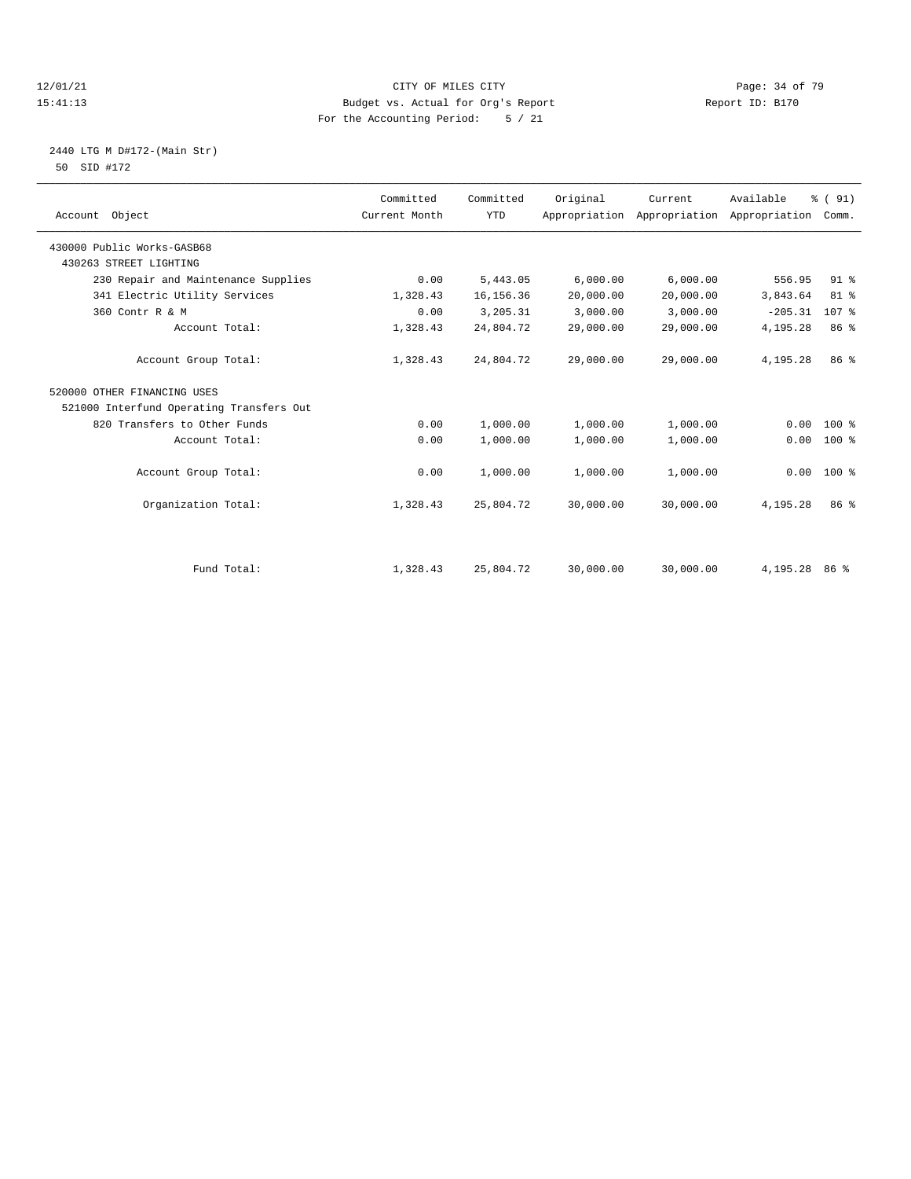CITY OF MILES CITY
Budget vs. Actual for Org's Report
For the Accounting Period: 5 / 21

12/01/21
15:41:13

Report ID: B170

2440 LTG M D#172-(Main Str)
50 SID #172

| Account Object | Committed Current Month | Committed YTD | Original Appropriation | Current Appropriation | Available Appropriation | % ( 91) Comm. |
|---|---|---|---|---|---|---|
| 430000 Public Works-GASB68 | | | | | | |
| 430263 STREET LIGHTING | | | | | | |
| 230 Repair and Maintenance Supplies | 0.00 | 5,443.05 | 6,000.00 | 6,000.00 | 556.95 | 91 % |
| 341 Electric Utility Services | 1,328.43 | 16,156.36 | 20,000.00 | 20,000.00 | 3,843.64 | 81 % |
| 360 Contr R & M | 0.00 | 3,205.31 | 3,000.00 | 3,000.00 | -205.31 | 107 % |
| Account Total: | 1,328.43 | 24,804.72 | 29,000.00 | 29,000.00 | 4,195.28 | 86 % |
| Account Group Total: | 1,328.43 | 24,804.72 | 29,000.00 | 29,000.00 | 4,195.28 | 86 % |
| 520000 OTHER FINANCING USES | | | | | | |
| 521000 Interfund Operating Transfers Out | | | | | | |
| 820 Transfers to Other Funds | 0.00 | 1,000.00 | 1,000.00 | 1,000.00 | 0.00 | 100 % |
| Account Total: | 0.00 | 1,000.00 | 1,000.00 | 1,000.00 | 0.00 | 100 % |
| Account Group Total: | 0.00 | 1,000.00 | 1,000.00 | 1,000.00 | 0.00 | 100 % |
| Organization Total: | 1,328.43 | 25,804.72 | 30,000.00 | 30,000.00 | 4,195.28 | 86 % |
| Fund Total: | 1,328.43 | 25,804.72 | 30,000.00 | 30,000.00 | 4,195.28 | 86 % |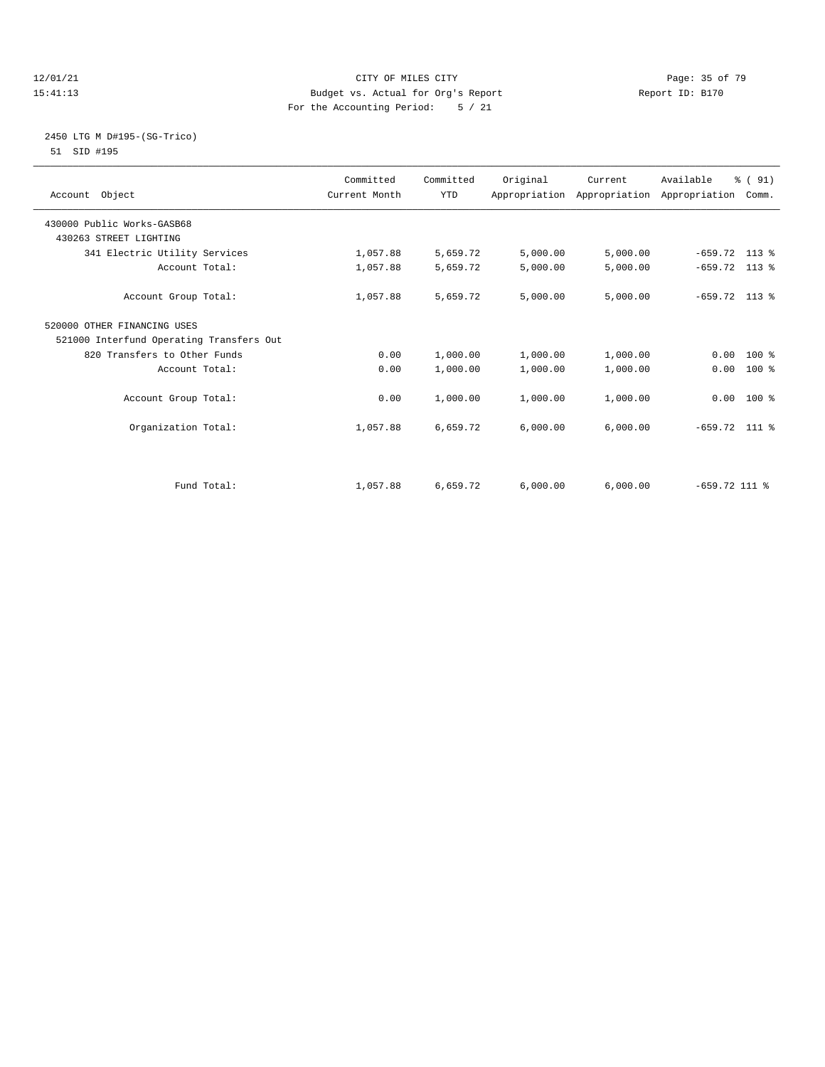12/01/21 CITY OF MILES CITY
15:41:13 Budget vs. Actual for Org's Report Report ID: B170
For the Accounting Period: 5 / 21

2450 LTG M D#195-(SG-Trico)
51 SID #195

| Account Object | Committed Current Month | Committed YTD | Original Appropriation | Current Appropriation | Available Appropriation | % ( 91) Comm. |
|---|---|---|---|---|---|---|
| 430000 Public Works-GASB68 | | | | | | |
| 430263 STREET LIGHTING | | | | | | |
| 341 Electric Utility Services | 1,057.88 | 5,659.72 | 5,000.00 | 5,000.00 | -659.72 | 113 % |
| Account Total: | 1,057.88 | 5,659.72 | 5,000.00 | 5,000.00 | -659.72 | 113 % |
| Account Group Total: | 1,057.88 | 5,659.72 | 5,000.00 | 5,000.00 | -659.72 | 113 % |
| 520000 OTHER FINANCING USES | | | | | | |
| 521000 Interfund Operating Transfers Out | | | | | | |
| 820 Transfers to Other Funds | 0.00 | 1,000.00 | 1,000.00 | 1,000.00 | 0.00 | 100 % |
| Account Total: | 0.00 | 1,000.00 | 1,000.00 | 1,000.00 | 0.00 | 100 % |
| Account Group Total: | 0.00 | 1,000.00 | 1,000.00 | 1,000.00 | 0.00 | 100 % |
| Organization Total: | 1,057.88 | 6,659.72 | 6,000.00 | 6,000.00 | -659.72 | 111 % |
| Fund Total: | 1,057.88 | 6,659.72 | 6,000.00 | 6,000.00 | -659.72 | 111 % |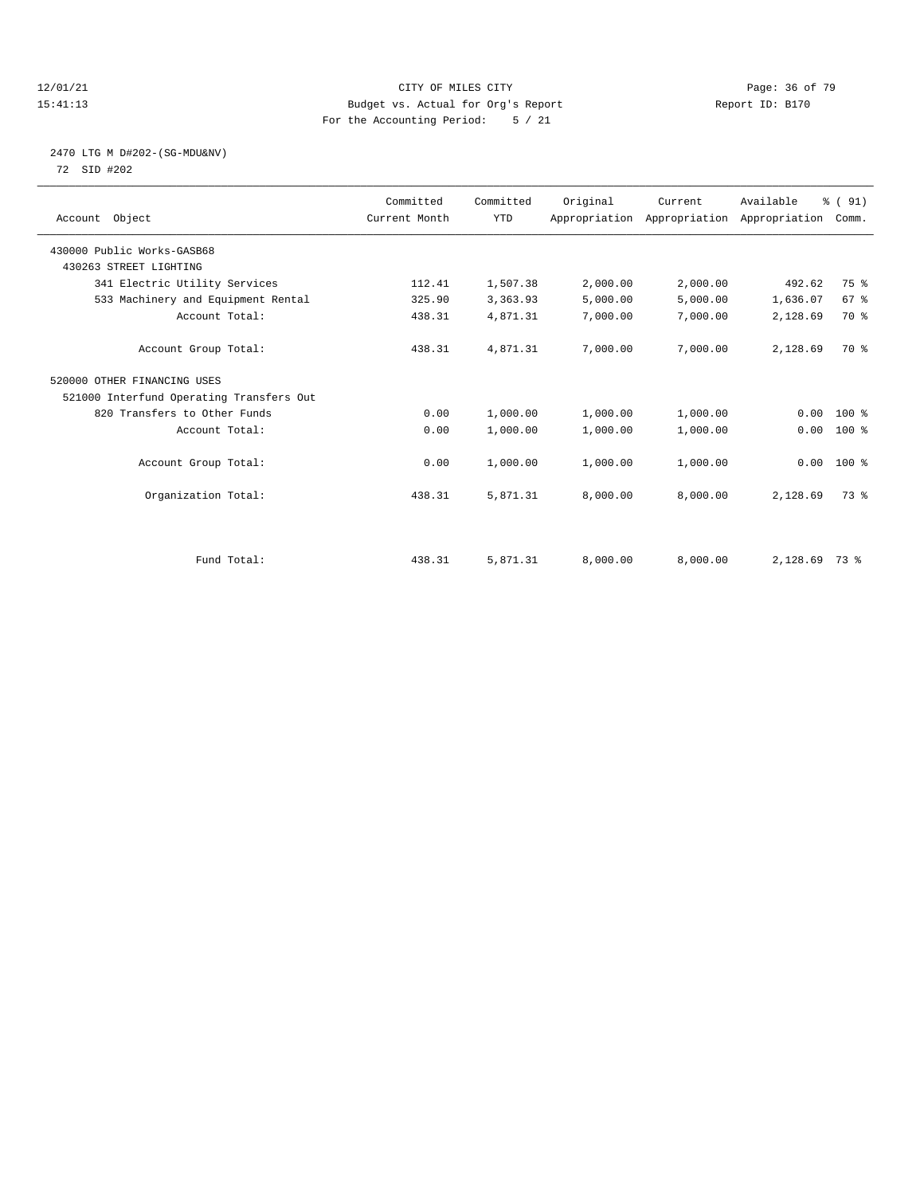CITY OF MILES CITY
Budget vs. Actual for Org's Report
For the Accounting Period: 5 / 21

12/01/21
15:41:13

Report ID: B170

2470 LTG M D#202-(SG-MDU&NV)
72 SID #202

| Account Object | Committed Current Month | Committed YTD | Original Appropriation | Current Appropriation | Available Appropriation | % ( 91) Comm. |
|---|---|---|---|---|---|---|
| 430000 Public Works-GASB68 | | | | | | |
| 430263 STREET LIGHTING | | | | | | |
| 341 Electric Utility Services | 112.41 | 1,507.38 | 2,000.00 | 2,000.00 | 492.62 | 75 % |
| 533 Machinery and Equipment Rental | 325.90 | 3,363.93 | 5,000.00 | 5,000.00 | 1,636.07 | 67 % |
| Account Total: | 438.31 | 4,871.31 | 7,000.00 | 7,000.00 | 2,128.69 | 70 % |
| Account Group Total: | 438.31 | 4,871.31 | 7,000.00 | 7,000.00 | 2,128.69 | 70 % |
| 520000 OTHER FINANCING USES | | | | | | |
| 521000 Interfund Operating Transfers Out | | | | | | |
| 820 Transfers to Other Funds | 0.00 | 1,000.00 | 1,000.00 | 1,000.00 | 0.00 | 100 % |
| Account Total: | 0.00 | 1,000.00 | 1,000.00 | 1,000.00 | 0.00 | 100 % |
| Account Group Total: | 0.00 | 1,000.00 | 1,000.00 | 1,000.00 | 0.00 | 100 % |
| Organization Total: | 438.31 | 5,871.31 | 8,000.00 | 8,000.00 | 2,128.69 | 73 % |
| Fund Total: | 438.31 | 5,871.31 | 8,000.00 | 8,000.00 | 2,128.69 | 73 % |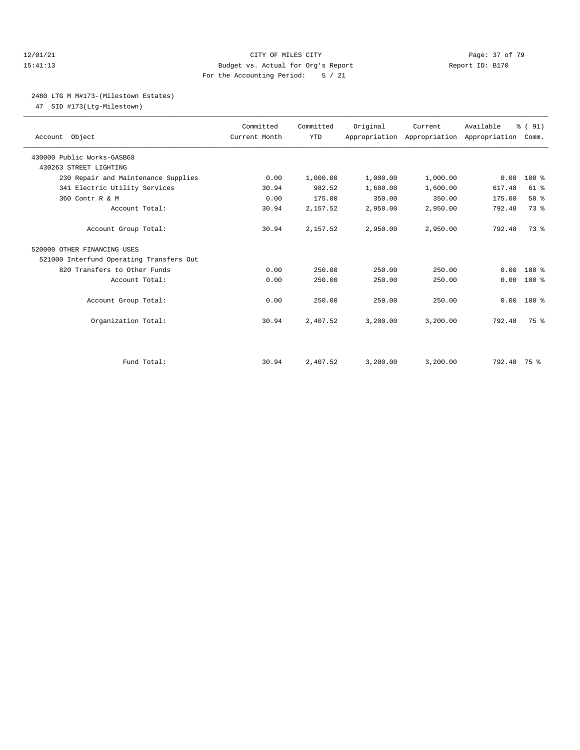CITY OF MILES CITY
Budget vs. Actual for Org's Report
For the Accounting Period: 5 / 21

12/01/21
15:41:13

Report ID: B170

## 2480 LTG M M#173-(Milestown Estates)

47 SID #173(Ltg-Milestown)

| Account Object | Committed Current Month | Committed YTD | Original Appropriation | Current Appropriation | Available Appropriation | % ( 91) Comm. |
|---|---|---|---|---|---|---|
| 430000 Public Works-GASB68 | | | | | | |
| 430263 STREET LIGHTING | | | | | | |
| 230 Repair and Maintenance Supplies | 0.00 | 1,000.00 | 1,000.00 | 1,000.00 | 0.00 | 100 % |
| 341 Electric Utility Services | 30.94 | 982.52 | 1,600.00 | 1,600.00 | 617.48 | 61 % |
| 360 Contr R & M | 0.00 | 175.00 | 350.00 | 350.00 | 175.00 | 50 % |
| Account Total: | 30.94 | 2,157.52 | 2,950.00 | 2,950.00 | 792.48 | 73 % |
| Account Group Total: | 30.94 | 2,157.52 | 2,950.00 | 2,950.00 | 792.48 | 73 % |
| 520000 OTHER FINANCING USES | | | | | | |
| 521000 Interfund Operating Transfers Out | | | | | | |
| 820 Transfers to Other Funds | 0.00 | 250.00 | 250.00 | 250.00 | 0.00 | 100 % |
| Account Total: | 0.00 | 250.00 | 250.00 | 250.00 | 0.00 | 100 % |
| Account Group Total: | 0.00 | 250.00 | 250.00 | 250.00 | 0.00 | 100 % |
| Organization Total: | 30.94 | 2,407.52 | 3,200.00 | 3,200.00 | 792.48 | 75 % |
| Fund Total: | 30.94 | 2,407.52 | 3,200.00 | 3,200.00 | 792.48 | 75 % |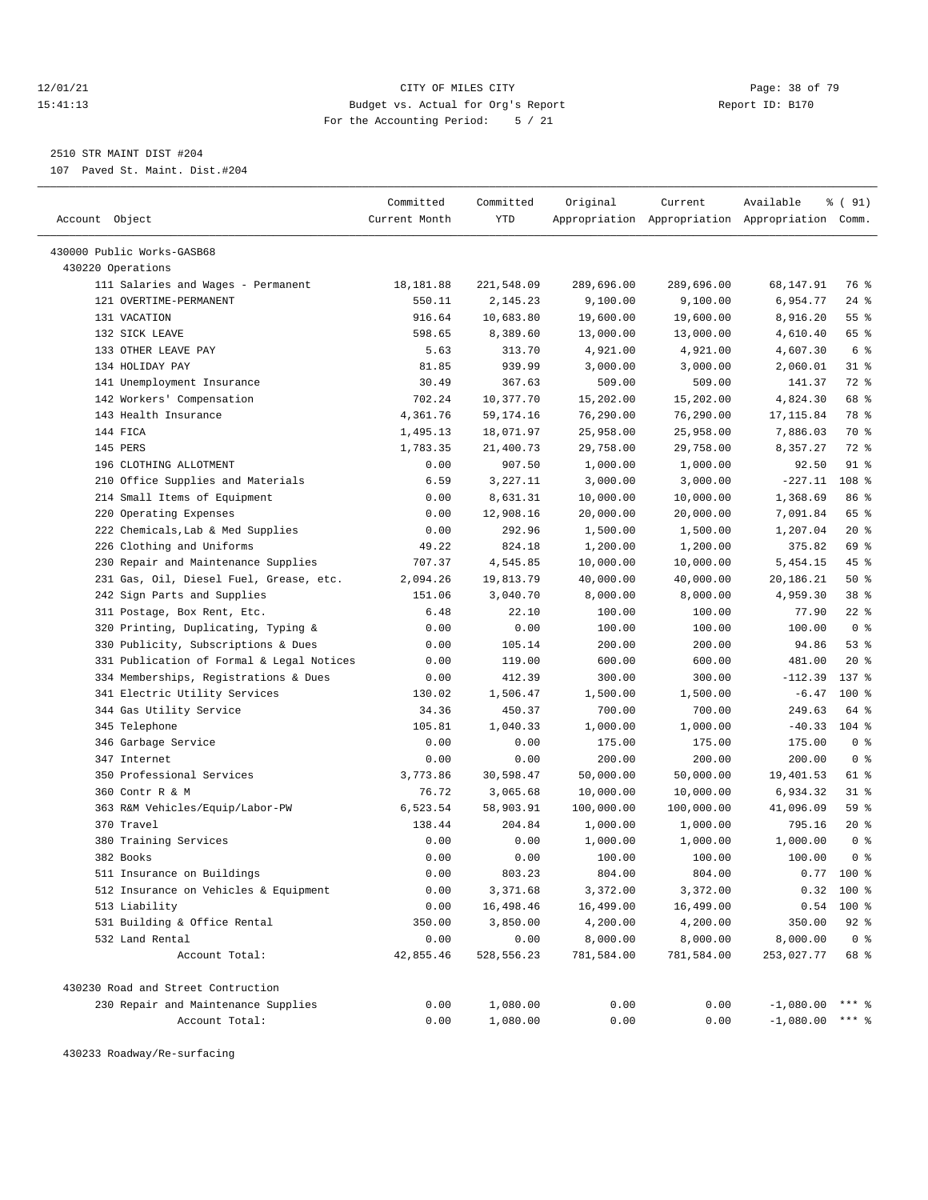12/01/21 CITY OF MILES CITY
15:41:13 Budget vs. Actual for Org's Report Report ID: B170
For the Accounting Period: 5 / 21

2510 STR MAINT DIST #204
107 Paved St. Maint. Dist.#204

| Account Object | Committed Current Month | Committed YTD | Original Appropriation | Current Appropriation | Available Appropriation | % ( 91) Comm. |
|---|---|---|---|---|---|---|
| 430000 Public Works-GASB68 | | | | | | |
| 430220 Operations | | | | | | |
| 111 Salaries and Wages - Permanent | 18,181.88 | 221,548.09 | 289,696.00 | 289,696.00 | 68,147.91 | 76 % |
| 121 OVERTIME-PERMANENT | 550.11 | 2,145.23 | 9,100.00 | 9,100.00 | 6,954.77 | 24 % |
| 131 VACATION | 916.64 | 10,683.80 | 19,600.00 | 19,600.00 | 8,916.20 | 55 % |
| 132 SICK LEAVE | 598.65 | 8,389.60 | 13,000.00 | 13,000.00 | 4,610.40 | 65 % |
| 133 OTHER LEAVE PAY | 5.63 | 313.70 | 4,921.00 | 4,921.00 | 4,607.30 | 6 % |
| 134 HOLIDAY PAY | 81.85 | 939.99 | 3,000.00 | 3,000.00 | 2,060.01 | 31 % |
| 141 Unemployment Insurance | 30.49 | 367.63 | 509.00 | 509.00 | 141.37 | 72 % |
| 142 Workers' Compensation | 702.24 | 10,377.70 | 15,202.00 | 15,202.00 | 4,824.30 | 68 % |
| 143 Health Insurance | 4,361.76 | 59,174.16 | 76,290.00 | 76,290.00 | 17,115.84 | 78 % |
| 144 FICA | 1,495.13 | 18,071.97 | 25,958.00 | 25,958.00 | 7,886.03 | 70 % |
| 145 PERS | 1,783.35 | 21,400.73 | 29,758.00 | 29,758.00 | 8,357.27 | 72 % |
| 196 CLOTHING ALLOTMENT | 0.00 | 907.50 | 1,000.00 | 1,000.00 | 92.50 | 91 % |
| 210 Office Supplies and Materials | 6.59 | 3,227.11 | 3,000.00 | 3,000.00 | -227.11 | 108 % |
| 214 Small Items of Equipment | 0.00 | 8,631.31 | 10,000.00 | 10,000.00 | 1,368.69 | 86 % |
| 220 Operating Expenses | 0.00 | 12,908.16 | 20,000.00 | 20,000.00 | 7,091.84 | 65 % |
| 222 Chemicals,Lab & Med Supplies | 0.00 | 292.96 | 1,500.00 | 1,500.00 | 1,207.04 | 20 % |
| 226 Clothing and Uniforms | 49.22 | 824.18 | 1,200.00 | 1,200.00 | 375.82 | 69 % |
| 230 Repair and Maintenance Supplies | 707.37 | 4,545.85 | 10,000.00 | 10,000.00 | 5,454.15 | 45 % |
| 231 Gas, Oil, Diesel Fuel, Grease, etc. | 2,094.26 | 19,813.79 | 40,000.00 | 40,000.00 | 20,186.21 | 50 % |
| 242 Sign Parts and Supplies | 151.06 | 3,040.70 | 8,000.00 | 8,000.00 | 4,959.30 | 38 % |
| 311 Postage, Box Rent, Etc. | 6.48 | 22.10 | 100.00 | 100.00 | 77.90 | 22 % |
| 320 Printing, Duplicating, Typing & | 0.00 | 0.00 | 100.00 | 100.00 | 100.00 | 0 % |
| 330 Publicity, Subscriptions & Dues | 0.00 | 105.14 | 200.00 | 200.00 | 94.86 | 53 % |
| 331 Publication of Formal & Legal Notices | 0.00 | 119.00 | 600.00 | 600.00 | 481.00 | 20 % |
| 334 Memberships, Registrations & Dues | 0.00 | 412.39 | 300.00 | 300.00 | -112.39 | 137 % |
| 341 Electric Utility Services | 130.02 | 1,506.47 | 1,500.00 | 1,500.00 | -6.47 | 100 % |
| 344 Gas Utility Service | 34.36 | 450.37 | 700.00 | 700.00 | 249.63 | 64 % |
| 345 Telephone | 105.81 | 1,040.33 | 1,000.00 | 1,000.00 | -40.33 | 104 % |
| 346 Garbage Service | 0.00 | 0.00 | 175.00 | 175.00 | 175.00 | 0 % |
| 347 Internet | 0.00 | 0.00 | 200.00 | 200.00 | 200.00 | 0 % |
| 350 Professional Services | 3,773.86 | 30,598.47 | 50,000.00 | 50,000.00 | 19,401.53 | 61 % |
| 360 Contr R & M | 76.72 | 3,065.68 | 10,000.00 | 10,000.00 | 6,934.32 | 31 % |
| 363 R&M Vehicles/Equip/Labor-PW | 6,523.54 | 58,903.91 | 100,000.00 | 100,000.00 | 41,096.09 | 59 % |
| 370 Travel | 138.44 | 204.84 | 1,000.00 | 1,000.00 | 795.16 | 20 % |
| 380 Training Services | 0.00 | 0.00 | 1,000.00 | 1,000.00 | 1,000.00 | 0 % |
| 382 Books | 0.00 | 0.00 | 100.00 | 100.00 | 100.00 | 0 % |
| 511 Insurance on Buildings | 0.00 | 803.23 | 804.00 | 804.00 | 0.77 | 100 % |
| 512 Insurance on Vehicles & Equipment | 0.00 | 3,371.68 | 3,372.00 | 3,372.00 | 0.32 | 100 % |
| 513 Liability | 0.00 | 16,498.46 | 16,499.00 | 16,499.00 | 0.54 | 100 % |
| 531 Building & Office Rental | 350.00 | 3,850.00 | 4,200.00 | 4,200.00 | 350.00 | 92 % |
| 532 Land Rental | 0.00 | 0.00 | 8,000.00 | 8,000.00 | 8,000.00 | 0 % |
| Account Total: | 42,855.46 | 528,556.23 | 781,584.00 | 781,584.00 | 253,027.77 | 68 % |
| 430230 Road and Street Contruction | | | | | | |
| 230 Repair and Maintenance Supplies | 0.00 | 1,080.00 | 0.00 | 0.00 | -1,080.00 | *** % |
| Account Total: | 0.00 | 1,080.00 | 0.00 | 0.00 | -1,080.00 | *** % |
| 430233 Roadway/Re-surfacing | | | | | | |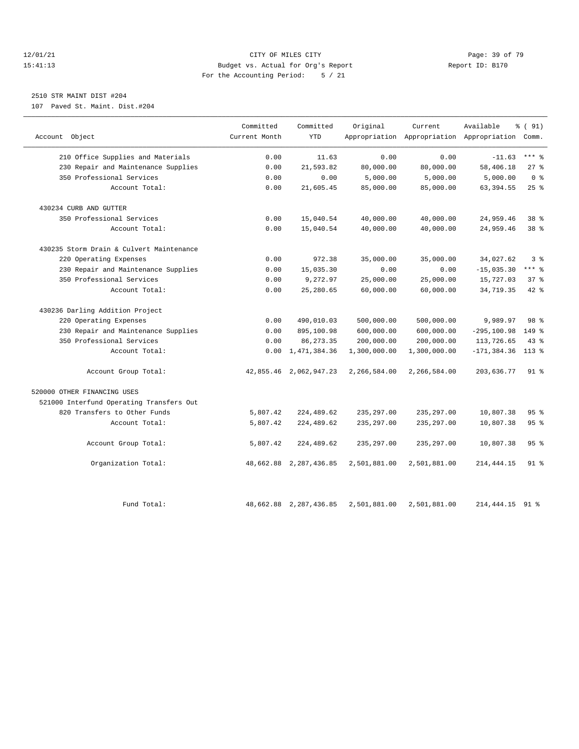CITY OF MILES CITY

Budget vs. Actual for Org's Report

For the Accounting Period: 5 / 21

12/01/21
15:41:13

Report ID: B170

2510 STR MAINT DIST #204

107 Paved St. Maint. Dist.#204

| Account Object | Committed Current Month | Committed YTD | Original Appropriation | Current Appropriation | Available Appropriation | % ( 91) Comm. |
|---|---|---|---|---|---|---|
| 210 Office Supplies and Materials | 0.00 | 11.63 | 0.00 | 0.00 | -11.63 | *** % |
| 230 Repair and Maintenance Supplies | 0.00 | 21,593.82 | 80,000.00 | 80,000.00 | 58,406.18 | 27 % |
| 350 Professional Services | 0.00 | 0.00 | 5,000.00 | 5,000.00 | 5,000.00 | 0 % |
| Account Total: | 0.00 | 21,605.45 | 85,000.00 | 85,000.00 | 63,394.55 | 25 % |
| 430234 CURB AND GUTTER | | | | | | |
| 350 Professional Services | 0.00 | 15,040.54 | 40,000.00 | 40,000.00 | 24,959.46 | 38 % |
| Account Total: | 0.00 | 15,040.54 | 40,000.00 | 40,000.00 | 24,959.46 | 38 % |
| 430235 Storm Drain & Culvert Maintenance | | | | | | |
| 220 Operating Expenses | 0.00 | 972.38 | 35,000.00 | 35,000.00 | 34,027.62 | 3 % |
| 230 Repair and Maintenance Supplies | 0.00 | 15,035.30 | 0.00 | 0.00 | -15,035.30 | *** % |
| 350 Professional Services | 0.00 | 9,272.97 | 25,000.00 | 25,000.00 | 15,727.03 | 37 % |
| Account Total: | 0.00 | 25,280.65 | 60,000.00 | 60,000.00 | 34,719.35 | 42 % |
| 430236 Darling Addition Project | | | | | | |
| 220 Operating Expenses | 0.00 | 490,010.03 | 500,000.00 | 500,000.00 | 9,989.97 | 98 % |
| 230 Repair and Maintenance Supplies | 0.00 | 895,100.98 | 600,000.00 | 600,000.00 | -295,100.98 | 149 % |
| 350 Professional Services | 0.00 | 86,273.35 | 200,000.00 | 200,000.00 | 113,726.65 | 43 % |
| Account Total: | 0.00 | 1,471,384.36 | 1,300,000.00 | 1,300,000.00 | -171,384.36 | 113 % |
| Account Group Total: | 42,855.46 | 2,062,947.23 | 2,266,584.00 | 2,266,584.00 | 203,636.77 | 91 % |
| 520000 OTHER FINANCING USES | | | | | | |
| 521000 Interfund Operating Transfers Out | | | | | | |
| 820 Transfers to Other Funds | 5,807.42 | 224,489.62 | 235,297.00 | 235,297.00 | 10,807.38 | 95 % |
| Account Total: | 5,807.42 | 224,489.62 | 235,297.00 | 235,297.00 | 10,807.38 | 95 % |
| Account Group Total: | 5,807.42 | 224,489.62 | 235,297.00 | 235,297.00 | 10,807.38 | 95 % |
| Organization Total: | 48,662.88 | 2,287,436.85 | 2,501,881.00 | 2,501,881.00 | 214,444.15 | 91 % |
| Fund Total: | 48,662.88 | 2,287,436.85 | 2,501,881.00 | 2,501,881.00 | 214,444.15 | 91 % |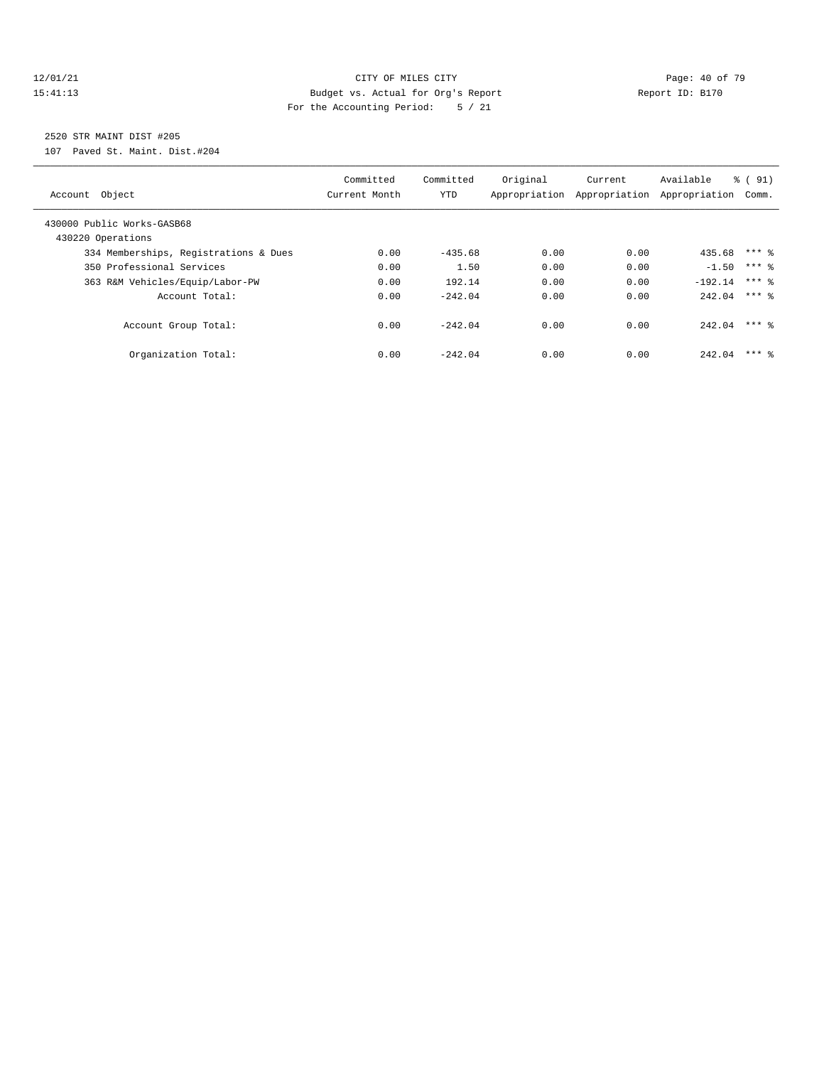12/01/21 CITY OF MILES CITY
15:41:13 Budget vs. Actual for Org's Report Report ID: B170
For the Accounting Period: 5 / 21

2520 STR MAINT DIST #205
107 Paved St. Maint. Dist.#204

| Account Object | Committed Current Month | Committed YTD | Original Appropriation | Current Appropriation | Available Appropriation | % ( 91) Comm. |
|---|---|---|---|---|---|---|
| 430000 Public Works-GASB68 | | | | | | |
| 430220 Operations | | | | | | |
| 334 Memberships, Registrations & Dues | 0.00 | -435.68 | 0.00 | 0.00 | 435.68 | *** % |
| 350 Professional Services | 0.00 | 1.50 | 0.00 | 0.00 | -1.50 | *** % |
| 363 R&M Vehicles/Equip/Labor-PW | 0.00 | 192.14 | 0.00 | 0.00 | -192.14 | *** % |
| Account Total: | 0.00 | -242.04 | 0.00 | 0.00 | 242.04 | *** % |
| Account Group Total: | 0.00 | -242.04 | 0.00 | 0.00 | 242.04 | *** % |
| Organization Total: | 0.00 | -242.04 | 0.00 | 0.00 | 242.04 | *** % |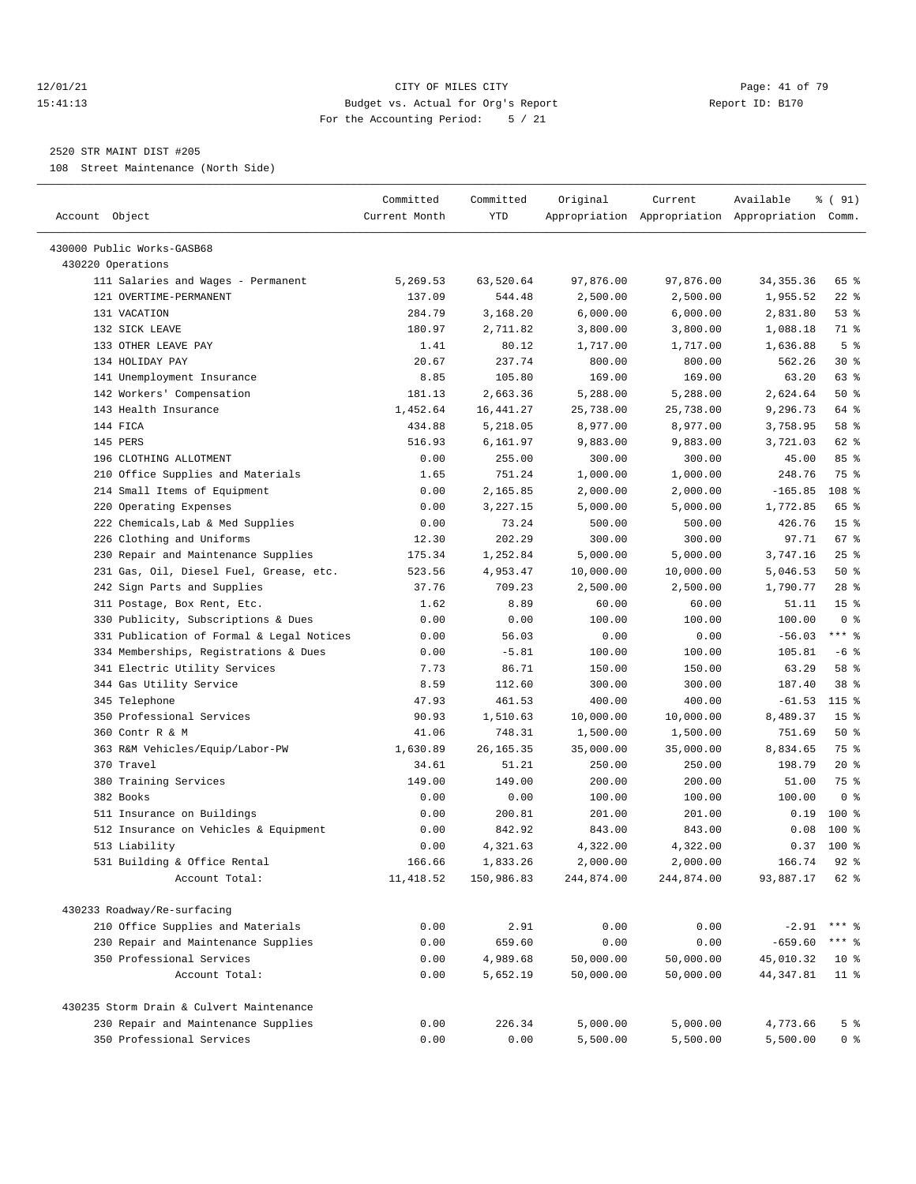12/01/21 CITY OF MILES CITY
15:41:13 Budget vs. Actual for Org's Report Report ID: B170
For the Accounting Period: 5 / 21

2520 STR MAINT DIST #205

108 Street Maintenance (North Side)

| Account Object | Committed Current Month | Committed YTD | Original Appropriation | Current Appropriation | Available Appropriation | % ( 91) Comm. |
|---|---|---|---|---|---|---|
| 430000 Public Works-GASB68 | | | | | | |
| 430220 Operations | | | | | | |
| 111 Salaries and Wages - Permanent | 5,269.53 | 63,520.64 | 97,876.00 | 97,876.00 | 34,355.36 | 65 % |
| 121 OVERTIME-PERMANENT | 137.09 | 544.48 | 2,500.00 | 2,500.00 | 1,955.52 | 22 % |
| 131 VACATION | 284.79 | 3,168.20 | 6,000.00 | 6,000.00 | 2,831.80 | 53 % |
| 132 SICK LEAVE | 180.97 | 2,711.82 | 3,800.00 | 3,800.00 | 1,088.18 | 71 % |
| 133 OTHER LEAVE PAY | 1.41 | 80.12 | 1,717.00 | 1,717.00 | 1,636.88 | 5 % |
| 134 HOLIDAY PAY | 20.67 | 237.74 | 800.00 | 800.00 | 562.26 | 30 % |
| 141 Unemployment Insurance | 8.85 | 105.80 | 169.00 | 169.00 | 63.20 | 63 % |
| 142 Workers' Compensation | 181.13 | 2,663.36 | 5,288.00 | 5,288.00 | 2,624.64 | 50 % |
| 143 Health Insurance | 1,452.64 | 16,441.27 | 25,738.00 | 25,738.00 | 9,296.73 | 64 % |
| 144 FICA | 434.88 | 5,218.05 | 8,977.00 | 8,977.00 | 3,758.95 | 58 % |
| 145 PERS | 516.93 | 6,161.97 | 9,883.00 | 9,883.00 | 3,721.03 | 62 % |
| 196 CLOTHING ALLOTMENT | 0.00 | 255.00 | 300.00 | 300.00 | 45.00 | 85 % |
| 210 Office Supplies and Materials | 1.65 | 751.24 | 1,000.00 | 1,000.00 | 248.76 | 75 % |
| 214 Small Items of Equipment | 0.00 | 2,165.85 | 2,000.00 | 2,000.00 | -165.85 | 108 % |
| 220 Operating Expenses | 0.00 | 3,227.15 | 5,000.00 | 5,000.00 | 1,772.85 | 65 % |
| 222 Chemicals,Lab & Med Supplies | 0.00 | 73.24 | 500.00 | 500.00 | 426.76 | 15 % |
| 226 Clothing and Uniforms | 12.30 | 202.29 | 300.00 | 300.00 | 97.71 | 67 % |
| 230 Repair and Maintenance Supplies | 175.34 | 1,252.84 | 5,000.00 | 5,000.00 | 3,747.16 | 25 % |
| 231 Gas, Oil, Diesel Fuel, Grease, etc. | 523.56 | 4,953.47 | 10,000.00 | 10,000.00 | 5,046.53 | 50 % |
| 242 Sign Parts and Supplies | 37.76 | 709.23 | 2,500.00 | 2,500.00 | 1,790.77 | 28 % |
| 311 Postage, Box Rent, Etc. | 1.62 | 8.89 | 60.00 | 60.00 | 51.11 | 15 % |
| 330 Publicity, Subscriptions & Dues | 0.00 | 0.00 | 100.00 | 100.00 | 100.00 | 0 % |
| 331 Publication of Formal & Legal Notices | 0.00 | 56.03 | 0.00 | 0.00 | -56.03 | *** % |
| 334 Memberships, Registrations & Dues | 0.00 | -5.81 | 100.00 | 100.00 | 105.81 | -6 % |
| 341 Electric Utility Services | 7.73 | 86.71 | 150.00 | 150.00 | 63.29 | 58 % |
| 344 Gas Utility Service | 8.59 | 112.60 | 300.00 | 300.00 | 187.40 | 38 % |
| 345 Telephone | 47.93 | 461.53 | 400.00 | 400.00 | -61.53 | 115 % |
| 350 Professional Services | 90.93 | 1,510.63 | 10,000.00 | 10,000.00 | 8,489.37 | 15 % |
| 360 Contr R & M | 41.06 | 748.31 | 1,500.00 | 1,500.00 | 751.69 | 50 % |
| 363 R&M Vehicles/Equip/Labor-PW | 1,630.89 | 26,165.35 | 35,000.00 | 35,000.00 | 8,834.65 | 75 % |
| 370 Travel | 34.61 | 51.21 | 250.00 | 250.00 | 198.79 | 20 % |
| 380 Training Services | 149.00 | 149.00 | 200.00 | 200.00 | 51.00 | 75 % |
| 382 Books | 0.00 | 0.00 | 100.00 | 100.00 | 100.00 | 0 % |
| 511 Insurance on Buildings | 0.00 | 200.81 | 201.00 | 201.00 | 0.19 | 100 % |
| 512 Insurance on Vehicles & Equipment | 0.00 | 842.92 | 843.00 | 843.00 | 0.08 | 100 % |
| 513 Liability | 0.00 | 4,321.63 | 4,322.00 | 4,322.00 | 0.37 | 100 % |
| 531 Building & Office Rental | 166.66 | 1,833.26 | 2,000.00 | 2,000.00 | 166.74 | 92 % |
| Account Total: | 11,418.52 | 150,986.83 | 244,874.00 | 244,874.00 | 93,887.17 | 62 % |
| 430233 Roadway/Re-surfacing | | | | | | |
| 210 Office Supplies and Materials | 0.00 | 2.91 | 0.00 | 0.00 | -2.91 | *** % |
| 230 Repair and Maintenance Supplies | 0.00 | 659.60 | 0.00 | 0.00 | -659.60 | *** % |
| 350 Professional Services | 0.00 | 4,989.68 | 50,000.00 | 50,000.00 | 45,010.32 | 10 % |
| Account Total: | 0.00 | 5,652.19 | 50,000.00 | 50,000.00 | 44,347.81 | 11 % |
| 430235 Storm Drain & Culvert Maintenance | | | | | | |
| 230 Repair and Maintenance Supplies | 0.00 | 226.34 | 5,000.00 | 5,000.00 | 4,773.66 | 5 % |
| 350 Professional Services | 0.00 | 0.00 | 5,500.00 | 5,500.00 | 5,500.00 | 0 % |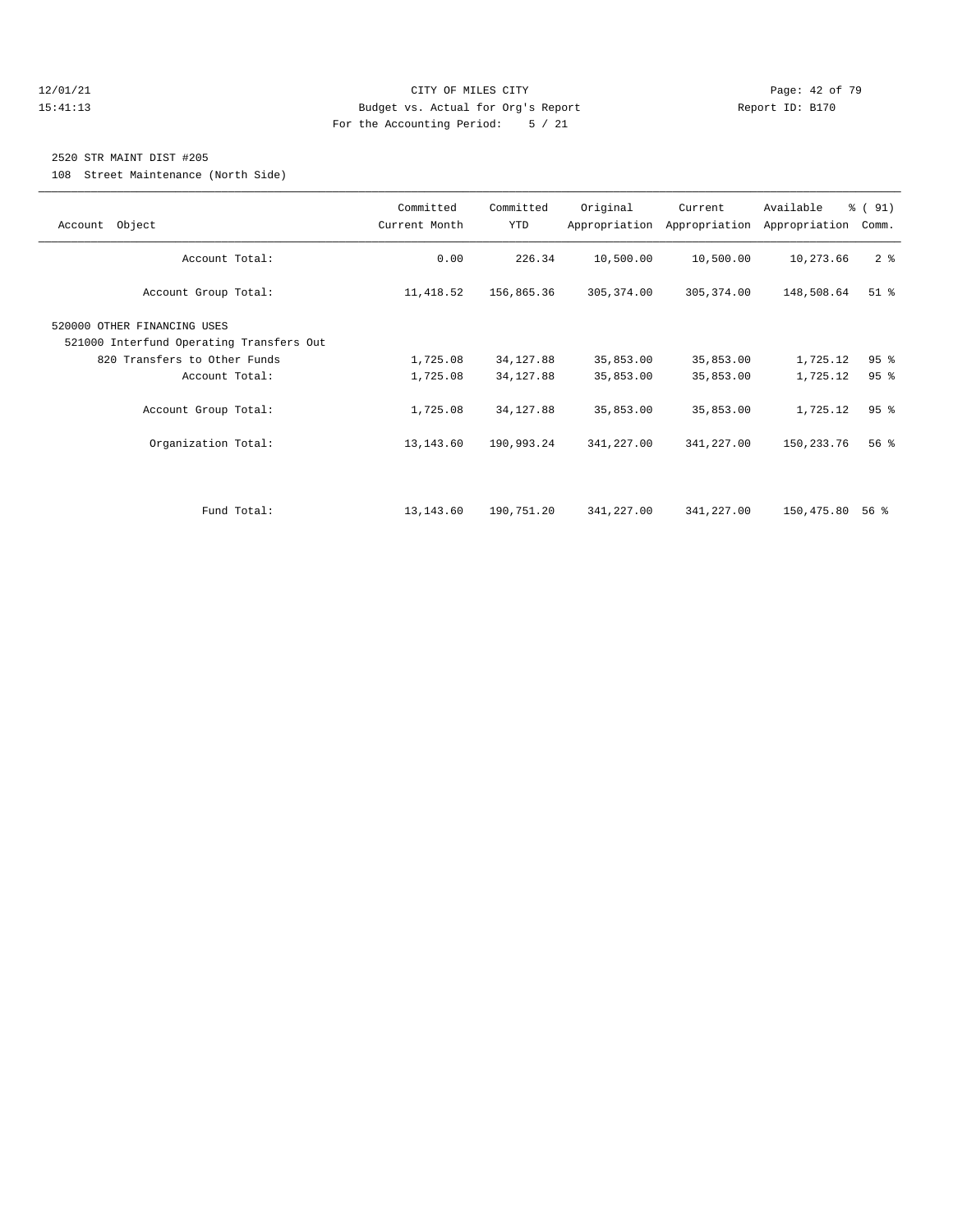12/01/21 CITY OF MILES CITY

15:41:13 Budget vs. Actual for Org's Report Report ID: B170

For the Accounting Period: 5 / 21

2520 STR MAINT DIST #205

108 Street Maintenance (North Side)

| Account Object | Committed Current Month | Committed YTD | Original Appropriation | Current Appropriation | Available Appropriation | % ( 91) Comm. |
|---|---|---|---|---|---|---|
| Account Total: | 0.00 | 226.34 | 10,500.00 | 10,500.00 | 10,273.66 | 2 % |
| Account Group Total: | 11,418.52 | 156,865.36 | 305,374.00 | 305,374.00 | 148,508.64 | 51 % |
| 520000 OTHER FINANCING USES | | | | | | |
| 521000 Interfund Operating Transfers Out | | | | | | |
| 820 Transfers to Other Funds | 1,725.08 | 34,127.88 | 35,853.00 | 35,853.00 | 1,725.12 | 95 % |
| Account Total: | 1,725.08 | 34,127.88 | 35,853.00 | 35,853.00 | 1,725.12 | 95 % |
| Account Group Total: | 1,725.08 | 34,127.88 | 35,853.00 | 35,853.00 | 1,725.12 | 95 % |
| Organization Total: | 13,143.60 | 190,993.24 | 341,227.00 | 341,227.00 | 150,233.76 | 56 % |
| Fund Total: | 13,143.60 | 190,751.20 | 341,227.00 | 341,227.00 | 150,475.80 | 56 % |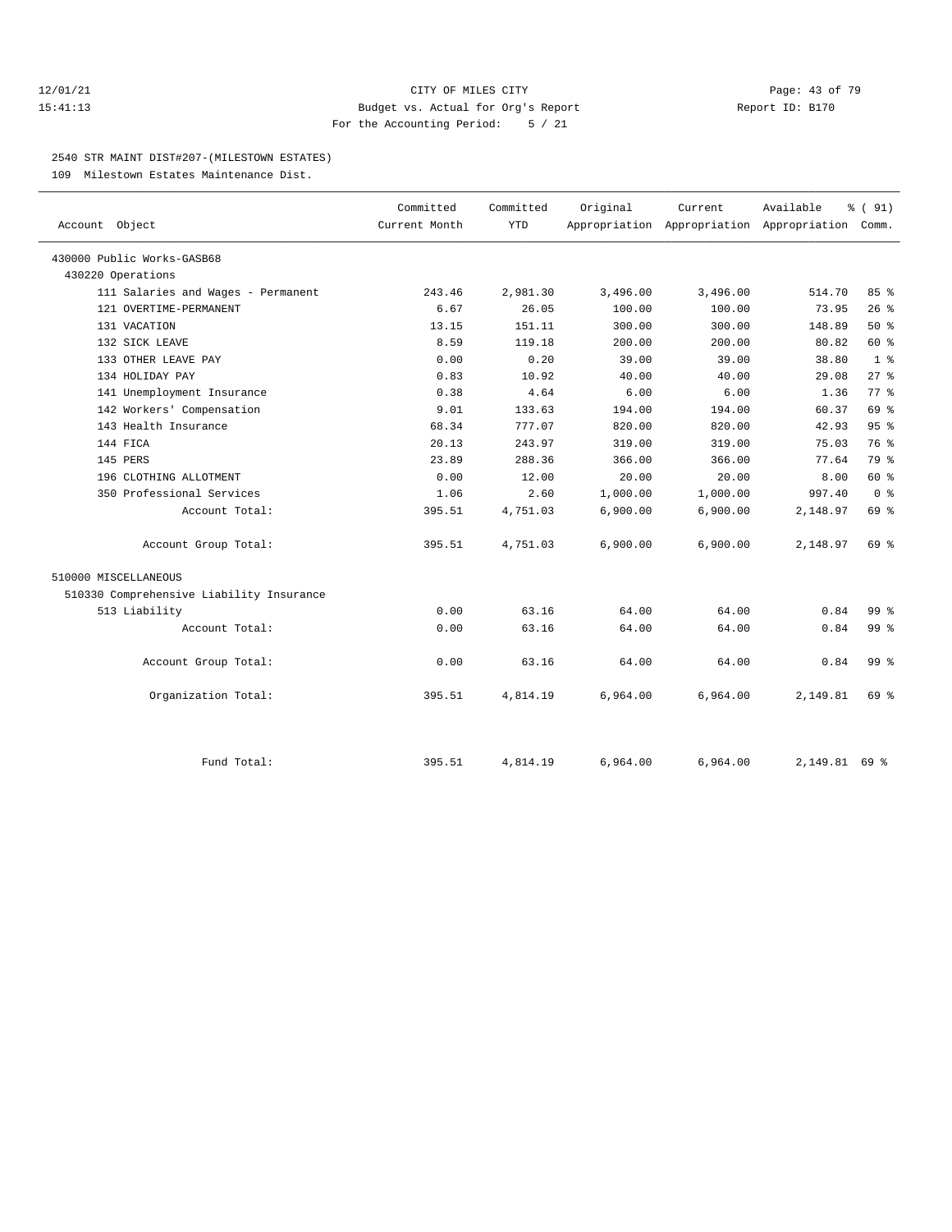CITY OF MILES CITY

Budget vs. Actual for Org's Report

For the Accounting Period: 5 / 21

12/01/21 15:41:13 Report ID: B170

## 2540 STR MAINT DIST#207-(MILESTOWN ESTATES)

109 Milestown Estates Maintenance Dist.

| Account Object | Committed Current Month | Committed YTD | Original Appropriation | Current Appropriation | Available Appropriation | % ( 91) Comm. |
|---|---|---|---|---|---|---|
| 430000 Public Works-GASB68 | | | | | | |
| 430220 Operations | | | | | | |
| 111 Salaries and Wages - Permanent | 243.46 | 2,981.30 | 3,496.00 | 3,496.00 | 514.70 | 85 % |
| 121 OVERTIME-PERMANENT | 6.67 | 26.05 | 100.00 | 100.00 | 73.95 | 26 % |
| 131 VACATION | 13.15 | 151.11 | 300.00 | 300.00 | 148.89 | 50 % |
| 132 SICK LEAVE | 8.59 | 119.18 | 200.00 | 200.00 | 80.82 | 60 % |
| 133 OTHER LEAVE PAY | 0.00 | 0.20 | 39.00 | 39.00 | 38.80 | 1 % |
| 134 HOLIDAY PAY | 0.83 | 10.92 | 40.00 | 40.00 | 29.08 | 27 % |
| 141 Unemployment Insurance | 0.38 | 4.64 | 6.00 | 6.00 | 1.36 | 77 % |
| 142 Workers' Compensation | 9.01 | 133.63 | 194.00 | 194.00 | 60.37 | 69 % |
| 143 Health Insurance | 68.34 | 777.07 | 820.00 | 820.00 | 42.93 | 95 % |
| 144 FICA | 20.13 | 243.97 | 319.00 | 319.00 | 75.03 | 76 % |
| 145 PERS | 23.89 | 288.36 | 366.00 | 366.00 | 77.64 | 79 % |
| 196 CLOTHING ALLOTMENT | 0.00 | 12.00 | 20.00 | 20.00 | 8.00 | 60 % |
| 350 Professional Services | 1.06 | 2.60 | 1,000.00 | 1,000.00 | 997.40 | 0 % |
| Account Total: | 395.51 | 4,751.03 | 6,900.00 | 6,900.00 | 2,148.97 | 69 % |
| Account Group Total: | 395.51 | 4,751.03 | 6,900.00 | 6,900.00 | 2,148.97 | 69 % |
| 510000 MISCELLANEOUS | | | | | | |
| 510330 Comprehensive Liability Insurance | | | | | | |
| 513 Liability | 0.00 | 63.16 | 64.00 | 64.00 | 0.84 | 99 % |
| Account Total: | 0.00 | 63.16 | 64.00 | 64.00 | 0.84 | 99 % |
| Account Group Total: | 0.00 | 63.16 | 64.00 | 64.00 | 0.84 | 99 % |
| Organization Total: | 395.51 | 4,814.19 | 6,964.00 | 6,964.00 | 2,149.81 | 69 % |
| Fund Total: | 395.51 | 4,814.19 | 6,964.00 | 6,964.00 | 2,149.81 | 69 % |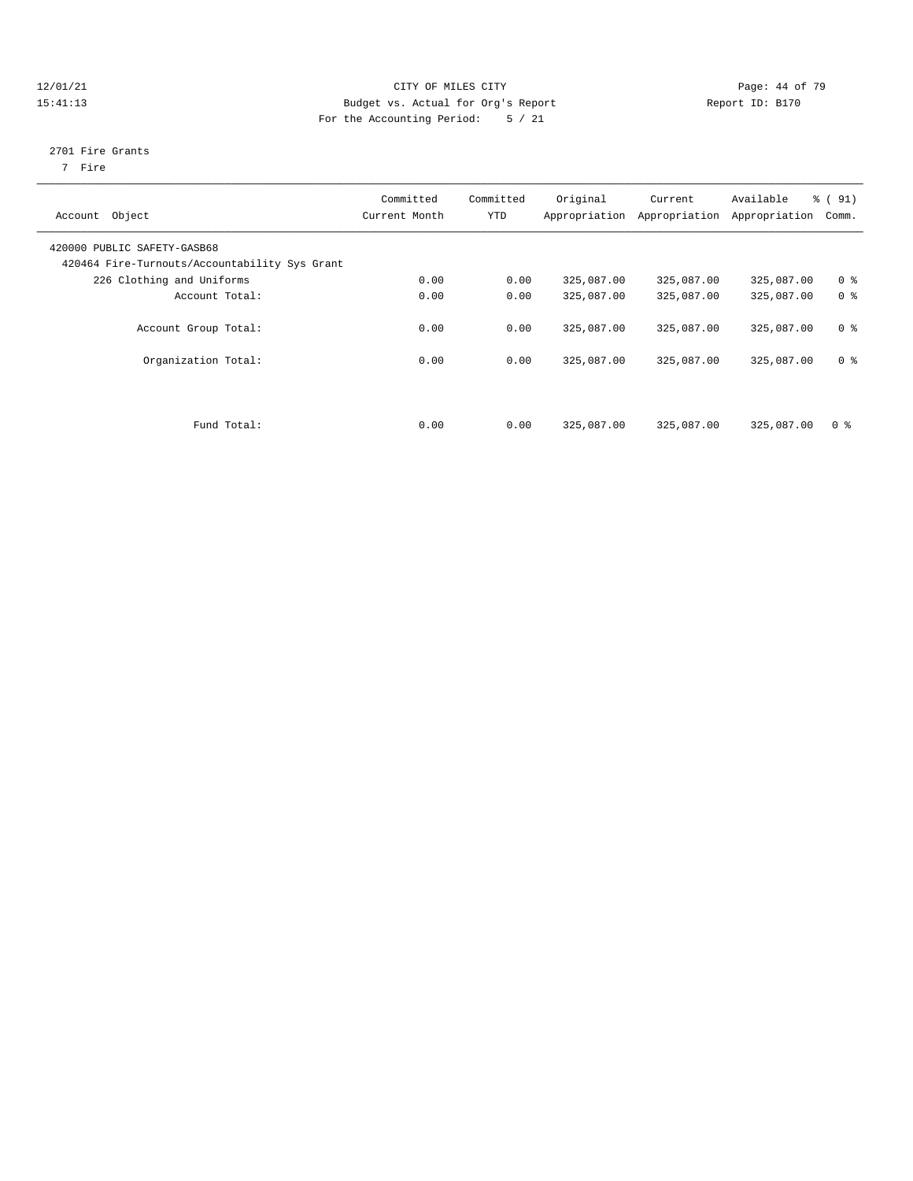12/01/21 CITY OF MILES CITY
15:41:13 Budget vs. Actual for Org's Report Report ID: B170
For the Accounting Period: 5 / 21

2701 Fire Grants
7 Fire

| Account Object | Committed Current Month | Committed YTD | Original Appropriation | Current Appropriation | Available Appropriation | % ( 91) Comm. |
|---|---|---|---|---|---|---|
| 420000 PUBLIC SAFETY-GASB68 | | | | | | |
| 420464 Fire-Turnouts/Accountability Sys Grant | | | | | | |
| 226 Clothing and Uniforms | 0.00 | 0.00 | 325,087.00 | 325,087.00 | 325,087.00 | 0 % |
| Account Total: | 0.00 | 0.00 | 325,087.00 | 325,087.00 | 325,087.00 | 0 % |
| Account Group Total: | 0.00 | 0.00 | 325,087.00 | 325,087.00 | 325,087.00 | 0 % |
| Organization Total: | 0.00 | 0.00 | 325,087.00 | 325,087.00 | 325,087.00 | 0 % |
| Fund Total: | 0.00 | 0.00 | 325,087.00 | 325,087.00 | 325,087.00 | 0 % |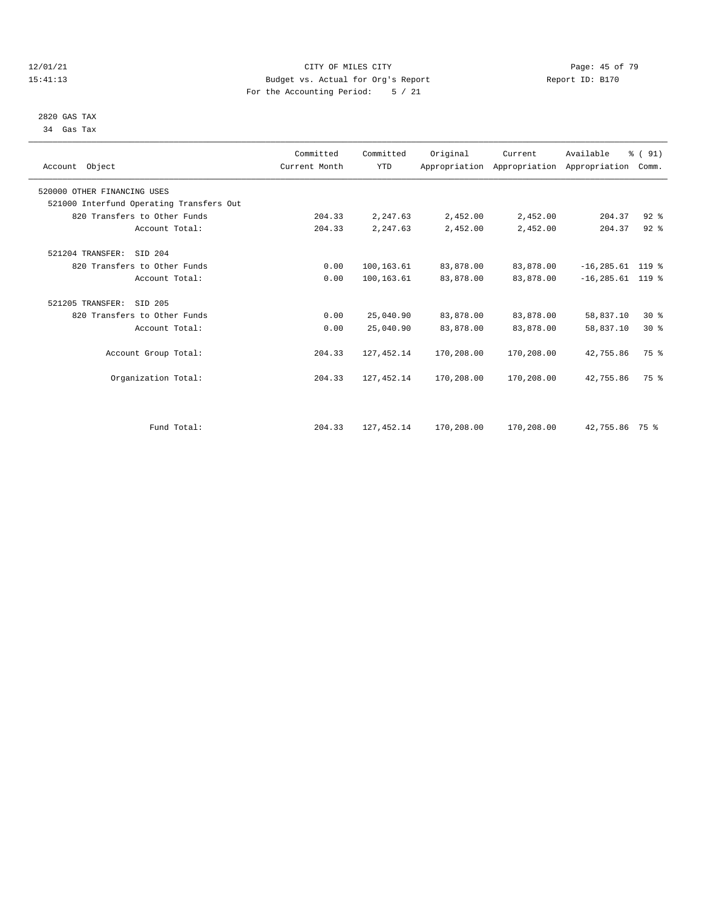CITY OF MILES CITY
Budget vs. Actual for Org's Report
For the Accounting Period: 5 / 21

12/01/21
15:41:13

Report ID: B170

2820 GAS TAX
34 Gas Tax

| Account Object | Committed Current Month | Committed YTD | Original Appropriation | Current Appropriation | Available Appropriation | % ( 91) Comm. |
|---|---|---|---|---|---|---|
| 520000 OTHER FINANCING USES | | | | | | |
| 521000 Interfund Operating Transfers Out | | | | | | |
| 820 Transfers to Other Funds | 204.33 | 2,247.63 | 2,452.00 | 2,452.00 | 204.37 | 92 % |
| Account Total: | 204.33 | 2,247.63 | 2,452.00 | 2,452.00 | 204.37 | 92 % |
| 521204 TRANSFER: SID 204 | | | | | | |
| 820 Transfers to Other Funds | 0.00 | 100,163.61 | 83,878.00 | 83,878.00 | -16,285.61 | 119 % |
| Account Total: | 0.00 | 100,163.61 | 83,878.00 | 83,878.00 | -16,285.61 | 119 % |
| 521205 TRANSFER: SID 205 | | | | | | |
| 820 Transfers to Other Funds | 0.00 | 25,040.90 | 83,878.00 | 83,878.00 | 58,837.10 | 30 % |
| Account Total: | 0.00 | 25,040.90 | 83,878.00 | 83,878.00 | 58,837.10 | 30 % |
| Account Group Total: | 204.33 | 127,452.14 | 170,208.00 | 170,208.00 | 42,755.86 | 75 % |
| Organization Total: | 204.33 | 127,452.14 | 170,208.00 | 170,208.00 | 42,755.86 | 75 % |
| Fund Total: | 204.33 | 127,452.14 | 170,208.00 | 170,208.00 | 42,755.86 | 75 % |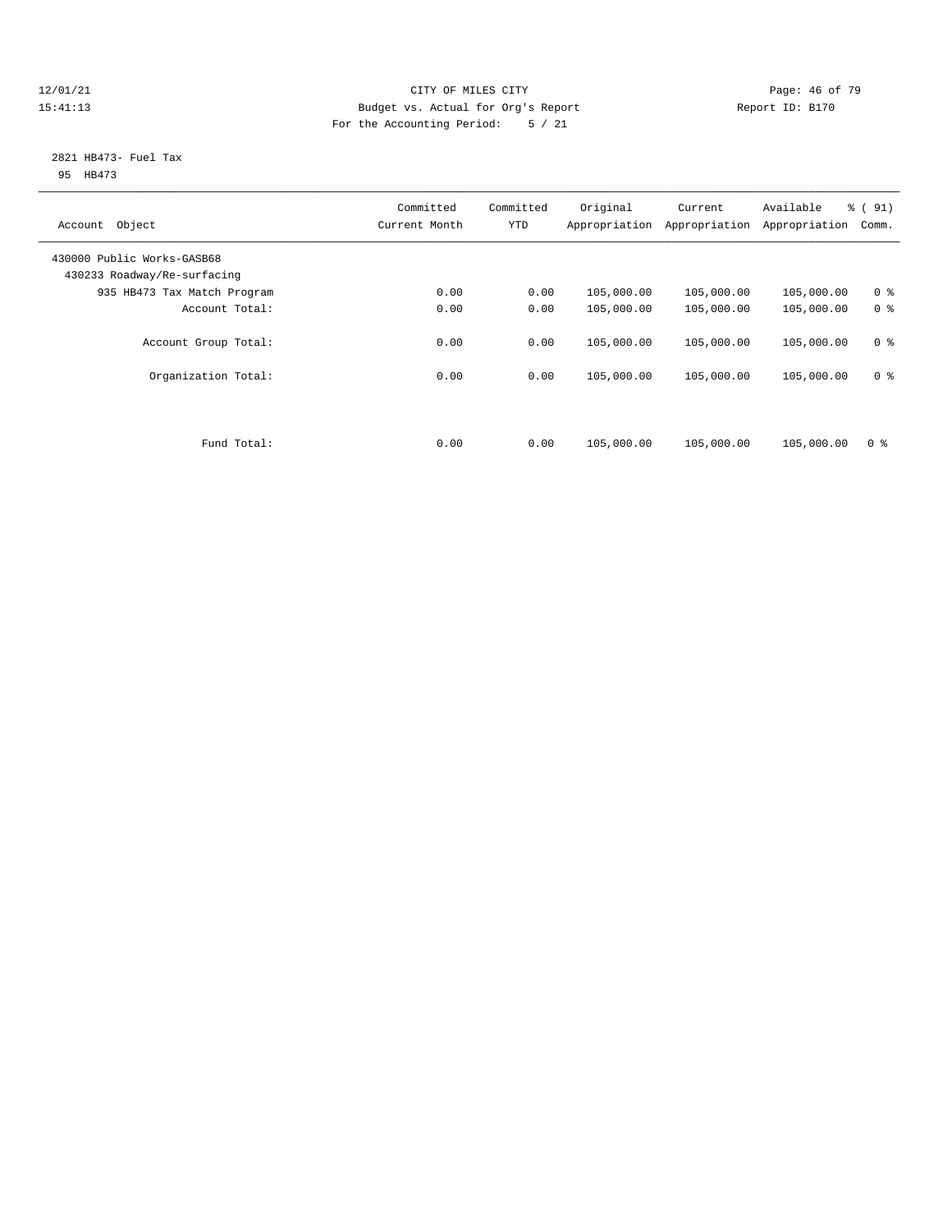12/01/21 CITY OF MILES CITY
15:41:13 Budget vs. Actual for Org's Report Report ID: B170
For the Accounting Period: 5 / 21

2821 HB473- Fuel Tax
95 HB473

| Account Object | Committed Current Month | Committed YTD | Original Appropriation | Current Appropriation | Available Appropriation | % ( 91) Comm. |
|---|---|---|---|---|---|---|
| 430000 Public Works-GASB68 | | | | | | |
| 430233 Roadway/Re-surfacing | | | | | | |
| 935 HB473 Tax Match Program | 0.00 | 0.00 | 105,000.00 | 105,000.00 | 105,000.00 | 0 % |
| Account Total: | 0.00 | 0.00 | 105,000.00 | 105,000.00 | 105,000.00 | 0 % |
| Account Group Total: | 0.00 | 0.00 | 105,000.00 | 105,000.00 | 105,000.00 | 0 % |
| Organization Total: | 0.00 | 0.00 | 105,000.00 | 105,000.00 | 105,000.00 | 0 % |
| Fund Total: | 0.00 | 0.00 | 105,000.00 | 105,000.00 | 105,000.00 | 0 % |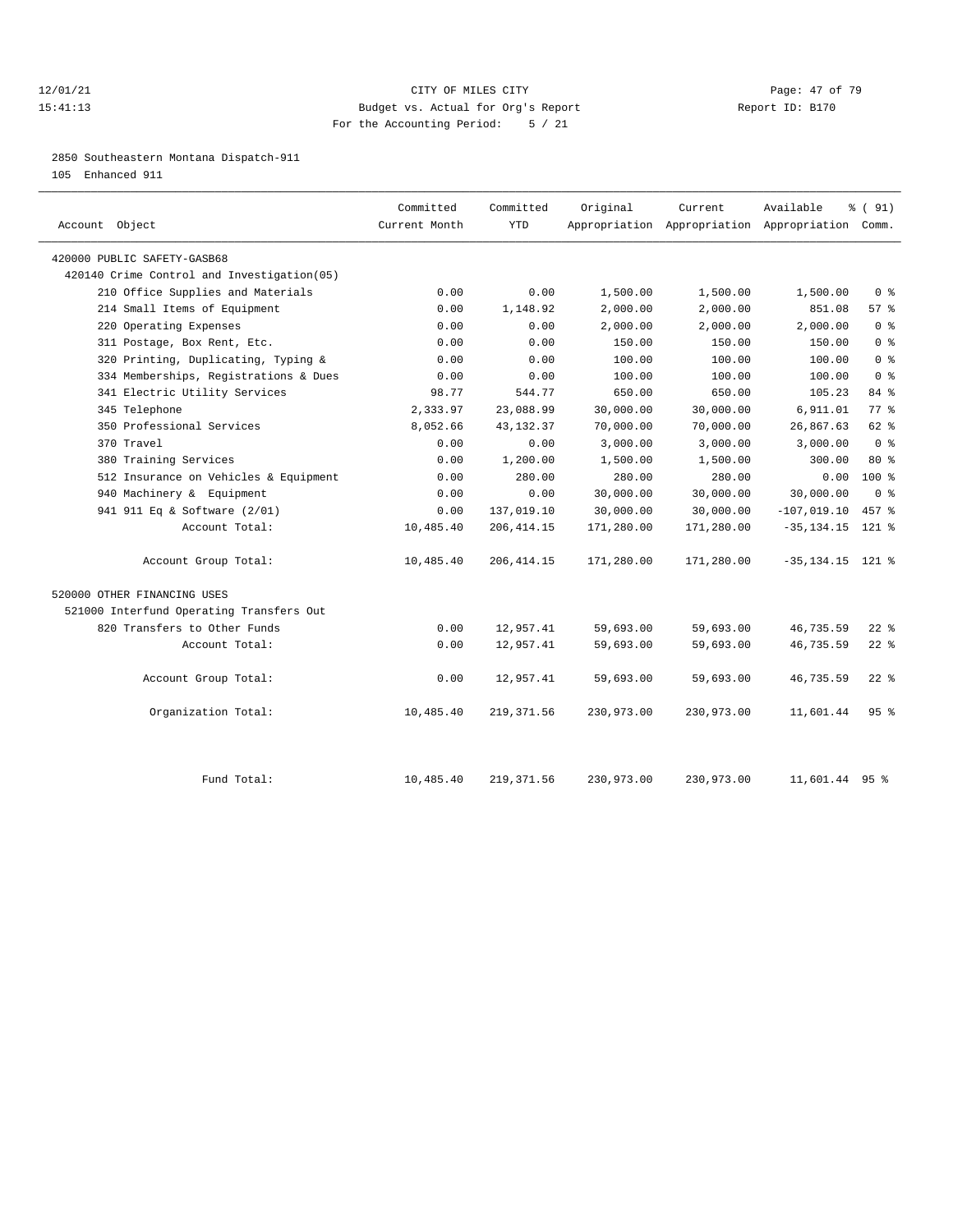CITY OF MILES CITY
Budget vs. Actual for Org's Report
For the Accounting Period: 5 / 21

12/01/21
15:41:13

Report ID: B170

2850 Southeastern Montana Dispatch-911
105 Enhanced 911

| Account Object | Committed Current Month | Committed YTD | Original Appropriation | Current Appropriation | Available Appropriation | % ( 91) Comm. |
|---|---|---|---|---|---|---|
| 420000 PUBLIC SAFETY-GASB68 | | | | | | |
| 420140 Crime Control and Investigation(05) | | | | | | |
| 210 Office Supplies and Materials | 0.00 | 0.00 | 1,500.00 | 1,500.00 | 1,500.00 | 0 % |
| 214 Small Items of Equipment | 0.00 | 1,148.92 | 2,000.00 | 2,000.00 | 851.08 | 57 % |
| 220 Operating Expenses | 0.00 | 0.00 | 2,000.00 | 2,000.00 | 2,000.00 | 0 % |
| 311 Postage, Box Rent, Etc. | 0.00 | 0.00 | 150.00 | 150.00 | 150.00 | 0 % |
| 320 Printing, Duplicating, Typing & | 0.00 | 0.00 | 100.00 | 100.00 | 100.00 | 0 % |
| 334 Memberships, Registrations & Dues | 0.00 | 0.00 | 100.00 | 100.00 | 100.00 | 0 % |
| 341 Electric Utility Services | 98.77 | 544.77 | 650.00 | 650.00 | 105.23 | 84 % |
| 345 Telephone | 2,333.97 | 23,088.99 | 30,000.00 | 30,000.00 | 6,911.01 | 77 % |
| 350 Professional Services | 8,052.66 | 43,132.37 | 70,000.00 | 70,000.00 | 26,867.63 | 62 % |
| 370 Travel | 0.00 | 0.00 | 3,000.00 | 3,000.00 | 3,000.00 | 0 % |
| 380 Training Services | 0.00 | 1,200.00 | 1,500.00 | 1,500.00 | 300.00 | 80 % |
| 512 Insurance on Vehicles & Equipment | 0.00 | 280.00 | 280.00 | 280.00 | 0.00 | 100 % |
| 940 Machinery & Equipment | 0.00 | 0.00 | 30,000.00 | 30,000.00 | 30,000.00 | 0 % |
| 941 911 Eq & Software (2/01) | 0.00 | 137,019.10 | 30,000.00 | 30,000.00 | -107,019.10 | 457 % |
| Account Total: | 10,485.40 | 206,414.15 | 171,280.00 | 171,280.00 | -35,134.15 | 121 % |
| Account Group Total: | 10,485.40 | 206,414.15 | 171,280.00 | 171,280.00 | -35,134.15 | 121 % |
| 520000 OTHER FINANCING USES | | | | | | |
| 521000 Interfund Operating Transfers Out | | | | | | |
| 820 Transfers to Other Funds | 0.00 | 12,957.41 | 59,693.00 | 59,693.00 | 46,735.59 | 22 % |
| Account Total: | 0.00 | 12,957.41 | 59,693.00 | 59,693.00 | 46,735.59 | 22 % |
| Account Group Total: | 0.00 | 12,957.41 | 59,693.00 | 59,693.00 | 46,735.59 | 22 % |
| Organization Total: | 10,485.40 | 219,371.56 | 230,973.00 | 230,973.00 | 11,601.44 | 95 % |
| Fund Total: | 10,485.40 | 219,371.56 | 230,973.00 | 230,973.00 | 11,601.44 | 95 % |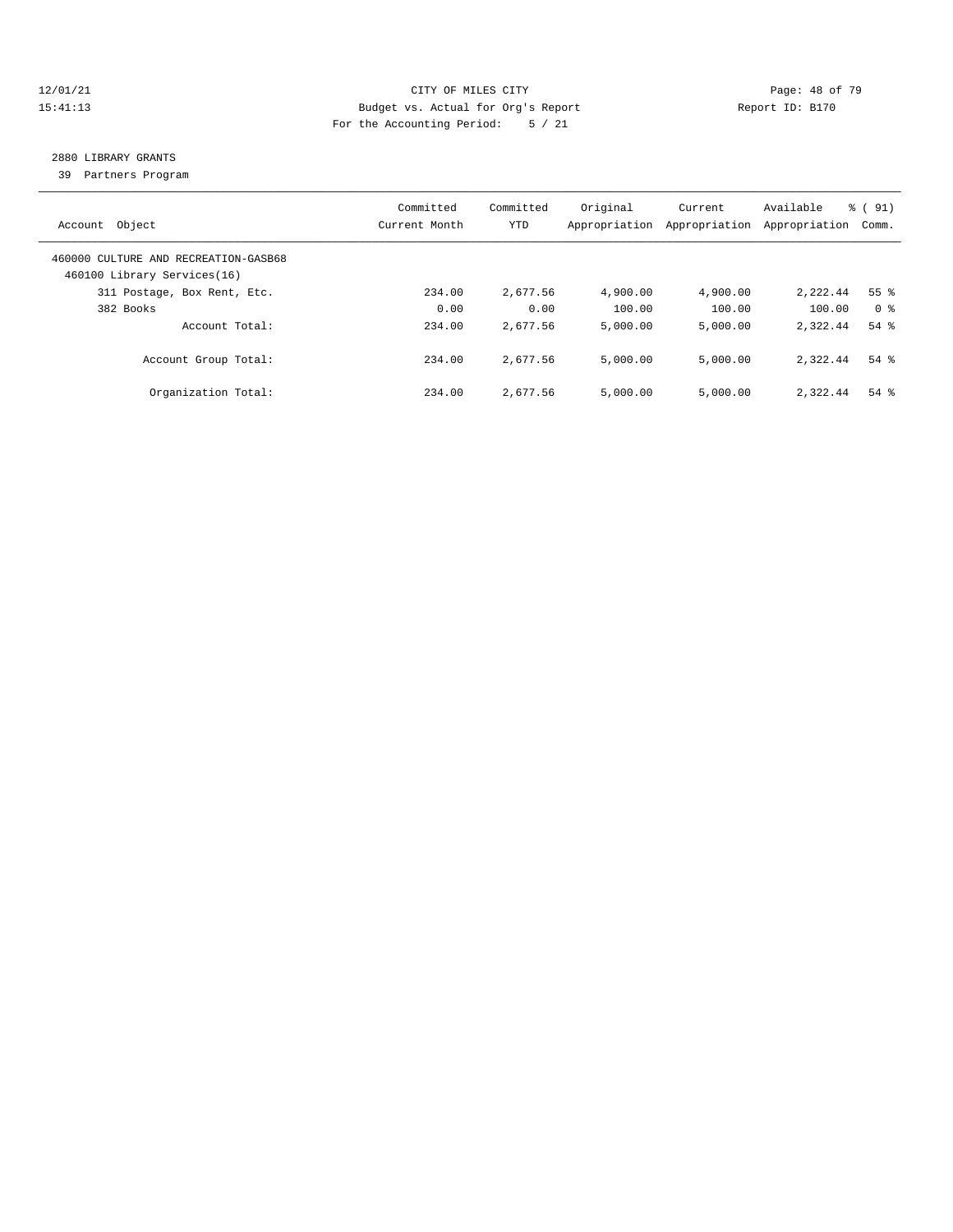## 2880 LIBRARY GRANTS

39 Partners Program

| Account Object | Committed Current Month | Committed YTD | Original Appropriation | Current Appropriation | Available Appropriation | % ( 91) Comm. |
|---|---|---|---|---|---|---|
| 460000 CULTURE AND RECREATION-GASB68 | | | | | | |
| 460100 Library Services(16) | | | | | | |
| 311 Postage, Box Rent, Etc. | 234.00 | 2,677.56 | 4,900.00 | 4,900.00 | 2,222.44 | 55 % |
| 382 Books | 0.00 | 0.00 | 100.00 | 100.00 | 100.00 | 0 % |
| Account Total: | 234.00 | 2,677.56 | 5,000.00 | 5,000.00 | 2,322.44 | 54 % |
| Account Group Total: | 234.00 | 2,677.56 | 5,000.00 | 5,000.00 | 2,322.44 | 54 % |
| Organization Total: | 234.00 | 2,677.56 | 5,000.00 | 5,000.00 | 2,322.44 | 54 % |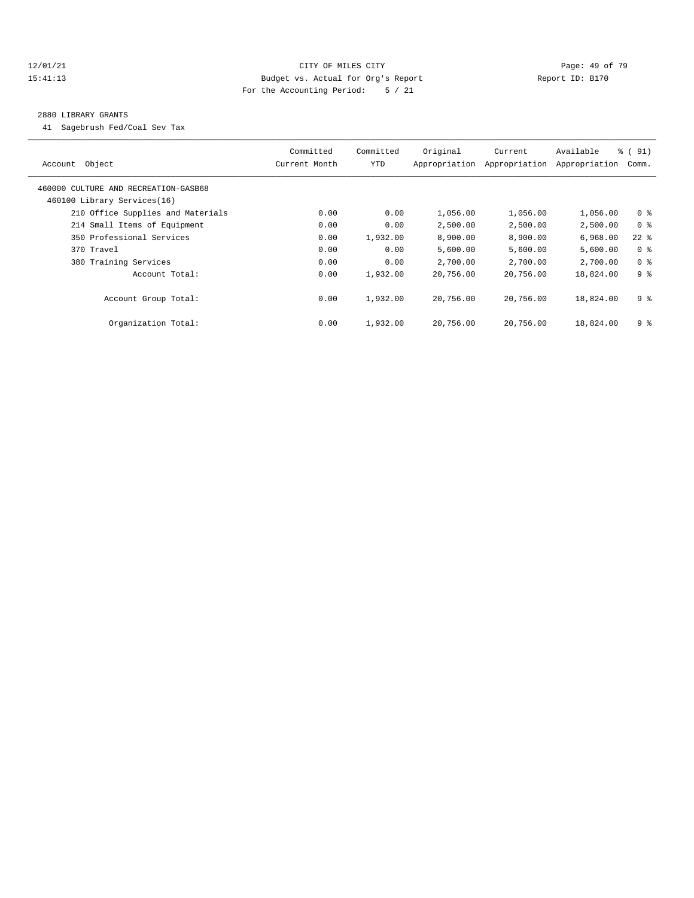CITY OF MILES CITY
Budget vs. Actual for Org's Report
For the Accounting Period: 5 / 21

12/01/21
15:41:13

Report ID: B170

## 2880 LIBRARY GRANTS

41 Sagebrush Fed/Coal Sev Tax

| Account Object | Committed Current Month | Committed YTD | Original Appropriation | Current Appropriation | Available Appropriation | % ( 91) Comm. |
|---|---|---|---|---|---|---|
| 460000 CULTURE AND RECREATION-GASB68 | | | | | | |
| 460100 Library Services(16) | | | | | | |
| 210 Office Supplies and Materials | 0.00 | 0.00 | 1,056.00 | 1,056.00 | 1,056.00 | 0 % |
| 214 Small Items of Equipment | 0.00 | 0.00 | 2,500.00 | 2,500.00 | 2,500.00 | 0 % |
| 350 Professional Services | 0.00 | 1,932.00 | 8,900.00 | 8,900.00 | 6,968.00 | 22 % |
| 370 Travel | 0.00 | 0.00 | 5,600.00 | 5,600.00 | 5,600.00 | 0 % |
| 380 Training Services | 0.00 | 0.00 | 2,700.00 | 2,700.00 | 2,700.00 | 0 % |
| Account Total: | 0.00 | 1,932.00 | 20,756.00 | 20,756.00 | 18,824.00 | 9 % |
| Account Group Total: | 0.00 | 1,932.00 | 20,756.00 | 20,756.00 | 18,824.00 | 9 % |
| Organization Total: | 0.00 | 1,932.00 | 20,756.00 | 20,756.00 | 18,824.00 | 9 % |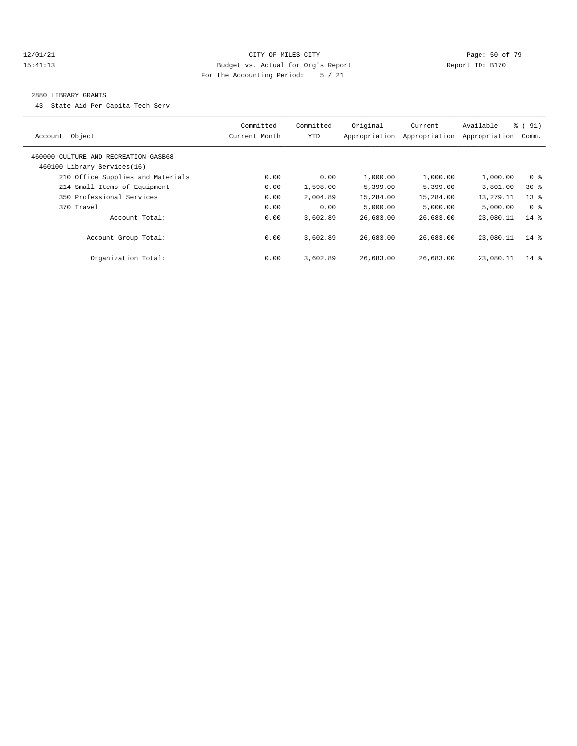CITY OF MILES CITY
Budget vs. Actual for Org's Report
For the Accounting Period: 5 / 21

12/01/21
15:41:13

Report ID: B170

2880 LIBRARY GRANTS

43 State Aid Per Capita-Tech Serv

| Account Object | Committed Current Month | Committed YTD | Original Appropriation | Current Appropriation | Available Appropriation | % ( 91) Comm. |
|---|---|---|---|---|---|---|
| 460000 CULTURE AND RECREATION-GASB68 | | | | | | |
| 460100 Library Services(16) | | | | | | |
| 210 Office Supplies and Materials | 0.00 | 0.00 | 1,000.00 | 1,000.00 | 1,000.00 | 0 % |
| 214 Small Items of Equipment | 0.00 | 1,598.00 | 5,399.00 | 5,399.00 | 3,801.00 | 30 % |
| 350 Professional Services | 0.00 | 2,004.89 | 15,284.00 | 15,284.00 | 13,279.11 | 13 % |
| 370 Travel | 0.00 | 0.00 | 5,000.00 | 5,000.00 | 5,000.00 | 0 % |
| Account Total: | 0.00 | 3,602.89 | 26,683.00 | 26,683.00 | 23,080.11 | 14 % |
| Account Group Total: | 0.00 | 3,602.89 | 26,683.00 | 26,683.00 | 23,080.11 | 14 % |
| Organization Total: | 0.00 | 3,602.89 | 26,683.00 | 26,683.00 | 23,080.11 | 14 % |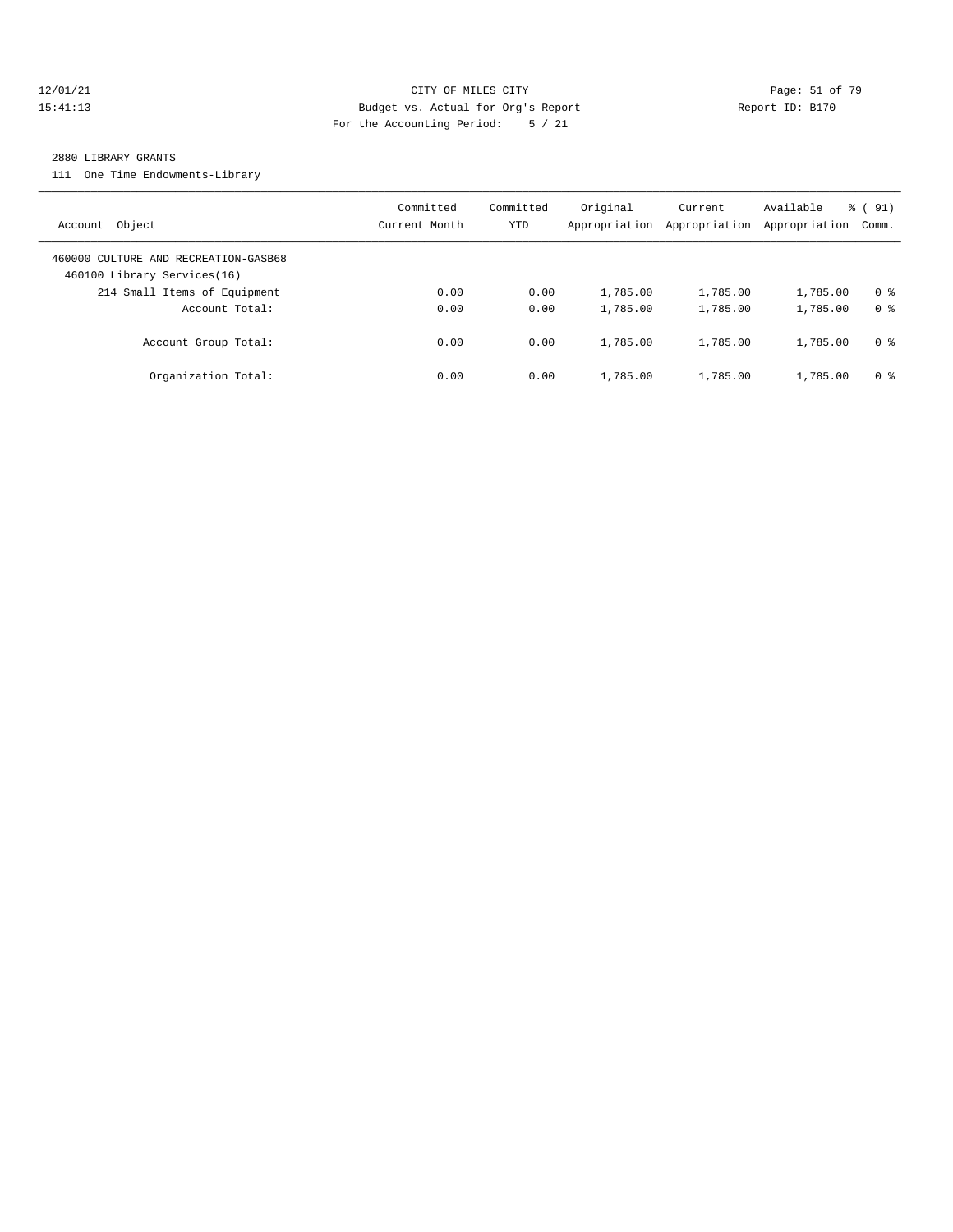12/01/21 CITY OF MILES CITY
15:41:13 Budget vs. Actual for Org's Report Report ID: B170
For the Accounting Period: 5 / 21

2880 LIBRARY GRANTS

111 One Time Endowments-Library

| Account Object | Committed Current Month | Committed YTD | Original Appropriation | Current Appropriation | Available Appropriation | % ( 91) Comm. |
|---|---|---|---|---|---|---|
| 460000 CULTURE AND RECREATION-GASB68 | | | | | | |
| 460100 Library Services(16) | | | | | | |
| 214 Small Items of Equipment | 0.00 | 0.00 | 1,785.00 | 1,785.00 | 1,785.00 | 0 % |
| Account Total: | 0.00 | 0.00 | 1,785.00 | 1,785.00 | 1,785.00 | 0 % |
| Account Group Total: | 0.00 | 0.00 | 1,785.00 | 1,785.00 | 1,785.00 | 0 % |
| Organization Total: | 0.00 | 0.00 | 1,785.00 | 1,785.00 | 1,785.00 | 0 % |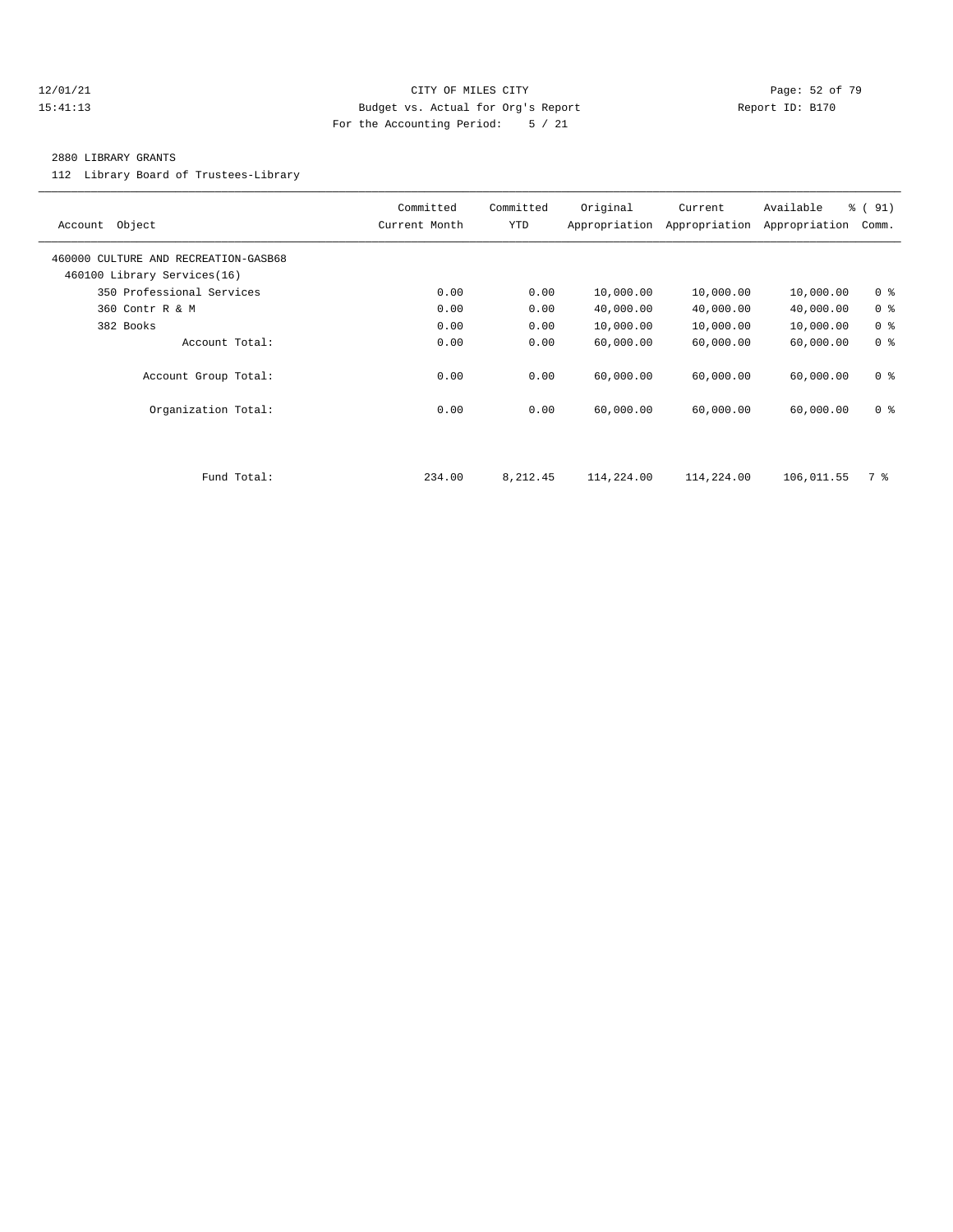12/01/21 CITY OF MILES CITY
15:41:13 Budget vs. Actual for Org's Report Report ID: B170
For the Accounting Period: 5 / 21

2880 LIBRARY GRANTS

112 Library Board of Trustees-Library

| Account Object | Committed Current Month | Committed YTD | Original Appropriation | Current Appropriation | Available Appropriation | % ( 91) Comm. |
|---|---|---|---|---|---|---|
| 460000 CULTURE AND RECREATION-GASB68 | | | | | | |
| 460100 Library Services(16) | | | | | | |
| 350 Professional Services | 0.00 | 0.00 | 10,000.00 | 10,000.00 | 10,000.00 | 0 % |
| 360 Contr R & M | 0.00 | 0.00 | 40,000.00 | 40,000.00 | 40,000.00 | 0 % |
| 382 Books | 0.00 | 0.00 | 10,000.00 | 10,000.00 | 10,000.00 | 0 % |
| Account Total: | 0.00 | 0.00 | 60,000.00 | 60,000.00 | 60,000.00 | 0 % |
| Account Group Total: | 0.00 | 0.00 | 60,000.00 | 60,000.00 | 60,000.00 | 0 % |
| Organization Total: | 0.00 | 0.00 | 60,000.00 | 60,000.00 | 60,000.00 | 0 % |
| Fund Total: | 234.00 | 8,212.45 | 114,224.00 | 114,224.00 | 106,011.55 | 7 % |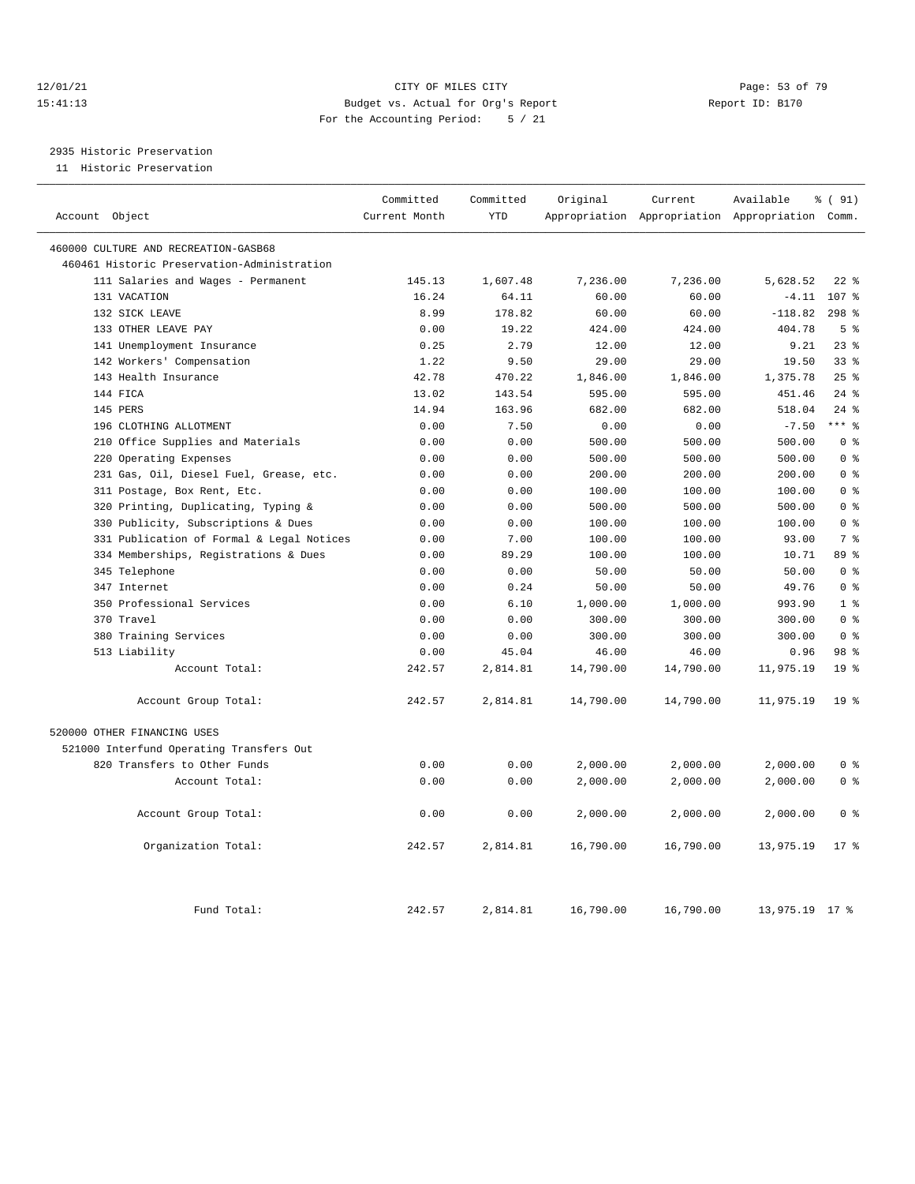12/01/21 CITY OF MILES CITY
15:41:13 Budget vs. Actual for Org's Report Report ID: B170
For the Accounting Period: 5 / 21

2935 Historic Preservation
11 Historic Preservation

| Account Object | Committed Current Month | Committed YTD | Original Appropriation | Current Appropriation | Available Appropriation | % ( 91) Comm. |
|---|---|---|---|---|---|---|
| 460000 CULTURE AND RECREATION-GASB68 | | | | | | |
| 460461 Historic Preservation-Administration | | | | | | |
| 111 Salaries and Wages - Permanent | 145.13 | 1,607.48 | 7,236.00 | 7,236.00 | 5,628.52 | 22 % |
| 131 VACATION | 16.24 | 64.11 | 60.00 | 60.00 | -4.11 | 107 % |
| 132 SICK LEAVE | 8.99 | 178.82 | 60.00 | 60.00 | -118.82 | 298 % |
| 133 OTHER LEAVE PAY | 0.00 | 19.22 | 424.00 | 424.00 | 404.78 | 5 % |
| 141 Unemployment Insurance | 0.25 | 2.79 | 12.00 | 12.00 | 9.21 | 23 % |
| 142 Workers' Compensation | 1.22 | 9.50 | 29.00 | 29.00 | 19.50 | 33 % |
| 143 Health Insurance | 42.78 | 470.22 | 1,846.00 | 1,846.00 | 1,375.78 | 25 % |
| 144 FICA | 13.02 | 143.54 | 595.00 | 595.00 | 451.46 | 24 % |
| 145 PERS | 14.94 | 163.96 | 682.00 | 682.00 | 518.04 | 24 % |
| 196 CLOTHING ALLOTMENT | 0.00 | 7.50 | 0.00 | 0.00 | -7.50 | *** % |
| 210 Office Supplies and Materials | 0.00 | 0.00 | 500.00 | 500.00 | 500.00 | 0 % |
| 220 Operating Expenses | 0.00 | 0.00 | 500.00 | 500.00 | 500.00 | 0 % |
| 231 Gas, Oil, Diesel Fuel, Grease, etc. | 0.00 | 0.00 | 200.00 | 200.00 | 200.00 | 0 % |
| 311 Postage, Box Rent, Etc. | 0.00 | 0.00 | 100.00 | 100.00 | 100.00 | 0 % |
| 320 Printing, Duplicating, Typing & | 0.00 | 0.00 | 500.00 | 500.00 | 500.00 | 0 % |
| 330 Publicity, Subscriptions & Dues | 0.00 | 0.00 | 100.00 | 100.00 | 100.00 | 0 % |
| 331 Publication of Formal & Legal Notices | 0.00 | 7.00 | 100.00 | 100.00 | 93.00 | 7 % |
| 334 Memberships, Registrations & Dues | 0.00 | 89.29 | 100.00 | 100.00 | 10.71 | 89 % |
| 345 Telephone | 0.00 | 0.00 | 50.00 | 50.00 | 50.00 | 0 % |
| 347 Internet | 0.00 | 0.24 | 50.00 | 50.00 | 49.76 | 0 % |
| 350 Professional Services | 0.00 | 6.10 | 1,000.00 | 1,000.00 | 993.90 | 1 % |
| 370 Travel | 0.00 | 0.00 | 300.00 | 300.00 | 300.00 | 0 % |
| 380 Training Services | 0.00 | 0.00 | 300.00 | 300.00 | 300.00 | 0 % |
| 513 Liability | 0.00 | 45.04 | 46.00 | 46.00 | 0.96 | 98 % |
| Account Total: | 242.57 | 2,814.81 | 14,790.00 | 14,790.00 | 11,975.19 | 19 % |
| Account Group Total: | 242.57 | 2,814.81 | 14,790.00 | 14,790.00 | 11,975.19 | 19 % |
| 520000 OTHER FINANCING USES | | | | | | |
| 521000 Interfund Operating Transfers Out | | | | | | |
| 820 Transfers to Other Funds | 0.00 | 0.00 | 2,000.00 | 2,000.00 | 2,000.00 | 0 % |
| Account Total: | 0.00 | 0.00 | 2,000.00 | 2,000.00 | 2,000.00 | 0 % |
| Account Group Total: | 0.00 | 0.00 | 2,000.00 | 2,000.00 | 2,000.00 | 0 % |
| Organization Total: | 242.57 | 2,814.81 | 16,790.00 | 16,790.00 | 13,975.19 | 17 % |
| Fund Total: | 242.57 | 2,814.81 | 16,790.00 | 16,790.00 | 13,975.19 | 17 % |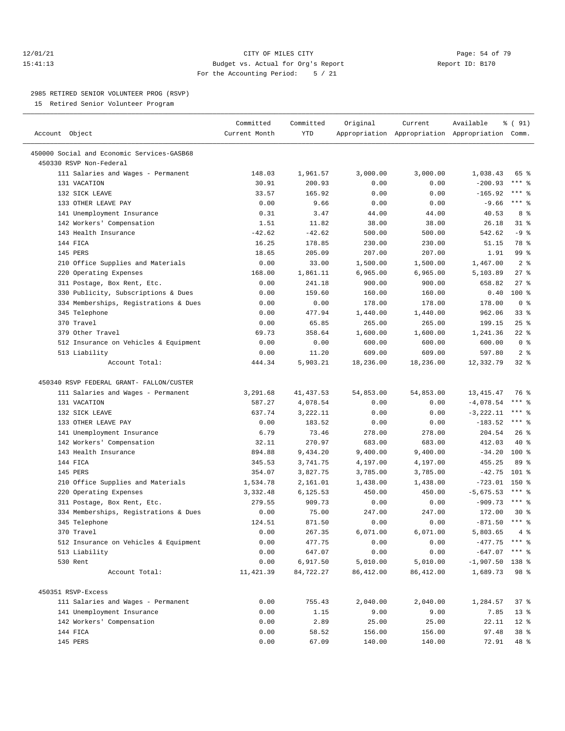12/01/21 CITY OF MILES CITY
15:41:13 Budget vs. Actual for Org's Report Report ID: B170
For the Accounting Period: 5 / 21

2985 RETIRED SENIOR VOLUNTEER PROG (RSVP)

15 Retired Senior Volunteer Program

| Account Object | Committed Current Month | Committed YTD | Original Appropriation | Current Appropriation | Available Appropriation | % ( 91) Comm. |
|---|---|---|---|---|---|---|
| 450000 Social and Economic Services-GASB68 | | | | | | |
| 450330 RSVP Non-Federal | | | | | | |
| 111 Salaries and Wages - Permanent | 148.03 | 1,961.57 | 3,000.00 | 3,000.00 | 1,038.43 | 65 % |
| 131 VACATION | 30.91 | 200.93 | 0.00 | 0.00 | -200.93 | *** % |
| 132 SICK LEAVE | 33.57 | 165.92 | 0.00 | 0.00 | -165.92 | *** % |
| 133 OTHER LEAVE PAY | 0.00 | 9.66 | 0.00 | 0.00 | -9.66 | *** % |
| 141 Unemployment Insurance | 0.31 | 3.47 | 44.00 | 44.00 | 40.53 | 8 % |
| 142 Workers' Compensation | 1.51 | 11.82 | 38.00 | 38.00 | 26.18 | 31 % |
| 143 Health Insurance | -42.62 | -42.62 | 500.00 | 500.00 | 542.62 | -9 % |
| 144 FICA | 16.25 | 178.85 | 230.00 | 230.00 | 51.15 | 78 % |
| 145 PERS | 18.65 | 205.09 | 207.00 | 207.00 | 1.91 | 99 % |
| 210 Office Supplies and Materials | 0.00 | 33.00 | 1,500.00 | 1,500.00 | 1,467.00 | 2 % |
| 220 Operating Expenses | 168.00 | 1,861.11 | 6,965.00 | 6,965.00 | 5,103.89 | 27 % |
| 311 Postage, Box Rent, Etc. | 0.00 | 241.18 | 900.00 | 900.00 | 658.82 | 27 % |
| 330 Publicity, Subscriptions & Dues | 0.00 | 159.60 | 160.00 | 160.00 | 0.40 | 100 % |
| 334 Memberships, Registrations & Dues | 0.00 | 0.00 | 178.00 | 178.00 | 178.00 | 0 % |
| 345 Telephone | 0.00 | 477.94 | 1,440.00 | 1,440.00 | 962.06 | 33 % |
| 370 Travel | 0.00 | 65.85 | 265.00 | 265.00 | 199.15 | 25 % |
| 379 Other Travel | 69.73 | 358.64 | 1,600.00 | 1,600.00 | 1,241.36 | 22 % |
| 512 Insurance on Vehicles & Equipment | 0.00 | 0.00 | 600.00 | 600.00 | 600.00 | 0 % |
| 513 Liability | 0.00 | 11.20 | 609.00 | 609.00 | 597.80 | 2 % |
| Account Total: | 444.34 | 5,903.21 | 18,236.00 | 18,236.00 | 12,332.79 | 32 % |
| 450340 RSVP FEDERAL GRANT- FALLON/CUSTER | | | | | | |
| 111 Salaries and Wages - Permanent | 3,291.68 | 41,437.53 | 54,853.00 | 54,853.00 | 13,415.47 | 76 % |
| 131 VACATION | 587.27 | 4,078.54 | 0.00 | 0.00 | -4,078.54 | *** % |
| 132 SICK LEAVE | 637.74 | 3,222.11 | 0.00 | 0.00 | -3,222.11 | *** % |
| 133 OTHER LEAVE PAY | 0.00 | 183.52 | 0.00 | 0.00 | -183.52 | *** % |
| 141 Unemployment Insurance | 6.79 | 73.46 | 278.00 | 278.00 | 204.54 | 26 % |
| 142 Workers' Compensation | 32.11 | 270.97 | 683.00 | 683.00 | 412.03 | 40 % |
| 143 Health Insurance | 894.88 | 9,434.20 | 9,400.00 | 9,400.00 | -34.20 | 100 % |
| 144 FICA | 345.53 | 3,741.75 | 4,197.00 | 4,197.00 | 455.25 | 89 % |
| 145 PERS | 354.07 | 3,827.75 | 3,785.00 | 3,785.00 | -42.75 | 101 % |
| 210 Office Supplies and Materials | 1,534.78 | 2,161.01 | 1,438.00 | 1,438.00 | -723.01 | 150 % |
| 220 Operating Expenses | 3,332.48 | 6,125.53 | 450.00 | 450.00 | -5,675.53 | *** % |
| 311 Postage, Box Rent, Etc. | 279.55 | 909.73 | 0.00 | 0.00 | -909.73 | *** % |
| 334 Memberships, Registrations & Dues | 0.00 | 75.00 | 247.00 | 247.00 | 172.00 | 30 % |
| 345 Telephone | 124.51 | 871.50 | 0.00 | 0.00 | -871.50 | *** % |
| 370 Travel | 0.00 | 267.35 | 6,071.00 | 6,071.00 | 5,803.65 | 4 % |
| 512 Insurance on Vehicles & Equipment | 0.00 | 477.75 | 0.00 | 0.00 | -477.75 | *** % |
| 513 Liability | 0.00 | 647.07 | 0.00 | 0.00 | -647.07 | *** % |
| 530 Rent | 0.00 | 6,917.50 | 5,010.00 | 5,010.00 | -1,907.50 | 138 % |
| Account Total: | 11,421.39 | 84,722.27 | 86,412.00 | 86,412.00 | 1,689.73 | 98 % |
| 450351 RSVP-Excess | | | | | | |
| 111 Salaries and Wages - Permanent | 0.00 | 755.43 | 2,040.00 | 2,040.00 | 1,284.57 | 37 % |
| 141 Unemployment Insurance | 0.00 | 1.15 | 9.00 | 9.00 | 7.85 | 13 % |
| 142 Workers' Compensation | 0.00 | 2.89 | 25.00 | 25.00 | 22.11 | 12 % |
| 144 FICA | 0.00 | 58.52 | 156.00 | 156.00 | 97.48 | 38 % |
| 145 PERS | 0.00 | 67.09 | 140.00 | 140.00 | 72.91 | 48 % |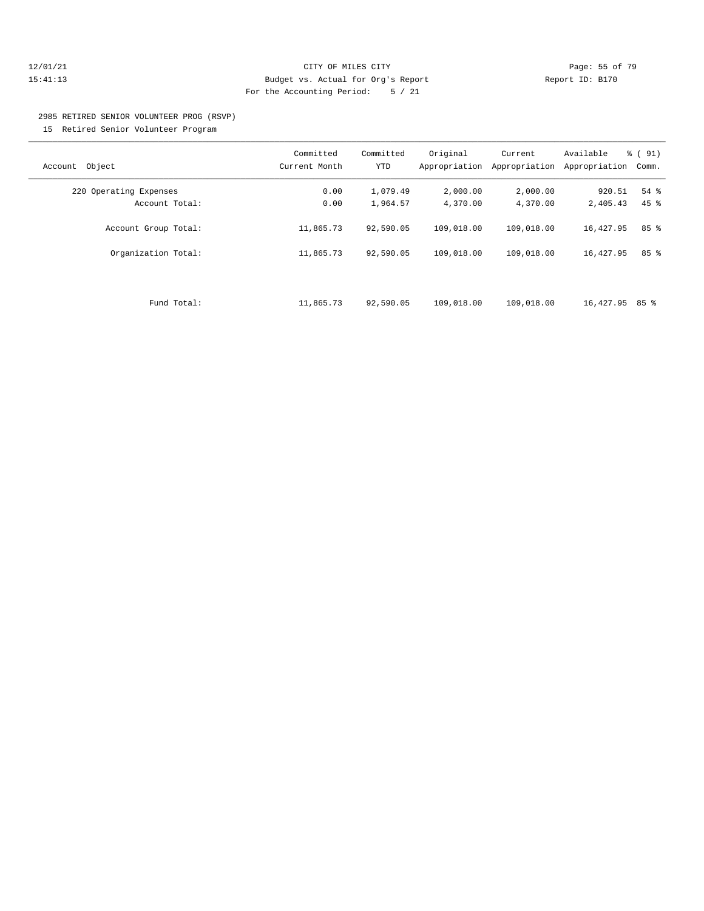12/01/21 CITY OF MILES CITY
15:41:13 Budget vs. Actual for Org's Report Report ID: B170
For the Accounting Period: 5 / 21

2985 RETIRED SENIOR VOLUNTEER PROG (RSVP)
15 Retired Senior Volunteer Program

| Account Object | Committed Current Month | Committed YTD | Original Appropriation | Current Appropriation | Available Appropriation | % ( 91) Comm. |
|---|---|---|---|---|---|---|
| 220 Operating Expenses | 0.00 | 1,079.49 | 2,000.00 | 2,000.00 | 920.51 | 54 % |
| Account Total: | 0.00 | 1,964.57 | 4,370.00 | 4,370.00 | 2,405.43 | 45 % |
| Account Group Total: | 11,865.73 | 92,590.05 | 109,018.00 | 109,018.00 | 16,427.95 | 85 % |
| Organization Total: | 11,865.73 | 92,590.05 | 109,018.00 | 109,018.00 | 16,427.95 | 85 % |
| Fund Total: | 11,865.73 | 92,590.05 | 109,018.00 | 109,018.00 | 16,427.95 | 85 % |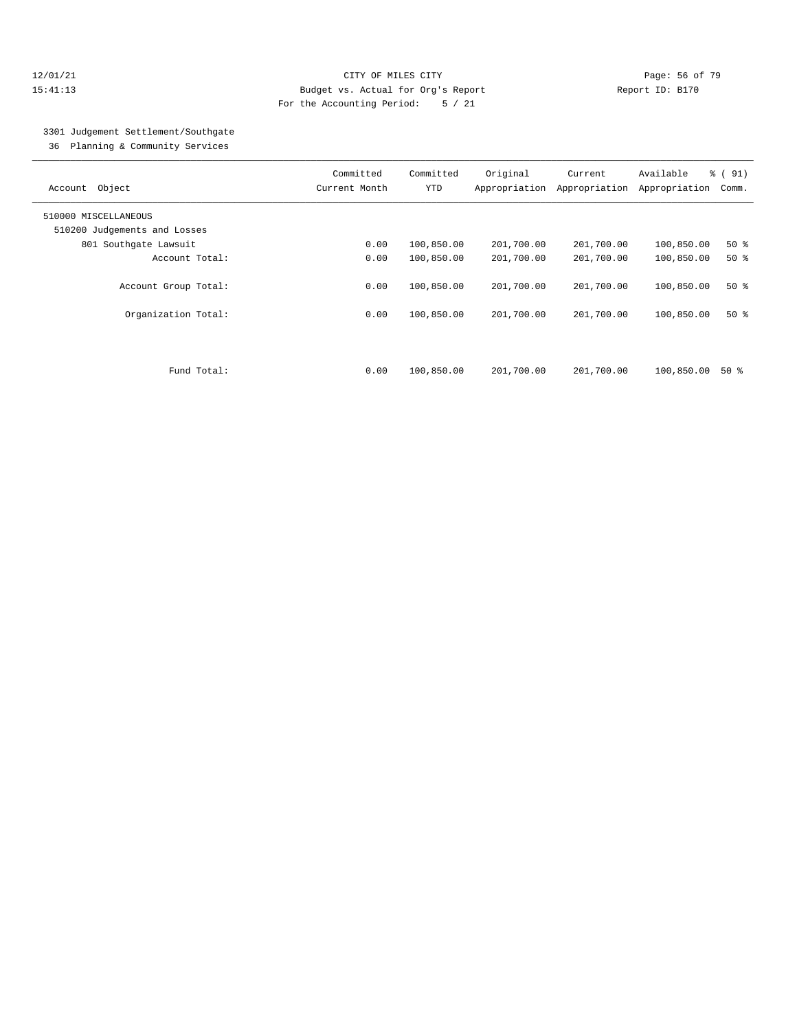CITY OF MILES CITY
Budget vs. Actual for Org's Report
For the Accounting Period: 5 / 21

12/01/21
15:41:13

Report ID: B170

## 3301 Judgement Settlement/Southgate

36 Planning & Community Services

| Account Object | Committed Current Month | Committed YTD | Original Appropriation | Current Appropriation | Available Appropriation | % ( 91) Comm. |
|---|---|---|---|---|---|---|
| 510000 MISCELLANEOUS | | | | | | |
| 510200 Judgements and Losses | | | | | | |
| 801 Southgate Lawsuit | 0.00 | 100,850.00 | 201,700.00 | 201,700.00 | 100,850.00 | 50 % |
| Account Total: | 0.00 | 100,850.00 | 201,700.00 | 201,700.00 | 100,850.00 | 50 % |
| Account Group Total: | 0.00 | 100,850.00 | 201,700.00 | 201,700.00 | 100,850.00 | 50 % |
| Organization Total: | 0.00 | 100,850.00 | 201,700.00 | 201,700.00 | 100,850.00 | 50 % |
| Fund Total: | 0.00 | 100,850.00 | 201,700.00 | 201,700.00 | 100,850.00 | 50 % |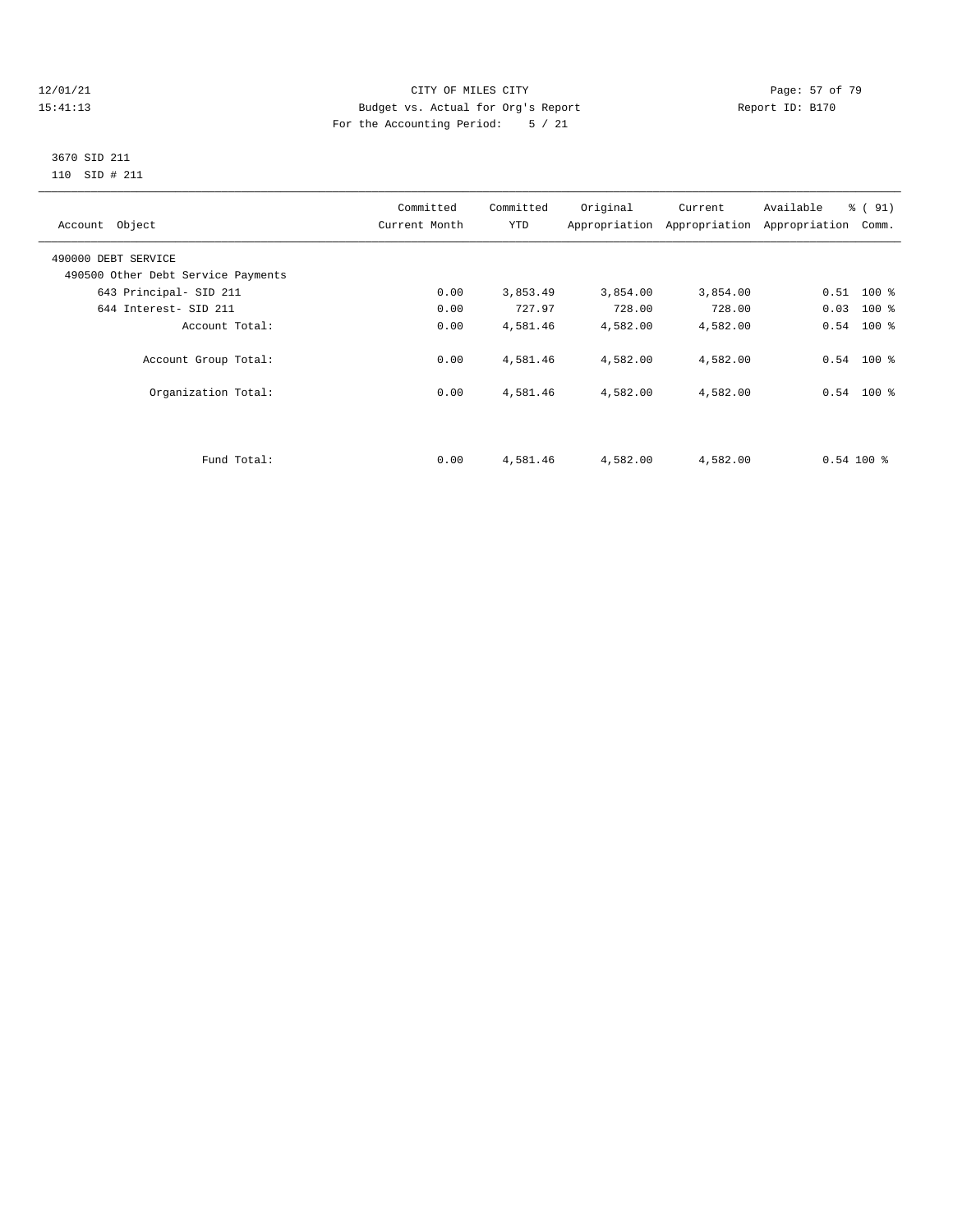12/01/21 CITY OF MILES CITY
15:41:13 Budget vs. Actual for Org's Report Report ID: B170
For the Accounting Period: 5 / 21

3670 SID 211
110 SID # 211

| Account Object | Committed Current Month | Committed YTD | Original Appropriation | Current Appropriation | Available Appropriation | % ( 91) Comm. |
|---|---|---|---|---|---|---|
| 490000 DEBT SERVICE | | | | | | |
| 490500 Other Debt Service Payments | | | | | | |
| 643 Principal- SID 211 | 0.00 | 3,853.49 | 3,854.00 | 3,854.00 | 0.51 | 100 % |
| 644 Interest- SID 211 | 0.00 | 727.97 | 728.00 | 728.00 | 0.03 | 100 % |
| Account Total: | 0.00 | 4,581.46 | 4,582.00 | 4,582.00 | 0.54 | 100 % |
| Account Group Total: | 0.00 | 4,581.46 | 4,582.00 | 4,582.00 | 0.54 | 100 % |
| Organization Total: | 0.00 | 4,581.46 | 4,582.00 | 4,582.00 | 0.54 | 100 % |
| Fund Total: | 0.00 | 4,581.46 | 4,582.00 | 4,582.00 | 0.54 | 100 % |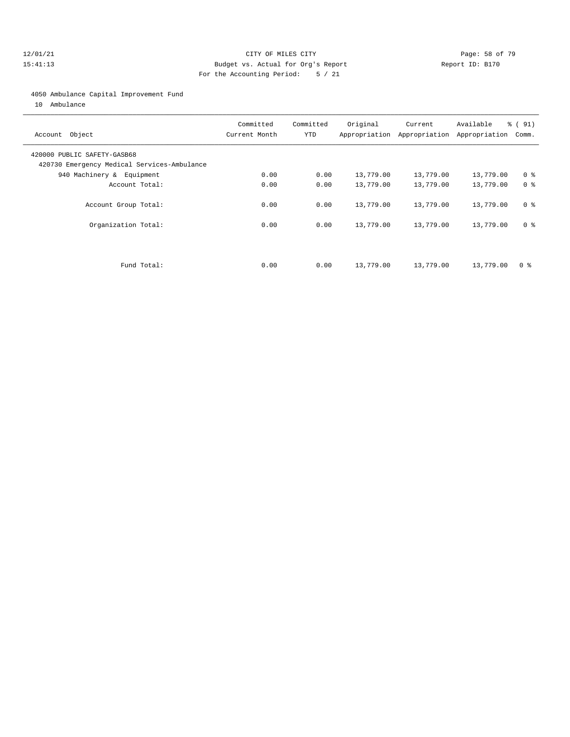CITY OF MILES CITY
Budget vs. Actual for Org's Report
For the Accounting Period: 5 / 21

12/01/21
15:41:13

Report ID: B170

4050 Ambulance Capital Improvement Fund
10 Ambulance

| Account Object | Committed Current Month | Committed YTD | Original Appropriation | Current Appropriation | Available Appropriation | % ( 91) Comm. |
|---|---|---|---|---|---|---|
| 420000 PUBLIC SAFETY-GASB68 | | | | | | |
| 420730 Emergency Medical Services-Ambulance | | | | | | |
| 940 Machinery & Equipment | 0.00 | 0.00 | 13,779.00 | 13,779.00 | 13,779.00 | 0 % |
| Account Total: | 0.00 | 0.00 | 13,779.00 | 13,779.00 | 13,779.00 | 0 % |
| Account Group Total: | 0.00 | 0.00 | 13,779.00 | 13,779.00 | 13,779.00 | 0 % |
| Organization Total: | 0.00 | 0.00 | 13,779.00 | 13,779.00 | 13,779.00 | 0 % |
| Fund Total: | 0.00 | 0.00 | 13,779.00 | 13,779.00 | 13,779.00 | 0 % |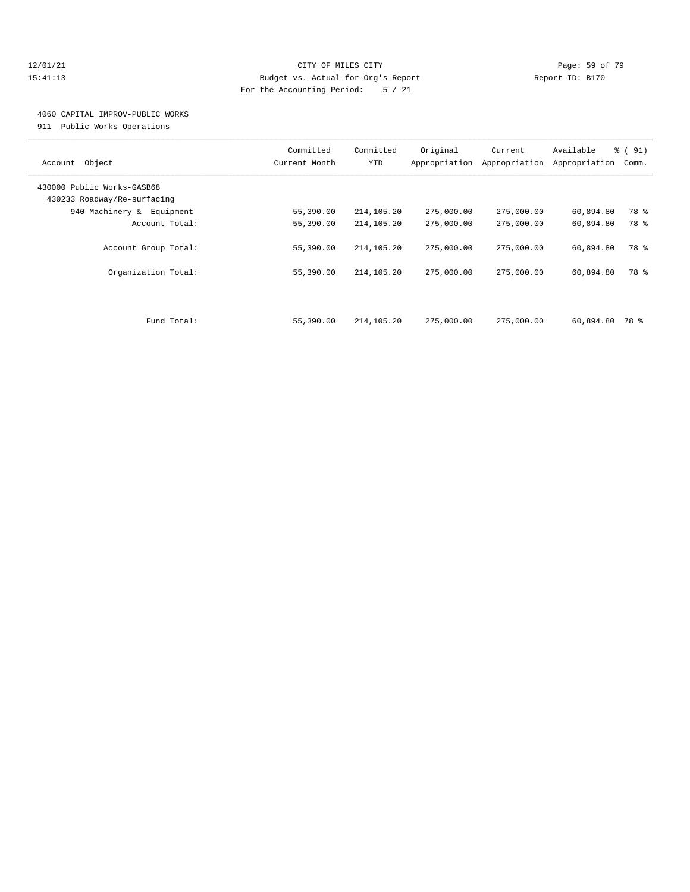12/01/21 CITY OF MILES CITY
15:41:13 Budget vs. Actual for Org's Report Report ID: B170
For the Accounting Period: 5 / 21

4060 CAPITAL IMPROV-PUBLIC WORKS
911 Public Works Operations

| Account Object | Committed Current Month | Committed YTD | Original Appropriation | Current Appropriation | Available Appropriation | % ( 91) Comm. |
|---|---|---|---|---|---|---|
| 430000 Public Works-GASB68 | | | | | | |
| 430233 Roadway/Re-surfacing | | | | | | |
| 940 Machinery & Equipment | 55,390.00 | 214,105.20 | 275,000.00 | 275,000.00 | 60,894.80 | 78 % |
| Account Total: | 55,390.00 | 214,105.20 | 275,000.00 | 275,000.00 | 60,894.80 | 78 % |
| Account Group Total: | 55,390.00 | 214,105.20 | 275,000.00 | 275,000.00 | 60,894.80 | 78 % |
| Organization Total: | 55,390.00 | 214,105.20 | 275,000.00 | 275,000.00 | 60,894.80 | 78 % |
| Fund Total: | 55,390.00 | 214,105.20 | 275,000.00 | 275,000.00 | 60,894.80 | 78 % |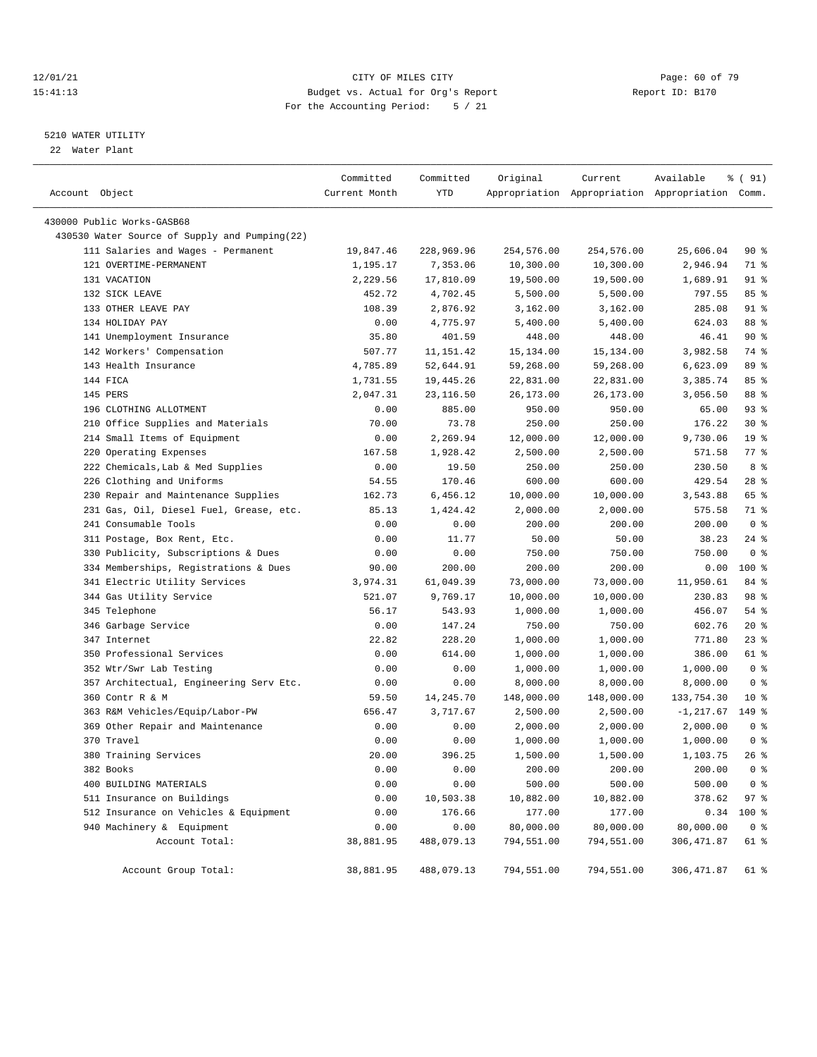12/01/21 CITY OF MILES CITY
15:41:13 Budget vs. Actual for Org's Report Report ID: B170
For the Accounting Period: 5 / 21

5210 WATER UTILITY
22 Water Plant

| Account Object | Committed Current Month | Committed YTD | Original Appropriation | Current Appropriation | Available Appropriation | % ( 91) Comm. |
|---|---|---|---|---|---|---|
| 430000 Public Works-GASB68 | | | | | | |
| 430530 Water Source of Supply and Pumping(22) | | | | | | |
| 111 Salaries and Wages - Permanent | 19,847.46 | 228,969.96 | 254,576.00 | 254,576.00 | 25,606.04 | 90 % |
| 121 OVERTIME-PERMANENT | 1,195.17 | 7,353.06 | 10,300.00 | 10,300.00 | 2,946.94 | 71 % |
| 131 VACATION | 2,229.56 | 17,810.09 | 19,500.00 | 19,500.00 | 1,689.91 | 91 % |
| 132 SICK LEAVE | 452.72 | 4,702.45 | 5,500.00 | 5,500.00 | 797.55 | 85 % |
| 133 OTHER LEAVE PAY | 108.39 | 2,876.92 | 3,162.00 | 3,162.00 | 285.08 | 91 % |
| 134 HOLIDAY PAY | 0.00 | 4,775.97 | 5,400.00 | 5,400.00 | 624.03 | 88 % |
| 141 Unemployment Insurance | 35.80 | 401.59 | 448.00 | 448.00 | 46.41 | 90 % |
| 142 Workers' Compensation | 507.77 | 11,151.42 | 15,134.00 | 15,134.00 | 3,982.58 | 74 % |
| 143 Health Insurance | 4,785.89 | 52,644.91 | 59,268.00 | 59,268.00 | 6,623.09 | 89 % |
| 144 FICA | 1,731.55 | 19,445.26 | 22,831.00 | 22,831.00 | 3,385.74 | 85 % |
| 145 PERS | 2,047.31 | 23,116.50 | 26,173.00 | 26,173.00 | 3,056.50 | 88 % |
| 196 CLOTHING ALLOTMENT | 0.00 | 885.00 | 950.00 | 950.00 | 65.00 | 93 % |
| 210 Office Supplies and Materials | 70.00 | 73.78 | 250.00 | 250.00 | 176.22 | 30 % |
| 214 Small Items of Equipment | 0.00 | 2,269.94 | 12,000.00 | 12,000.00 | 9,730.06 | 19 % |
| 220 Operating Expenses | 167.58 | 1,928.42 | 2,500.00 | 2,500.00 | 571.58 | 77 % |
| 222 Chemicals,Lab & Med Supplies | 0.00 | 19.50 | 250.00 | 250.00 | 230.50 | 8 % |
| 226 Clothing and Uniforms | 54.55 | 170.46 | 600.00 | 600.00 | 429.54 | 28 % |
| 230 Repair and Maintenance Supplies | 162.73 | 6,456.12 | 10,000.00 | 10,000.00 | 3,543.88 | 65 % |
| 231 Gas, Oil, Diesel Fuel, Grease, etc. | 85.13 | 1,424.42 | 2,000.00 | 2,000.00 | 575.58 | 71 % |
| 241 Consumable Tools | 0.00 | 0.00 | 200.00 | 200.00 | 200.00 | 0 % |
| 311 Postage, Box Rent, Etc. | 0.00 | 11.77 | 50.00 | 50.00 | 38.23 | 24 % |
| 330 Publicity, Subscriptions & Dues | 0.00 | 0.00 | 750.00 | 750.00 | 750.00 | 0 % |
| 334 Memberships, Registrations & Dues | 90.00 | 200.00 | 200.00 | 200.00 | 0.00 | 100 % |
| 341 Electric Utility Services | 3,974.31 | 61,049.39 | 73,000.00 | 73,000.00 | 11,950.61 | 84 % |
| 344 Gas Utility Service | 521.07 | 9,769.17 | 10,000.00 | 10,000.00 | 230.83 | 98 % |
| 345 Telephone | 56.17 | 543.93 | 1,000.00 | 1,000.00 | 456.07 | 54 % |
| 346 Garbage Service | 0.00 | 147.24 | 750.00 | 750.00 | 602.76 | 20 % |
| 347 Internet | 22.82 | 228.20 | 1,000.00 | 1,000.00 | 771.80 | 23 % |
| 350 Professional Services | 0.00 | 614.00 | 1,000.00 | 1,000.00 | 386.00 | 61 % |
| 352 Wtr/Swr Lab Testing | 0.00 | 0.00 | 1,000.00 | 1,000.00 | 1,000.00 | 0 % |
| 357 Architectual, Engineering Serv Etc. | 0.00 | 0.00 | 8,000.00 | 8,000.00 | 8,000.00 | 0 % |
| 360 Contr R & M | 59.50 | 14,245.70 | 148,000.00 | 148,000.00 | 133,754.30 | 10 % |
| 363 R&M Vehicles/Equip/Labor-PW | 656.47 | 3,717.67 | 2,500.00 | 2,500.00 | -1,217.67 | 149 % |
| 369 Other Repair and Maintenance | 0.00 | 0.00 | 2,000.00 | 2,000.00 | 2,000.00 | 0 % |
| 370 Travel | 0.00 | 0.00 | 1,000.00 | 1,000.00 | 1,000.00 | 0 % |
| 380 Training Services | 20.00 | 396.25 | 1,500.00 | 1,500.00 | 1,103.75 | 26 % |
| 382 Books | 0.00 | 0.00 | 200.00 | 200.00 | 200.00 | 0 % |
| 400 BUILDING MATERIALS | 0.00 | 0.00 | 500.00 | 500.00 | 500.00 | 0 % |
| 511 Insurance on Buildings | 0.00 | 10,503.38 | 10,882.00 | 10,882.00 | 378.62 | 97 % |
| 512 Insurance on Vehicles & Equipment | 0.00 | 176.66 | 177.00 | 177.00 | 0.34 | 100 % |
| 940 Machinery & Equipment | 0.00 | 0.00 | 80,000.00 | 80,000.00 | 80,000.00 | 0 % |
| Account Total: | 38,881.95 | 488,079.13 | 794,551.00 | 794,551.00 | 306,471.87 | 61 % |
| Account Group Total: | 38,881.95 | 488,079.13 | 794,551.00 | 794,551.00 | 306,471.87 | 61 % |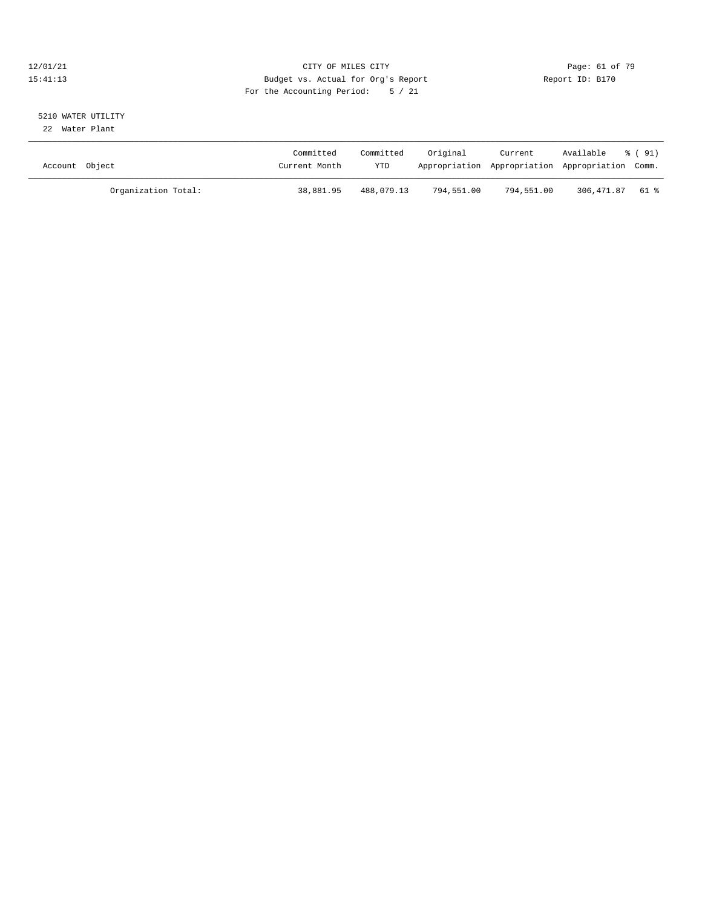CITY OF MILES CITY
Budget vs. Actual for Org's Report
For the Accounting Period: 5 / 21

12/01/21
15:41:13

Report ID: B170

5210 WATER UTILITY
22 Water Plant

| Account Object | Committed Current Month | Committed YTD | Original Appropriation | Current Appropriation | Available Appropriation | % ( 91) Comm. |
|---|---|---|---|---|---|---|
| Organization Total: | 38,881.95 | 488,079.13 | 794,551.00 | 794,551.00 | 306,471.87 | 61 % |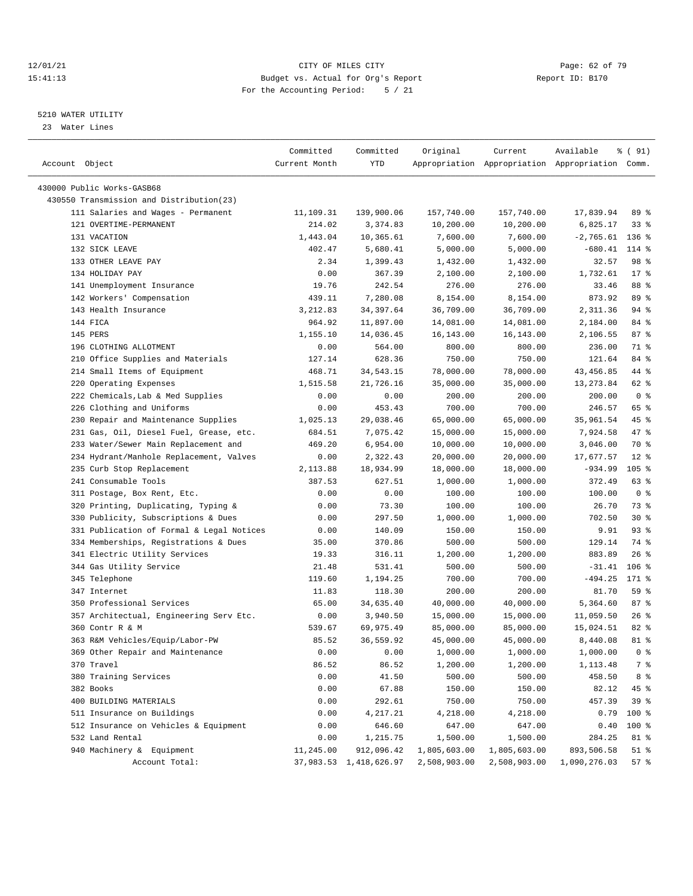12/01/21 CITY OF MILES CITY
15:41:13 Budget vs. Actual for Org's Report Report ID: B170
For the Accounting Period: 5 / 21

5210 WATER UTILITY
23 Water Lines

| Account Object | Committed Current Month | Committed YTD | Original Appropriation | Current Appropriation | Available Appropriation | % ( 91) Comm. |
|---|---|---|---|---|---|---|
| 430000 Public Works-GASB68 | | | | | | |
| 430550 Transmission and Distribution(23) | | | | | | |
| 111 Salaries and Wages - Permanent | 11,109.31 | 139,900.06 | 157,740.00 | 157,740.00 | 17,839.94 | 89 % |
| 121 OVERTIME-PERMANENT | 214.02 | 3,374.83 | 10,200.00 | 10,200.00 | 6,825.17 | 33 % |
| 131 VACATION | 1,443.04 | 10,365.61 | 7,600.00 | 7,600.00 | -2,765.61 | 136 % |
| 132 SICK LEAVE | 402.47 | 5,680.41 | 5,000.00 | 5,000.00 | -680.41 | 114 % |
| 133 OTHER LEAVE PAY | 2.34 | 1,399.43 | 1,432.00 | 1,432.00 | 32.57 | 98 % |
| 134 HOLIDAY PAY | 0.00 | 367.39 | 2,100.00 | 2,100.00 | 1,732.61 | 17 % |
| 141 Unemployment Insurance | 19.76 | 242.54 | 276.00 | 276.00 | 33.46 | 88 % |
| 142 Workers' Compensation | 439.11 | 7,280.08 | 8,154.00 | 8,154.00 | 873.92 | 89 % |
| 143 Health Insurance | 3,212.83 | 34,397.64 | 36,709.00 | 36,709.00 | 2,311.36 | 94 % |
| 144 FICA | 964.92 | 11,897.00 | 14,081.00 | 14,081.00 | 2,184.00 | 84 % |
| 145 PERS | 1,155.10 | 14,036.45 | 16,143.00 | 16,143.00 | 2,106.55 | 87 % |
| 196 CLOTHING ALLOTMENT | 0.00 | 564.00 | 800.00 | 800.00 | 236.00 | 71 % |
| 210 Office Supplies and Materials | 127.14 | 628.36 | 750.00 | 750.00 | 121.64 | 84 % |
| 214 Small Items of Equipment | 468.71 | 34,543.15 | 78,000.00 | 78,000.00 | 43,456.85 | 44 % |
| 220 Operating Expenses | 1,515.58 | 21,726.16 | 35,000.00 | 35,000.00 | 13,273.84 | 62 % |
| 222 Chemicals,Lab & Med Supplies | 0.00 | 0.00 | 200.00 | 200.00 | 200.00 | 0 % |
| 226 Clothing and Uniforms | 0.00 | 453.43 | 700.00 | 700.00 | 246.57 | 65 % |
| 230 Repair and Maintenance Supplies | 1,025.13 | 29,038.46 | 65,000.00 | 65,000.00 | 35,961.54 | 45 % |
| 231 Gas, Oil, Diesel Fuel, Grease, etc. | 684.51 | 7,075.42 | 15,000.00 | 15,000.00 | 7,924.58 | 47 % |
| 233 Water/Sewer Main Replacement and | 469.20 | 6,954.00 | 10,000.00 | 10,000.00 | 3,046.00 | 70 % |
| 234 Hydrant/Manhole Replacement, Valves | 0.00 | 2,322.43 | 20,000.00 | 20,000.00 | 17,677.57 | 12 % |
| 235 Curb Stop Replacement | 2,113.88 | 18,934.99 | 18,000.00 | 18,000.00 | -934.99 | 105 % |
| 241 Consumable Tools | 387.53 | 627.51 | 1,000.00 | 1,000.00 | 372.49 | 63 % |
| 311 Postage, Box Rent, Etc. | 0.00 | 0.00 | 100.00 | 100.00 | 100.00 | 0 % |
| 320 Printing, Duplicating, Typing & | 0.00 | 73.30 | 100.00 | 100.00 | 26.70 | 73 % |
| 330 Publicity, Subscriptions & Dues | 0.00 | 297.50 | 1,000.00 | 1,000.00 | 702.50 | 30 % |
| 331 Publication of Formal & Legal Notices | 0.00 | 140.09 | 150.00 | 150.00 | 9.91 | 93 % |
| 334 Memberships, Registrations & Dues | 35.00 | 370.86 | 500.00 | 500.00 | 129.14 | 74 % |
| 341 Electric Utility Services | 19.33 | 316.11 | 1,200.00 | 1,200.00 | 883.89 | 26 % |
| 344 Gas Utility Service | 21.48 | 531.41 | 500.00 | 500.00 | -31.41 | 106 % |
| 345 Telephone | 119.60 | 1,194.25 | 700.00 | 700.00 | -494.25 | 171 % |
| 347 Internet | 11.83 | 118.30 | 200.00 | 200.00 | 81.70 | 59 % |
| 350 Professional Services | 65.00 | 34,635.40 | 40,000.00 | 40,000.00 | 5,364.60 | 87 % |
| 357 Architectual, Engineering Serv Etc. | 0.00 | 3,940.50 | 15,000.00 | 15,000.00 | 11,059.50 | 26 % |
| 360 Contr R & M | 539.67 | 69,975.49 | 85,000.00 | 85,000.00 | 15,024.51 | 82 % |
| 363 R&M Vehicles/Equip/Labor-PW | 85.52 | 36,559.92 | 45,000.00 | 45,000.00 | 8,440.08 | 81 % |
| 369 Other Repair and Maintenance | 0.00 | 0.00 | 1,000.00 | 1,000.00 | 1,000.00 | 0 % |
| 370 Travel | 86.52 | 86.52 | 1,200.00 | 1,200.00 | 1,113.48 | 7 % |
| 380 Training Services | 0.00 | 41.50 | 500.00 | 500.00 | 458.50 | 8 % |
| 382 Books | 0.00 | 67.88 | 150.00 | 150.00 | 82.12 | 45 % |
| 400 BUILDING MATERIALS | 0.00 | 292.61 | 750.00 | 750.00 | 457.39 | 39 % |
| 511 Insurance on Buildings | 0.00 | 4,217.21 | 4,218.00 | 4,218.00 | 0.79 | 100 % |
| 512 Insurance on Vehicles & Equipment | 0.00 | 646.60 | 647.00 | 647.00 | 0.40 | 100 % |
| 532 Land Rental | 0.00 | 1,215.75 | 1,500.00 | 1,500.00 | 284.25 | 81 % |
| 940 Machinery & Equipment | 11,245.00 | 912,096.42 | 1,805,603.00 | 1,805,603.00 | 893,506.58 | 51 % |
| Account Total: | 37,983.53 | 1,418,626.97 | 2,508,903.00 | 2,508,903.00 | 1,090,276.03 | 57 % |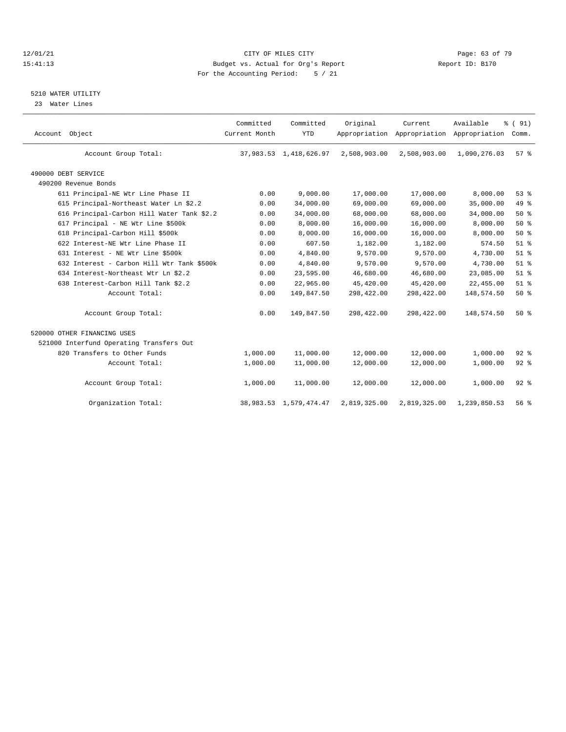CITY OF MILES CITY
Budget vs. Actual for Org's Report
For the Accounting Period: 5 / 21

12/01/21 15:41:13 — Report ID: B170

## 5210 WATER UTILITY

23 Water Lines

| Account Object | Committed Current Month | Committed YTD | Original Appropriation | Current Appropriation | Available Appropriation | % ( 91) Comm. |
|---|---|---|---|---|---|---|
| Account Group Total: | 37,983.53 | 1,418,626.97 | 2,508,903.00 | 2,508,903.00 | 1,090,276.03 | 57 % |
| 490000 DEBT SERVICE | | | | | | |
| 490200 Revenue Bonds | | | | | | |
| 611 Principal-NE Wtr Line Phase II | 0.00 | 9,000.00 | 17,000.00 | 17,000.00 | 8,000.00 | 53 % |
| 615 Principal-Northeast Water Ln $2.2 | 0.00 | 34,000.00 | 69,000.00 | 69,000.00 | 35,000.00 | 49 % |
| 616 Principal-Carbon Hill Water Tank $2.2 | 0.00 | 34,000.00 | 68,000.00 | 68,000.00 | 34,000.00 | 50 % |
| 617 Principal - NE Wtr Line $500k | 0.00 | 8,000.00 | 16,000.00 | 16,000.00 | 8,000.00 | 50 % |
| 618 Principal-Carbon Hill $500k | 0.00 | 8,000.00 | 16,000.00 | 16,000.00 | 8,000.00 | 50 % |
| 622 Interest-NE Wtr Line Phase II | 0.00 | 607.50 | 1,182.00 | 1,182.00 | 574.50 | 51 % |
| 631 Interest - NE Wtr Line $500k | 0.00 | 4,840.00 | 9,570.00 | 9,570.00 | 4,730.00 | 51 % |
| 632 Interest - Carbon Hill Wtr Tank $500k | 0.00 | 4,840.00 | 9,570.00 | 9,570.00 | 4,730.00 | 51 % |
| 634 Interest-Northeast Wtr Ln $2.2 | 0.00 | 23,595.00 | 46,680.00 | 46,680.00 | 23,085.00 | 51 % |
| 638 Interest-Carbon Hill Tank $2.2 | 0.00 | 22,965.00 | 45,420.00 | 45,420.00 | 22,455.00 | 51 % |
| Account Total: | 0.00 | 149,847.50 | 298,422.00 | 298,422.00 | 148,574.50 | 50 % |
| Account Group Total: | 0.00 | 149,847.50 | 298,422.00 | 298,422.00 | 148,574.50 | 50 % |
| 520000 OTHER FINANCING USES | | | | | | |
| 521000 Interfund Operating Transfers Out | | | | | | |
| 820 Transfers to Other Funds | 1,000.00 | 11,000.00 | 12,000.00 | 12,000.00 | 1,000.00 | 92 % |
| Account Total: | 1,000.00 | 11,000.00 | 12,000.00 | 12,000.00 | 1,000.00 | 92 % |
| Account Group Total: | 1,000.00 | 11,000.00 | 12,000.00 | 12,000.00 | 1,000.00 | 92 % |
| Organization Total: | 38,983.53 | 1,579,474.47 | 2,819,325.00 | 2,819,325.00 | 1,239,850.53 | 56 % |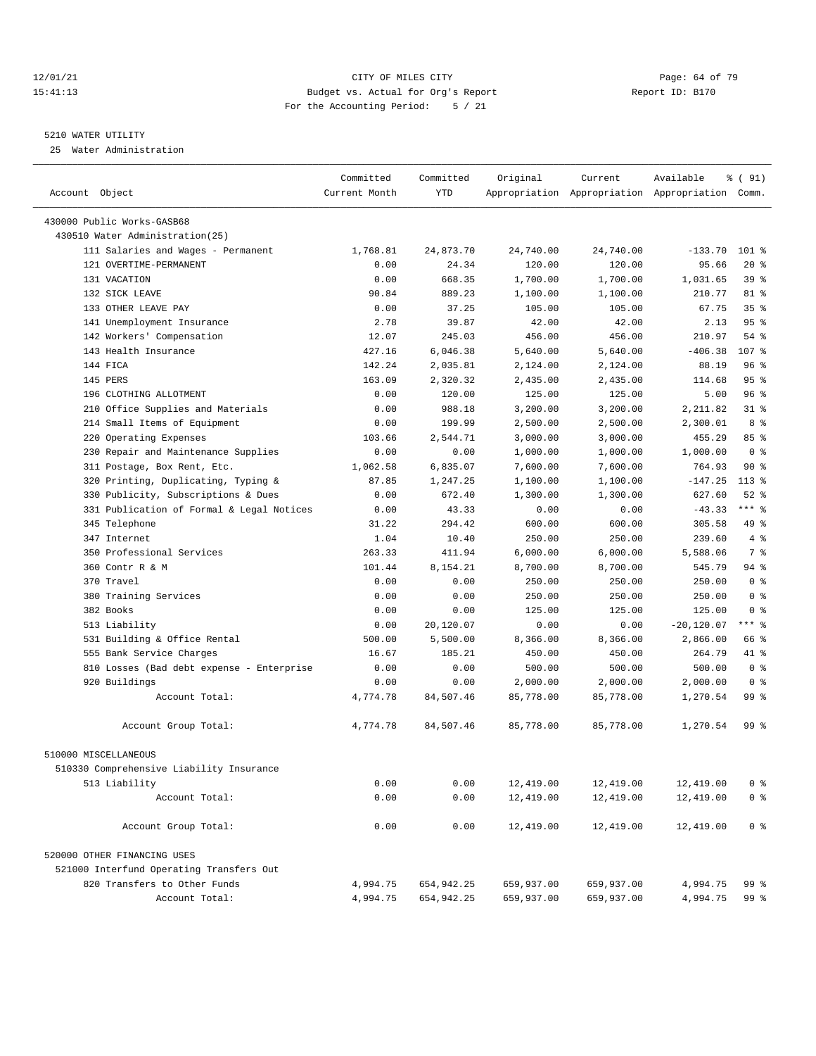12/01/21 CITY OF MILES CITY
15:41:13 Budget vs. Actual for Org's Report Report ID: B170
For the Accounting Period: 5 / 21

5210 WATER UTILITY
25 Water Administration

| Account Object | Committed Current Month | Committed YTD | Original Appropriation | Current Appropriation | Available Appropriation | % ( 91) Comm. |
|---|---|---|---|---|---|---|
| 430000 Public Works-GASB68 | | | | | | |
| 430510 Water Administration(25) | | | | | | |
| 111 Salaries and Wages - Permanent | 1,768.81 | 24,873.70 | 24,740.00 | 24,740.00 | -133.70 | 101 % |
| 121 OVERTIME-PERMANENT | 0.00 | 24.34 | 120.00 | 120.00 | 95.66 | 20 % |
| 131 VACATION | 0.00 | 668.35 | 1,700.00 | 1,700.00 | 1,031.65 | 39 % |
| 132 SICK LEAVE | 90.84 | 889.23 | 1,100.00 | 1,100.00 | 210.77 | 81 % |
| 133 OTHER LEAVE PAY | 0.00 | 37.25 | 105.00 | 105.00 | 67.75 | 35 % |
| 141 Unemployment Insurance | 2.78 | 39.87 | 42.00 | 42.00 | 2.13 | 95 % |
| 142 Workers' Compensation | 12.07 | 245.03 | 456.00 | 456.00 | 210.97 | 54 % |
| 143 Health Insurance | 427.16 | 6,046.38 | 5,640.00 | 5,640.00 | -406.38 | 107 % |
| 144 FICA | 142.24 | 2,035.81 | 2,124.00 | 2,124.00 | 88.19 | 96 % |
| 145 PERS | 163.09 | 2,320.32 | 2,435.00 | 2,435.00 | 114.68 | 95 % |
| 196 CLOTHING ALLOTMENT | 0.00 | 120.00 | 125.00 | 125.00 | 5.00 | 96 % |
| 210 Office Supplies and Materials | 0.00 | 988.18 | 3,200.00 | 3,200.00 | 2,211.82 | 31 % |
| 214 Small Items of Equipment | 0.00 | 199.99 | 2,500.00 | 2,500.00 | 2,300.01 | 8 % |
| 220 Operating Expenses | 103.66 | 2,544.71 | 3,000.00 | 3,000.00 | 455.29 | 85 % |
| 230 Repair and Maintenance Supplies | 0.00 | 0.00 | 1,000.00 | 1,000.00 | 1,000.00 | 0 % |
| 311 Postage, Box Rent, Etc. | 1,062.58 | 6,835.07 | 7,600.00 | 7,600.00 | 764.93 | 90 % |
| 320 Printing, Duplicating, Typing & | 87.85 | 1,247.25 | 1,100.00 | 1,100.00 | -147.25 | 113 % |
| 330 Publicity, Subscriptions & Dues | 0.00 | 672.40 | 1,300.00 | 1,300.00 | 627.60 | 52 % |
| 331 Publication of Formal & Legal Notices | 0.00 | 43.33 | 0.00 | 0.00 | -43.33 | *** % |
| 345 Telephone | 31.22 | 294.42 | 600.00 | 600.00 | 305.58 | 49 % |
| 347 Internet | 1.04 | 10.40 | 250.00 | 250.00 | 239.60 | 4 % |
| 350 Professional Services | 263.33 | 411.94 | 6,000.00 | 6,000.00 | 5,588.06 | 7 % |
| 360 Contr R & M | 101.44 | 8,154.21 | 8,700.00 | 8,700.00 | 545.79 | 94 % |
| 370 Travel | 0.00 | 0.00 | 250.00 | 250.00 | 250.00 | 0 % |
| 380 Training Services | 0.00 | 0.00 | 250.00 | 250.00 | 250.00 | 0 % |
| 382 Books | 0.00 | 0.00 | 125.00 | 125.00 | 125.00 | 0 % |
| 513 Liability | 0.00 | 20,120.07 | 0.00 | 0.00 | -20,120.07 | *** % |
| 531 Building & Office Rental | 500.00 | 5,500.00 | 8,366.00 | 8,366.00 | 2,866.00 | 66 % |
| 555 Bank Service Charges | 16.67 | 185.21 | 450.00 | 450.00 | 264.79 | 41 % |
| 810 Losses (Bad debt expense - Enterprise | 0.00 | 0.00 | 500.00 | 500.00 | 500.00 | 0 % |
| 920 Buildings | 0.00 | 0.00 | 2,000.00 | 2,000.00 | 2,000.00 | 0 % |
| Account Total: | 4,774.78 | 84,507.46 | 85,778.00 | 85,778.00 | 1,270.54 | 99 % |
| Account Group Total: | 4,774.78 | 84,507.46 | 85,778.00 | 85,778.00 | 1,270.54 | 99 % |
| 510000 MISCELLANEOUS | | | | | | |
| 510330 Comprehensive Liability Insurance | | | | | | |
| 513 Liability | 0.00 | 0.00 | 12,419.00 | 12,419.00 | 12,419.00 | 0 % |
| Account Total: | 0.00 | 0.00 | 12,419.00 | 12,419.00 | 12,419.00 | 0 % |
| Account Group Total: | 0.00 | 0.00 | 12,419.00 | 12,419.00 | 12,419.00 | 0 % |
| 520000 OTHER FINANCING USES | | | | | | |
| 521000 Interfund Operating Transfers Out | | | | | | |
| 820 Transfers to Other Funds | 4,994.75 | 654,942.25 | 659,937.00 | 659,937.00 | 4,994.75 | 99 % |
| Account Total: | 4,994.75 | 654,942.25 | 659,937.00 | 659,937.00 | 4,994.75 | 99 % |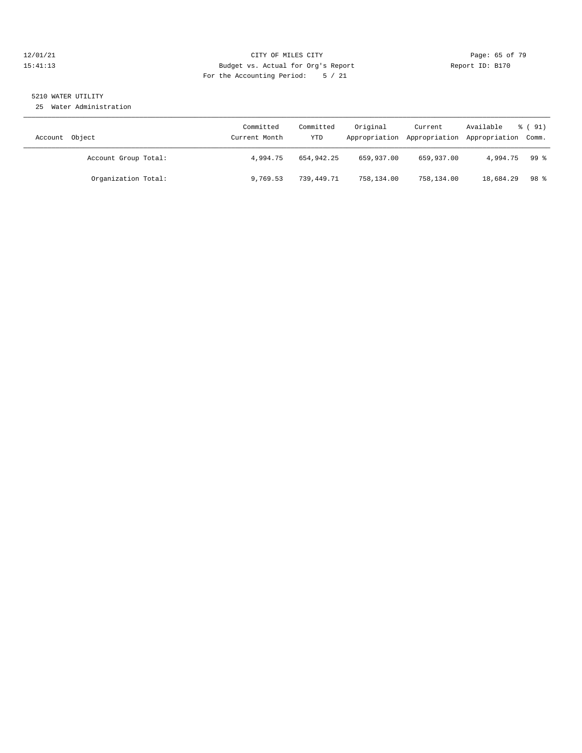CITY OF MILES CITY

Budget vs. Actual for Org's Report

For the Accounting Period: 5 / 21

12/01/21 15:41:13 Report ID: B170

## 5210 WATER UTILITY

25 Water Administration

| Account Object | Committed Current Month | Committed YTD | Original Appropriation | Current Appropriation | Available Appropriation | % ( 91) Comm. |
|---|---|---|---|---|---|---|
| Account Group Total: | 4,994.75 | 654,942.25 | 659,937.00 | 659,937.00 | 4,994.75 | 99 % |
| Organization Total: | 9,769.53 | 739,449.71 | 758,134.00 | 758,134.00 | 18,684.29 | 98 % |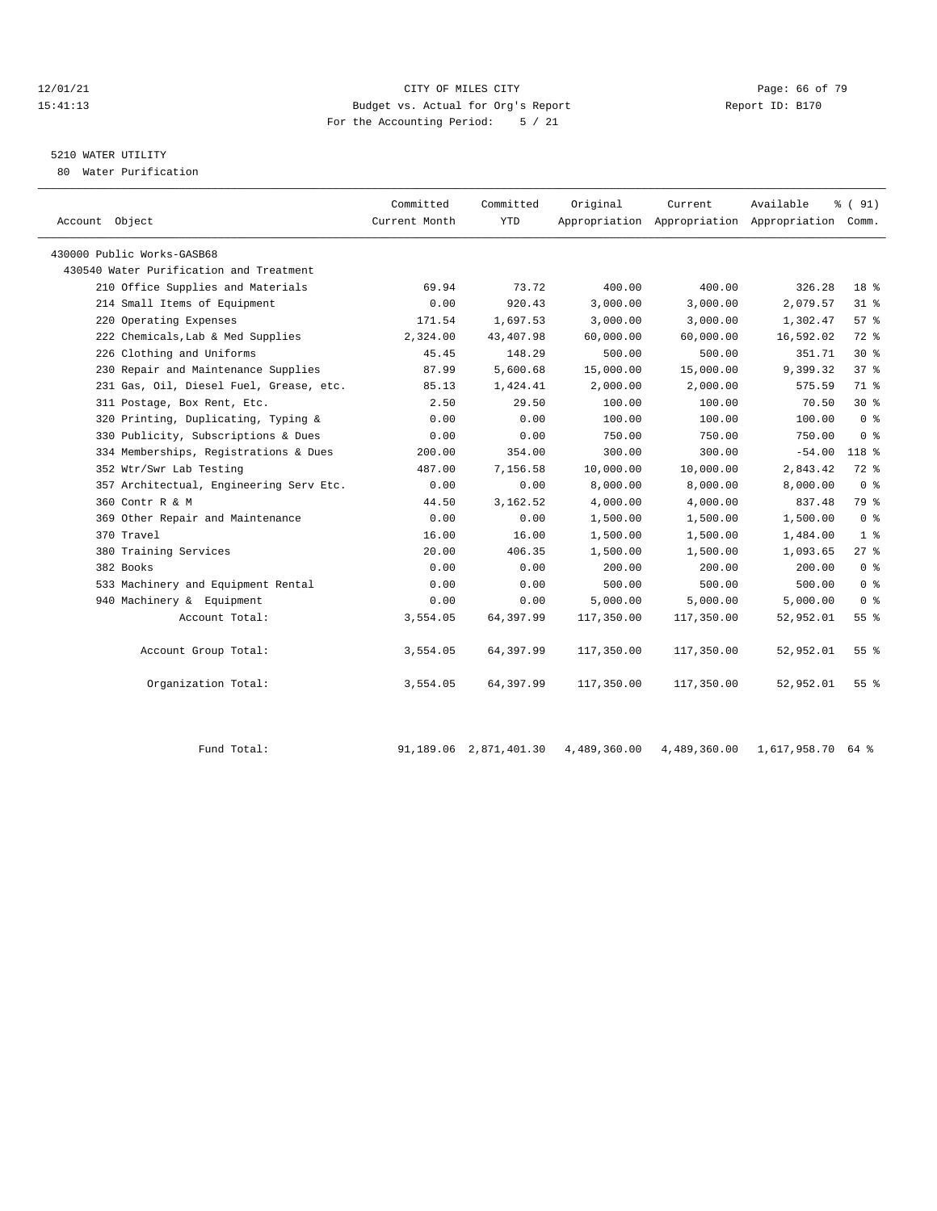CITY OF MILES CITY
Budget vs. Actual for Org's Report
For the Accounting Period: 5 / 21

12/01/21
15:41:13

Report ID: B170

5210 WATER UTILITY
80 Water Purification

| Account Object | Committed Current Month | Committed YTD | Original Appropriation | Current Appropriation | Available Appropriation | % ( 91) Comm. |
|---|---|---|---|---|---|---|
| 430000 Public Works-GASB68 | | | | | | |
| 430540 Water Purification and Treatment | | | | | | |
| 210 Office Supplies and Materials | 69.94 | 73.72 | 400.00 | 400.00 | 326.28 | 18 % |
| 214 Small Items of Equipment | 0.00 | 920.43 | 3,000.00 | 3,000.00 | 2,079.57 | 31 % |
| 220 Operating Expenses | 171.54 | 1,697.53 | 3,000.00 | 3,000.00 | 1,302.47 | 57 % |
| 222 Chemicals,Lab & Med Supplies | 2,324.00 | 43,407.98 | 60,000.00 | 60,000.00 | 16,592.02 | 72 % |
| 226 Clothing and Uniforms | 45.45 | 148.29 | 500.00 | 500.00 | 351.71 | 30 % |
| 230 Repair and Maintenance Supplies | 87.99 | 5,600.68 | 15,000.00 | 15,000.00 | 9,399.32 | 37 % |
| 231 Gas, Oil, Diesel Fuel, Grease, etc. | 85.13 | 1,424.41 | 2,000.00 | 2,000.00 | 575.59 | 71 % |
| 311 Postage, Box Rent, Etc. | 2.50 | 29.50 | 100.00 | 100.00 | 70.50 | 30 % |
| 320 Printing, Duplicating, Typing & | 0.00 | 0.00 | 100.00 | 100.00 | 100.00 | 0 % |
| 330 Publicity, Subscriptions & Dues | 0.00 | 0.00 | 750.00 | 750.00 | 750.00 | 0 % |
| 334 Memberships, Registrations & Dues | 200.00 | 354.00 | 300.00 | 300.00 | -54.00 | 118 % |
| 352 Wtr/Swr Lab Testing | 487.00 | 7,156.58 | 10,000.00 | 10,000.00 | 2,843.42 | 72 % |
| 357 Architectual, Engineering Serv Etc. | 0.00 | 0.00 | 8,000.00 | 8,000.00 | 8,000.00 | 0 % |
| 360 Contr R & M | 44.50 | 3,162.52 | 4,000.00 | 4,000.00 | 837.48 | 79 % |
| 369 Other Repair and Maintenance | 0.00 | 0.00 | 1,500.00 | 1,500.00 | 1,500.00 | 0 % |
| 370 Travel | 16.00 | 16.00 | 1,500.00 | 1,500.00 | 1,484.00 | 1 % |
| 380 Training Services | 20.00 | 406.35 | 1,500.00 | 1,500.00 | 1,093.65 | 27 % |
| 382 Books | 0.00 | 0.00 | 200.00 | 200.00 | 200.00 | 0 % |
| 533 Machinery and Equipment Rental | 0.00 | 0.00 | 500.00 | 500.00 | 500.00 | 0 % |
| 940 Machinery & Equipment | 0.00 | 0.00 | 5,000.00 | 5,000.00 | 5,000.00 | 0 % |
| Account Total: | 3,554.05 | 64,397.99 | 117,350.00 | 117,350.00 | 52,952.01 | 55 % |
| Account Group Total: | 3,554.05 | 64,397.99 | 117,350.00 | 117,350.00 | 52,952.01 | 55 % |
| Organization Total: | 3,554.05 | 64,397.99 | 117,350.00 | 117,350.00 | 52,952.01 | 55 % |
| Fund Total: | 91,189.06 | 2,871,401.30 | 4,489,360.00 | 4,489,360.00 | 1,617,958.70 | 64 % |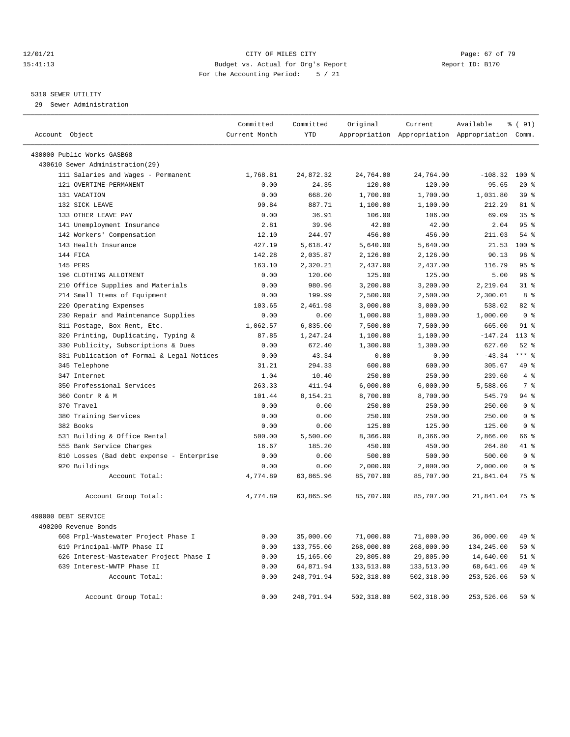CITY OF MILES CITY
Budget vs. Actual for Org's Report
For the Accounting Period: 5 / 21

12/01/21
15:41:13

Report ID: B170

5310 SEWER UTILITY
29 Sewer Administration

| Account Object | Committed Current Month | Committed YTD | Original Appropriation | Current Appropriation | Available Appropriation | % ( 91) Comm. |
|---|---|---|---|---|---|---|
| 430000 Public Works-GASB68 | | | | | | |
| 430610 Sewer Administration(29) | | | | | | |
| 111 Salaries and Wages - Permanent | 1,768.81 | 24,872.32 | 24,764.00 | 24,764.00 | -108.32 | 100 % |
| 121 OVERTIME-PERMANENT | 0.00 | 24.35 | 120.00 | 120.00 | 95.65 | 20 % |
| 131 VACATION | 0.00 | 668.20 | 1,700.00 | 1,700.00 | 1,031.80 | 39 % |
| 132 SICK LEAVE | 90.84 | 887.71 | 1,100.00 | 1,100.00 | 212.29 | 81 % |
| 133 OTHER LEAVE PAY | 0.00 | 36.91 | 106.00 | 106.00 | 69.09 | 35 % |
| 141 Unemployment Insurance | 2.81 | 39.96 | 42.00 | 42.00 | 2.04 | 95 % |
| 142 Workers' Compensation | 12.10 | 244.97 | 456.00 | 456.00 | 211.03 | 54 % |
| 143 Health Insurance | 427.19 | 5,618.47 | 5,640.00 | 5,640.00 | 21.53 | 100 % |
| 144 FICA | 142.28 | 2,035.87 | 2,126.00 | 2,126.00 | 90.13 | 96 % |
| 145 PERS | 163.10 | 2,320.21 | 2,437.00 | 2,437.00 | 116.79 | 95 % |
| 196 CLOTHING ALLOTMENT | 0.00 | 120.00 | 125.00 | 125.00 | 5.00 | 96 % |
| 210 Office Supplies and Materials | 0.00 | 980.96 | 3,200.00 | 3,200.00 | 2,219.04 | 31 % |
| 214 Small Items of Equipment | 0.00 | 199.99 | 2,500.00 | 2,500.00 | 2,300.01 | 8 % |
| 220 Operating Expenses | 103.65 | 2,461.98 | 3,000.00 | 3,000.00 | 538.02 | 82 % |
| 230 Repair and Maintenance Supplies | 0.00 | 0.00 | 1,000.00 | 1,000.00 | 1,000.00 | 0 % |
| 311 Postage, Box Rent, Etc. | 1,062.57 | 6,835.00 | 7,500.00 | 7,500.00 | 665.00 | 91 % |
| 320 Printing, Duplicating, Typing & | 87.85 | 1,247.24 | 1,100.00 | 1,100.00 | -147.24 | 113 % |
| 330 Publicity, Subscriptions & Dues | 0.00 | 672.40 | 1,300.00 | 1,300.00 | 627.60 | 52 % |
| 331 Publication of Formal & Legal Notices | 0.00 | 43.34 | 0.00 | 0.00 | -43.34 | *** % |
| 345 Telephone | 31.21 | 294.33 | 600.00 | 600.00 | 305.67 | 49 % |
| 347 Internet | 1.04 | 10.40 | 250.00 | 250.00 | 239.60 | 4 % |
| 350 Professional Services | 263.33 | 411.94 | 6,000.00 | 6,000.00 | 5,588.06 | 7 % |
| 360 Contr R & M | 101.44 | 8,154.21 | 8,700.00 | 8,700.00 | 545.79 | 94 % |
| 370 Travel | 0.00 | 0.00 | 250.00 | 250.00 | 250.00 | 0 % |
| 380 Training Services | 0.00 | 0.00 | 250.00 | 250.00 | 250.00 | 0 % |
| 382 Books | 0.00 | 0.00 | 125.00 | 125.00 | 125.00 | 0 % |
| 531 Building & Office Rental | 500.00 | 5,500.00 | 8,366.00 | 8,366.00 | 2,866.00 | 66 % |
| 555 Bank Service Charges | 16.67 | 185.20 | 450.00 | 450.00 | 264.80 | 41 % |
| 810 Losses (Bad debt expense - Enterprise | 0.00 | 0.00 | 500.00 | 500.00 | 500.00 | 0 % |
| 920 Buildings | 0.00 | 0.00 | 2,000.00 | 2,000.00 | 2,000.00 | 0 % |
| Account Total: | 4,774.89 | 63,865.96 | 85,707.00 | 85,707.00 | 21,841.04 | 75 % |
| Account Group Total: | 4,774.89 | 63,865.96 | 85,707.00 | 85,707.00 | 21,841.04 | 75 % |
| 490000 DEBT SERVICE | | | | | | |
| 490200 Revenue Bonds | | | | | | |
| 608 Prpl-Wastewater Project Phase I | 0.00 | 35,000.00 | 71,000.00 | 71,000.00 | 36,000.00 | 49 % |
| 619 Principal-WWTP Phase II | 0.00 | 133,755.00 | 268,000.00 | 268,000.00 | 134,245.00 | 50 % |
| 626 Interest-Wastewater Project Phase I | 0.00 | 15,165.00 | 29,805.00 | 29,805.00 | 14,640.00 | 51 % |
| 639 Interest-WWTP Phase II | 0.00 | 64,871.94 | 133,513.00 | 133,513.00 | 68,641.06 | 49 % |
| Account Total: | 0.00 | 248,791.94 | 502,318.00 | 502,318.00 | 253,526.06 | 50 % |
| Account Group Total: | 0.00 | 248,791.94 | 502,318.00 | 502,318.00 | 253,526.06 | 50 % |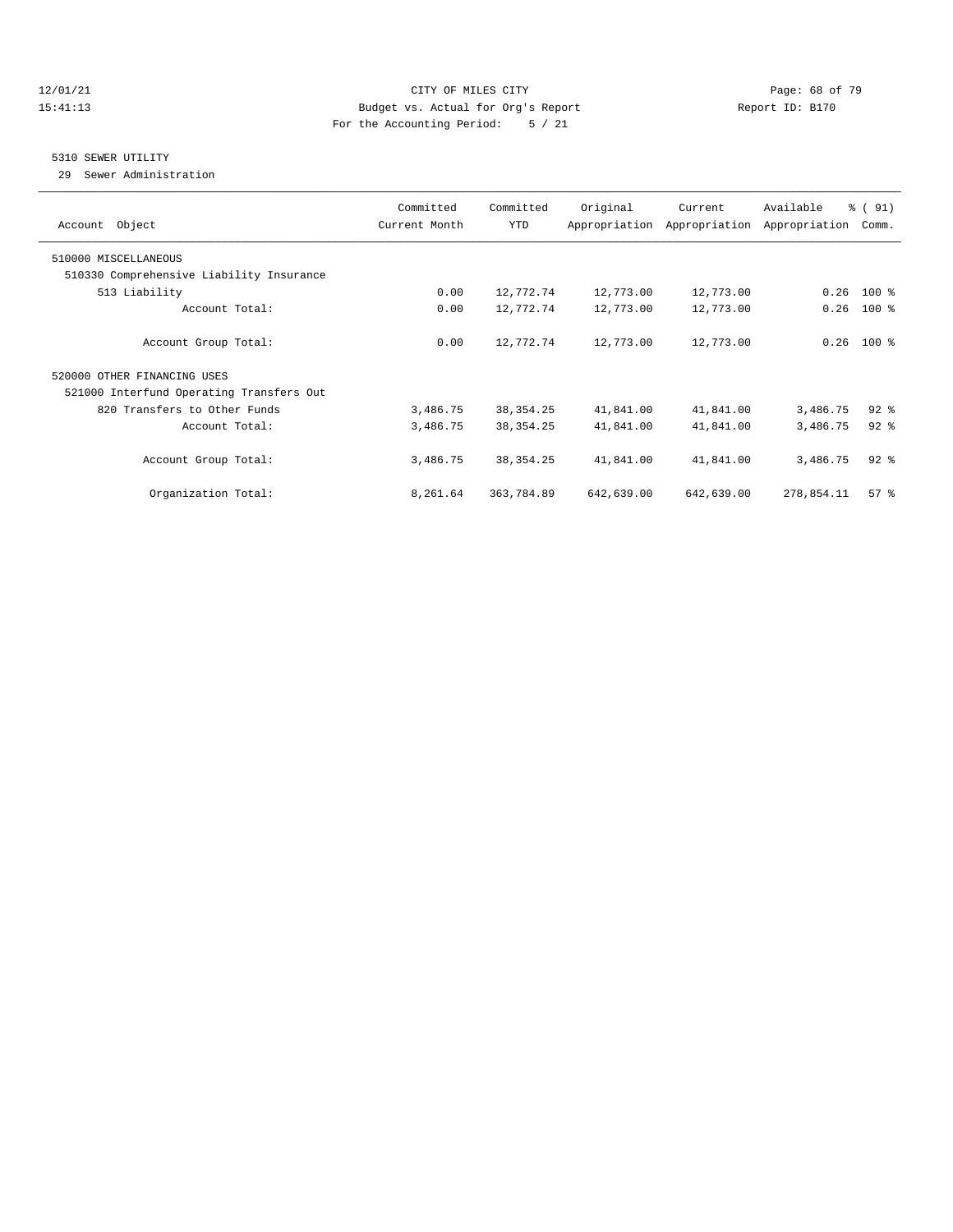CITY OF MILES CITY
Budget vs. Actual for Org's Report
For the Accounting Period: 5 / 21

12/01/21
15:41:13

Report ID: B170

## 5310 SEWER UTILITY

29 Sewer Administration

| Account Object | Committed Current Month | Committed YTD | Original Appropriation | Current Appropriation | Available Appropriation | % ( 91) Comm. |
|---|---|---|---|---|---|---|
| 510000 MISCELLANEOUS | | | | | | |
| 510330 Comprehensive Liability Insurance | | | | | | |
| 513 Liability | 0.00 | 12,772.74 | 12,773.00 | 12,773.00 | 0.26 | 100 % |
| Account Total: | 0.00 | 12,772.74 | 12,773.00 | 12,773.00 | 0.26 | 100 % |
| Account Group Total: | 0.00 | 12,772.74 | 12,773.00 | 12,773.00 | 0.26 | 100 % |
| 520000 OTHER FINANCING USES | | | | | | |
| 521000 Interfund Operating Transfers Out | | | | | | |
| 820 Transfers to Other Funds | 3,486.75 | 38,354.25 | 41,841.00 | 41,841.00 | 3,486.75 | 92 % |
| Account Total: | 3,486.75 | 38,354.25 | 41,841.00 | 41,841.00 | 3,486.75 | 92 % |
| Account Group Total: | 3,486.75 | 38,354.25 | 41,841.00 | 41,841.00 | 3,486.75 | 92 % |
| Organization Total: | 8,261.64 | 363,784.89 | 642,639.00 | 642,639.00 | 278,854.11 | 57 % |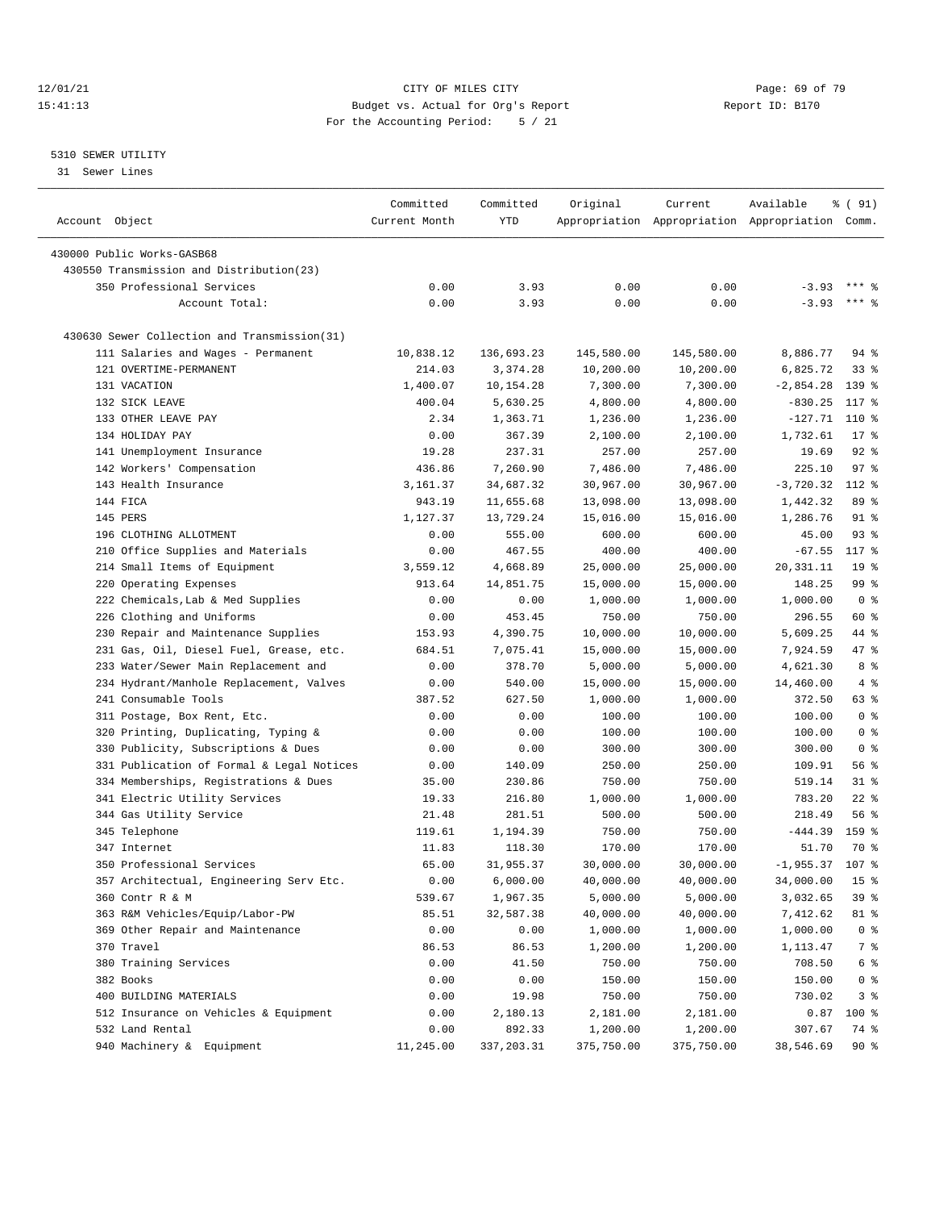12/01/21 CITY OF MILES CITY
15:41:13 Budget vs. Actual for Org's Report Report ID: B170
For the Accounting Period: 5 / 21

5310 SEWER UTILITY
31 Sewer Lines

| Account Object | Committed Current Month | Committed YTD | Original Appropriation | Current Appropriation | Available Appropriation | % ( 91) Comm. |
|---|---|---|---|---|---|---|
| 430000 Public Works-GASB68 | | | | | | |
| 430550 Transmission and Distribution(23) | | | | | | |
| 350 Professional Services | 0.00 | 3.93 | 0.00 | 0.00 | -3.93 | *** % |
| Account Total: | 0.00 | 3.93 | 0.00 | 0.00 | -3.93 | *** % |
| 430630 Sewer Collection and Transmission(31) | | | | | | |
| 111 Salaries and Wages - Permanent | 10,838.12 | 136,693.23 | 145,580.00 | 145,580.00 | 8,886.77 | 94 % |
| 121 OVERTIME-PERMANENT | 214.03 | 3,374.28 | 10,200.00 | 10,200.00 | 6,825.72 | 33 % |
| 131 VACATION | 1,400.07 | 10,154.28 | 7,300.00 | 7,300.00 | -2,854.28 | 139 % |
| 132 SICK LEAVE | 400.04 | 5,630.25 | 4,800.00 | 4,800.00 | -830.25 | 117 % |
| 133 OTHER LEAVE PAY | 2.34 | 1,363.71 | 1,236.00 | 1,236.00 | -127.71 | 110 % |
| 134 HOLIDAY PAY | 0.00 | 367.39 | 2,100.00 | 2,100.00 | 1,732.61 | 17 % |
| 141 Unemployment Insurance | 19.28 | 237.31 | 257.00 | 257.00 | 19.69 | 92 % |
| 142 Workers' Compensation | 436.86 | 7,260.90 | 7,486.00 | 7,486.00 | 225.10 | 97 % |
| 143 Health Insurance | 3,161.37 | 34,687.32 | 30,967.00 | 30,967.00 | -3,720.32 | 112 % |
| 144 FICA | 943.19 | 11,655.68 | 13,098.00 | 13,098.00 | 1,442.32 | 89 % |
| 145 PERS | 1,127.37 | 13,729.24 | 15,016.00 | 15,016.00 | 1,286.76 | 91 % |
| 196 CLOTHING ALLOTMENT | 0.00 | 555.00 | 600.00 | 600.00 | 45.00 | 93 % |
| 210 Office Supplies and Materials | 0.00 | 467.55 | 400.00 | 400.00 | -67.55 | 117 % |
| 214 Small Items of Equipment | 3,559.12 | 4,668.89 | 25,000.00 | 25,000.00 | 20,331.11 | 19 % |
| 220 Operating Expenses | 913.64 | 14,851.75 | 15,000.00 | 15,000.00 | 148.25 | 99 % |
| 222 Chemicals,Lab & Med Supplies | 0.00 | 0.00 | 1,000.00 | 1,000.00 | 1,000.00 | 0 % |
| 226 Clothing and Uniforms | 0.00 | 453.45 | 750.00 | 750.00 | 296.55 | 60 % |
| 230 Repair and Maintenance Supplies | 153.93 | 4,390.75 | 10,000.00 | 10,000.00 | 5,609.25 | 44 % |
| 231 Gas, Oil, Diesel Fuel, Grease, etc. | 684.51 | 7,075.41 | 15,000.00 | 15,000.00 | 7,924.59 | 47 % |
| 233 Water/Sewer Main Replacement and | 0.00 | 378.70 | 5,000.00 | 5,000.00 | 4,621.30 | 8 % |
| 234 Hydrant/Manhole Replacement, Valves | 0.00 | 540.00 | 15,000.00 | 15,000.00 | 14,460.00 | 4 % |
| 241 Consumable Tools | 387.52 | 627.50 | 1,000.00 | 1,000.00 | 372.50 | 63 % |
| 311 Postage, Box Rent, Etc. | 0.00 | 0.00 | 100.00 | 100.00 | 100.00 | 0 % |
| 320 Printing, Duplicating, Typing & | 0.00 | 0.00 | 100.00 | 100.00 | 100.00 | 0 % |
| 330 Publicity, Subscriptions & Dues | 0.00 | 0.00 | 300.00 | 300.00 | 300.00 | 0 % |
| 331 Publication of Formal & Legal Notices | 0.00 | 140.09 | 250.00 | 250.00 | 109.91 | 56 % |
| 334 Memberships, Registrations & Dues | 35.00 | 230.86 | 750.00 | 750.00 | 519.14 | 31 % |
| 341 Electric Utility Services | 19.33 | 216.80 | 1,000.00 | 1,000.00 | 783.20 | 22 % |
| 344 Gas Utility Service | 21.48 | 281.51 | 500.00 | 500.00 | 218.49 | 56 % |
| 345 Telephone | 119.61 | 1,194.39 | 750.00 | 750.00 | -444.39 | 159 % |
| 347 Internet | 11.83 | 118.30 | 170.00 | 170.00 | 51.70 | 70 % |
| 350 Professional Services | 65.00 | 31,955.37 | 30,000.00 | 30,000.00 | -1,955.37 | 107 % |
| 357 Architectual, Engineering Serv Etc. | 0.00 | 6,000.00 | 40,000.00 | 40,000.00 | 34,000.00 | 15 % |
| 360 Contr R & M | 539.67 | 1,967.35 | 5,000.00 | 5,000.00 | 3,032.65 | 39 % |
| 363 R&M Vehicles/Equip/Labor-PW | 85.51 | 32,587.38 | 40,000.00 | 40,000.00 | 7,412.62 | 81 % |
| 369 Other Repair and Maintenance | 0.00 | 0.00 | 1,000.00 | 1,000.00 | 1,000.00 | 0 % |
| 370 Travel | 86.53 | 86.53 | 1,200.00 | 1,200.00 | 1,113.47 | 7 % |
| 380 Training Services | 0.00 | 41.50 | 750.00 | 750.00 | 708.50 | 6 % |
| 382 Books | 0.00 | 0.00 | 150.00 | 150.00 | 150.00 | 0 % |
| 400 BUILDING MATERIALS | 0.00 | 19.98 | 750.00 | 750.00 | 730.02 | 3 % |
| 512 Insurance on Vehicles & Equipment | 0.00 | 2,180.13 | 2,181.00 | 2,181.00 | 0.87 | 100 % |
| 532 Land Rental | 0.00 | 892.33 | 1,200.00 | 1,200.00 | 307.67 | 74 % |
| 940 Machinery & Equipment | 11,245.00 | 337,203.31 | 375,750.00 | 375,750.00 | 38,546.69 | 90 % |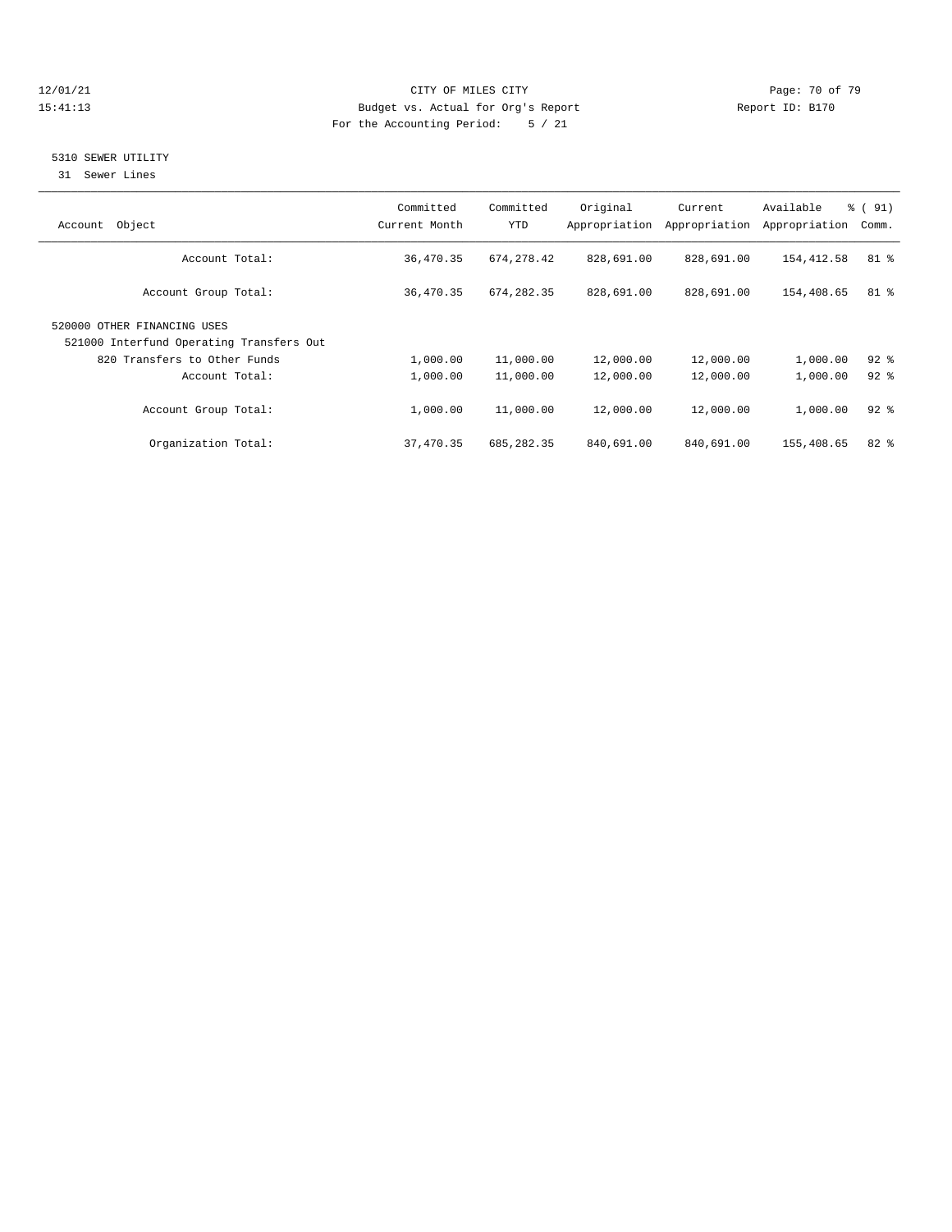12/01/21 CITY OF MILES CITY
15:41:13 Budget vs. Actual for Org's Report Report ID: B170
For the Accounting Period: 5 / 21

## 5310 SEWER UTILITY

31 Sewer Lines

| Account Object | Committed Current Month | Committed YTD | Original Appropriation | Current Appropriation | Available Appropriation | % ( 91) Comm. |
|---|---|---|---|---|---|---|
| Account Total: | 36,470.35 | 674,278.42 | 828,691.00 | 828,691.00 | 154,412.58 | 81 % |
| Account Group Total: | 36,470.35 | 674,282.35 | 828,691.00 | 828,691.00 | 154,408.65 | 81 % |
| 520000 OTHER FINANCING USES | | | | | | |
| 521000 Interfund Operating Transfers Out | | | | | | |
| 820 Transfers to Other Funds | 1,000.00 | 11,000.00 | 12,000.00 | 12,000.00 | 1,000.00 | 92 % |
| Account Total: | 1,000.00 | 11,000.00 | 12,000.00 | 12,000.00 | 1,000.00 | 92 % |
| Account Group Total: | 1,000.00 | 11,000.00 | 12,000.00 | 12,000.00 | 1,000.00 | 92 % |
| Organization Total: | 37,470.35 | 685,282.35 | 840,691.00 | 840,691.00 | 155,408.65 | 82 % |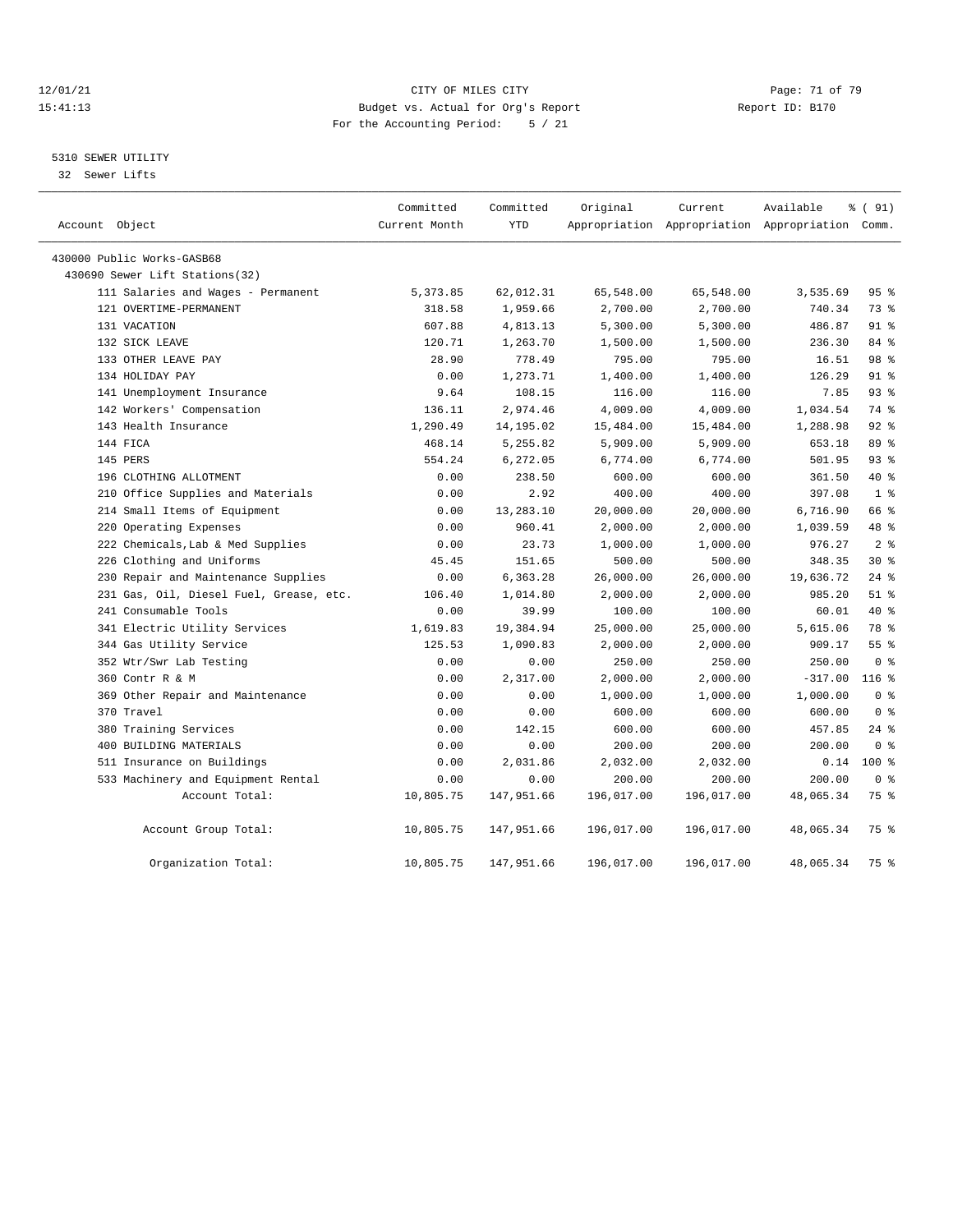CITY OF MILES CITY
Budget vs. Actual for Org's Report
For the Accounting Period: 5 / 21

12/01/21
15:41:13

Report ID: B170

## 5310 SEWER UTILITY

32 Sewer Lifts

| Account Object | Committed Current Month | Committed YTD | Original Appropriation | Current Appropriation | Available Appropriation | % ( 91) Comm. |
|---|---|---|---|---|---|---|
| 430000 Public Works-GASB68 | | | | | | |
| 430690 Sewer Lift Stations(32) | | | | | | |
| 111 Salaries and Wages - Permanent | 5,373.85 | 62,012.31 | 65,548.00 | 65,548.00 | 3,535.69 | 95 % |
| 121 OVERTIME-PERMANENT | 318.58 | 1,959.66 | 2,700.00 | 2,700.00 | 740.34 | 73 % |
| 131 VACATION | 607.88 | 4,813.13 | 5,300.00 | 5,300.00 | 486.87 | 91 % |
| 132 SICK LEAVE | 120.71 | 1,263.70 | 1,500.00 | 1,500.00 | 236.30 | 84 % |
| 133 OTHER LEAVE PAY | 28.90 | 778.49 | 795.00 | 795.00 | 16.51 | 98 % |
| 134 HOLIDAY PAY | 0.00 | 1,273.71 | 1,400.00 | 1,400.00 | 126.29 | 91 % |
| 141 Unemployment Insurance | 9.64 | 108.15 | 116.00 | 116.00 | 7.85 | 93 % |
| 142 Workers' Compensation | 136.11 | 2,974.46 | 4,009.00 | 4,009.00 | 1,034.54 | 74 % |
| 143 Health Insurance | 1,290.49 | 14,195.02 | 15,484.00 | 15,484.00 | 1,288.98 | 92 % |
| 144 FICA | 468.14 | 5,255.82 | 5,909.00 | 5,909.00 | 653.18 | 89 % |
| 145 PERS | 554.24 | 6,272.05 | 6,774.00 | 6,774.00 | 501.95 | 93 % |
| 196 CLOTHING ALLOTMENT | 0.00 | 238.50 | 600.00 | 600.00 | 361.50 | 40 % |
| 210 Office Supplies and Materials | 0.00 | 2.92 | 400.00 | 400.00 | 397.08 | 1 % |
| 214 Small Items of Equipment | 0.00 | 13,283.10 | 20,000.00 | 20,000.00 | 6,716.90 | 66 % |
| 220 Operating Expenses | 0.00 | 960.41 | 2,000.00 | 2,000.00 | 1,039.59 | 48 % |
| 222 Chemicals,Lab & Med Supplies | 0.00 | 23.73 | 1,000.00 | 1,000.00 | 976.27 | 2 % |
| 226 Clothing and Uniforms | 45.45 | 151.65 | 500.00 | 500.00 | 348.35 | 30 % |
| 230 Repair and Maintenance Supplies | 0.00 | 6,363.28 | 26,000.00 | 26,000.00 | 19,636.72 | 24 % |
| 231 Gas, Oil, Diesel Fuel, Grease, etc. | 106.40 | 1,014.80 | 2,000.00 | 2,000.00 | 985.20 | 51 % |
| 241 Consumable Tools | 0.00 | 39.99 | 100.00 | 100.00 | 60.01 | 40 % |
| 341 Electric Utility Services | 1,619.83 | 19,384.94 | 25,000.00 | 25,000.00 | 5,615.06 | 78 % |
| 344 Gas Utility Service | 125.53 | 1,090.83 | 2,000.00 | 2,000.00 | 909.17 | 55 % |
| 352 Wtr/Swr Lab Testing | 0.00 | 0.00 | 250.00 | 250.00 | 250.00 | 0 % |
| 360 Contr R & M | 0.00 | 2,317.00 | 2,000.00 | 2,000.00 | -317.00 | 116 % |
| 369 Other Repair and Maintenance | 0.00 | 0.00 | 1,000.00 | 1,000.00 | 1,000.00 | 0 % |
| 370 Travel | 0.00 | 0.00 | 600.00 | 600.00 | 600.00 | 0 % |
| 380 Training Services | 0.00 | 142.15 | 600.00 | 600.00 | 457.85 | 24 % |
| 400 BUILDING MATERIALS | 0.00 | 0.00 | 200.00 | 200.00 | 200.00 | 0 % |
| 511 Insurance on Buildings | 0.00 | 2,031.86 | 2,032.00 | 2,032.00 | 0.14 | 100 % |
| 533 Machinery and Equipment Rental | 0.00 | 0.00 | 200.00 | 200.00 | 200.00 | 0 % |
| Account Total: | 10,805.75 | 147,951.66 | 196,017.00 | 196,017.00 | 48,065.34 | 75 % |
| Account Group Total: | 10,805.75 | 147,951.66 | 196,017.00 | 196,017.00 | 48,065.34 | 75 % |
| Organization Total: | 10,805.75 | 147,951.66 | 196,017.00 | 196,017.00 | 48,065.34 | 75 % |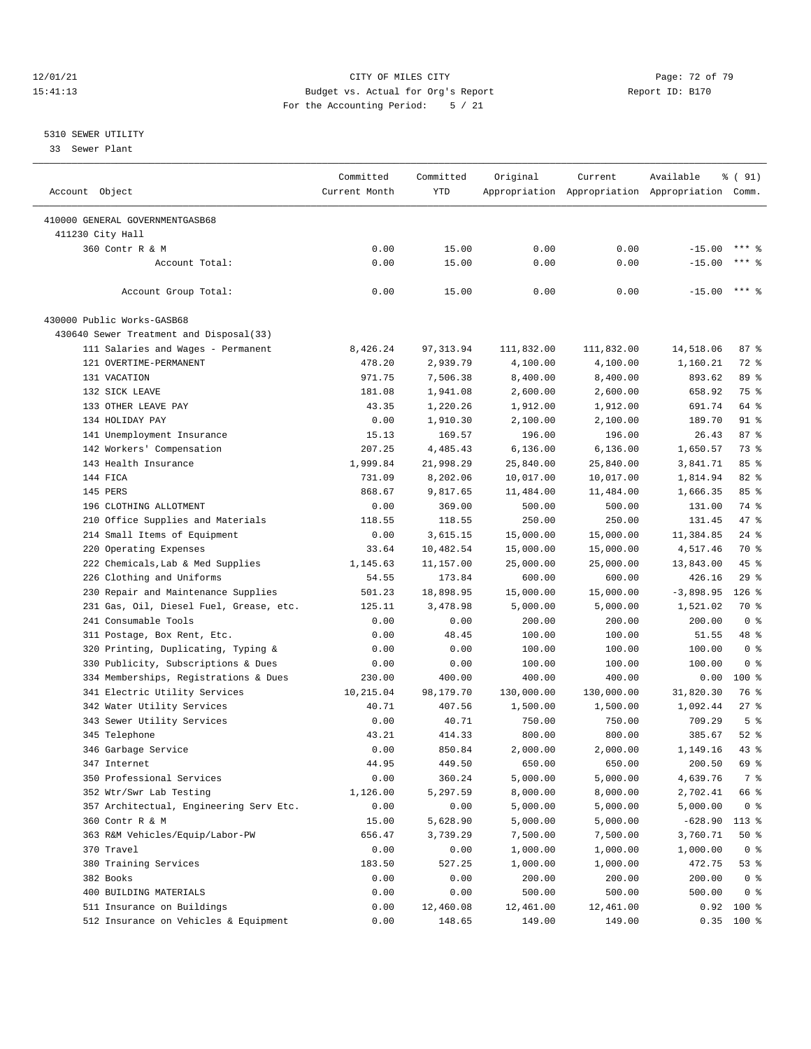12/01/21 CITY OF MILES CITY
15:41:13 Budget vs. Actual for Org's Report Report ID: B170
For the Accounting Period: 5 / 21

5310 SEWER UTILITY
33 Sewer Plant

| Account Object | Committed Current Month | Committed YTD | Original Appropriation | Current Appropriation | Available Appropriation | % ( 91) Comm. |
|---|---|---|---|---|---|---|
| 410000 GENERAL GOVERNMENTGASB68 | | | | | | |
| 411230 City Hall | | | | | | |
| 360 Contr R & M | 0.00 | 15.00 | 0.00 | 0.00 | -15.00 | *** % |
| Account Total: | 0.00 | 15.00 | 0.00 | 0.00 | -15.00 | *** % |
| Account Group Total: | 0.00 | 15.00 | 0.00 | 0.00 | -15.00 | *** % |
| 430000 Public Works-GASB68 | | | | | | |
| 430640 Sewer Treatment and Disposal(33) | | | | | | |
| 111 Salaries and Wages - Permanent | 8,426.24 | 97,313.94 | 111,832.00 | 111,832.00 | 14,518.06 | 87 % |
| 121 OVERTIME-PERMANENT | 478.20 | 2,939.79 | 4,100.00 | 4,100.00 | 1,160.21 | 72 % |
| 131 VACATION | 971.75 | 7,506.38 | 8,400.00 | 8,400.00 | 893.62 | 89 % |
| 132 SICK LEAVE | 181.08 | 1,941.08 | 2,600.00 | 2,600.00 | 658.92 | 75 % |
| 133 OTHER LEAVE PAY | 43.35 | 1,220.26 | 1,912.00 | 1,912.00 | 691.74 | 64 % |
| 134 HOLIDAY PAY | 0.00 | 1,910.30 | 2,100.00 | 2,100.00 | 189.70 | 91 % |
| 141 Unemployment Insurance | 15.13 | 169.57 | 196.00 | 196.00 | 26.43 | 87 % |
| 142 Workers' Compensation | 207.25 | 4,485.43 | 6,136.00 | 6,136.00 | 1,650.57 | 73 % |
| 143 Health Insurance | 1,999.84 | 21,998.29 | 25,840.00 | 25,840.00 | 3,841.71 | 85 % |
| 144 FICA | 731.09 | 8,202.06 | 10,017.00 | 10,017.00 | 1,814.94 | 82 % |
| 145 PERS | 868.67 | 9,817.65 | 11,484.00 | 11,484.00 | 1,666.35 | 85 % |
| 196 CLOTHING ALLOTMENT | 0.00 | 369.00 | 500.00 | 500.00 | 131.00 | 74 % |
| 210 Office Supplies and Materials | 118.55 | 118.55 | 250.00 | 250.00 | 131.45 | 47 % |
| 214 Small Items of Equipment | 0.00 | 3,615.15 | 15,000.00 | 15,000.00 | 11,384.85 | 24 % |
| 220 Operating Expenses | 33.64 | 10,482.54 | 15,000.00 | 15,000.00 | 4,517.46 | 70 % |
| 222 Chemicals,Lab & Med Supplies | 1,145.63 | 11,157.00 | 25,000.00 | 25,000.00 | 13,843.00 | 45 % |
| 226 Clothing and Uniforms | 54.55 | 173.84 | 600.00 | 600.00 | 426.16 | 29 % |
| 230 Repair and Maintenance Supplies | 501.23 | 18,898.95 | 15,000.00 | 15,000.00 | -3,898.95 | 126 % |
| 231 Gas, Oil, Diesel Fuel, Grease, etc. | 125.11 | 3,478.98 | 5,000.00 | 5,000.00 | 1,521.02 | 70 % |
| 241 Consumable Tools | 0.00 | 0.00 | 200.00 | 200.00 | 200.00 | 0 % |
| 311 Postage, Box Rent, Etc. | 0.00 | 48.45 | 100.00 | 100.00 | 51.55 | 48 % |
| 320 Printing, Duplicating, Typing & | 0.00 | 0.00 | 100.00 | 100.00 | 100.00 | 0 % |
| 330 Publicity, Subscriptions & Dues | 0.00 | 0.00 | 100.00 | 100.00 | 100.00 | 0 % |
| 334 Memberships, Registrations & Dues | 230.00 | 400.00 | 400.00 | 400.00 | 0.00 | 100 % |
| 341 Electric Utility Services | 10,215.04 | 98,179.70 | 130,000.00 | 130,000.00 | 31,820.30 | 76 % |
| 342 Water Utility Services | 40.71 | 407.56 | 1,500.00 | 1,500.00 | 1,092.44 | 27 % |
| 343 Sewer Utility Services | 0.00 | 40.71 | 750.00 | 750.00 | 709.29 | 5 % |
| 345 Telephone | 43.21 | 414.33 | 800.00 | 800.00 | 385.67 | 52 % |
| 346 Garbage Service | 0.00 | 850.84 | 2,000.00 | 2,000.00 | 1,149.16 | 43 % |
| 347 Internet | 44.95 | 449.50 | 650.00 | 650.00 | 200.50 | 69 % |
| 350 Professional Services | 0.00 | 360.24 | 5,000.00 | 5,000.00 | 4,639.76 | 7 % |
| 352 Wtr/Swr Lab Testing | 1,126.00 | 5,297.59 | 8,000.00 | 8,000.00 | 2,702.41 | 66 % |
| 357 Architectual, Engineering Serv Etc. | 0.00 | 0.00 | 5,000.00 | 5,000.00 | 5,000.00 | 0 % |
| 360 Contr R & M | 15.00 | 5,628.90 | 5,000.00 | 5,000.00 | -628.90 | 113 % |
| 363 R&M Vehicles/Equip/Labor-PW | 656.47 | 3,739.29 | 7,500.00 | 7,500.00 | 3,760.71 | 50 % |
| 370 Travel | 0.00 | 0.00 | 1,000.00 | 1,000.00 | 1,000.00 | 0 % |
| 380 Training Services | 183.50 | 527.25 | 1,000.00 | 1,000.00 | 472.75 | 53 % |
| 382 Books | 0.00 | 0.00 | 200.00 | 200.00 | 200.00 | 0 % |
| 400 BUILDING MATERIALS | 0.00 | 0.00 | 500.00 | 500.00 | 500.00 | 0 % |
| 511 Insurance on Buildings | 0.00 | 12,460.08 | 12,461.00 | 12,461.00 | 0.92 | 100 % |
| 512 Insurance on Vehicles & Equipment | 0.00 | 148.65 | 149.00 | 149.00 | 0.35 | 100 % |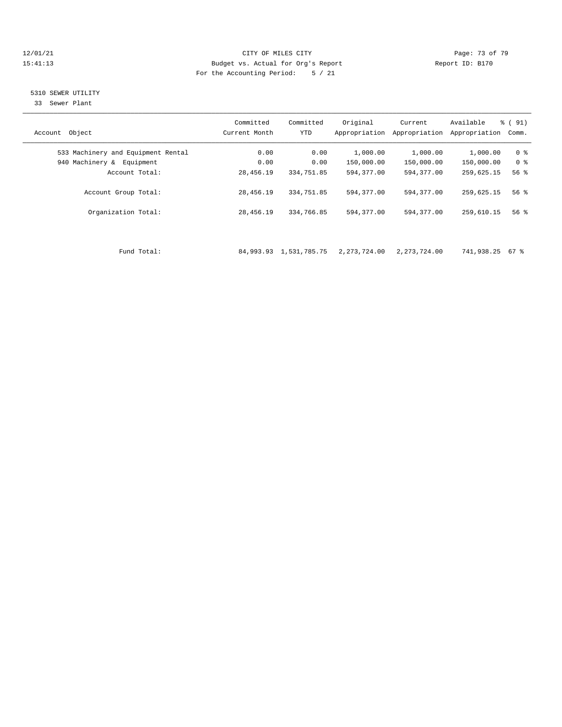CITY OF MILES CITY
Budget vs. Actual for Org's Report
For the Accounting Period: 5 / 21

12/01/21
15:41:13

Report ID: B170

## 5310 SEWER UTILITY

33 Sewer Plant

| Account Object | Committed Current Month | Committed YTD | Original Appropriation | Current Appropriation | Available Appropriation | % ( 91) Comm. |
|---|---|---|---|---|---|---|
| 533 Machinery and Equipment Rental | 0.00 | 0.00 | 1,000.00 | 1,000.00 | 1,000.00 | 0 % |
| 940 Machinery & Equipment | 0.00 | 0.00 | 150,000.00 | 150,000.00 | 150,000.00 | 0 % |
| Account Total: | 28,456.19 | 334,751.85 | 594,377.00 | 594,377.00 | 259,625.15 | 56 % |
| Account Group Total: | 28,456.19 | 334,751.85 | 594,377.00 | 594,377.00 | 259,625.15 | 56 % |
| Organization Total: | 28,456.19 | 334,766.85 | 594,377.00 | 594,377.00 | 259,610.15 | 56 % |
| Fund Total: | 84,993.93 | 1,531,785.75 | 2,273,724.00 | 2,273,724.00 | 741,938.25 | 67 % |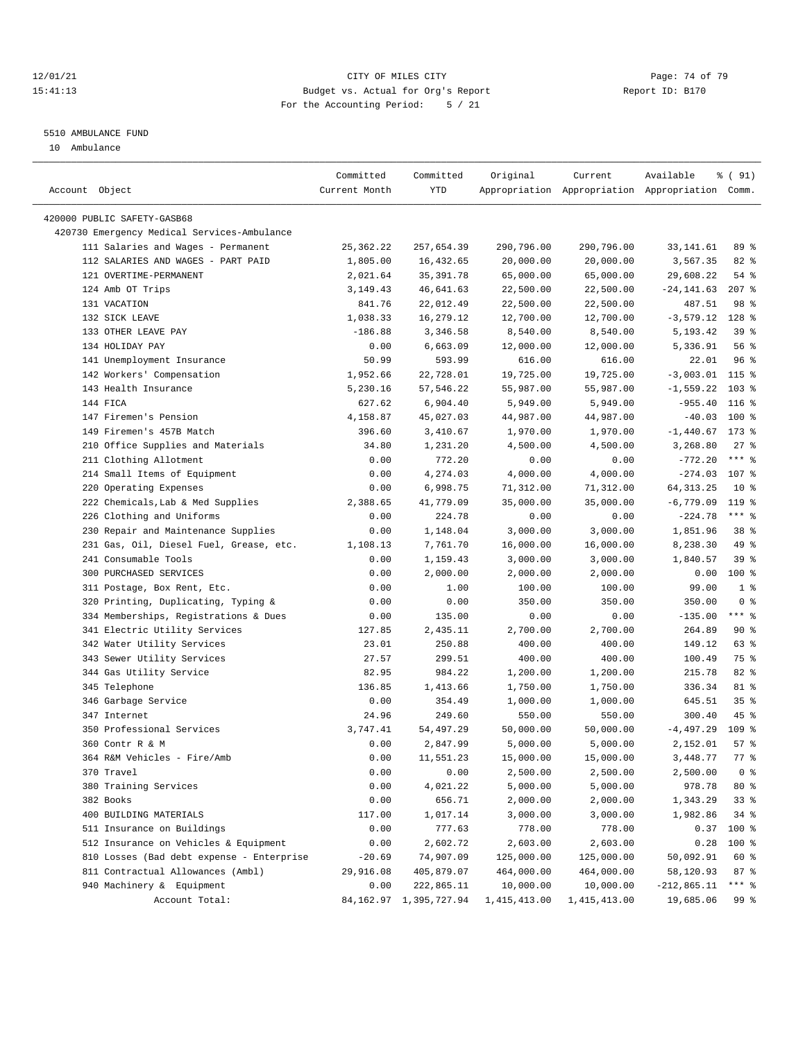12/01/21 CITY OF MILES CITY
15:41:13 Budget vs. Actual for Org's Report Report ID: B170
For the Accounting Period: 5 / 21

5510 AMBULANCE FUND

10 Ambulance

| Account Object | Committed Current Month | Committed YTD | Original Appropriation | Current Appropriation | Available Appropriation | % ( 91) Comm. |
|---|---|---|---|---|---|---|
| 420000 PUBLIC SAFETY-GASB68 | | | | | | |
| 420730 Emergency Medical Services-Ambulance | | | | | | |
| 111 Salaries and Wages - Permanent | 25,362.22 | 257,654.39 | 290,796.00 | 290,796.00 | 33,141.61 | 89 % |
| 112 SALARIES AND WAGES - PART PAID | 1,805.00 | 16,432.65 | 20,000.00 | 20,000.00 | 3,567.35 | 82 % |
| 121 OVERTIME-PERMANENT | 2,021.64 | 35,391.78 | 65,000.00 | 65,000.00 | 29,608.22 | 54 % |
| 124 Amb OT Trips | 3,149.43 | 46,641.63 | 22,500.00 | 22,500.00 | -24,141.63 | 207 % |
| 131 VACATION | 841.76 | 22,012.49 | 22,500.00 | 22,500.00 | 487.51 | 98 % |
| 132 SICK LEAVE | 1,038.33 | 16,279.12 | 12,700.00 | 12,700.00 | -3,579.12 | 128 % |
| 133 OTHER LEAVE PAY | -186.88 | 3,346.58 | 8,540.00 | 8,540.00 | 5,193.42 | 39 % |
| 134 HOLIDAY PAY | 0.00 | 6,663.09 | 12,000.00 | 12,000.00 | 5,336.91 | 56 % |
| 141 Unemployment Insurance | 50.99 | 593.99 | 616.00 | 616.00 | 22.01 | 96 % |
| 142 Workers' Compensation | 1,952.66 | 22,728.01 | 19,725.00 | 19,725.00 | -3,003.01 | 115 % |
| 143 Health Insurance | 5,230.16 | 57,546.22 | 55,987.00 | 55,987.00 | -1,559.22 | 103 % |
| 144 FICA | 627.62 | 6,904.40 | 5,949.00 | 5,949.00 | -955.40 | 116 % |
| 147 Firemen's Pension | 4,158.87 | 45,027.03 | 44,987.00 | 44,987.00 | -40.03 | 100 % |
| 149 Firemen's 457B Match | 396.60 | 3,410.67 | 1,970.00 | 1,970.00 | -1,440.67 | 173 % |
| 210 Office Supplies and Materials | 34.80 | 1,231.20 | 4,500.00 | 4,500.00 | 3,268.80 | 27 % |
| 211 Clothing Allotment | 0.00 | 772.20 | 0.00 | 0.00 | -772.20 | *** % |
| 214 Small Items of Equipment | 0.00 | 4,274.03 | 4,000.00 | 4,000.00 | -274.03 | 107 % |
| 220 Operating Expenses | 0.00 | 6,998.75 | 71,312.00 | 71,312.00 | 64,313.25 | 10 % |
| 222 Chemicals,Lab & Med Supplies | 2,388.65 | 41,779.09 | 35,000.00 | 35,000.00 | -6,779.09 | 119 % |
| 226 Clothing and Uniforms | 0.00 | 224.78 | 0.00 | 0.00 | -224.78 | *** % |
| 230 Repair and Maintenance Supplies | 0.00 | 1,148.04 | 3,000.00 | 3,000.00 | 1,851.96 | 38 % |
| 231 Gas, Oil, Diesel Fuel, Grease, etc. | 1,108.13 | 7,761.70 | 16,000.00 | 16,000.00 | 8,238.30 | 49 % |
| 241 Consumable Tools | 0.00 | 1,159.43 | 3,000.00 | 3,000.00 | 1,840.57 | 39 % |
| 300 PURCHASED SERVICES | 0.00 | 2,000.00 | 2,000.00 | 2,000.00 | 0.00 | 100 % |
| 311 Postage, Box Rent, Etc. | 0.00 | 1.00 | 100.00 | 100.00 | 99.00 | 1 % |
| 320 Printing, Duplicating, Typing & | 0.00 | 0.00 | 350.00 | 350.00 | 350.00 | 0 % |
| 334 Memberships, Registrations & Dues | 0.00 | 135.00 | 0.00 | 0.00 | -135.00 | *** % |
| 341 Electric Utility Services | 127.85 | 2,435.11 | 2,700.00 | 2,700.00 | 264.89 | 90 % |
| 342 Water Utility Services | 23.01 | 250.88 | 400.00 | 400.00 | 149.12 | 63 % |
| 343 Sewer Utility Services | 27.57 | 299.51 | 400.00 | 400.00 | 100.49 | 75 % |
| 344 Gas Utility Service | 82.95 | 984.22 | 1,200.00 | 1,200.00 | 215.78 | 82 % |
| 345 Telephone | 136.85 | 1,413.66 | 1,750.00 | 1,750.00 | 336.34 | 81 % |
| 346 Garbage Service | 0.00 | 354.49 | 1,000.00 | 1,000.00 | 645.51 | 35 % |
| 347 Internet | 24.96 | 249.60 | 550.00 | 550.00 | 300.40 | 45 % |
| 350 Professional Services | 3,747.41 | 54,497.29 | 50,000.00 | 50,000.00 | -4,497.29 | 109 % |
| 360 Contr R & M | 0.00 | 2,847.99 | 5,000.00 | 5,000.00 | 2,152.01 | 57 % |
| 364 R&M Vehicles - Fire/Amb | 0.00 | 11,551.23 | 15,000.00 | 15,000.00 | 3,448.77 | 77 % |
| 370 Travel | 0.00 | 0.00 | 2,500.00 | 2,500.00 | 2,500.00 | 0 % |
| 380 Training Services | 0.00 | 4,021.22 | 5,000.00 | 5,000.00 | 978.78 | 80 % |
| 382 Books | 0.00 | 656.71 | 2,000.00 | 2,000.00 | 1,343.29 | 33 % |
| 400 BUILDING MATERIALS | 117.00 | 1,017.14 | 3,000.00 | 3,000.00 | 1,982.86 | 34 % |
| 511 Insurance on Buildings | 0.00 | 777.63 | 778.00 | 778.00 | 0.37 | 100 % |
| 512 Insurance on Vehicles & Equipment | 0.00 | 2,602.72 | 2,603.00 | 2,603.00 | 0.28 | 100 % |
| 810 Losses (Bad debt expense - Enterprise | -20.69 | 74,907.09 | 125,000.00 | 125,000.00 | 50,092.91 | 60 % |
| 811 Contractual Allowances (Ambl) | 29,916.08 | 405,879.07 | 464,000.00 | 464,000.00 | 58,120.93 | 87 % |
| 940 Machinery & Equipment | 0.00 | 222,865.11 | 10,000.00 | 10,000.00 | -212,865.11 | *** % |
| Account Total: | 84,162.97 | 1,395,727.94 | 1,415,413.00 | 1,415,413.00 | 19,685.06 | 99 % |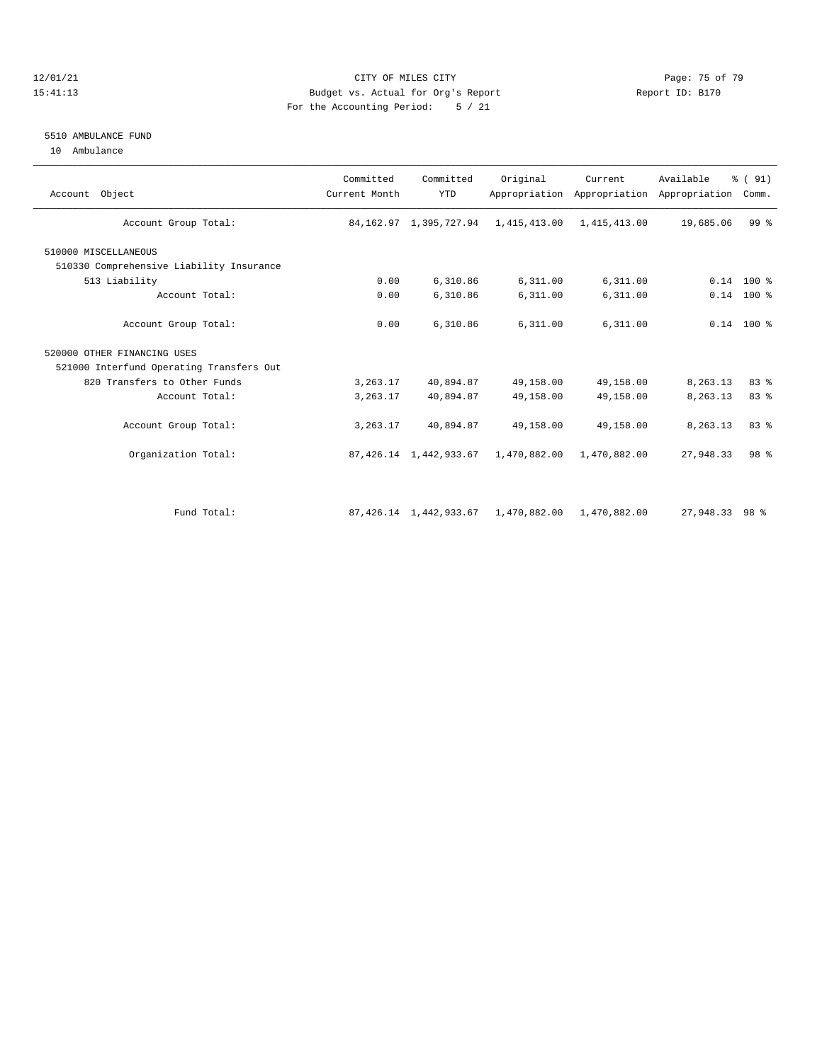CITY OF MILES CITY

Budget vs. Actual for Org's Report

For the Accounting Period: 5 / 21

12/01/21 15:41:13 — Report ID: B170

## 5510 AMBULANCE FUND

10 Ambulance

| Account Object | Committed Current Month | Committed YTD | Original Appropriation | Current Appropriation | Available Appropriation | % ( 91) Comm. |
|---|---|---|---|---|---|---|
| Account Group Total: | 84,162.97 | 1,395,727.94 | 1,415,413.00 | 1,415,413.00 | 19,685.06 | 99 % |
| 510000 MISCELLANEOUS | | | | | | |
| 510330 Comprehensive Liability Insurance | | | | | | |
| 513 Liability | 0.00 | 6,310.86 | 6,311.00 | 6,311.00 | 0.14 | 100 % |
| Account Total: | 0.00 | 6,310.86 | 6,311.00 | 6,311.00 | 0.14 | 100 % |
| Account Group Total: | 0.00 | 6,310.86 | 6,311.00 | 6,311.00 | 0.14 | 100 % |
| 520000 OTHER FINANCING USES | | | | | | |
| 521000 Interfund Operating Transfers Out | | | | | | |
| 820 Transfers to Other Funds | 3,263.17 | 40,894.87 | 49,158.00 | 49,158.00 | 8,263.13 | 83 % |
| Account Total: | 3,263.17 | 40,894.87 | 49,158.00 | 49,158.00 | 8,263.13 | 83 % |
| Account Group Total: | 3,263.17 | 40,894.87 | 49,158.00 | 49,158.00 | 8,263.13 | 83 % |
| Organization Total: | 87,426.14 | 1,442,933.67 | 1,470,882.00 | 1,470,882.00 | 27,948.33 | 98 % |
| Fund Total: | 87,426.14 | 1,442,933.67 | 1,470,882.00 | 1,470,882.00 | 27,948.33 | 98 % |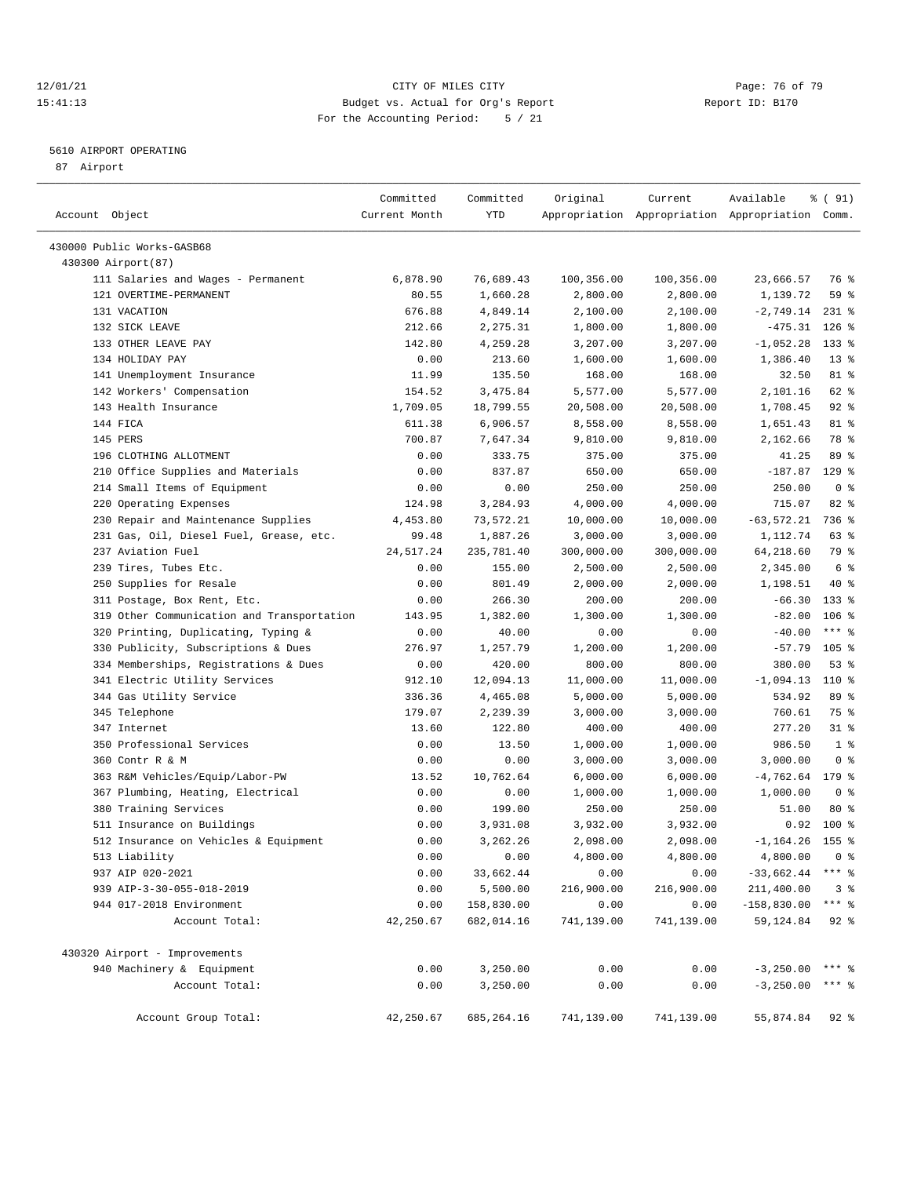12/01/21 CITY OF MILES CITY
15:41:13 Budget vs. Actual for Org's Report Report ID: B170
For the Accounting Period: 5 / 21

5610 AIRPORT OPERATING
87 Airport

| Account Object | Committed Current Month | Committed YTD | Original Appropriation | Current Appropriation | Available Appropriation | % ( 91) Comm. |
|---|---|---|---|---|---|---|
| 430000 Public Works-GASB68 | | | | | | |
| 430300 Airport(87) | | | | | | |
| 111 Salaries and Wages - Permanent | 6,878.90 | 76,689.43 | 100,356.00 | 100,356.00 | 23,666.57 | 76 % |
| 121 OVERTIME-PERMANENT | 80.55 | 1,660.28 | 2,800.00 | 2,800.00 | 1,139.72 | 59 % |
| 131 VACATION | 676.88 | 4,849.14 | 2,100.00 | 2,100.00 | -2,749.14 | 231 % |
| 132 SICK LEAVE | 212.66 | 2,275.31 | 1,800.00 | 1,800.00 | -475.31 | 126 % |
| 133 OTHER LEAVE PAY | 142.80 | 4,259.28 | 3,207.00 | 3,207.00 | -1,052.28 | 133 % |
| 134 HOLIDAY PAY | 0.00 | 213.60 | 1,600.00 | 1,600.00 | 1,386.40 | 13 % |
| 141 Unemployment Insurance | 11.99 | 135.50 | 168.00 | 168.00 | 32.50 | 81 % |
| 142 Workers' Compensation | 154.52 | 3,475.84 | 5,577.00 | 5,577.00 | 2,101.16 | 62 % |
| 143 Health Insurance | 1,709.05 | 18,799.55 | 20,508.00 | 20,508.00 | 1,708.45 | 92 % |
| 144 FICA | 611.38 | 6,906.57 | 8,558.00 | 8,558.00 | 1,651.43 | 81 % |
| 145 PERS | 700.87 | 7,647.34 | 9,810.00 | 9,810.00 | 2,162.66 | 78 % |
| 196 CLOTHING ALLOTMENT | 0.00 | 333.75 | 375.00 | 375.00 | 41.25 | 89 % |
| 210 Office Supplies and Materials | 0.00 | 837.87 | 650.00 | 650.00 | -187.87 | 129 % |
| 214 Small Items of Equipment | 0.00 | 0.00 | 250.00 | 250.00 | 250.00 | 0 % |
| 220 Operating Expenses | 124.98 | 3,284.93 | 4,000.00 | 4,000.00 | 715.07 | 82 % |
| 230 Repair and Maintenance Supplies | 4,453.80 | 73,572.21 | 10,000.00 | 10,000.00 | -63,572.21 | 736 % |
| 231 Gas, Oil, Diesel Fuel, Grease, etc. | 99.48 | 1,887.26 | 3,000.00 | 3,000.00 | 1,112.74 | 63 % |
| 237 Aviation Fuel | 24,517.24 | 235,781.40 | 300,000.00 | 300,000.00 | 64,218.60 | 79 % |
| 239 Tires, Tubes Etc. | 0.00 | 155.00 | 2,500.00 | 2,500.00 | 2,345.00 | 6 % |
| 250 Supplies for Resale | 0.00 | 801.49 | 2,000.00 | 2,000.00 | 1,198.51 | 40 % |
| 311 Postage, Box Rent, Etc. | 0.00 | 266.30 | 200.00 | 200.00 | -66.30 | 133 % |
| 319 Other Communication and Transportation | 143.95 | 1,382.00 | 1,300.00 | 1,300.00 | -82.00 | 106 % |
| 320 Printing, Duplicating, Typing & | 0.00 | 40.00 | 0.00 | 0.00 | -40.00 | *** % |
| 330 Publicity, Subscriptions & Dues | 276.97 | 1,257.79 | 1,200.00 | 1,200.00 | -57.79 | 105 % |
| 334 Memberships, Registrations & Dues | 0.00 | 420.00 | 800.00 | 800.00 | 380.00 | 53 % |
| 341 Electric Utility Services | 912.10 | 12,094.13 | 11,000.00 | 11,000.00 | -1,094.13 | 110 % |
| 344 Gas Utility Service | 336.36 | 4,465.08 | 5,000.00 | 5,000.00 | 534.92 | 89 % |
| 345 Telephone | 179.07 | 2,239.39 | 3,000.00 | 3,000.00 | 760.61 | 75 % |
| 347 Internet | 13.60 | 122.80 | 400.00 | 400.00 | 277.20 | 31 % |
| 350 Professional Services | 0.00 | 13.50 | 1,000.00 | 1,000.00 | 986.50 | 1 % |
| 360 Contr R & M | 0.00 | 0.00 | 3,000.00 | 3,000.00 | 3,000.00 | 0 % |
| 363 R&M Vehicles/Equip/Labor-PW | 13.52 | 10,762.64 | 6,000.00 | 6,000.00 | -4,762.64 | 179 % |
| 367 Plumbing, Heating, Electrical | 0.00 | 0.00 | 1,000.00 | 1,000.00 | 1,000.00 | 0 % |
| 380 Training Services | 0.00 | 199.00 | 250.00 | 250.00 | 51.00 | 80 % |
| 511 Insurance on Buildings | 0.00 | 3,931.08 | 3,932.00 | 3,932.00 | 0.92 | 100 % |
| 512 Insurance on Vehicles & Equipment | 0.00 | 3,262.26 | 2,098.00 | 2,098.00 | -1,164.26 | 155 % |
| 513 Liability | 0.00 | 0.00 | 4,800.00 | 4,800.00 | 4,800.00 | 0 % |
| 937 AIP 020-2021 | 0.00 | 33,662.44 | 0.00 | 0.00 | -33,662.44 | *** % |
| 939 AIP-3-30-055-018-2019 | 0.00 | 5,500.00 | 216,900.00 | 216,900.00 | 211,400.00 | 3 % |
| 944 017-2018 Environment | 0.00 | 158,830.00 | 0.00 | 0.00 | -158,830.00 | *** % |
| Account Total: | 42,250.67 | 682,014.16 | 741,139.00 | 741,139.00 | 59,124.84 | 92 % |
| 430320 Airport - Improvements | | | | | | |
| 940 Machinery & Equipment | 0.00 | 3,250.00 | 0.00 | 0.00 | -3,250.00 | *** % |
| Account Total: | 0.00 | 3,250.00 | 0.00 | 0.00 | -3,250.00 | *** % |
| Account Group Total: | 42,250.67 | 685,264.16 | 741,139.00 | 741,139.00 | 55,874.84 | 92 % |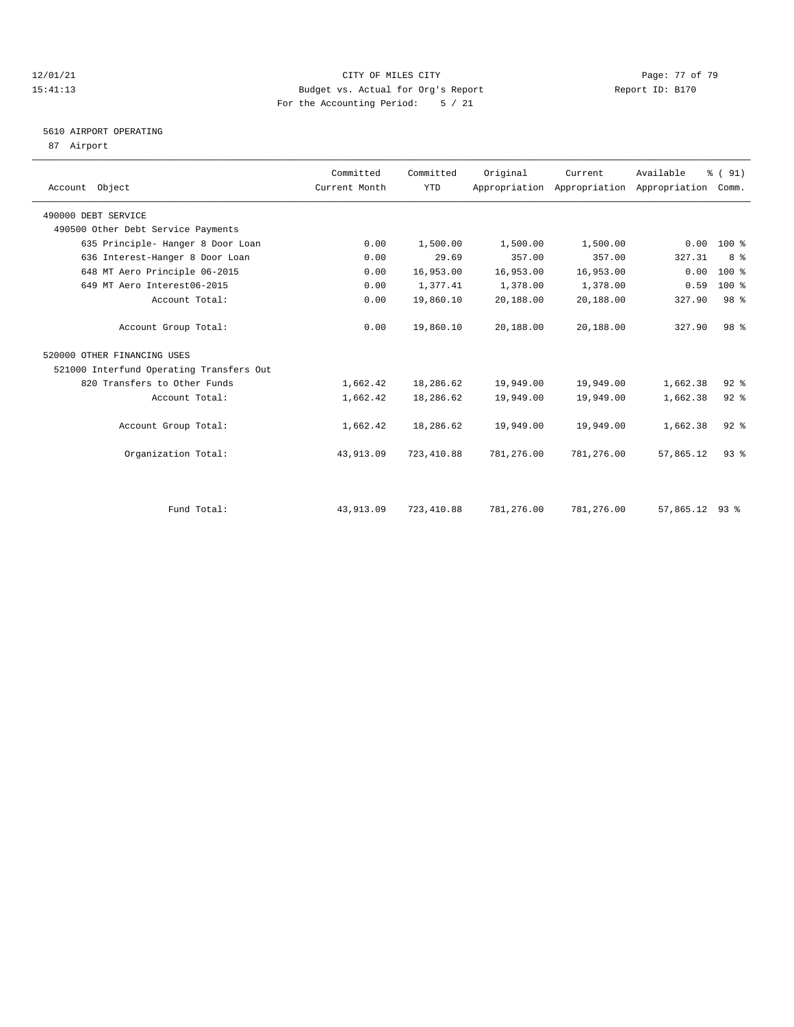CITY OF MILES CITY

Budget vs. Actual for Org's Report

Report ID: B170

For the Accounting Period: 5 / 21

12/01/21 15:41:13

## 5610 AIRPORT OPERATING

87 Airport

| Account Object | Committed Current Month | Committed YTD | Original Appropriation | Current Appropriation | Available Appropriation | % ( 91) Comm. |
|---|---|---|---|---|---|---|
| 490000 DEBT SERVICE | | | | | | |
| 490500 Other Debt Service Payments | | | | | | |
| 635 Principle- Hanger 8 Door Loan | 0.00 | 1,500.00 | 1,500.00 | 1,500.00 | 0.00 | 100 % |
| 636 Interest-Hanger 8 Door Loan | 0.00 | 29.69 | 357.00 | 357.00 | 327.31 | 8 % |
| 648 MT Aero Principle 06-2015 | 0.00 | 16,953.00 | 16,953.00 | 16,953.00 | 0.00 | 100 % |
| 649 MT Aero Interest06-2015 | 0.00 | 1,377.41 | 1,378.00 | 1,378.00 | 0.59 | 100 % |
| Account Total: | 0.00 | 19,860.10 | 20,188.00 | 20,188.00 | 327.90 | 98 % |
| Account Group Total: | 0.00 | 19,860.10 | 20,188.00 | 20,188.00 | 327.90 | 98 % |
| 520000 OTHER FINANCING USES | | | | | | |
| 521000 Interfund Operating Transfers Out | | | | | | |
| 820 Transfers to Other Funds | 1,662.42 | 18,286.62 | 19,949.00 | 19,949.00 | 1,662.38 | 92 % |
| Account Total: | 1,662.42 | 18,286.62 | 19,949.00 | 19,949.00 | 1,662.38 | 92 % |
| Account Group Total: | 1,662.42 | 18,286.62 | 19,949.00 | 19,949.00 | 1,662.38 | 92 % |
| Organization Total: | 43,913.09 | 723,410.88 | 781,276.00 | 781,276.00 | 57,865.12 | 93 % |
| Fund Total: | 43,913.09 | 723,410.88 | 781,276.00 | 781,276.00 | 57,865.12 | 93 % |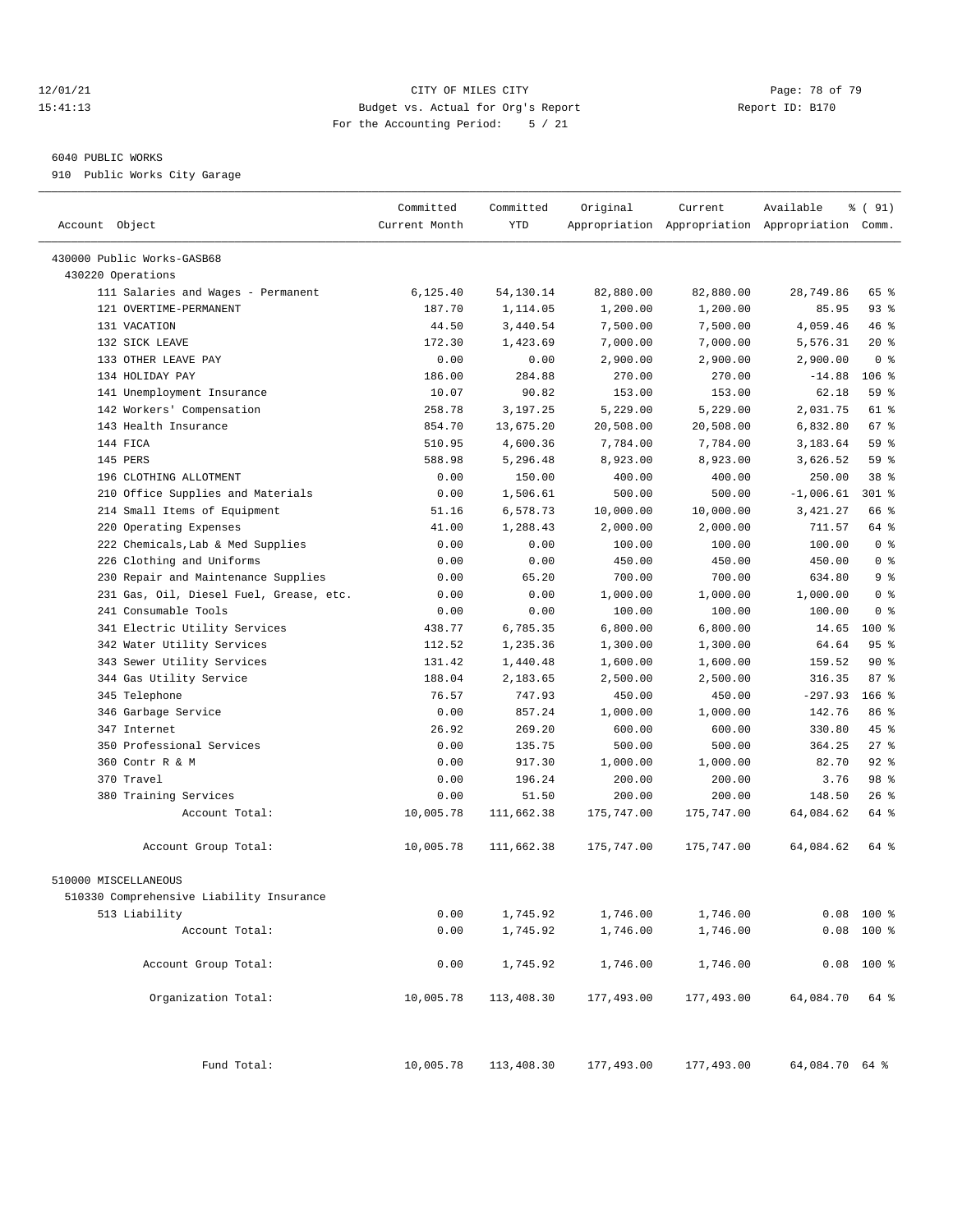12/01/21 CITY OF MILES CITY
15:41:13 Budget vs. Actual for Org's Report Report ID: B170
For the Accounting Period: 5 / 21

6040 PUBLIC WORKS
910 Public Works City Garage

| Account Object | Committed Current Month | Committed YTD | Original Appropriation | Current Appropriation | Available Appropriation | % ( 91) Comm. |
|---|---|---|---|---|---|---|
| 430000 Public Works-GASB68 | | | | | | |
| 430220 Operations | | | | | | |
| 111 Salaries and Wages - Permanent | 6,125.40 | 54,130.14 | 82,880.00 | 82,880.00 | 28,749.86 | 65 % |
| 121 OVERTIME-PERMANENT | 187.70 | 1,114.05 | 1,200.00 | 1,200.00 | 85.95 | 93 % |
| 131 VACATION | 44.50 | 3,440.54 | 7,500.00 | 7,500.00 | 4,059.46 | 46 % |
| 132 SICK LEAVE | 172.30 | 1,423.69 | 7,000.00 | 7,000.00 | 5,576.31 | 20 % |
| 133 OTHER LEAVE PAY | 0.00 | 0.00 | 2,900.00 | 2,900.00 | 2,900.00 | 0 % |
| 134 HOLIDAY PAY | 186.00 | 284.88 | 270.00 | 270.00 | -14.88 | 106 % |
| 141 Unemployment Insurance | 10.07 | 90.82 | 153.00 | 153.00 | 62.18 | 59 % |
| 142 Workers' Compensation | 258.78 | 3,197.25 | 5,229.00 | 5,229.00 | 2,031.75 | 61 % |
| 143 Health Insurance | 854.70 | 13,675.20 | 20,508.00 | 20,508.00 | 6,832.80 | 67 % |
| 144 FICA | 510.95 | 4,600.36 | 7,784.00 | 7,784.00 | 3,183.64 | 59 % |
| 145 PERS | 588.98 | 5,296.48 | 8,923.00 | 8,923.00 | 3,626.52 | 59 % |
| 196 CLOTHING ALLOTMENT | 0.00 | 150.00 | 400.00 | 400.00 | 250.00 | 38 % |
| 210 Office Supplies and Materials | 0.00 | 1,506.61 | 500.00 | 500.00 | -1,006.61 | 301 % |
| 214 Small Items of Equipment | 51.16 | 6,578.73 | 10,000.00 | 10,000.00 | 3,421.27 | 66 % |
| 220 Operating Expenses | 41.00 | 1,288.43 | 2,000.00 | 2,000.00 | 711.57 | 64 % |
| 222 Chemicals,Lab & Med Supplies | 0.00 | 0.00 | 100.00 | 100.00 | 100.00 | 0 % |
| 226 Clothing and Uniforms | 0.00 | 0.00 | 450.00 | 450.00 | 450.00 | 0 % |
| 230 Repair and Maintenance Supplies | 0.00 | 65.20 | 700.00 | 700.00 | 634.80 | 9 % |
| 231 Gas, Oil, Diesel Fuel, Grease, etc. | 0.00 | 0.00 | 1,000.00 | 1,000.00 | 1,000.00 | 0 % |
| 241 Consumable Tools | 0.00 | 0.00 | 100.00 | 100.00 | 100.00 | 0 % |
| 341 Electric Utility Services | 438.77 | 6,785.35 | 6,800.00 | 6,800.00 | 14.65 | 100 % |
| 342 Water Utility Services | 112.52 | 1,235.36 | 1,300.00 | 1,300.00 | 64.64 | 95 % |
| 343 Sewer Utility Services | 131.42 | 1,440.48 | 1,600.00 | 1,600.00 | 159.52 | 90 % |
| 344 Gas Utility Service | 188.04 | 2,183.65 | 2,500.00 | 2,500.00 | 316.35 | 87 % |
| 345 Telephone | 76.57 | 747.93 | 450.00 | 450.00 | -297.93 | 166 % |
| 346 Garbage Service | 0.00 | 857.24 | 1,000.00 | 1,000.00 | 142.76 | 86 % |
| 347 Internet | 26.92 | 269.20 | 600.00 | 600.00 | 330.80 | 45 % |
| 350 Professional Services | 0.00 | 135.75 | 500.00 | 500.00 | 364.25 | 27 % |
| 360 Contr R & M | 0.00 | 917.30 | 1,000.00 | 1,000.00 | 82.70 | 92 % |
| 370 Travel | 0.00 | 196.24 | 200.00 | 200.00 | 3.76 | 98 % |
| 380 Training Services | 0.00 | 51.50 | 200.00 | 200.00 | 148.50 | 26 % |
| Account Total: | 10,005.78 | 111,662.38 | 175,747.00 | 175,747.00 | 64,084.62 | 64 % |
| Account Group Total: | 10,005.78 | 111,662.38 | 175,747.00 | 175,747.00 | 64,084.62 | 64 % |
| 510000 MISCELLANEOUS | | | | | | |
| 510330 Comprehensive Liability Insurance | | | | | | |
| 513 Liability | 0.00 | 1,745.92 | 1,746.00 | 1,746.00 | 0.08 | 100 % |
| Account Total: | 0.00 | 1,745.92 | 1,746.00 | 1,746.00 | 0.08 | 100 % |
| Account Group Total: | 0.00 | 1,745.92 | 1,746.00 | 1,746.00 | 0.08 | 100 % |
| Organization Total: | 10,005.78 | 113,408.30 | 177,493.00 | 177,493.00 | 64,084.70 | 64 % |
| Fund Total: | 10,005.78 | 113,408.30 | 177,493.00 | 177,493.00 | 64,084.70 | 64 % |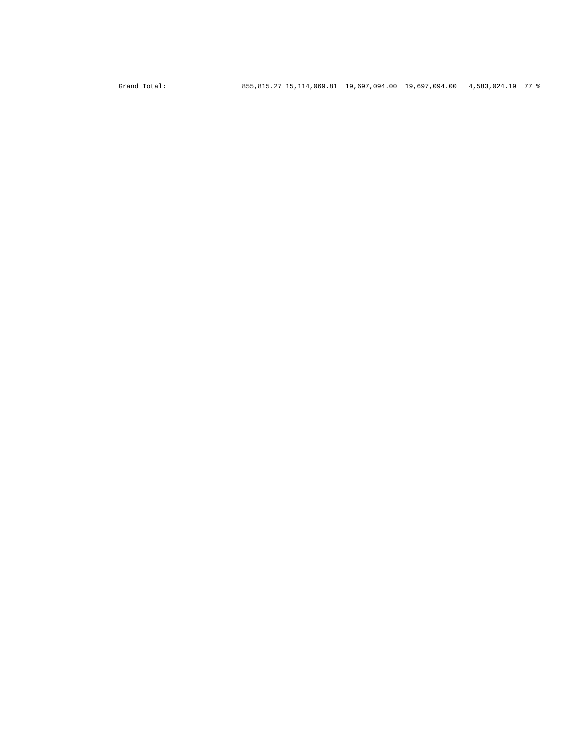| | | | | | | |
|---|---|---|---|---|---|---|
| Grand Total: | 855,815.27 | 15,114,069.81 | 19,697,094.00 | 19,697,094.00 | 4,583,024.19 | 77 % |